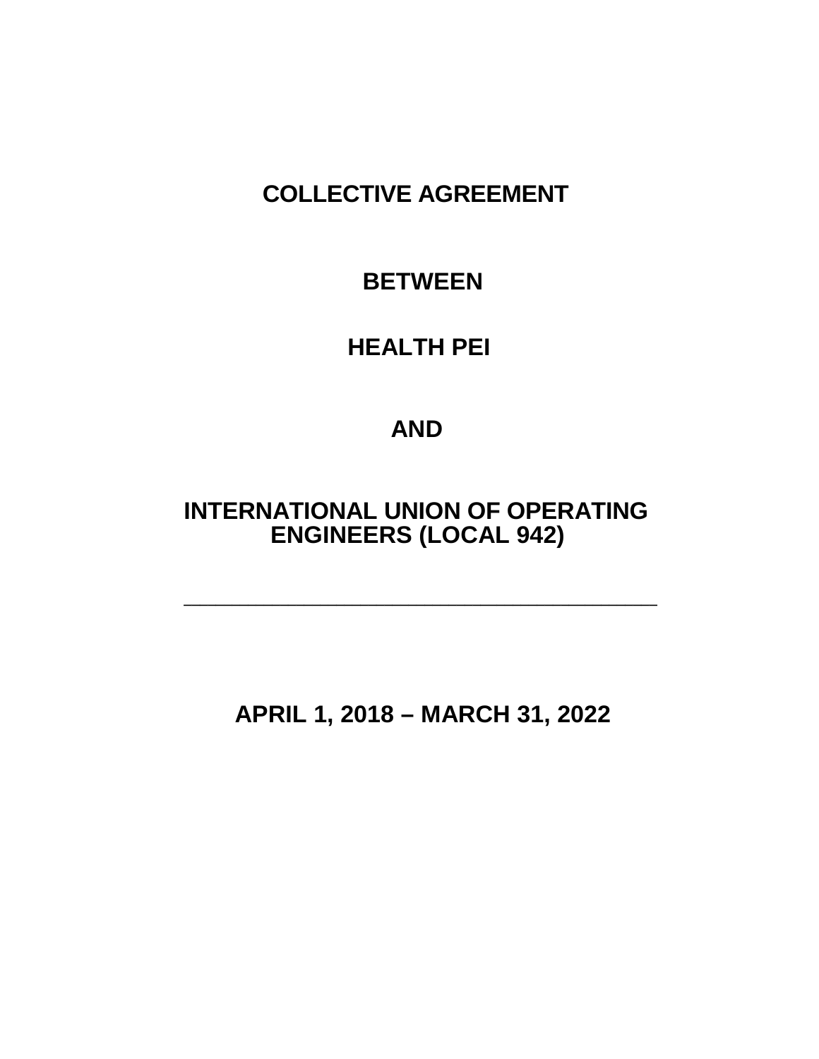# COLLECTIVE AGREEMENT

## BETWEEN

## HEALTH PEI

## AND

## INTERNATIONAL UNION OF OPERATING ENGINEERS (LOCAL 942)

---

## APRIL 1, 2018 – MARCH 31, 2022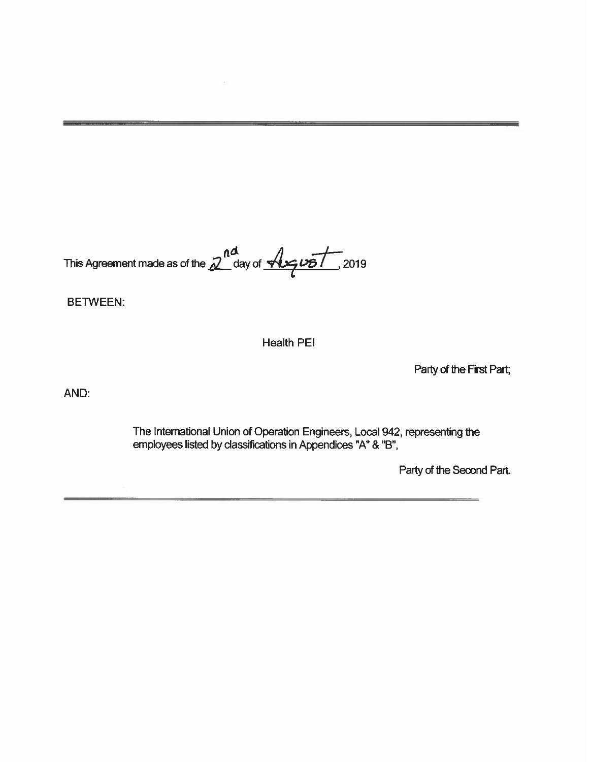---

This Agreement made as of the 2nd day of August, 2019

BETWEEN:

Health PEI

Party of the First Part;

AND:

The International Union of Operation Engineers, Local 942, representing the employees listed by classifications in Appendices "A" & "B",

Party of the Second Part.

---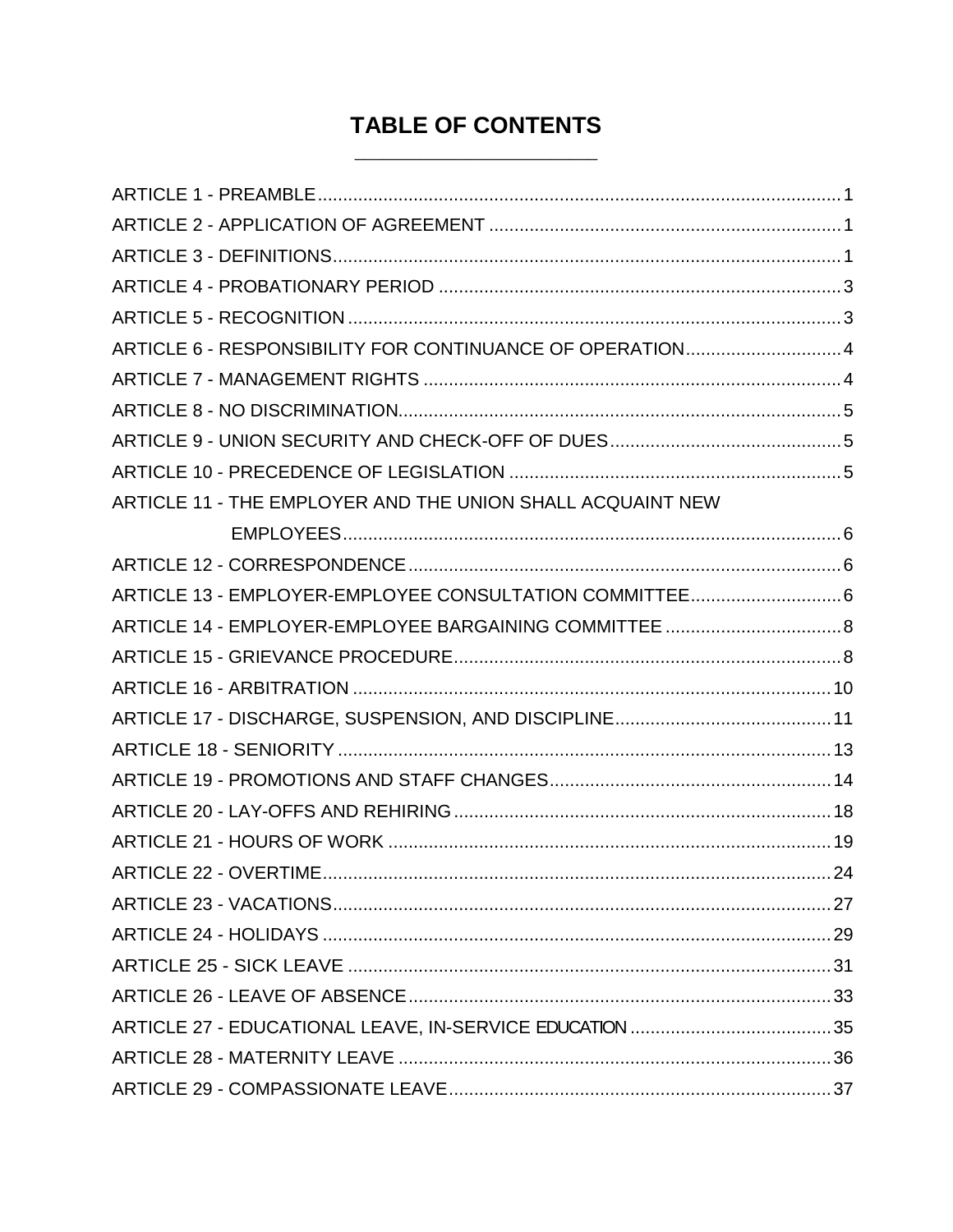# TABLE OF CONTENTS

ARTICLE 1 - PREAMBLE........................................................................................................1
ARTICLE 2 - APPLICATION OF AGREEMENT ......................................................................1
ARTICLE 3 - DEFINITIONS.....................................................................................................1
ARTICLE 4 - PROBATIONARY PERIOD ...............................................................................3
ARTICLE 5 - RECOGNITION ..................................................................................................3
ARTICLE 6 - RESPONSIBILITY FOR CONTINUANCE OF OPERATION...............................4
ARTICLE 7 - MANAGEMENT RIGHTS ..................................................................................4
ARTICLE 8 - NO DISCRIMINATION........................................................................................5
ARTICLE 9 - UNION SECURITY AND CHECK-OFF OF DUES..............................................5
ARTICLE 10 - PRECEDENCE OF LEGISLATION .................................................................5
ARTICLE 11 - THE EMPLOYER AND THE UNION SHALL ACQUAINT NEW EMPLOYEES...................................................................................................6
ARTICLE 12 - CORRESPONDENCE.....................................................................................6
ARTICLE 13 - EMPLOYER-EMPLOYEE CONSULTATION COMMITTEE..............................6
ARTICLE 14 - EMPLOYER-EMPLOYEE BARGAINING COMMITTEE ...................................8
ARTICLE 15 - GRIEVANCE PROCEDURE............................................................................8
ARTICLE 16 - ARBITRATION ...............................................................................................10
ARTICLE 17 - DISCHARGE, SUSPENSION, AND DISCIPLINE...........................................11
ARTICLE 18 - SENIORITY ....................................................................................................13
ARTICLE 19 - PROMOTIONS AND STAFF CHANGES........................................................14
ARTICLE 20 - LAY-OFFS AND REHIRING ...........................................................................18
ARTICLE 21 - HOURS OF WORK ........................................................................................19
ARTICLE 22 - OVERTIME.....................................................................................................24
ARTICLE 23 - VACATIONS...................................................................................................27
ARTICLE 24 - HOLIDAYS .....................................................................................................29
ARTICLE 25 - SICK LEAVE ..................................................................................................31
ARTICLE 26 - LEAVE OF ABSENCE....................................................................................33
ARTICLE 27 - EDUCATIONAL LEAVE, IN-SERVICE EDUCATION ......................................35
ARTICLE 28 - MATERNITY LEAVE ......................................................................................36
ARTICLE 29 - COMPASSIONATE LEAVE............................................................................37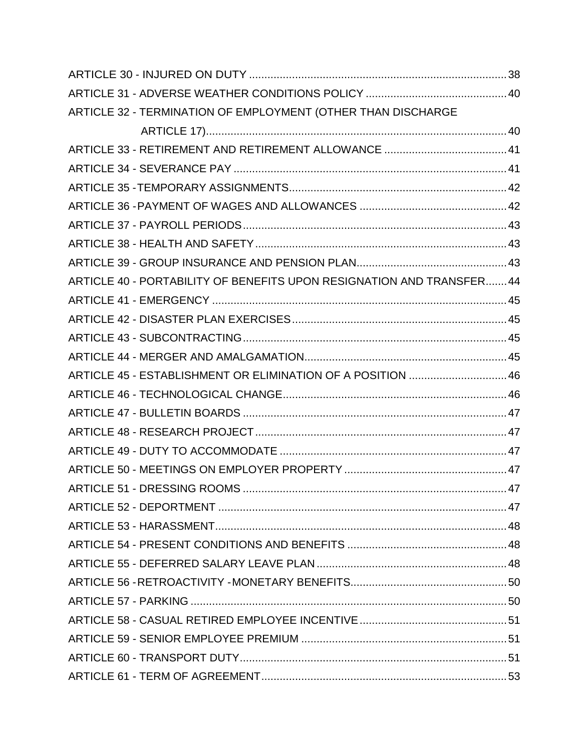ARTICLE 30 - INJURED ON DUTY .................................................................................... 38

ARTICLE 31 - ADVERSE WEATHER CONDITIONS POLICY .............................................. 40

ARTICLE 32 - TERMINATION OF EMPLOYMENT (OTHER THAN DISCHARGE ARTICLE 17)................................................................................................. 40

ARTICLE 33 - RETIREMENT AND RETIREMENT ALLOWANCE ........................................ 41

ARTICLE 34 - SEVERANCE PAY ......................................................................................... 41

ARTICLE 35 -TEMPORARY ASSIGNMENTS...................................................................... 42

ARTICLE 36 -PAYMENT OF WAGES AND ALLOWANCES ................................................ 42

ARTICLE 37 - PAYROLL PERIODS..................................................................................... 43

ARTICLE 38 - HEALTH AND SAFETY................................................................................. 43

ARTICLE 39 - GROUP INSURANCE AND PENSION PLAN................................................. 43

ARTICLE 40 - PORTABILITY OF BENEFITS UPON RESIGNATION AND TRANSFER....... 44

ARTICLE 41 - EMERGENCY ............................................................................................... 45

ARTICLE 42 - DISASTER PLAN EXERCISES...................................................................... 45

ARTICLE 43 - SUBCONTRACTING...................................................................................... 45

ARTICLE 44 - MERGER AND AMALGAMATION................................................................. 45

ARTICLE 45 - ESTABLISHMENT OR ELIMINATION OF A POSITION ................................ 46

ARTICLE 46 - TECHNOLOGICAL CHANGE......................................................................... 46

ARTICLE 47 - BULLETIN BOARDS ..................................................................................... 47

ARTICLE 48 - RESEARCH PROJECT.................................................................................. 47

ARTICLE 49 - DUTY TO ACCOMMODATE .......................................................................... 47

ARTICLE 50 - MEETINGS ON EMPLOYER PROPERTY ..................................................... 47

ARTICLE 51 - DRESSING ROOMS ...................................................................................... 47

ARTICLE 52 - DEPORTMENT .............................................................................................. 47

ARTICLE 53 - HARASSMENT............................................................................................... 48

ARTICLE 54 - PRESENT CONDITIONS AND BENEFITS .................................................... 48

ARTICLE 55 - DEFERRED SALARY LEAVE PLAN .............................................................. 48

ARTICLE 56 -RETROACTIVITY -MONETARY BENEFITS................................................... 50

ARTICLE 57 - PARKING ....................................................................................................... 50

ARTICLE 58 - CASUAL RETIRED EMPLOYEE INCENTIVE................................................ 51

ARTICLE 59 - SENIOR EMPLOYEE PREMIUM ................................................................... 51

ARTICLE 60 - TRANSPORT DUTY....................................................................................... 51

ARTICLE 61 - TERM OF AGREEMENT................................................................................ 53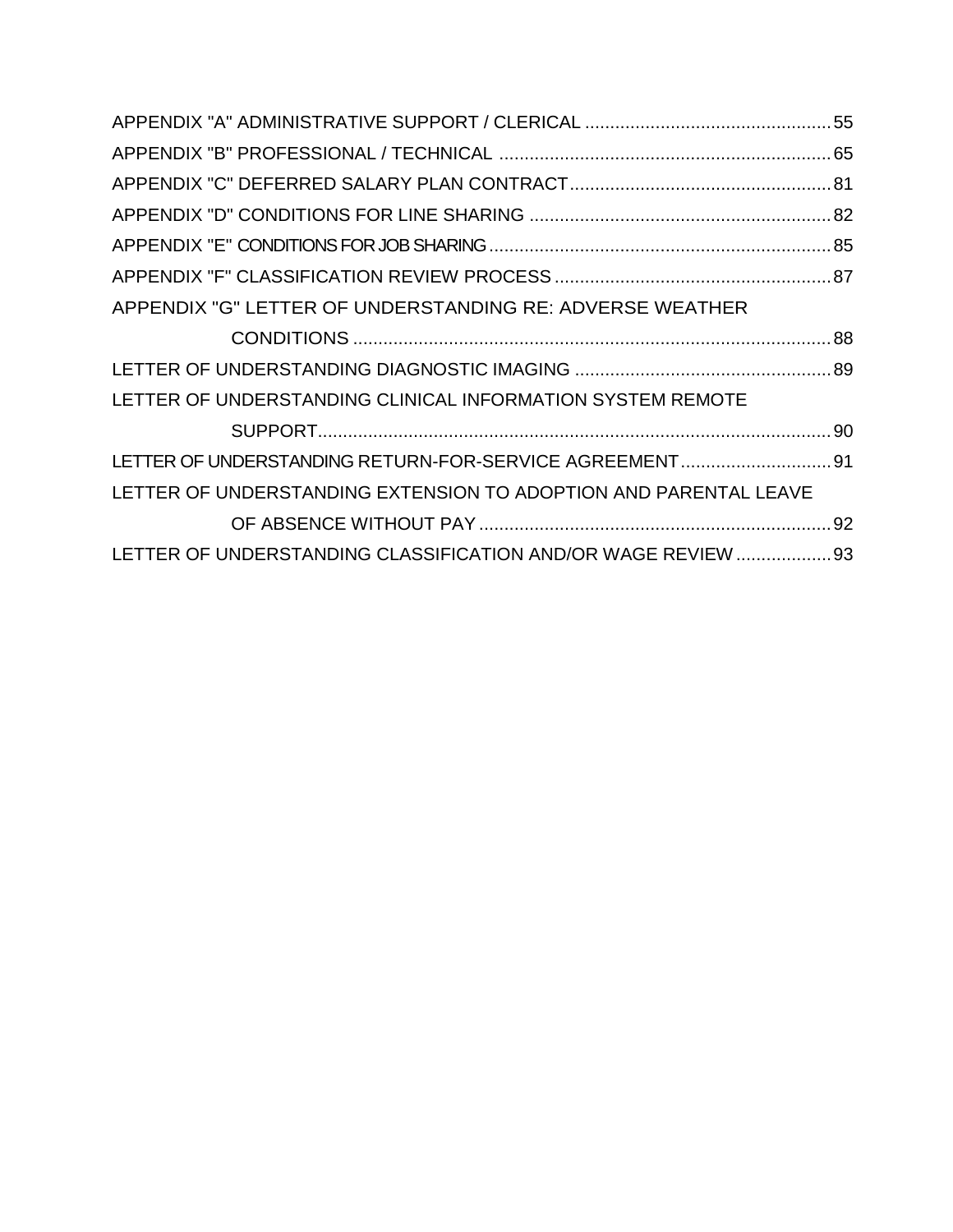APPENDIX "A" ADMINISTRATIVE SUPPORT / CLERICAL ................................................ 55

APPENDIX "B" PROFESSIONAL / TECHNICAL ................................................................. 65

APPENDIX "C" DEFERRED SALARY PLAN CONTRACT.................................................... 81

APPENDIX "D" CONDITIONS FOR LINE SHARING ............................................................ 82

APPENDIX "E" CONDITIONS FOR JOB SHARING.................................................................... 85

APPENDIX "F" CLASSIFICATION REVIEW PROCESS ....................................................... 87

APPENDIX "G" LETTER OF UNDERSTANDING RE: ADVERSE WEATHER CONDITIONS ............................................................................................... 88

LETTER OF UNDERSTANDING DIAGNOSTIC IMAGING ................................................... 89

LETTER OF UNDERSTANDING CLINICAL INFORMATION SYSTEM REMOTE SUPPORT....................................................................................................... 90

LETTER OF UNDERSTANDING RETURN-FOR-SERVICE AGREEMENT.............................. 91

LETTER OF UNDERSTANDING EXTENSION TO ADOPTION AND PARENTAL LEAVE OF ABSENCE WITHOUT PAY ....................................................................... 92

LETTER OF UNDERSTANDING CLASSIFICATION AND/OR WAGE REVIEW ................... 93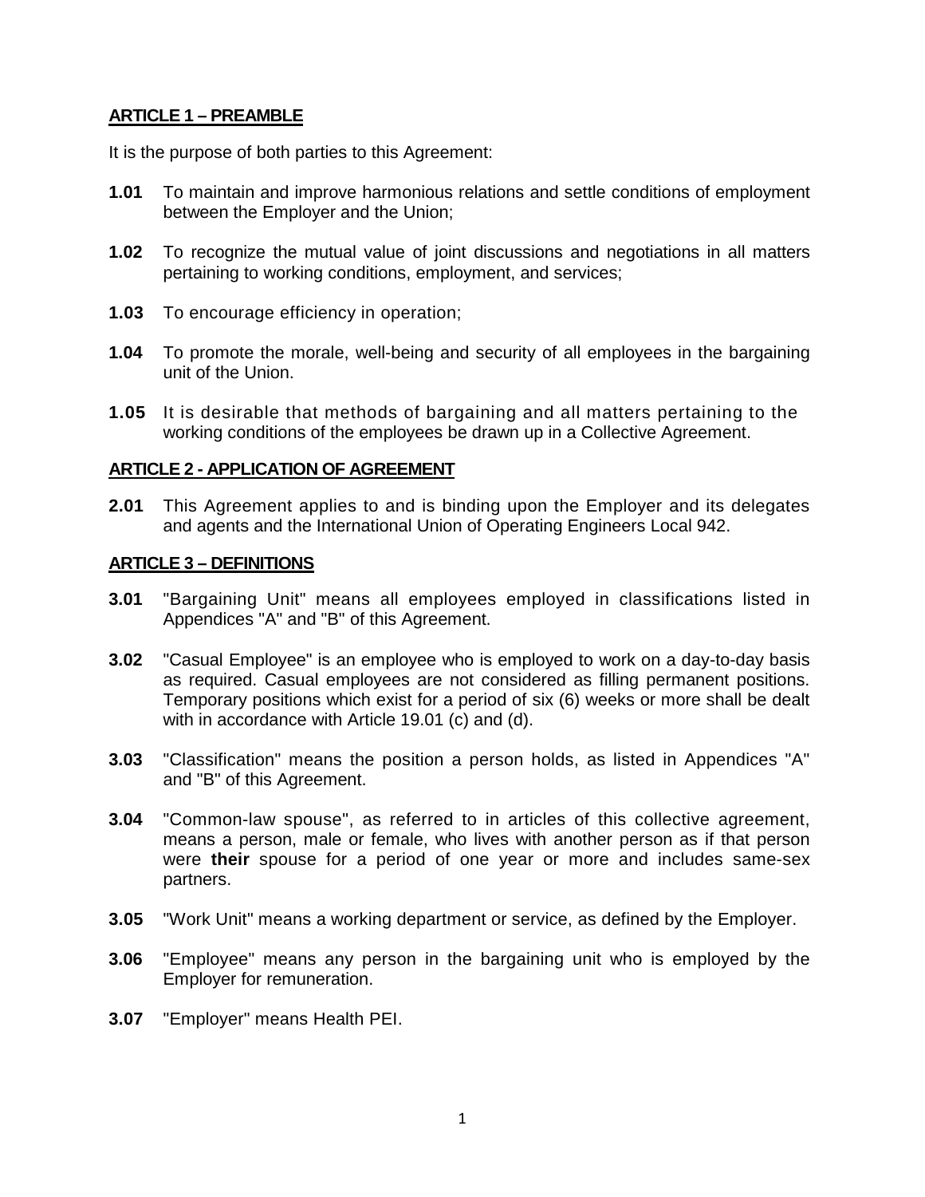## ARTICLE 1 – PREAMBLE

It is the purpose of both parties to this Agreement:

**1.01** To maintain and improve harmonious relations and settle conditions of employment between the Employer and the Union;

**1.02** To recognize the mutual value of joint discussions and negotiations in all matters pertaining to working conditions, employment, and services;

**1.03** To encourage efficiency in operation;

**1.04** To promote the morale, well-being and security of all employees in the bargaining unit of the Union.

**1.05** It is desirable that methods of bargaining and all matters pertaining to the working conditions of the employees be drawn up in a Collective Agreement.

## ARTICLE 2 - APPLICATION OF AGREEMENT

**2.01** This Agreement applies to and is binding upon the Employer and its delegates and agents and the International Union of Operating Engineers Local 942.

## ARTICLE 3 – DEFINITIONS

**3.01** "Bargaining Unit" means all employees employed in classifications listed in Appendices "A" and "B" of this Agreement.

**3.02** "Casual Employee" is an employee who is employed to work on a day-to-day basis as required. Casual employees are not considered as filling permanent positions. Temporary positions which exist for a period of six (6) weeks or more shall be dealt with in accordance with Article 19.01 (c) and (d).

**3.03** "Classification" means the position a person holds, as listed in Appendices "A" and "B" of this Agreement.

**3.04** "Common-law spouse", as referred to in articles of this collective agreement, means a person, male or female, who lives with another person as if that person were **their** spouse for a period of one year or more and includes same-sex partners.

**3.05** "Work Unit" means a working department or service, as defined by the Employer.

**3.06** "Employee" means any person in the bargaining unit who is employed by the Employer for remuneration.

**3.07** "Employer" means Health PEI.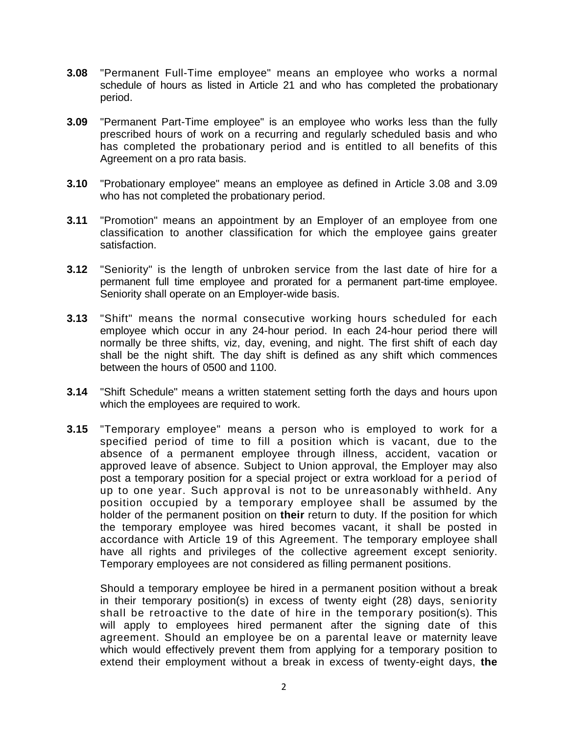**3.08** "Permanent Full-Time employee" means an employee who works a normal schedule of hours as listed in Article 21 and who has completed the probationary period.

**3.09** "Permanent Part-Time employee" is an employee who works less than the fully prescribed hours of work on a recurring and regularly scheduled basis and who has completed the probationary period and is entitled to all benefits of this Agreement on a pro rata basis.

**3.10** "Probationary employee" means an employee as defined in Article 3.08 and 3.09 who has not completed the probationary period.

**3.11** "Promotion" means an appointment by an Employer of an employee from one classification to another classification for which the employee gains greater satisfaction.

**3.12** "Seniority" is the length of unbroken service from the last date of hire for a permanent full time employee and prorated for a permanent part-time employee. Seniority shall operate on an Employer-wide basis.

**3.13** "Shift" means the normal consecutive working hours scheduled for each employee which occur in any 24-hour period. In each 24-hour period there will normally be three shifts, viz, day, evening, and night. The first shift of each day shall be the night shift. The day shift is defined as any shift which commences between the hours of 0500 and 1100.

**3.14** "Shift Schedule" means a written statement setting forth the days and hours upon which the employees are required to work.

**3.15** "Temporary employee" means a person who is employed to work for a specified period of time to fill a position which is vacant, due to the absence of a permanent employee through illness, accident, vacation or approved leave of absence. Subject to Union approval, the Employer may also post a temporary position for a special project or extra workload for a period of up to one year. Such approval is not to be unreasonably withheld. Any position occupied by a temporary employee shall be assumed by the holder of the permanent position on **their** return to duty. If the position for which the temporary employee was hired becomes vacant, it shall be posted in accordance with Article 19 of this Agreement. The temporary employee shall have all rights and privileges of the collective agreement except seniority. Temporary employees are not considered as filling permanent positions.

Should a temporary employee be hired in a permanent position without a break in their temporary position(s) in excess of twenty eight (28) days, seniority shall be retroactive to the date of hire in the temporary position(s). This will apply to employees hired permanent after the signing date of this agreement. Should an employee be on a parental leave or maternity leave which would effectively prevent them from applying for a temporary position to extend their employment without a break in excess of twenty-eight days, **the**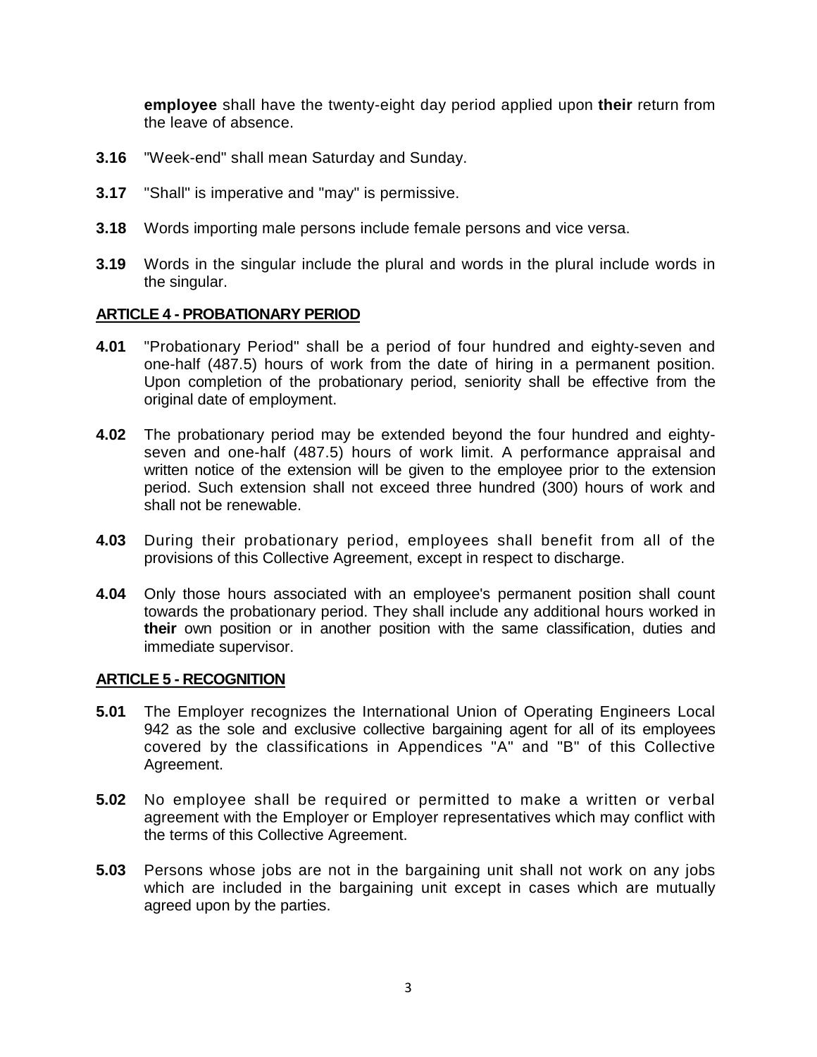**employee** shall have the twenty-eight day period applied upon **their** return from the leave of absence.

**3.16** "Week-end" shall mean Saturday and Sunday.

**3.17** "Shall" is imperative and "may" is permissive.

**3.18** Words importing male persons include female persons and vice versa.

**3.19** Words in the singular include the plural and words in the plural include words in the singular.

## ARTICLE 4 - PROBATIONARY PERIOD

**4.01** "Probationary Period" shall be a period of four hundred and eighty-seven and one-half (487.5) hours of work from the date of hiring in a permanent position. Upon completion of the probationary period, seniority shall be effective from the original date of employment.

**4.02** The probationary period may be extended beyond the four hundred and eighty-seven and one-half (487.5) hours of work limit. A performance appraisal and written notice of the extension will be given to the employee prior to the extension period. Such extension shall not exceed three hundred (300) hours of work and shall not be renewable.

**4.03** During their probationary period, employees shall benefit from all of the provisions of this Collective Agreement, except in respect to discharge.

**4.04** Only those hours associated with an employee's permanent position shall count towards the probationary period. They shall include any additional hours worked in **their** own position or in another position with the same classification, duties and immediate supervisor.

## ARTICLE 5 - RECOGNITION

**5.01** The Employer recognizes the International Union of Operating Engineers Local 942 as the sole and exclusive collective bargaining agent for all of its employees covered by the classifications in Appendices "A" and "B" of this Collective Agreement.

**5.02** No employee shall be required or permitted to make a written or verbal agreement with the Employer or Employer representatives which may conflict with the terms of this Collective Agreement.

**5.03** Persons whose jobs are not in the bargaining unit shall not work on any jobs which are included in the bargaining unit except in cases which are mutually agreed upon by the parties.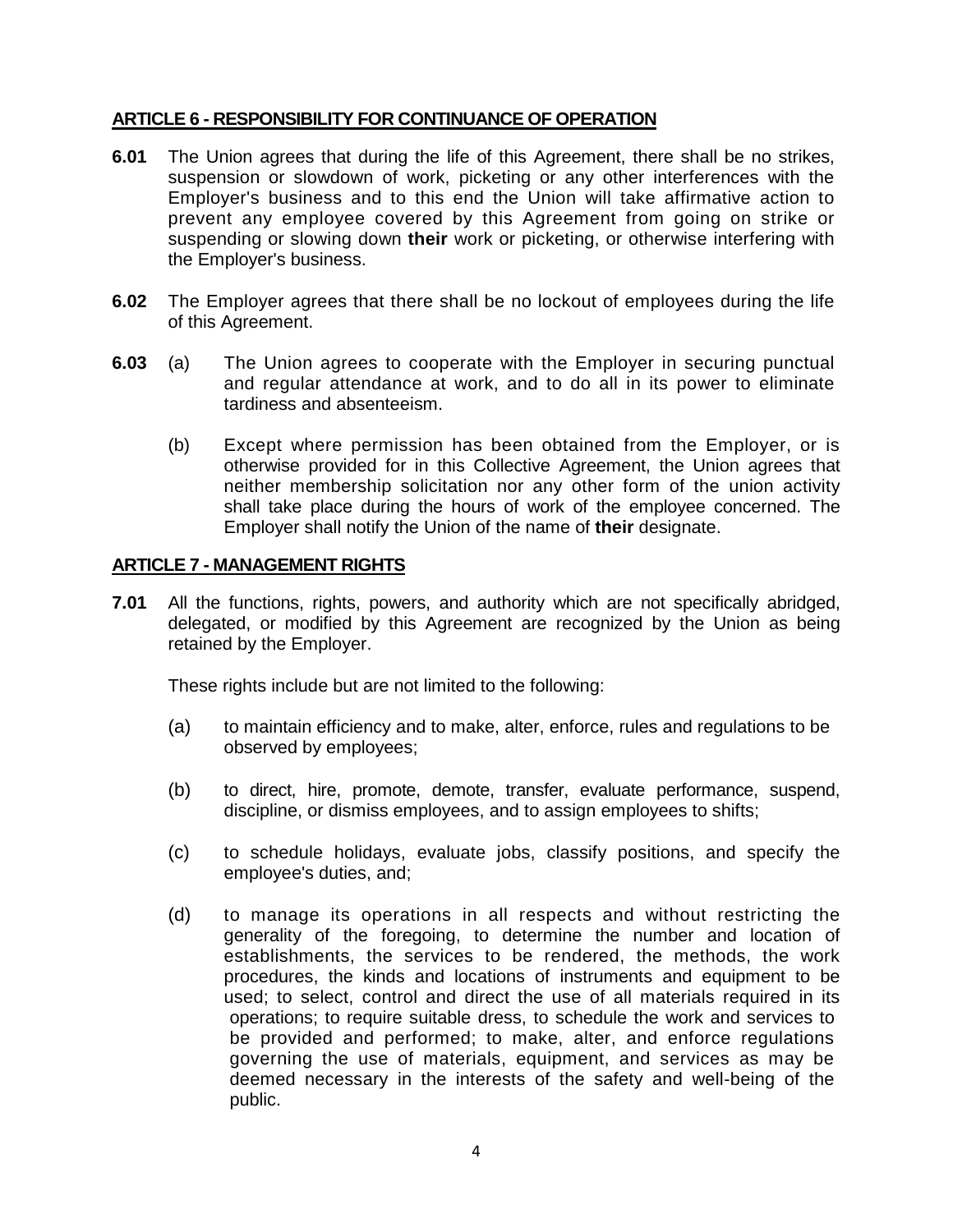## ARTICLE 6 - RESPONSIBILITY FOR CONTINUANCE OF OPERATION

**6.01** The Union agrees that during the life of this Agreement, there shall be no strikes, suspension or slowdown of work, picketing or any other interferences with the Employer's business and to this end the Union will take affirmative action to prevent any employee covered by this Agreement from going on strike or suspending or slowing down **their** work or picketing, or otherwise interfering with the Employer's business.

**6.02** The Employer agrees that there shall be no lockout of employees during the life of this Agreement.

**6.03** (a) The Union agrees to cooperate with the Employer in securing punctual and regular attendance at work, and to do all in its power to eliminate tardiness and absenteeism.

(b) Except where permission has been obtained from the Employer, or is otherwise provided for in this Collective Agreement, the Union agrees that neither membership solicitation nor any other form of the union activity shall take place during the hours of work of the employee concerned. The Employer shall notify the Union of the name of **their** designate.

## ARTICLE 7 - MANAGEMENT RIGHTS

**7.01** All the functions, rights, powers, and authority which are not specifically abridged, delegated, or modified by this Agreement are recognized by the Union as being retained by the Employer.

These rights include but are not limited to the following:

(a) to maintain efficiency and to make, alter, enforce, rules and regulations to be observed by employees;

(b) to direct, hire, promote, demote, transfer, evaluate performance, suspend, discipline, or dismiss employees, and to assign employees to shifts;

(c) to schedule holidays, evaluate jobs, classify positions, and specify the employee's duties, and;

(d) to manage its operations in all respects and without restricting the generality of the foregoing, to determine the number and location of establishments, the services to be rendered, the methods, the work procedures, the kinds and locations of instruments and equipment to be used; to select, control and direct the use of all materials required in its operations; to require suitable dress, to schedule the work and services to be provided and performed; to make, alter, and enforce regulations governing the use of materials, equipment, and services as may be deemed necessary in the interests of the safety and well-being of the public.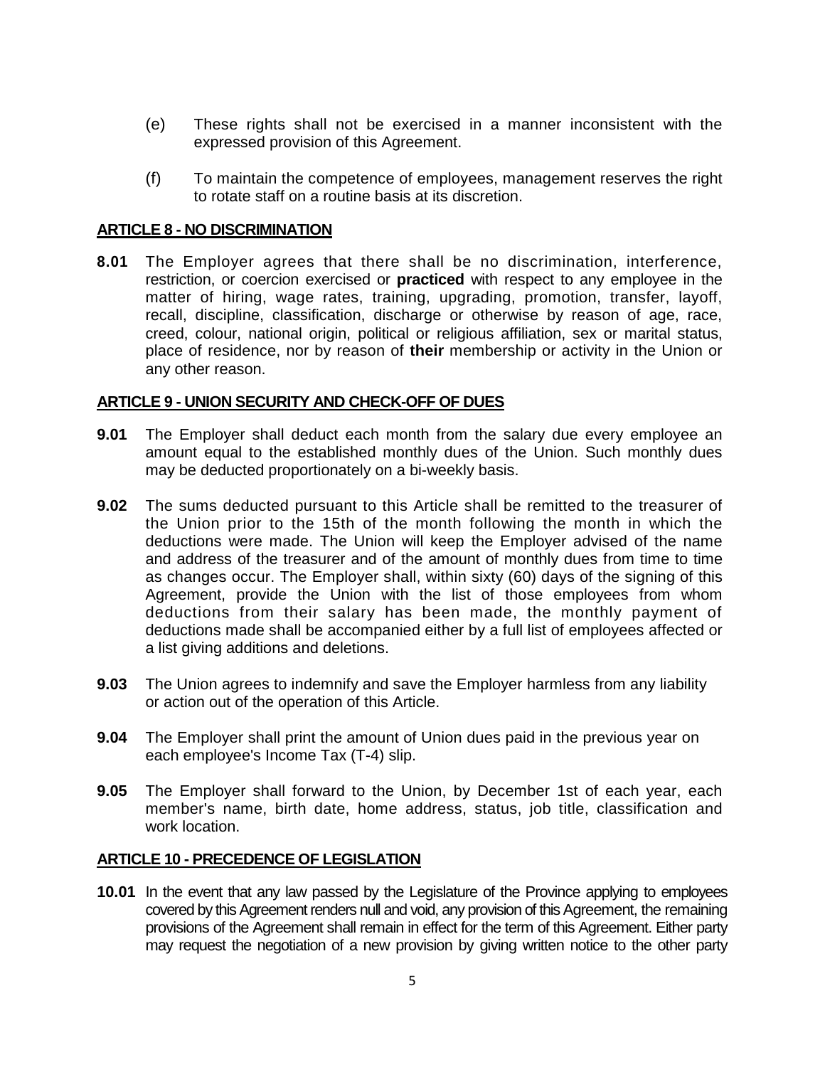(e) These rights shall not be exercised in a manner inconsistent with the expressed provision of this Agreement.

(f) To maintain the competence of employees, management reserves the right to rotate staff on a routine basis at its discretion.

## ARTICLE 8 - NO DISCRIMINATION

**8.01** The Employer agrees that there shall be no discrimination, interference, restriction, or coercion exercised or **practiced** with respect to any employee in the matter of hiring, wage rates, training, upgrading, promotion, transfer, layoff, recall, discipline, classification, discharge or otherwise by reason of age, race, creed, colour, national origin, political or religious affiliation, sex or marital status, place of residence, nor by reason of **their** membership or activity in the Union or any other reason.

## ARTICLE 9 - UNION SECURITY AND CHECK-OFF OF DUES

**9.01** The Employer shall deduct each month from the salary due every employee an amount equal to the established monthly dues of the Union. Such monthly dues may be deducted proportionately on a bi-weekly basis.

**9.02** The sums deducted pursuant to this Article shall be remitted to the treasurer of the Union prior to the 15th of the month following the month in which the deductions were made. The Union will keep the Employer advised of the name and address of the treasurer and of the amount of monthly dues from time to time as changes occur. The Employer shall, within sixty (60) days of the signing of this Agreement, provide the Union with the list of those employees from whom deductions from their salary has been made, the monthly payment of deductions made shall be accompanied either by a full list of employees affected or a list giving additions and deletions.

**9.03** The Union agrees to indemnify and save the Employer harmless from any liability or action out of the operation of this Article.

**9.04** The Employer shall print the amount of Union dues paid in the previous year on each employee's Income Tax (T-4) slip.

**9.05** The Employer shall forward to the Union, by December 1st of each year, each member's name, birth date, home address, status, job title, classification and work location.

## ARTICLE 10 - PRECEDENCE OF LEGISLATION

**10.01** In the event that any law passed by the Legislature of the Province applying to employees covered by this Agreement renders null and void, any provision of this Agreement, the remaining provisions of the Agreement shall remain in effect for the term of this Agreement. Either party may request the negotiation of a new provision by giving written notice to the other party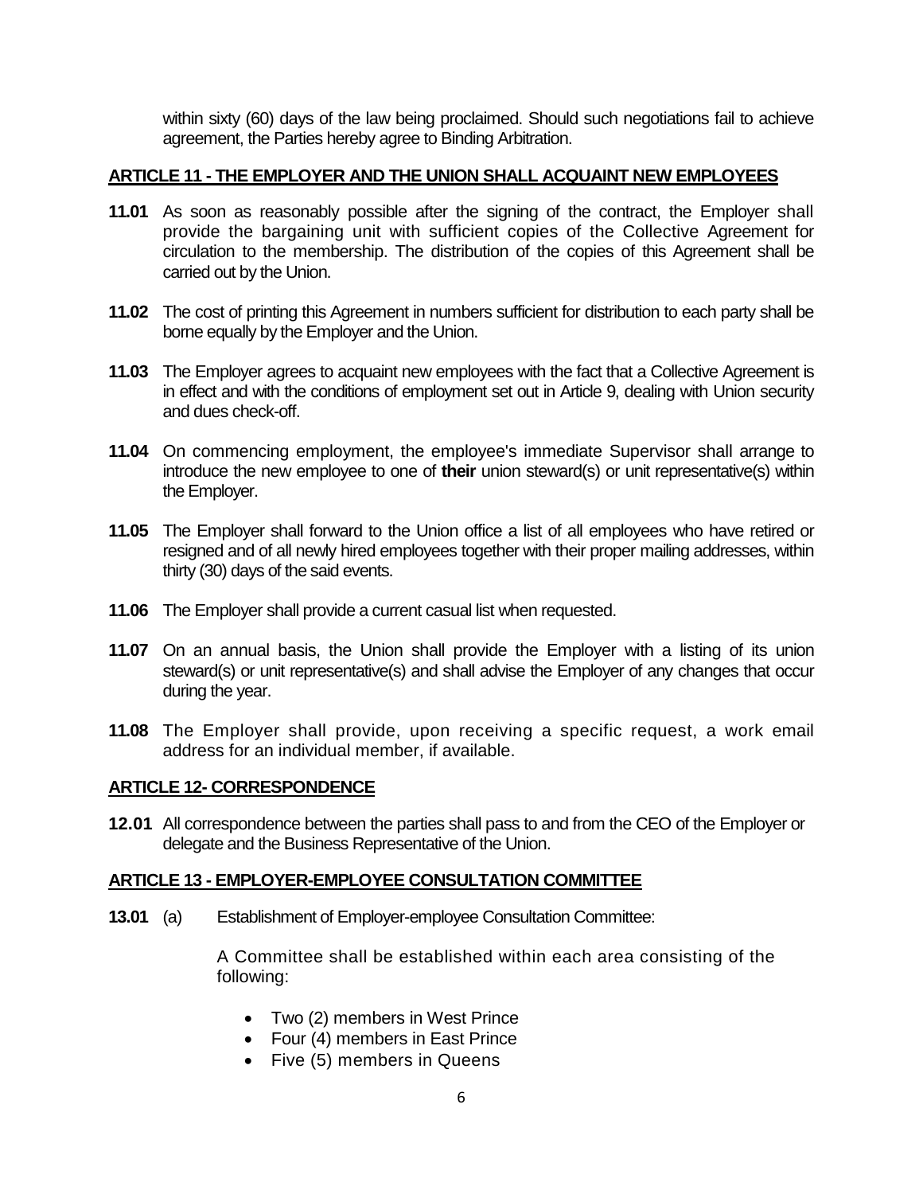within sixty (60) days of the law being proclaimed. Should such negotiations fail to achieve agreement, the Parties hereby agree to Binding Arbitration.

## ARTICLE 11 - THE EMPLOYER AND THE UNION SHALL ACQUAINT NEW EMPLOYEES

**11.01** As soon as reasonably possible after the signing of the contract, the Employer shall provide the bargaining unit with sufficient copies of the Collective Agreement for circulation to the membership. The distribution of the copies of this Agreement shall be carried out by the Union.

**11.02** The cost of printing this Agreement in numbers sufficient for distribution to each party shall be borne equally by the Employer and the Union.

**11.03** The Employer agrees to acquaint new employees with the fact that a Collective Agreement is in effect and with the conditions of employment set out in Article 9, dealing with Union security and dues check-off.

**11.04** On commencing employment, the employee's immediate Supervisor shall arrange to introduce the new employee to one of **their** union steward(s) or unit representative(s) within the Employer.

**11.05** The Employer shall forward to the Union office a list of all employees who have retired or resigned and of all newly hired employees together with their proper mailing addresses, within thirty (30) days of the said events.

**11.06** The Employer shall provide a current casual list when requested.

**11.07** On an annual basis, the Union shall provide the Employer with a listing of its union steward(s) or unit representative(s) and shall advise the Employer of any changes that occur during the year.

**11.08** The Employer shall provide, upon receiving a specific request, a work email address for an individual member, if available.

## ARTICLE 12- CORRESPONDENCE

**12.01** All correspondence between the parties shall pass to and from the CEO of the Employer or delegate and the Business Representative of the Union.

## ARTICLE 13 - EMPLOYER-EMPLOYEE CONSULTATION COMMITTEE

**13.01** (a) Establishment of Employer-employee Consultation Committee:

A Committee shall be established within each area consisting of the following:

- Two (2) members in West Prince
- Four (4) members in East Prince
- Five (5) members in Queens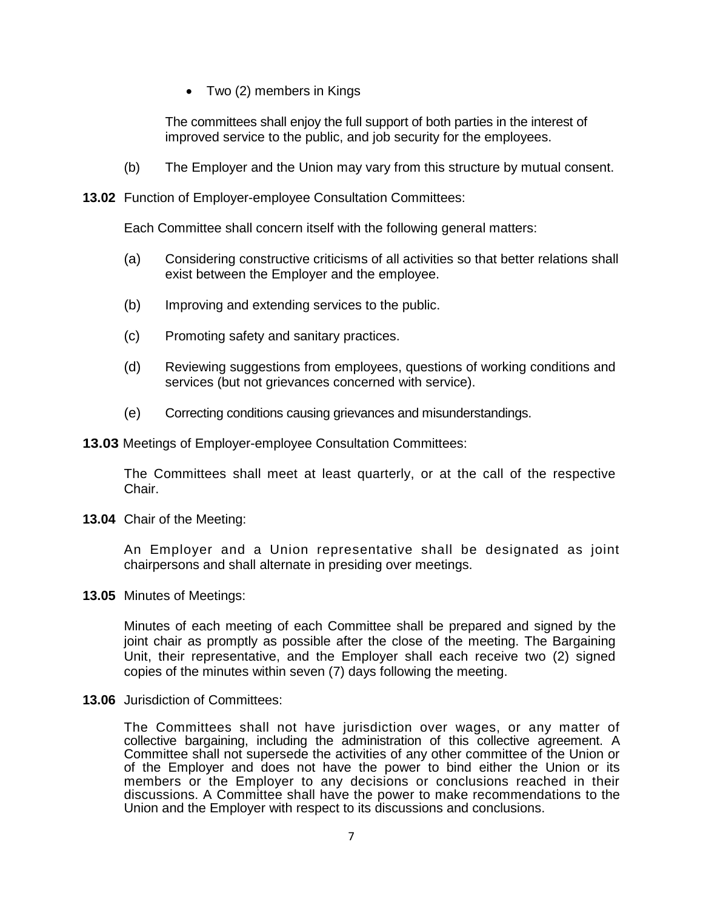- Two (2) members in Kings

The committees shall enjoy the full support of both parties in the interest of improved service to the public, and job security for the employees.

(b) The Employer and the Union may vary from this structure by mutual consent.

**13.02** Function of Employer-employee Consultation Committees:

Each Committee shall concern itself with the following general matters:

(a) Considering constructive criticisms of all activities so that better relations shall exist between the Employer and the employee.

(b) Improving and extending services to the public.

(c) Promoting safety and sanitary practices.

(d) Reviewing suggestions from employees, questions of working conditions and services (but not grievances concerned with service).

(e) Correcting conditions causing grievances and misunderstandings.

**13.03** Meetings of Employer-employee Consultation Committees:

The Committees shall meet at least quarterly, or at the call of the respective Chair.

**13.04** Chair of the Meeting:

An Employer and a Union representative shall be designated as joint chairpersons and shall alternate in presiding over meetings.

**13.05** Minutes of Meetings:

Minutes of each meeting of each Committee shall be prepared and signed by the joint chair as promptly as possible after the close of the meeting. The Bargaining Unit, their representative, and the Employer shall each receive two (2) signed copies of the minutes within seven (7) days following the meeting.

**13.06** Jurisdiction of Committees:

The Committees shall not have jurisdiction over wages, or any matter of collective bargaining, including the administration of this collective agreement. A Committee shall not supersede the activities of any other committee of the Union or of the Employer and does not have the power to bind either the Union or its members or the Employer to any decisions or conclusions reached in their discussions. A Committee shall have the power to make recommendations to the Union and the Employer with respect to its discussions and conclusions.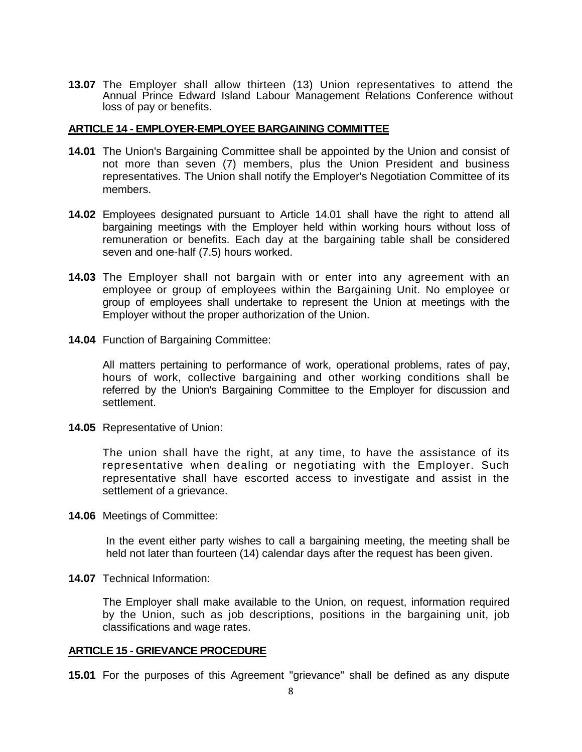**13.07** The Employer shall allow thirteen (13) Union representatives to attend the Annual Prince Edward Island Labour Management Relations Conference without loss of pay or benefits.

## ARTICLE 14 - EMPLOYER-EMPLOYEE BARGAINING COMMITTEE

**14.01** The Union's Bargaining Committee shall be appointed by the Union and consist of not more than seven (7) members, plus the Union President and business representatives. The Union shall notify the Employer's Negotiation Committee of its members.

**14.02** Employees designated pursuant to Article 14.01 shall have the right to attend all bargaining meetings with the Employer held within working hours without loss of remuneration or benefits. Each day at the bargaining table shall be considered seven and one-half (7.5) hours worked.

**14.03** The Employer shall not bargain with or enter into any agreement with an employee or group of employees within the Bargaining Unit. No employee or group of employees shall undertake to represent the Union at meetings with the Employer without the proper authorization of the Union.

**14.04** Function of Bargaining Committee:

All matters pertaining to performance of work, operational problems, rates of pay, hours of work, collective bargaining and other working conditions shall be referred by the Union's Bargaining Committee to the Employer for discussion and settlement.

**14.05** Representative of Union:

The union shall have the right, at any time, to have the assistance of its representative when dealing or negotiating with the Employer. Such representative shall have escorted access to investigate and assist in the settlement of a grievance.

**14.06** Meetings of Committee:

In the event either party wishes to call a bargaining meeting, the meeting shall be held not later than fourteen (14) calendar days after the request has been given.

**14.07** Technical Information:

The Employer shall make available to the Union, on request, information required by the Union, such as job descriptions, positions in the bargaining unit, job classifications and wage rates.

## ARTICLE 15 - GRIEVANCE PROCEDURE

**15.01** For the purposes of this Agreement "grievance" shall be defined as any dispute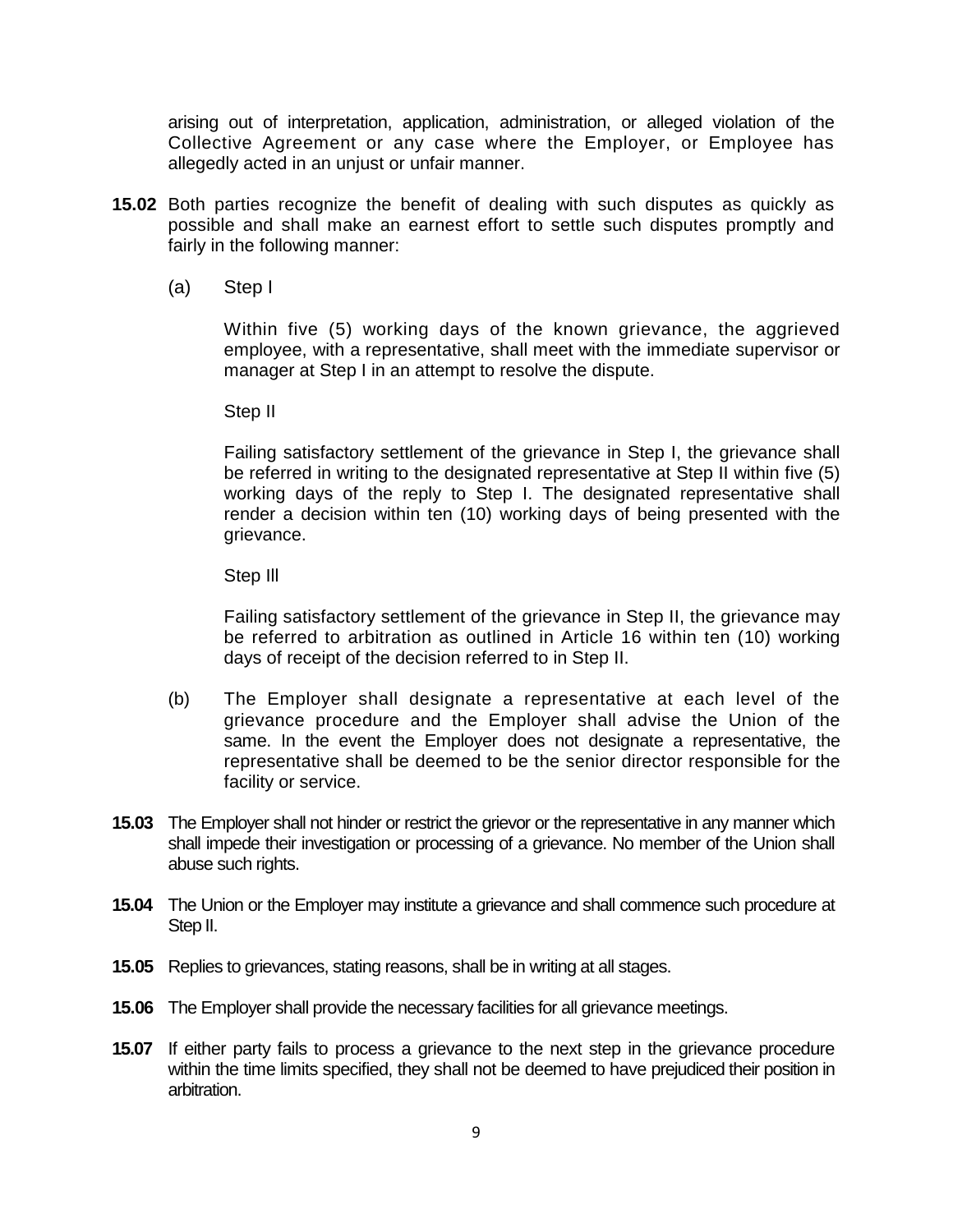arising out of interpretation, application, administration, or alleged violation of the Collective Agreement or any case where the Employer, or Employee has allegedly acted in an unjust or unfair manner.

**15.02** Both parties recognize the benefit of dealing with such disputes as quickly as possible and shall make an earnest effort to settle such disputes promptly and fairly in the following manner:

(a) Step I

Within five (5) working days of the known grievance, the aggrieved employee, with a representative, shall meet with the immediate supervisor or manager at Step I in an attempt to resolve the dispute.

Step II

Failing satisfactory settlement of the grievance in Step I, the grievance shall be referred in writing to the designated representative at Step II within five (5) working days of the reply to Step I. The designated representative shall render a decision within ten (10) working days of being presented with the grievance.

Step Ill

Failing satisfactory settlement of the grievance in Step II, the grievance may be referred to arbitration as outlined in Article 16 within ten (10) working days of receipt of the decision referred to in Step II.

(b) The Employer shall designate a representative at each level of the grievance procedure and the Employer shall advise the Union of the same. In the event the Employer does not designate a representative, the representative shall be deemed to be the senior director responsible for the facility or service.

**15.03** The Employer shall not hinder or restrict the grievor or the representative in any manner which shall impede their investigation or processing of a grievance. No member of the Union shall abuse such rights.

**15.04** The Union or the Employer may institute a grievance and shall commence such procedure at Step II.

**15.05** Replies to grievances, stating reasons, shall be in writing at all stages.

**15.06** The Employer shall provide the necessary facilities for all grievance meetings.

**15.07** If either party fails to process a grievance to the next step in the grievance procedure within the time limits specified, they shall not be deemed to have prejudiced their position in arbitration.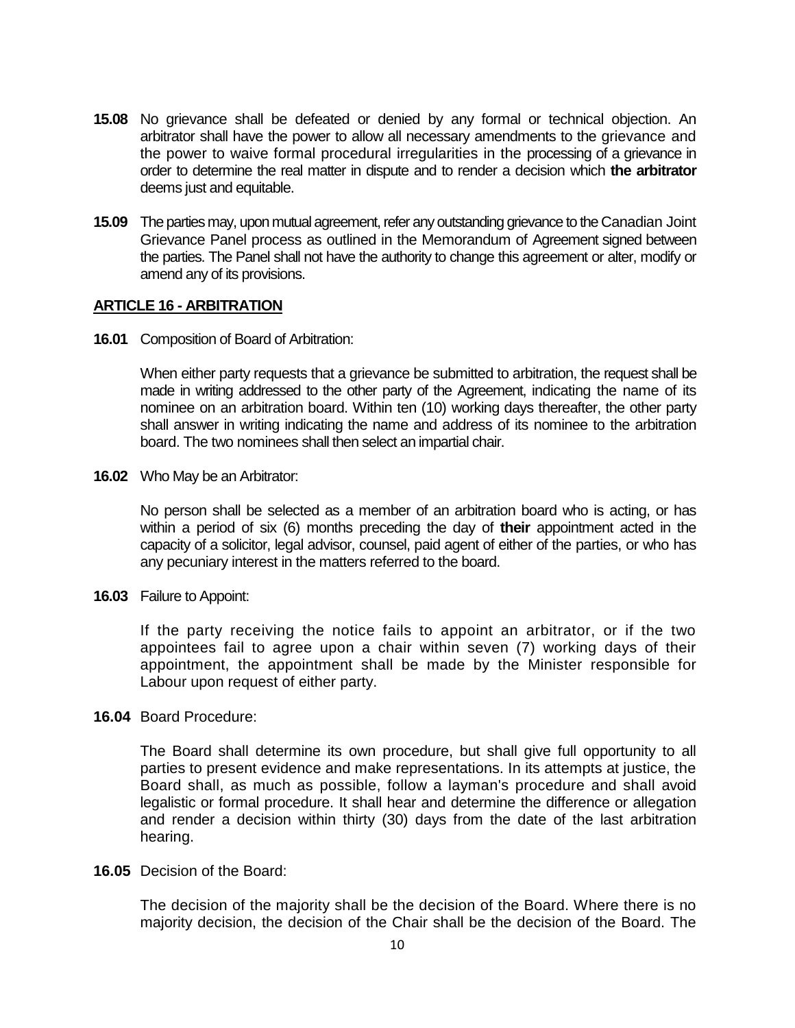**15.08** No grievance shall be defeated or denied by any formal or technical objection. An arbitrator shall have the power to allow all necessary amendments to the grievance and the power to waive formal procedural irregularities in the processing of a grievance in order to determine the real matter in dispute and to render a decision which **the arbitrator** deems just and equitable.

**15.09** The parties may, upon mutual agreement, refer any outstanding grievance to the Canadian Joint Grievance Panel process as outlined in the Memorandum of Agreement signed between the parties. The Panel shall not have the authority to change this agreement or alter, modify or amend any of its provisions.

## ARTICLE 16 - ARBITRATION

**16.01** Composition of Board of Arbitration:

When either party requests that a grievance be submitted to arbitration, the request shall be made in writing addressed to the other party of the Agreement, indicating the name of its nominee on an arbitration board. Within ten (10) working days thereafter, the other party shall answer in writing indicating the name and address of its nominee to the arbitration board. The two nominees shall then select an impartial chair.

**16.02** Who May be an Arbitrator:

No person shall be selected as a member of an arbitration board who is acting, or has within a period of six (6) months preceding the day of **their** appointment acted in the capacity of a solicitor, legal advisor, counsel, paid agent of either of the parties, or who has any pecuniary interest in the matters referred to the board.

**16.03** Failure to Appoint:

If the party receiving the notice fails to appoint an arbitrator, or if the two appointees fail to agree upon a chair within seven (7) working days of their appointment, the appointment shall be made by the Minister responsible for Labour upon request of either party.

**16.04** Board Procedure:

The Board shall determine its own procedure, but shall give full opportunity to all parties to present evidence and make representations. In its attempts at justice, the Board shall, as much as possible, follow a layman's procedure and shall avoid legalistic or formal procedure. It shall hear and determine the difference or allegation and render a decision within thirty (30) days from the date of the last arbitration hearing.

**16.05** Decision of the Board:

The decision of the majority shall be the decision of the Board. Where there is no majority decision, the decision of the Chair shall be the decision of the Board. The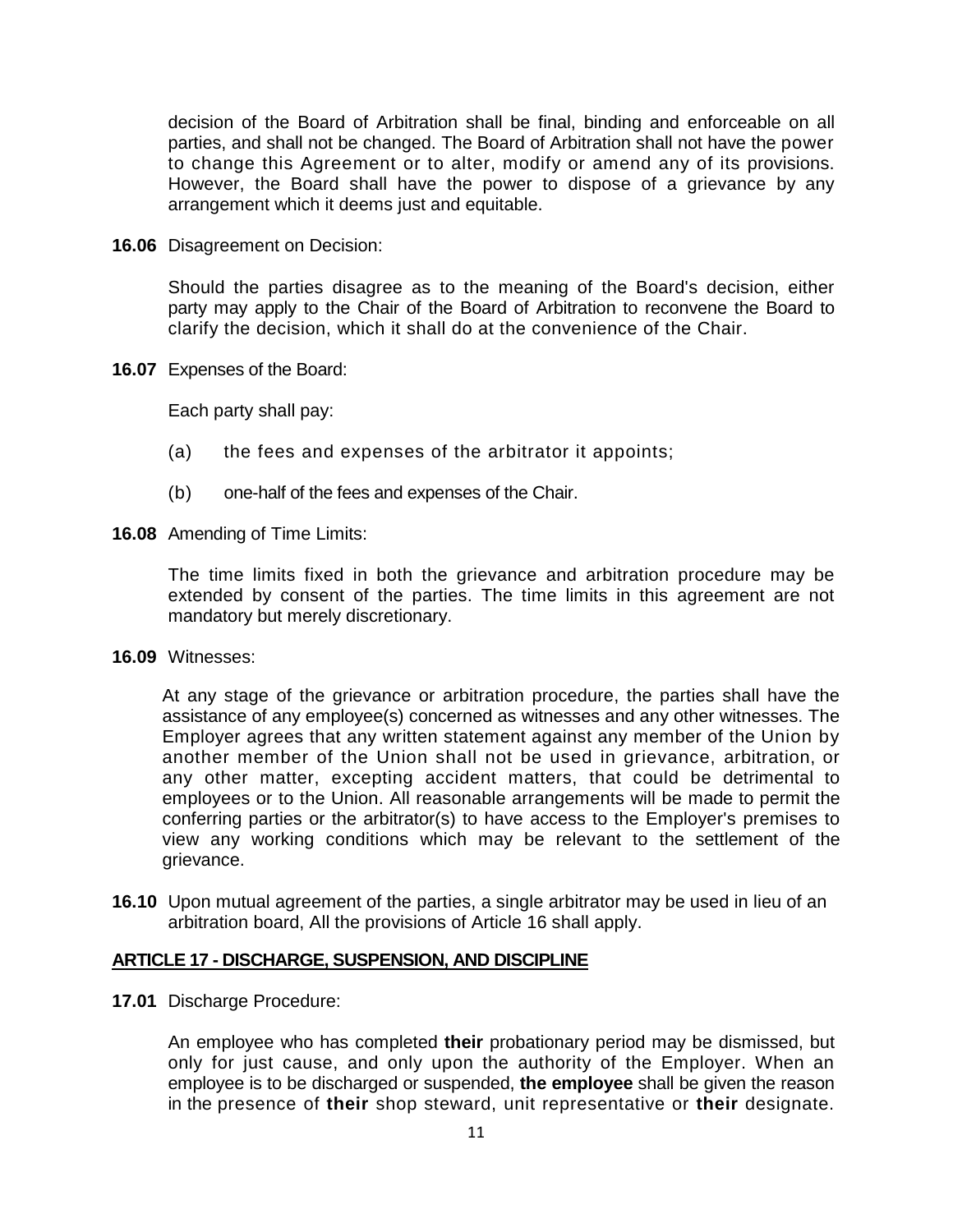decision of the Board of Arbitration shall be final, binding and enforceable on all parties, and shall not be changed. The Board of Arbitration shall not have the power to change this Agreement or to alter, modify or amend any of its provisions. However, the Board shall have the power to dispose of a grievance by any arrangement which it deems just and equitable.

**16.06** Disagreement on Decision:

Should the parties disagree as to the meaning of the Board's decision, either party may apply to the Chair of the Board of Arbitration to reconvene the Board to clarify the decision, which it shall do at the convenience of the Chair.

**16.07** Expenses of the Board:

Each party shall pay:

(a) the fees and expenses of the arbitrator it appoints;

(b) one-half of the fees and expenses of the Chair.

**16.08** Amending of Time Limits:

The time limits fixed in both the grievance and arbitration procedure may be extended by consent of the parties. The time limits in this agreement are not mandatory but merely discretionary.

**16.09** Witnesses:

At any stage of the grievance or arbitration procedure, the parties shall have the assistance of any employee(s) concerned as witnesses and any other witnesses. The Employer agrees that any written statement against any member of the Union by another member of the Union shall not be used in grievance, arbitration, or any other matter, excepting accident matters, that could be detrimental to employees or to the Union. All reasonable arrangements will be made to permit the conferring parties or the arbitrator(s) to have access to the Employer's premises to view any working conditions which may be relevant to the settlement of the grievance.

**16.10** Upon mutual agreement of the parties, a single arbitrator may be used in lieu of an arbitration board, All the provisions of Article 16 shall apply.

## ARTICLE 17 - DISCHARGE, SUSPENSION, AND DISCIPLINE

**17.01** Discharge Procedure:

An employee who has completed **their** probationary period may be dismissed, but only for just cause, and only upon the authority of the Employer. When an employee is to be discharged or suspended, **the employee** shall be given the reason in the presence of **their** shop steward, unit representative or **their** designate.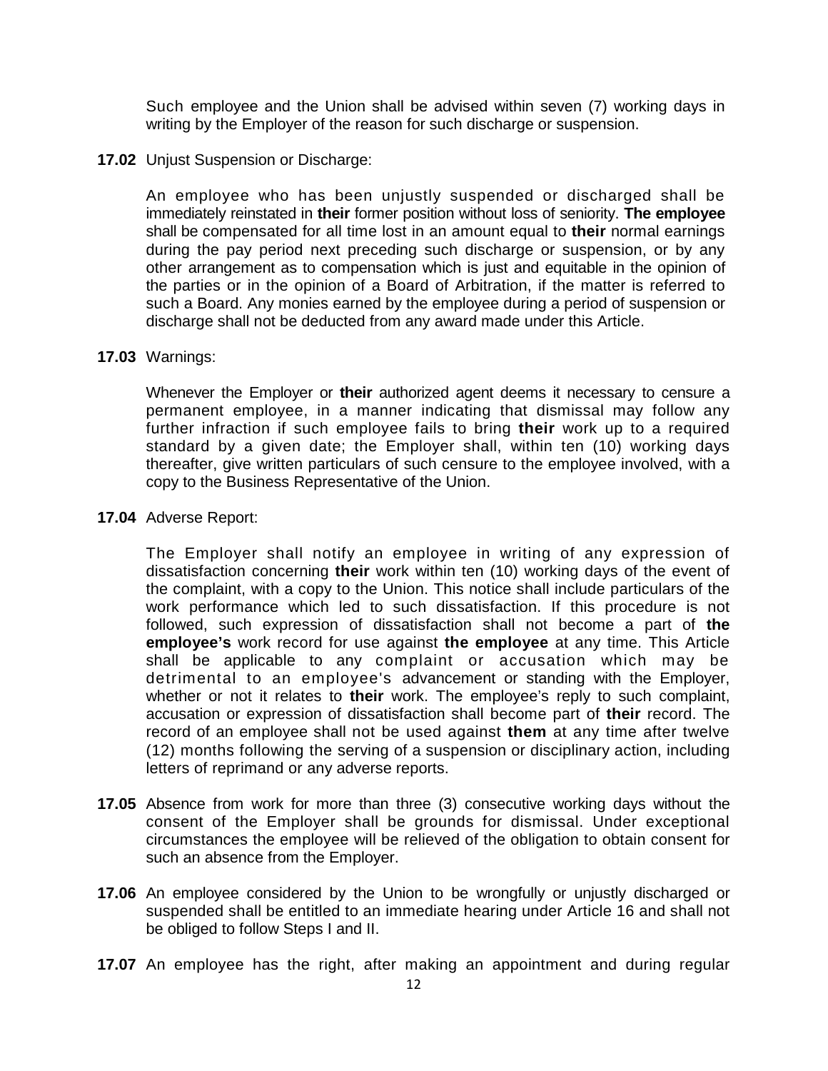Such employee and the Union shall be advised within seven (7) working days in writing by the Employer of the reason for such discharge or suspension.

**17.02** Unjust Suspension or Discharge:

An employee who has been unjustly suspended or discharged shall be immediately reinstated in **their** former position without loss of seniority. **The employee** shall be compensated for all time lost in an amount equal to **their** normal earnings during the pay period next preceding such discharge or suspension, or by any other arrangement as to compensation which is just and equitable in the opinion of the parties or in the opinion of a Board of Arbitration, if the matter is referred to such a Board. Any monies earned by the employee during a period of suspension or discharge shall not be deducted from any award made under this Article.

**17.03** Warnings:

Whenever the Employer or **their** authorized agent deems it necessary to censure a permanent employee, in a manner indicating that dismissal may follow any further infraction if such employee fails to bring **their** work up to a required standard by a given date; the Employer shall, within ten (10) working days thereafter, give written particulars of such censure to the employee involved, with a copy to the Business Representative of the Union.

**17.04** Adverse Report:

The Employer shall notify an employee in writing of any expression of dissatisfaction concerning **their** work within ten (10) working days of the event of the complaint, with a copy to the Union. This notice shall include particulars of the work performance which led to such dissatisfaction. If this procedure is not followed, such expression of dissatisfaction shall not become a part of **the employee's** work record for use against **the employee** at any time. This Article shall be applicable to any complaint or accusation which may be detrimental to an employee's advancement or standing with the Employer, whether or not it relates to **their** work. The employee's reply to such complaint, accusation or expression of dissatisfaction shall become part of **their** record. The record of an employee shall not be used against **them** at any time after twelve (12) months following the serving of a suspension or disciplinary action, including letters of reprimand or any adverse reports.

**17.05** Absence from work for more than three (3) consecutive working days without the consent of the Employer shall be grounds for dismissal. Under exceptional circumstances the employee will be relieved of the obligation to obtain consent for such an absence from the Employer.

**17.06** An employee considered by the Union to be wrongfully or unjustly discharged or suspended shall be entitled to an immediate hearing under Article 16 and shall not be obliged to follow Steps I and II.

**17.07** An employee has the right, after making an appointment and during regular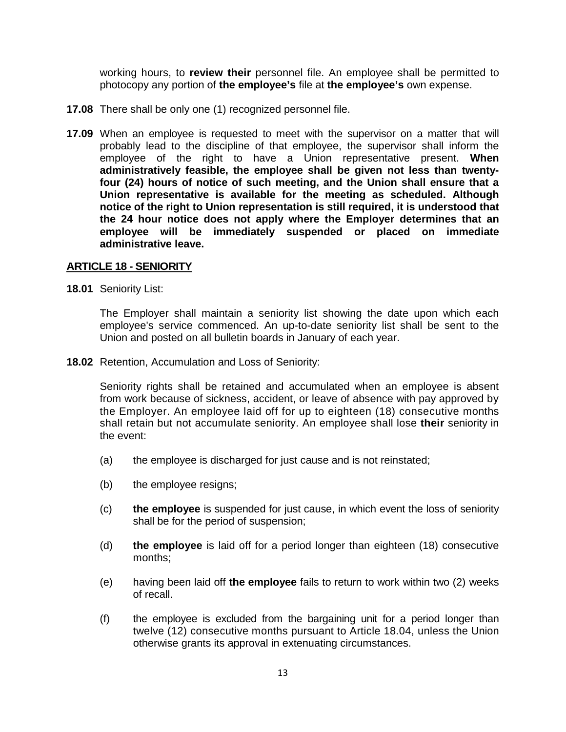working hours, to **review their** personnel file. An employee shall be permitted to photocopy any portion of **the employee's** file at **the employee's** own expense.

**17.08** There shall be only one (1) recognized personnel file.

**17.09** When an employee is requested to meet with the supervisor on a matter that will probably lead to the discipline of that employee, the supervisor shall inform the employee of the right to have a Union representative present. **When administratively feasible, the employee shall be given not less than twenty-four (24) hours of notice of such meeting, and the Union shall ensure that a Union representative is available for the meeting as scheduled. Although notice of the right to Union representation is still required, it is understood that the 24 hour notice does not apply where the Employer determines that an employee will be immediately suspended or placed on immediate administrative leave.**

## ARTICLE 18 - SENIORITY

**18.01** Seniority List:

The Employer shall maintain a seniority list showing the date upon which each employee's service commenced. An up-to-date seniority list shall be sent to the Union and posted on all bulletin boards in January of each year.

**18.02** Retention, Accumulation and Loss of Seniority:

Seniority rights shall be retained and accumulated when an employee is absent from work because of sickness, accident, or leave of absence with pay approved by the Employer. An employee laid off for up to eighteen (18) consecutive months shall retain but not accumulate seniority. An employee shall lose **their** seniority in the event:

(a) the employee is discharged for just cause and is not reinstated;

(b) the employee resigns;

(c) **the employee** is suspended for just cause, in which event the loss of seniority shall be for the period of suspension;

(d) **the employee** is laid off for a period longer than eighteen (18) consecutive months;

(e) having been laid off **the employee** fails to return to work within two (2) weeks of recall.

(f) the employee is excluded from the bargaining unit for a period longer than twelve (12) consecutive months pursuant to Article 18.04, unless the Union otherwise grants its approval in extenuating circumstances.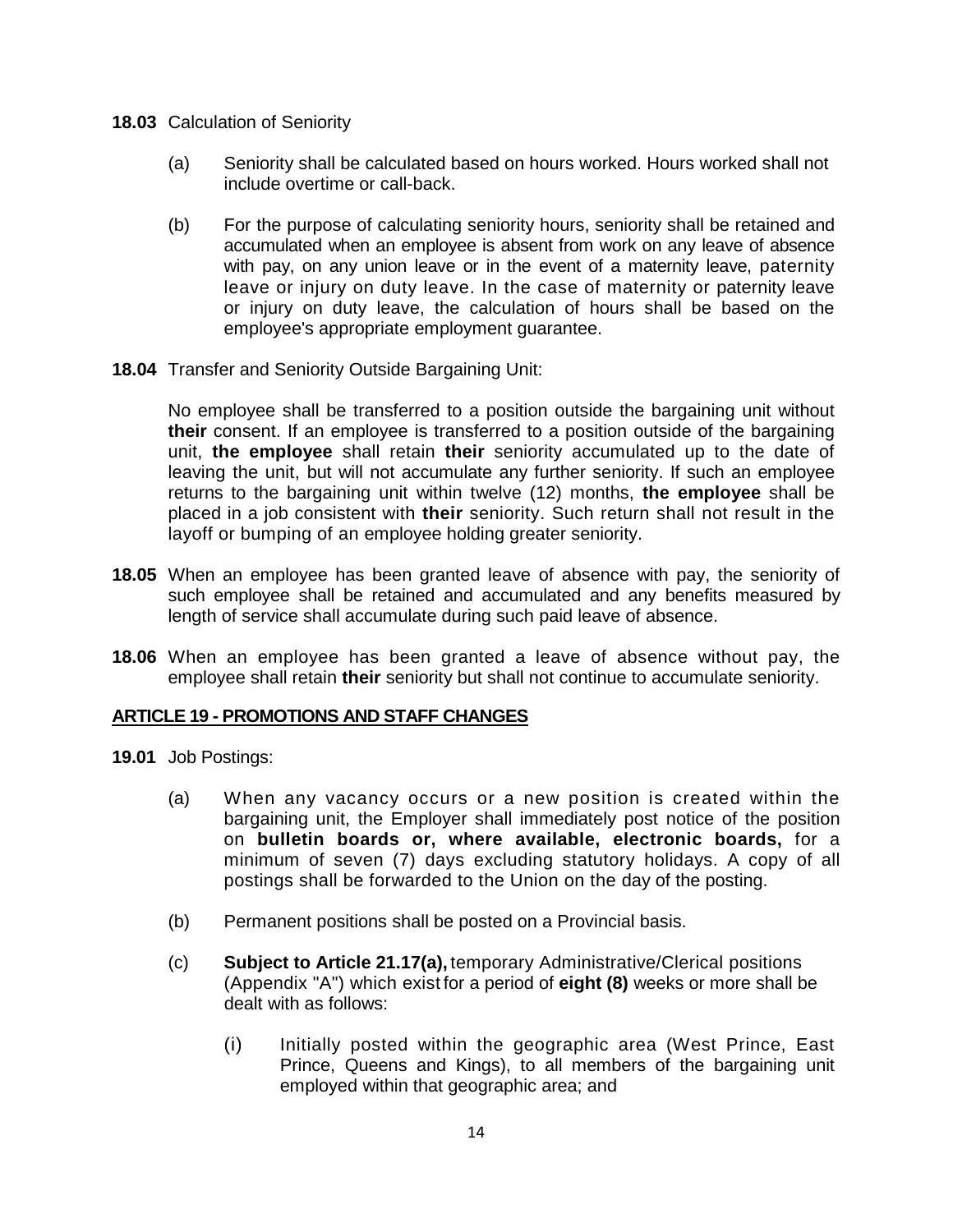**18.03** Calculation of Seniority

(a) Seniority shall be calculated based on hours worked. Hours worked shall not include overtime or call-back.

(b) For the purpose of calculating seniority hours, seniority shall be retained and accumulated when an employee is absent from work on any leave of absence with pay, on any union leave or in the event of a maternity leave, paternity leave or injury on duty leave. In the case of maternity or paternity leave or injury on duty leave, the calculation of hours shall be based on the employee's appropriate employment guarantee.

**18.04** Transfer and Seniority Outside Bargaining Unit:

No employee shall be transferred to a position outside the bargaining unit without **their** consent. If an employee is transferred to a position outside of the bargaining unit, **the employee** shall retain **their** seniority accumulated up to the date of leaving the unit, but will not accumulate any further seniority. If such an employee returns to the bargaining unit within twelve (12) months, **the employee** shall be placed in a job consistent with **their** seniority. Such return shall not result in the layoff or bumping of an employee holding greater seniority.

**18.05** When an employee has been granted leave of absence with pay, the seniority of such employee shall be retained and accumulated and any benefits measured by length of service shall accumulate during such paid leave of absence.

**18.06** When an employee has been granted a leave of absence without pay, the employee shall retain **their** seniority but shall not continue to accumulate seniority.

## ARTICLE 19 - PROMOTIONS AND STAFF CHANGES

**19.01** Job Postings:

(a) When any vacancy occurs or a new position is created within the bargaining unit, the Employer shall immediately post notice of the position on **bulletin boards or, where available, electronic boards,** for a minimum of seven (7) days excluding statutory holidays. A copy of all postings shall be forwarded to the Union on the day of the posting.

(b) Permanent positions shall be posted on a Provincial basis.

(c) **Subject to Article 21.17(a),** temporary Administrative/Clerical positions (Appendix "A") which exist for a period of **eight (8)** weeks or more shall be dealt with as follows:

(i) Initially posted within the geographic area (West Prince, East Prince, Queens and Kings), to all members of the bargaining unit employed within that geographic area; and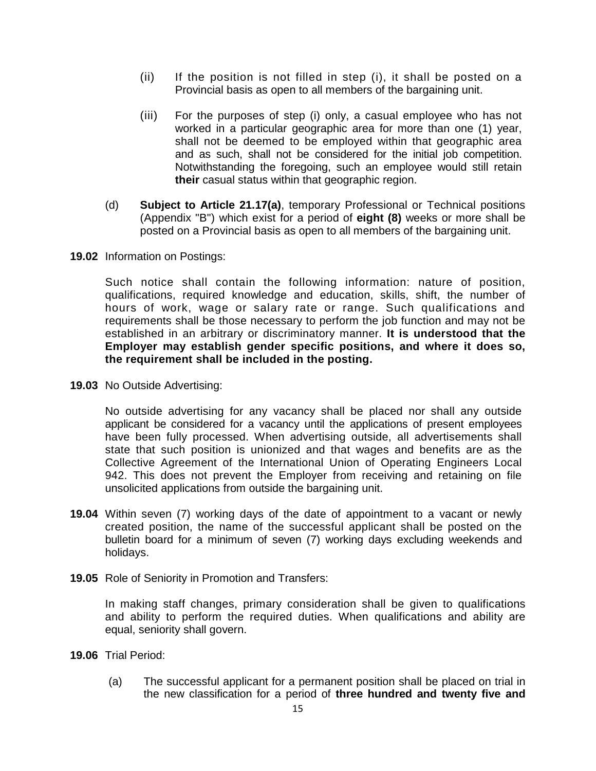(ii) If the position is not filled in step (i), it shall be posted on a Provincial basis as open to all members of the bargaining unit.

(iii) For the purposes of step (i) only, a casual employee who has not worked in a particular geographic area for more than one (1) year, shall not be deemed to be employed within that geographic area and as such, shall not be considered for the initial job competition. Notwithstanding the foregoing, such an employee would still retain **their** casual status within that geographic region.

(d) **Subject to Article 21.17(a)**, temporary Professional or Technical positions (Appendix "B") which exist for a period of **eight (8)** weeks or more shall be posted on a Provincial basis as open to all members of the bargaining unit.

**19.02** Information on Postings:

Such notice shall contain the following information: nature of position, qualifications, required knowledge and education, skills, shift, the number of hours of work, wage or salary rate or range. Such qualifications and requirements shall be those necessary to perform the job function and may not be established in an arbitrary or discriminatory manner. **It is understood that the Employer may establish gender specific positions, and where it does so, the requirement shall be included in the posting.**

**19.03** No Outside Advertising:

No outside advertising for any vacancy shall be placed nor shall any outside applicant be considered for a vacancy until the applications of present employees have been fully processed. When advertising outside, all advertisements shall state that such position is unionized and that wages and benefits are as the Collective Agreement of the International Union of Operating Engineers Local 942. This does not prevent the Employer from receiving and retaining on file unsolicited applications from outside the bargaining unit.

**19.04** Within seven (7) working days of the date of appointment to a vacant or newly created position, the name of the successful applicant shall be posted on the bulletin board for a minimum of seven (7) working days excluding weekends and holidays.

**19.05** Role of Seniority in Promotion and Transfers:

In making staff changes, primary consideration shall be given to qualifications and ability to perform the required duties. When qualifications and ability are equal, seniority shall govern.

**19.06** Trial Period:

(a) The successful applicant for a permanent position shall be placed on trial in the new classification for a period of **three hundred and twenty five and**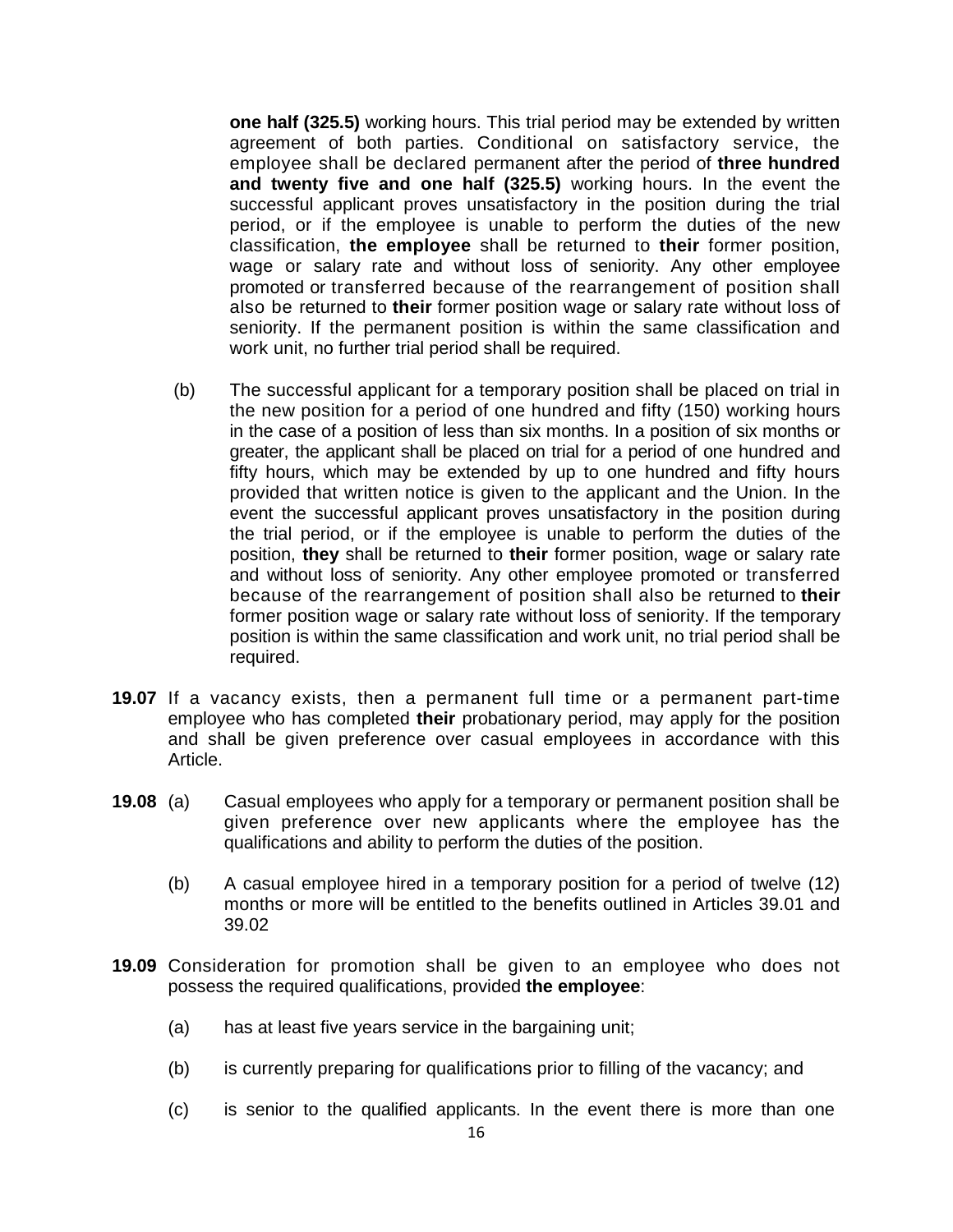**one half (325.5)** working hours. This trial period may be extended by written agreement of both parties. Conditional on satisfactory service, the employee shall be declared permanent after the period of **three hundred and twenty five and one half (325.5)** working hours. In the event the successful applicant proves unsatisfactory in the position during the trial period, or if the employee is unable to perform the duties of the new classification, **the employee** shall be returned to **their** former position, wage or salary rate and without loss of seniority. Any other employee promoted or transferred because of the rearrangement of position shall also be returned to **their** former position wage or salary rate without loss of seniority. If the permanent position is within the same classification and work unit, no further trial period shall be required.

(b) The successful applicant for a temporary position shall be placed on trial in the new position for a period of one hundred and fifty (150) working hours in the case of a position of less than six months. In a position of six months or greater, the applicant shall be placed on trial for a period of one hundred and fifty hours, which may be extended by up to one hundred and fifty hours provided that written notice is given to the applicant and the Union. In the event the successful applicant proves unsatisfactory in the position during the trial period, or if the employee is unable to perform the duties of the position, **they** shall be returned to **their** former position, wage or salary rate and without loss of seniority. Any other employee promoted or transferred because of the rearrangement of position shall also be returned to **their** former position wage or salary rate without loss of seniority. If the temporary position is within the same classification and work unit, no trial period shall be required.

**19.07** If a vacancy exists, then a permanent full time or a permanent part-time employee who has completed **their** probationary period, may apply for the position and shall be given preference over casual employees in accordance with this Article.

**19.08** (a) Casual employees who apply for a temporary or permanent position shall be given preference over new applicants where the employee has the qualifications and ability to perform the duties of the position.

(b) A casual employee hired in a temporary position for a period of twelve (12) months or more will be entitled to the benefits outlined in Articles 39.01 and 39.02

**19.09** Consideration for promotion shall be given to an employee who does not possess the required qualifications, provided **the employee**:

(a) has at least five years service in the bargaining unit;

(b) is currently preparing for qualifications prior to filling of the vacancy; and

(c) is senior to the qualified applicants. In the event there is more than one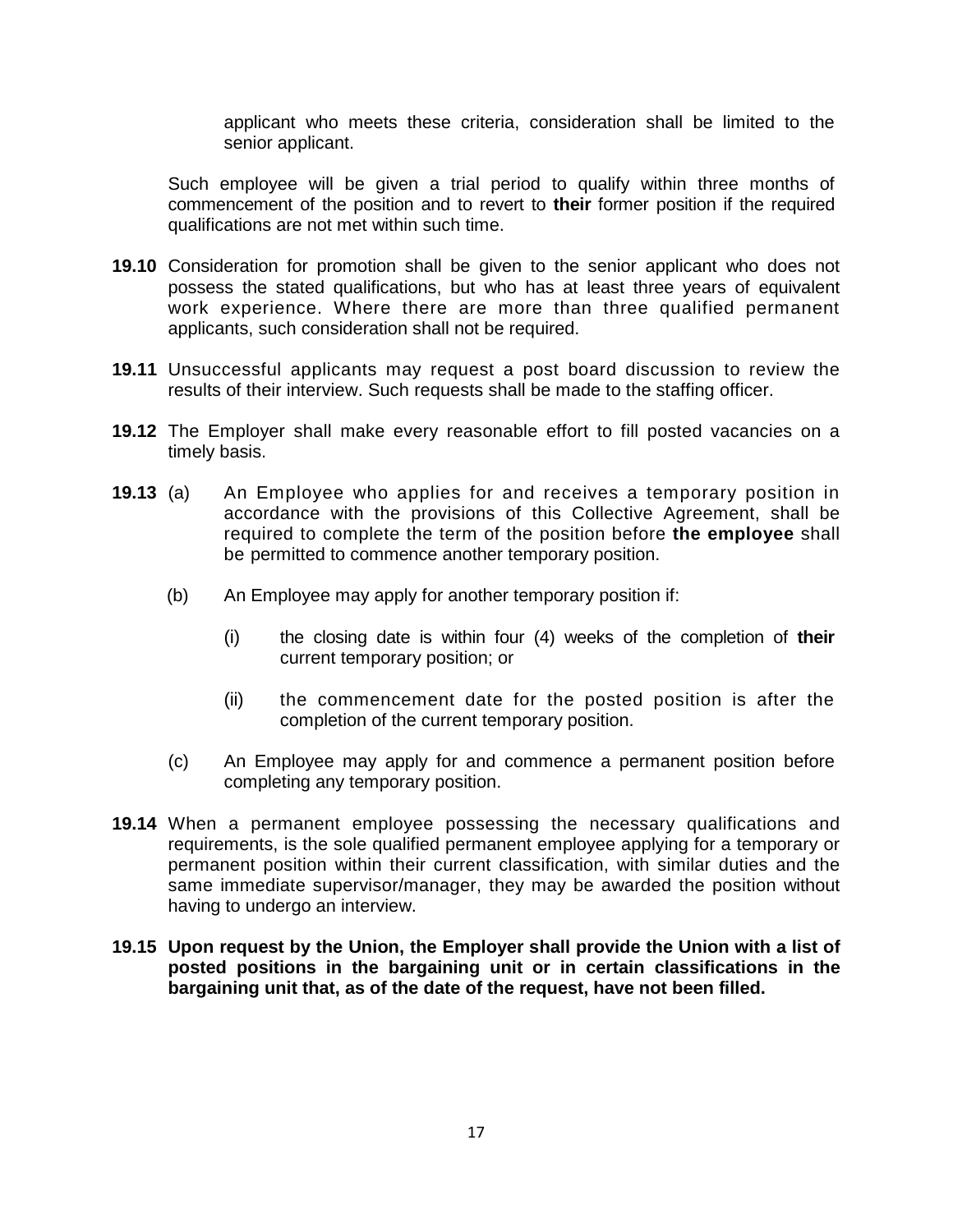applicant who meets these criteria, consideration shall be limited to the senior applicant.

Such employee will be given a trial period to qualify within three months of commencement of the position and to revert to **their** former position if the required qualifications are not met within such time.

**19.10** Consideration for promotion shall be given to the senior applicant who does not possess the stated qualifications, but who has at least three years of equivalent work experience. Where there are more than three qualified permanent applicants, such consideration shall not be required.

**19.11** Unsuccessful applicants may request a post board discussion to review the results of their interview. Such requests shall be made to the staffing officer.

**19.12** The Employer shall make every reasonable effort to fill posted vacancies on a timely basis.

**19.13** (a) An Employee who applies for and receives a temporary position in accordance with the provisions of this Collective Agreement, shall be required to complete the term of the position before **the employee** shall be permitted to commence another temporary position.

(b) An Employee may apply for another temporary position if:

(i) the closing date is within four (4) weeks of the completion of **their** current temporary position; or

(ii) the commencement date for the posted position is after the completion of the current temporary position.

(c) An Employee may apply for and commence a permanent position before completing any temporary position.

**19.14** When a permanent employee possessing the necessary qualifications and requirements, is the sole qualified permanent employee applying for a temporary or permanent position within their current classification, with similar duties and the same immediate supervisor/manager, they may be awarded the position without having to undergo an interview.

**19.15 Upon request by the Union, the Employer shall provide the Union with a list of posted positions in the bargaining unit or in certain classifications in the bargaining unit that, as of the date of the request, have not been filled.**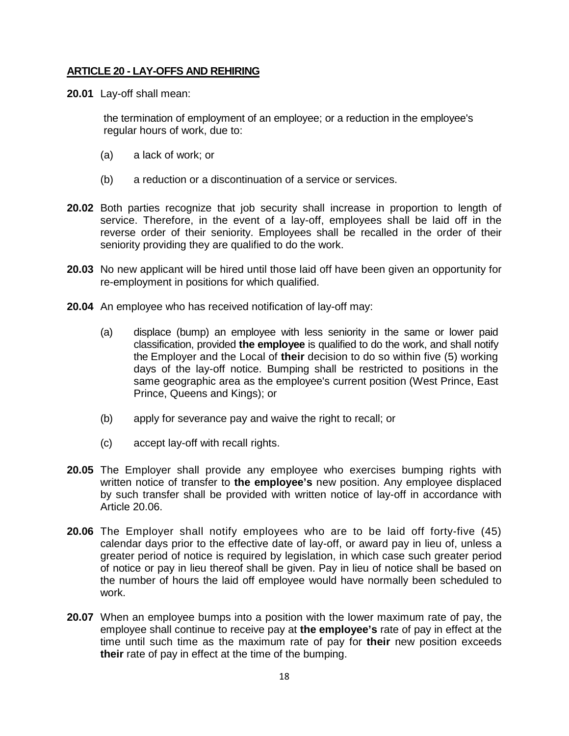## ARTICLE 20 - LAY-OFFS AND REHIRING

**20.01** Lay-off shall mean:

the termination of employment of an employee; or a reduction in the employee's regular hours of work, due to:

(a) a lack of work; or

(b) a reduction or a discontinuation of a service or services.

**20.02** Both parties recognize that job security shall increase in proportion to length of service. Therefore, in the event of a lay-off, employees shall be laid off in the reverse order of their seniority. Employees shall be recalled in the order of their seniority providing they are qualified to do the work.

**20.03** No new applicant will be hired until those laid off have been given an opportunity for re-employment in positions for which qualified.

**20.04** An employee who has received notification of lay-off may:

(a) displace (bump) an employee with less seniority in the same or lower paid classification, provided **the employee** is qualified to do the work, and shall notify the Employer and the Local of **their** decision to do so within five (5) working days of the lay-off notice. Bumping shall be restricted to positions in the same geographic area as the employee's current position (West Prince, East Prince, Queens and Kings); or

(b) apply for severance pay and waive the right to recall; or

(c) accept lay-off with recall rights.

**20.05** The Employer shall provide any employee who exercises bumping rights with written notice of transfer to **the employee's** new position. Any employee displaced by such transfer shall be provided with written notice of lay-off in accordance with Article 20.06.

**20.06** The Employer shall notify employees who are to be laid off forty-five (45) calendar days prior to the effective date of lay-off, or award pay in lieu of, unless a greater period of notice is required by legislation, in which case such greater period of notice or pay in lieu thereof shall be given. Pay in lieu of notice shall be based on the number of hours the laid off employee would have normally been scheduled to work.

**20.07** When an employee bumps into a position with the lower maximum rate of pay, the employee shall continue to receive pay at **the employee's** rate of pay in effect at the time until such time as the maximum rate of pay for **their** new position exceeds **their** rate of pay in effect at the time of the bumping.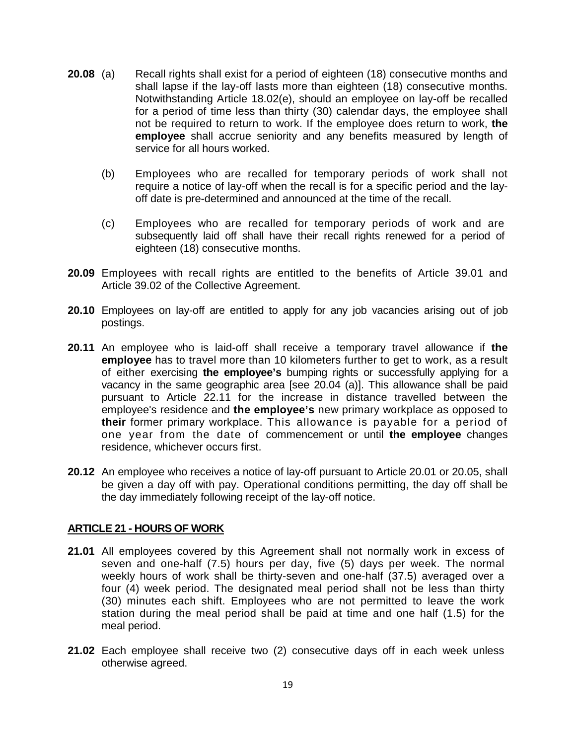**20.08** (a) Recall rights shall exist for a period of eighteen (18) consecutive months and shall lapse if the lay-off lasts more than eighteen (18) consecutive months. Notwithstanding Article 18.02(e), should an employee on lay-off be recalled for a period of time less than thirty (30) calendar days, the employee shall not be required to return to work. If the employee does return to work, **the employee** shall accrue seniority and any benefits measured by length of service for all hours worked.

(b) Employees who are recalled for temporary periods of work shall not require a notice of lay-off when the recall is for a specific period and the lay-off date is pre-determined and announced at the time of the recall.

(c) Employees who are recalled for temporary periods of work and are subsequently laid off shall have their recall rights renewed for a period of eighteen (18) consecutive months.

**20.09** Employees with recall rights are entitled to the benefits of Article 39.01 and Article 39.02 of the Collective Agreement.

**20.10** Employees on lay-off are entitled to apply for any job vacancies arising out of job postings.

**20.11** An employee who is laid-off shall receive a temporary travel allowance if **the employee** has to travel more than 10 kilometers further to get to work, as a result of either exercising **the employee's** bumping rights or successfully applying for a vacancy in the same geographic area [see 20.04 (a)]. This allowance shall be paid pursuant to Article 22.11 for the increase in distance travelled between the employee's residence and **the employee's** new primary workplace as opposed to **their** former primary workplace. This allowance is payable for a period of one year from the date of commencement or until **the employee** changes residence, whichever occurs first.

**20.12** An employee who receives a notice of lay-off pursuant to Article 20.01 or 20.05, shall be given a day off with pay. Operational conditions permitting, the day off shall be the day immediately following receipt of the lay-off notice.

## ARTICLE 21 - HOURS OF WORK

**21.01** All employees covered by this Agreement shall not normally work in excess of seven and one-half (7.5) hours per day, five (5) days per week. The normal weekly hours of work shall be thirty-seven and one-half (37.5) averaged over a four (4) week period. The designated meal period shall not be less than thirty (30) minutes each shift. Employees who are not permitted to leave the work station during the meal period shall be paid at time and one half (1.5) for the meal period.

**21.02** Each employee shall receive two (2) consecutive days off in each week unless otherwise agreed.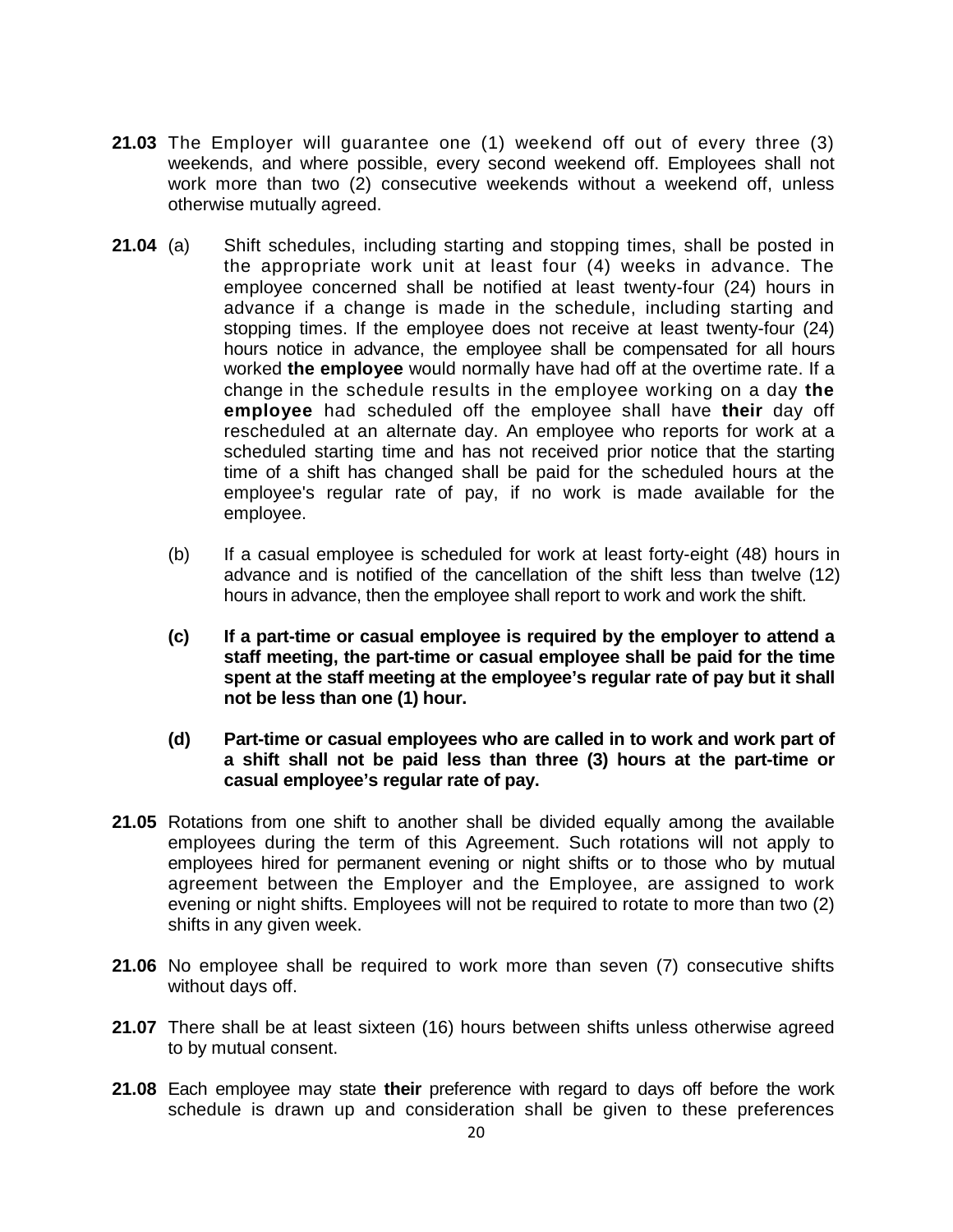**21.03** The Employer will guarantee one (1) weekend off out of every three (3) weekends, and where possible, every second weekend off. Employees shall not work more than two (2) consecutive weekends without a weekend off, unless otherwise mutually agreed.

**21.04** (a) Shift schedules, including starting and stopping times, shall be posted in the appropriate work unit at least four (4) weeks in advance. The employee concerned shall be notified at least twenty-four (24) hours in advance if a change is made in the schedule, including starting and stopping times. If the employee does not receive at least twenty-four (24) hours notice in advance, the employee shall be compensated for all hours worked **the employee** would normally have had off at the overtime rate. If a change in the schedule results in the employee working on a day **the employee** had scheduled off the employee shall have **their** day off rescheduled at an alternate day. An employee who reports for work at a scheduled starting time and has not received prior notice that the starting time of a shift has changed shall be paid for the scheduled hours at the employee's regular rate of pay, if no work is made available for the employee.

(b) If a casual employee is scheduled for work at least forty-eight (48) hours in advance and is notified of the cancellation of the shift less than twelve (12) hours in advance, then the employee shall report to work and work the shift.

**(c) If a part-time or casual employee is required by the employer to attend a staff meeting, the part-time or casual employee shall be paid for the time spent at the staff meeting at the employee's regular rate of pay but it shall not be less than one (1) hour.**

**(d) Part-time or casual employees who are called in to work and work part of a shift shall not be paid less than three (3) hours at the part-time or casual employee's regular rate of pay.**

**21.05** Rotations from one shift to another shall be divided equally among the available employees during the term of this Agreement. Such rotations will not apply to employees hired for permanent evening or night shifts or to those who by mutual agreement between the Employer and the Employee, are assigned to work evening or night shifts. Employees will not be required to rotate to more than two (2) shifts in any given week.

**21.06** No employee shall be required to work more than seven (7) consecutive shifts without days off.

**21.07** There shall be at least sixteen (16) hours between shifts unless otherwise agreed to by mutual consent.

**21.08** Each employee may state **their** preference with regard to days off before the work schedule is drawn up and consideration shall be given to these preferences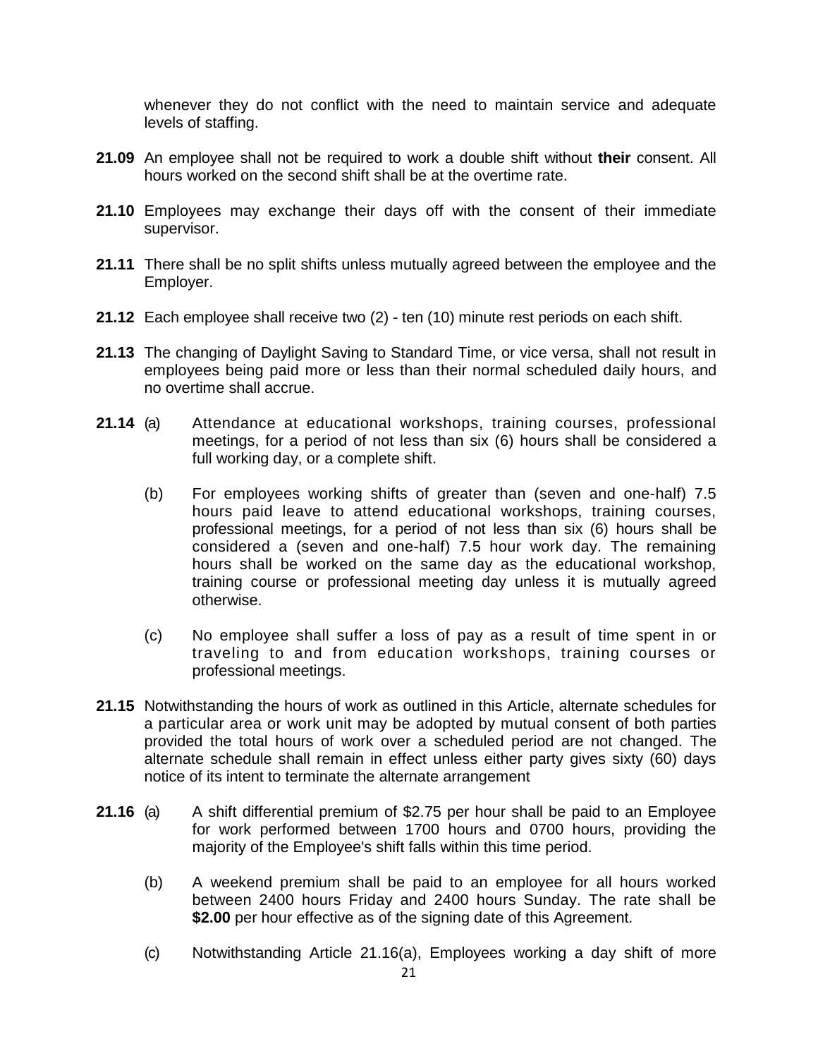whenever they do not conflict with the need to maintain service and adequate levels of staffing.

**21.09** An employee shall not be required to work a double shift without **their** consent. All hours worked on the second shift shall be at the overtime rate.

**21.10** Employees may exchange their days off with the consent of their immediate supervisor.

**21.11** There shall be no split shifts unless mutually agreed between the employee and the Employer.

**21.12** Each employee shall receive two (2) - ten (10) minute rest periods on each shift.

**21.13** The changing of Daylight Saving to Standard Time, or vice versa, shall not result in employees being paid more or less than their normal scheduled daily hours, and no overtime shall accrue.

**21.14** (a) Attendance at educational workshops, training courses, professional meetings, for a period of not less than six (6) hours shall be considered a full working day, or a complete shift.

(b) For employees working shifts of greater than (seven and one-half) 7.5 hours paid leave to attend educational workshops, training courses, professional meetings, for a period of not less than six (6) hours shall be considered a (seven and one-half) 7.5 hour work day. The remaining hours shall be worked on the same day as the educational workshop, training course or professional meeting day unless it is mutually agreed otherwise.

(c) No employee shall suffer a loss of pay as a result of time spent in or traveling to and from education workshops, training courses or professional meetings.

**21.15** Notwithstanding the hours of work as outlined in this Article, alternate schedules for a particular area or work unit may be adopted by mutual consent of both parties provided the total hours of work over a scheduled period are not changed. The alternate schedule shall remain in effect unless either party gives sixty (60) days notice of its intent to terminate the alternate arrangement

**21.16** (a) A shift differential premium of $2.75 per hour shall be paid to an Employee for work performed between 1700 hours and 0700 hours, providing the majority of the Employee's shift falls within this time period.

(b) A weekend premium shall be paid to an employee for all hours worked between 2400 hours Friday and 2400 hours Sunday. The rate shall be **$2.00** per hour effective as of the signing date of this Agreement.

(c) Notwithstanding Article 21.16(a), Employees working a day shift of more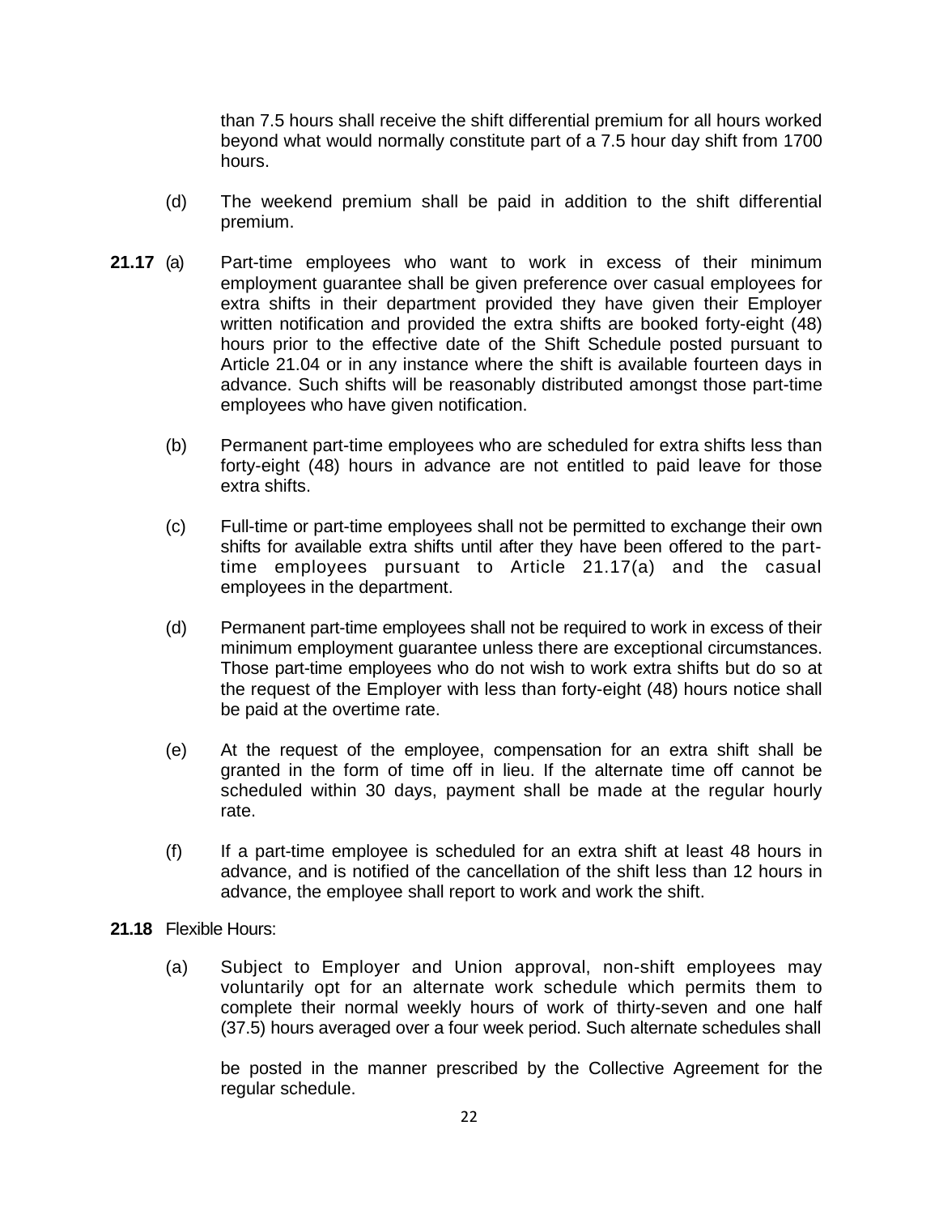than 7.5 hours shall receive the shift differential premium for all hours worked beyond what would normally constitute part of a 7.5 hour day shift from 1700 hours.

(d) The weekend premium shall be paid in addition to the shift differential premium.

**21.17** (a) Part-time employees who want to work in excess of their minimum employment guarantee shall be given preference over casual employees for extra shifts in their department provided they have given their Employer written notification and provided the extra shifts are booked forty-eight (48) hours prior to the effective date of the Shift Schedule posted pursuant to Article 21.04 or in any instance where the shift is available fourteen days in advance. Such shifts will be reasonably distributed amongst those part-time employees who have given notification.

(b) Permanent part-time employees who are scheduled for extra shifts less than forty-eight (48) hours in advance are not entitled to paid leave for those extra shifts.

(c) Full-time or part-time employees shall not be permitted to exchange their own shifts for available extra shifts until after they have been offered to the part-time employees pursuant to Article 21.17(a) and the casual employees in the department.

(d) Permanent part-time employees shall not be required to work in excess of their minimum employment guarantee unless there are exceptional circumstances. Those part-time employees who do not wish to work extra shifts but do so at the request of the Employer with less than forty-eight (48) hours notice shall be paid at the overtime rate.

(e) At the request of the employee, compensation for an extra shift shall be granted in the form of time off in lieu. If the alternate time off cannot be scheduled within 30 days, payment shall be made at the regular hourly rate.

(f) If a part-time employee is scheduled for an extra shift at least 48 hours in advance, and is notified of the cancellation of the shift less than 12 hours in advance, the employee shall report to work and work the shift.

**21.18** Flexible Hours:

(a) Subject to Employer and Union approval, non-shift employees may voluntarily opt for an alternate work schedule which permits them to complete their normal weekly hours of work of thirty-seven and one half (37.5) hours averaged over a four week period. Such alternate schedules shall be posted in the manner prescribed by the Collective Agreement for the regular schedule.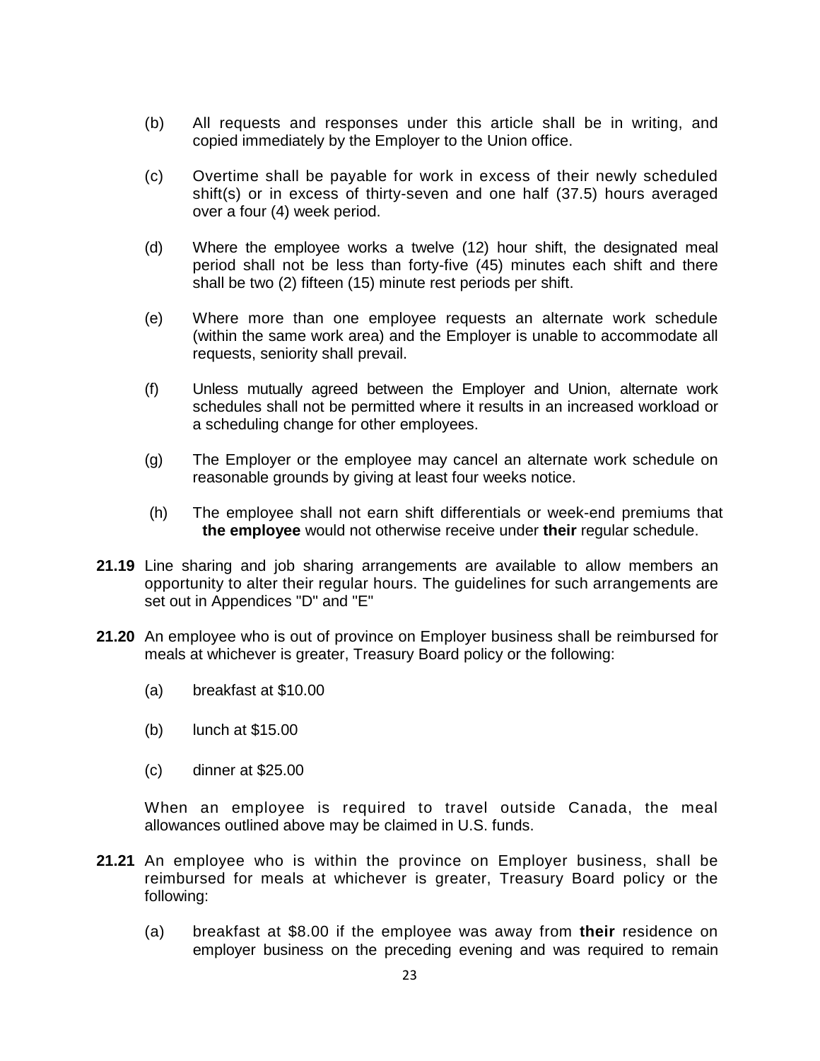(b) All requests and responses under this article shall be in writing, and copied immediately by the Employer to the Union office.

(c) Overtime shall be payable for work in excess of their newly scheduled shift(s) or in excess of thirty-seven and one half (37.5) hours averaged over a four (4) week period.

(d) Where the employee works a twelve (12) hour shift, the designated meal period shall not be less than forty-five (45) minutes each shift and there shall be two (2) fifteen (15) minute rest periods per shift.

(e) Where more than one employee requests an alternate work schedule (within the same work area) and the Employer is unable to accommodate all requests, seniority shall prevail.

(f) Unless mutually agreed between the Employer and Union, alternate work schedules shall not be permitted where it results in an increased workload or a scheduling change for other employees.

(g) The Employer or the employee may cancel an alternate work schedule on reasonable grounds by giving at least four weeks notice.

(h) The employee shall not earn shift differentials or week-end premiums that **the employee** would not otherwise receive under **their** regular schedule.

**21.19** Line sharing and job sharing arrangements are available to allow members an opportunity to alter their regular hours. The guidelines for such arrangements are set out in Appendices "D" and "E"

**21.20** An employee who is out of province on Employer business shall be reimbursed for meals at whichever is greater, Treasury Board policy or the following:

(a) breakfast at $10.00

(b) lunch at $15.00

(c) dinner at $25.00

When an employee is required to travel outside Canada, the meal allowances outlined above may be claimed in U.S. funds.

**21.21** An employee who is within the province on Employer business, shall be reimbursed for meals at whichever is greater, Treasury Board policy or the following:

(a) breakfast at $8.00 if the employee was away from **their** residence on employer business on the preceding evening and was required to remain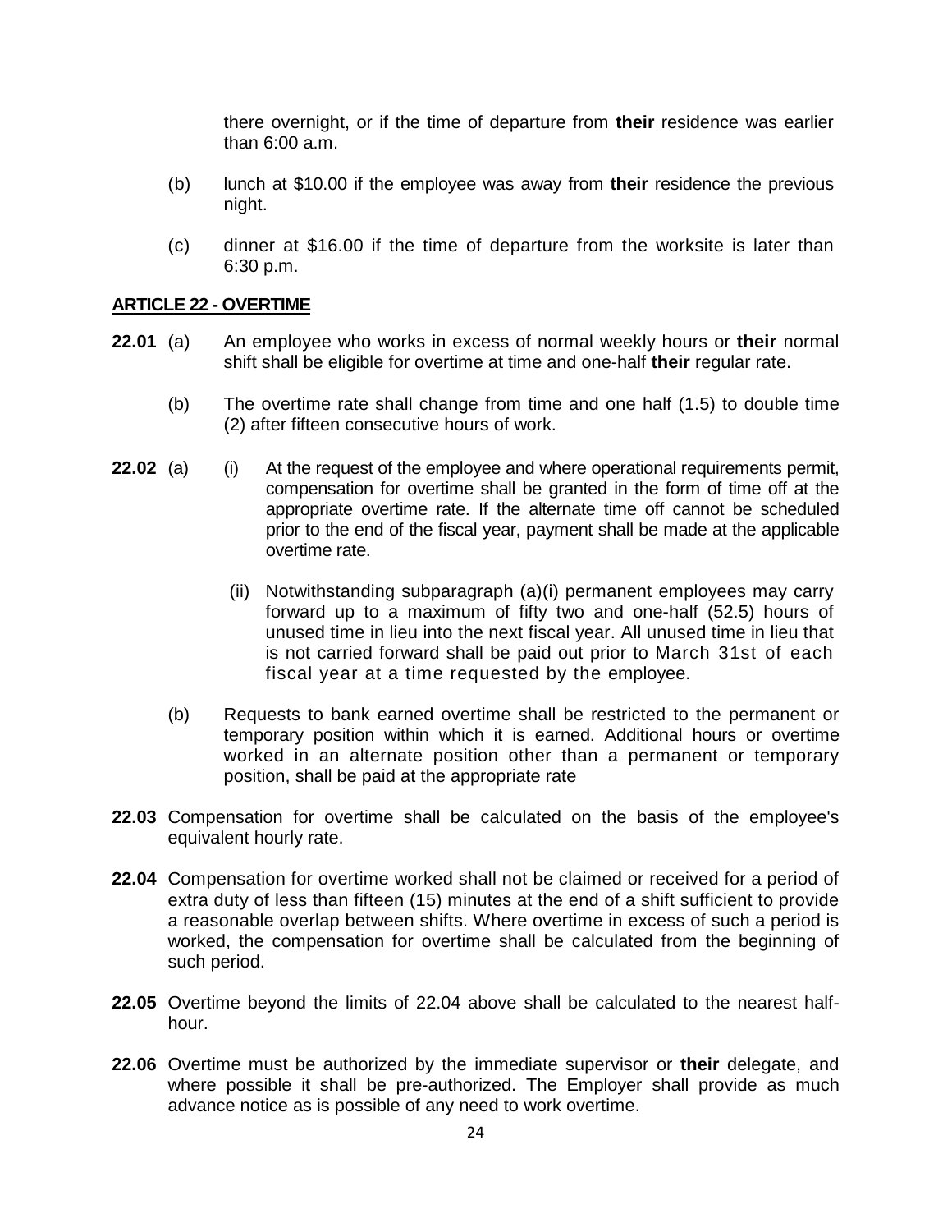there overnight, or if the time of departure from **their** residence was earlier than 6:00 a.m.

(b) lunch at $10.00 if the employee was away from **their** residence the previous night.

(c) dinner at $16.00 if the time of departure from the worksite is later than 6:30 p.m.

## ARTICLE 22 - OVERTIME

**22.01** (a) An employee who works in excess of normal weekly hours or **their** normal shift shall be eligible for overtime at time and one-half **their** regular rate.

(b) The overtime rate shall change from time and one half (1.5) to double time (2) after fifteen consecutive hours of work.

**22.02** (a) (i) At the request of the employee and where operational requirements permit, compensation for overtime shall be granted in the form of time off at the appropriate overtime rate. If the alternate time off cannot be scheduled prior to the end of the fiscal year, payment shall be made at the applicable overtime rate.

(ii) Notwithstanding subparagraph (a)(i) permanent employees may carry forward up to a maximum of fifty two and one-half (52.5) hours of unused time in lieu into the next fiscal year. All unused time in lieu that is not carried forward shall be paid out prior to March 31st of each fiscal year at a time requested by the employee.

(b) Requests to bank earned overtime shall be restricted to the permanent or temporary position within which it is earned. Additional hours or overtime worked in an alternate position other than a permanent or temporary position, shall be paid at the appropriate rate

**22.03** Compensation for overtime shall be calculated on the basis of the employee's equivalent hourly rate.

**22.04** Compensation for overtime worked shall not be claimed or received for a period of extra duty of less than fifteen (15) minutes at the end of a shift sufficient to provide a reasonable overlap between shifts. Where overtime in excess of such a period is worked, the compensation for overtime shall be calculated from the beginning of such period.

**22.05** Overtime beyond the limits of 22.04 above shall be calculated to the nearest half-hour.

**22.06** Overtime must be authorized by the immediate supervisor or **their** delegate, and where possible it shall be pre-authorized. The Employer shall provide as much advance notice as is possible of any need to work overtime.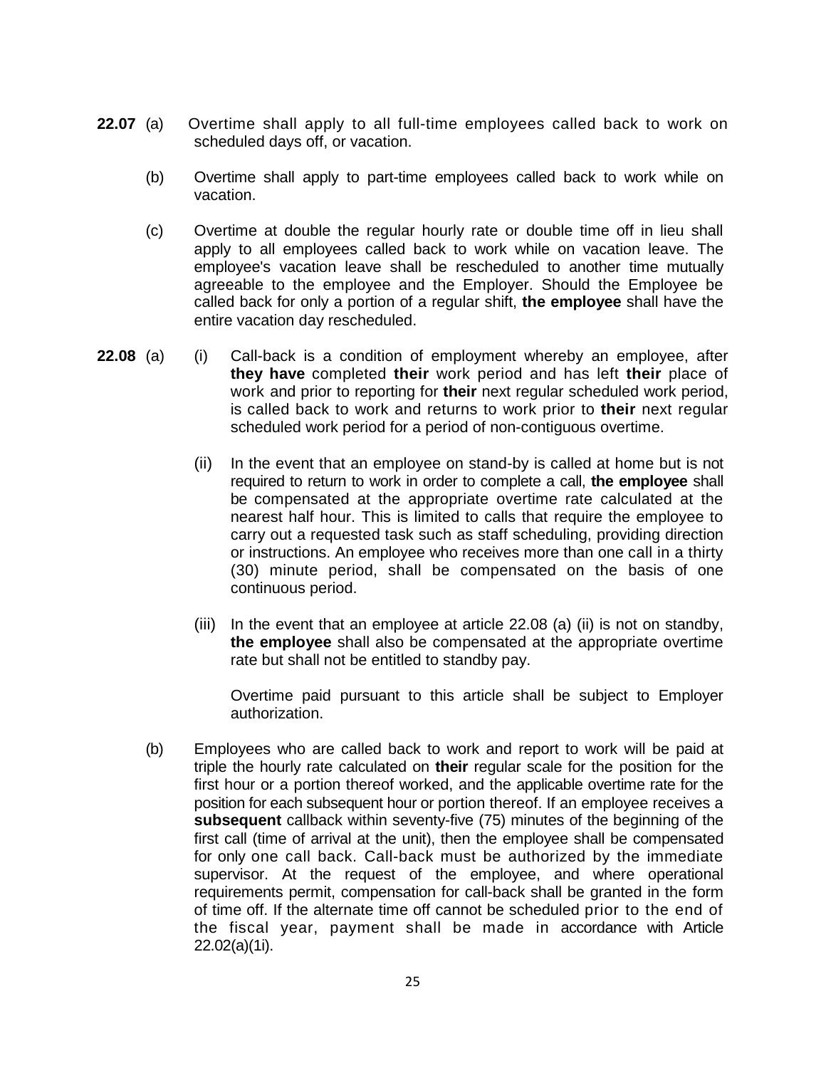**22.07** (a) Overtime shall apply to all full-time employees called back to work on scheduled days off, or vacation.

(b) Overtime shall apply to part-time employees called back to work while on vacation.

(c) Overtime at double the regular hourly rate or double time off in lieu shall apply to all employees called back to work while on vacation leave. The employee's vacation leave shall be rescheduled to another time mutually agreeable to the employee and the Employer. Should the Employee be called back for only a portion of a regular shift, **the employee** shall have the entire vacation day rescheduled.

**22.08** (a) (i) Call-back is a condition of employment whereby an employee, after **they have** completed **their** work period and has left **their** place of work and prior to reporting for **their** next regular scheduled work period, is called back to work and returns to work prior to **their** next regular scheduled work period for a period of non-contiguous overtime.

(ii) In the event that an employee on stand-by is called at home but is not required to return to work in order to complete a call, **the employee** shall be compensated at the appropriate overtime rate calculated at the nearest half hour. This is limited to calls that require the employee to carry out a requested task such as staff scheduling, providing direction or instructions. An employee who receives more than one call in a thirty (30) minute period, shall be compensated on the basis of one continuous period.

(iii) In the event that an employee at article 22.08 (a) (ii) is not on standby, **the employee** shall also be compensated at the appropriate overtime rate but shall not be entitled to standby pay.

Overtime paid pursuant to this article shall be subject to Employer authorization.

(b) Employees who are called back to work and report to work will be paid at triple the hourly rate calculated on **their** regular scale for the position for the first hour or a portion thereof worked, and the applicable overtime rate for the position for each subsequent hour or portion thereof. If an employee receives a **subsequent** callback within seventy-five (75) minutes of the beginning of the first call (time of arrival at the unit), then the employee shall be compensated for only one call back. Call-back must be authorized by the immediate supervisor. At the request of the employee, and where operational requirements permit, compensation for call-back shall be granted in the form of time off. If the alternate time off cannot be scheduled prior to the end of the fiscal year, payment shall be made in accordance with Article 22.02(a)(1i).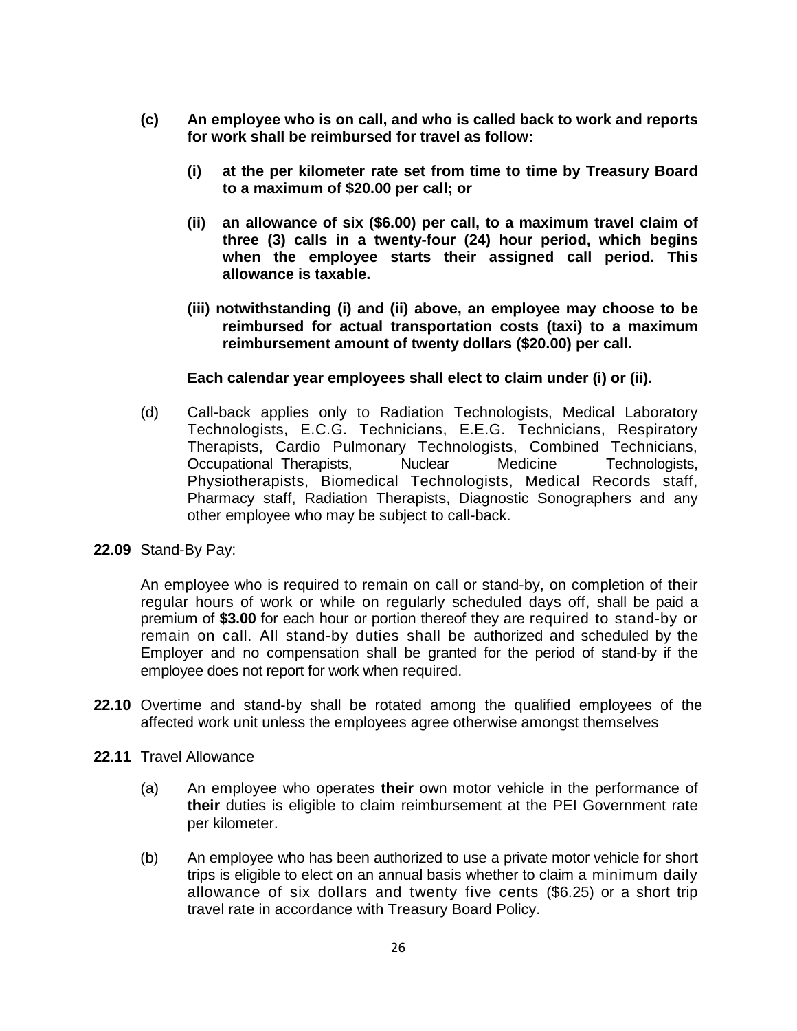**(c) An employee who is on call, and who is called back to work and reports for work shall be reimbursed for travel as follow:**

**(i) at the per kilometer rate set from time to time by Treasury Board to a maximum of $20.00 per call; or**

**(ii) an allowance of six ($6.00) per call, to a maximum travel claim of three (3) calls in a twenty-four (24) hour period, which begins when the employee starts their assigned call period. This allowance is taxable.**

**(iii) notwithstanding (i) and (ii) above, an employee may choose to be reimbursed for actual transportation costs (taxi) to a maximum reimbursement amount of twenty dollars ($20.00) per call.**

**Each calendar year employees shall elect to claim under (i) or (ii).**

(d) Call-back applies only to Radiation Technologists, Medical Laboratory Technologists, E.C.G. Technicians, E.E.G. Technicians, Respiratory Therapists, Cardio Pulmonary Technologists, Combined Technicians, Occupational Therapists, Nuclear Medicine Technologists, Physiotherapists, Biomedical Technologists, Medical Records staff, Pharmacy staff, Radiation Therapists, Diagnostic Sonographers and any other employee who may be subject to call-back.

**22.09** Stand-By Pay:

An employee who is required to remain on call or stand-by, on completion of their regular hours of work or while on regularly scheduled days off, shall be paid a premium of **$3.00** for each hour or portion thereof they are required to stand-by or remain on call. All stand-by duties shall be authorized and scheduled by the Employer and no compensation shall be granted for the period of stand-by if the employee does not report for work when required.

**22.10** Overtime and stand-by shall be rotated among the qualified employees of the affected work unit unless the employees agree otherwise amongst themselves

**22.11** Travel Allowance

(a) An employee who operates **their** own motor vehicle in the performance of **their** duties is eligible to claim reimbursement at the PEI Government rate per kilometer.

(b) An employee who has been authorized to use a private motor vehicle for short trips is eligible to elect on an annual basis whether to claim a minimum daily allowance of six dollars and twenty five cents ($6.25) or a short trip travel rate in accordance with Treasury Board Policy.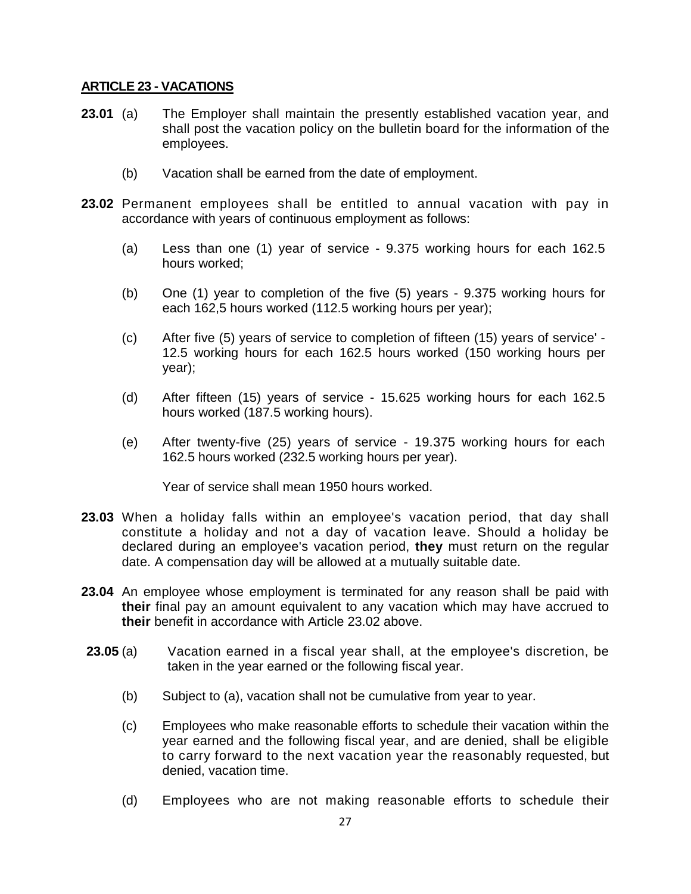## ARTICLE 23 - VACATIONS

**23.01** (a) The Employer shall maintain the presently established vacation year, and shall post the vacation policy on the bulletin board for the information of the employees.

(b) Vacation shall be earned from the date of employment.

**23.02** Permanent employees shall be entitled to annual vacation with pay in accordance with years of continuous employment as follows:

(a) Less than one (1) year of service - 9.375 working hours for each 162.5 hours worked;

(b) One (1) year to completion of the five (5) years - 9.375 working hours for each 162,5 hours worked (112.5 working hours per year);

(c) After five (5) years of service to completion of fifteen (15) years of service' - 12.5 working hours for each 162.5 hours worked (150 working hours per year);

(d) After fifteen (15) years of service - 15.625 working hours for each 162.5 hours worked (187.5 working hours).

(e) After twenty-five (25) years of service - 19.375 working hours for each 162.5 hours worked (232.5 working hours per year).

Year of service shall mean 1950 hours worked.

**23.03** When a holiday falls within an employee's vacation period, that day shall constitute a holiday and not a day of vacation leave. Should a holiday be declared during an employee's vacation period, **they** must return on the regular date. A compensation day will be allowed at a mutually suitable date.

**23.04** An employee whose employment is terminated for any reason shall be paid with **their** final pay an amount equivalent to any vacation which may have accrued to **their** benefit in accordance with Article 23.02 above.

**23.05** (a) Vacation earned in a fiscal year shall, at the employee's discretion, be taken in the year earned or the following fiscal year.

(b) Subject to (a), vacation shall not be cumulative from year to year.

(c) Employees who make reasonable efforts to schedule their vacation within the year earned and the following fiscal year, and are denied, shall be eligible to carry forward to the next vacation year the reasonably requested, but denied, vacation time.

(d) Employees who are not making reasonable efforts to schedule their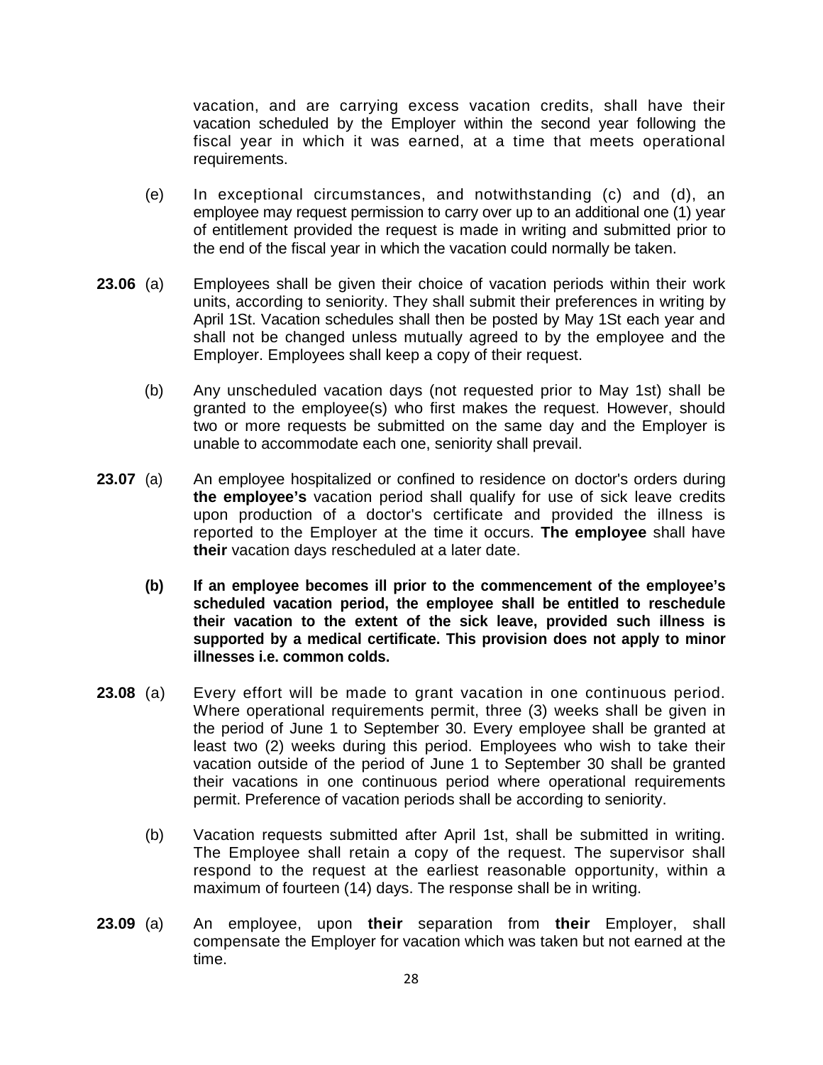vacation, and are carrying excess vacation credits, shall have their vacation scheduled by the Employer within the second year following the fiscal year in which it was earned, at a time that meets operational requirements.

(e) In exceptional circumstances, and notwithstanding (c) and (d), an employee may request permission to carry over up to an additional one (1) year of entitlement provided the request is made in writing and submitted prior to the end of the fiscal year in which the vacation could normally be taken.

**23.06** (a) Employees shall be given their choice of vacation periods within their work units, according to seniority. They shall submit their preferences in writing by April 1St. Vacation schedules shall then be posted by May 1St each year and shall not be changed unless mutually agreed to by the employee and the Employer. Employees shall keep a copy of their request.

(b) Any unscheduled vacation days (not requested prior to May 1st) shall be granted to the employee(s) who first makes the request. However, should two or more requests be submitted on the same day and the Employer is unable to accommodate each one, seniority shall prevail.

**23.07** (a) An employee hospitalized or confined to residence on doctor's orders during **the employee's** vacation period shall qualify for use of sick leave credits upon production of a doctor's certificate and provided the illness is reported to the Employer at the time it occurs. **The employee** shall have **their** vacation days rescheduled at a later date.

**(b) If an employee becomes ill prior to the commencement of the employee's scheduled vacation period, the employee shall be entitled to reschedule their vacation to the extent of the sick leave, provided such illness is supported by a medical certificate. This provision does not apply to minor illnesses i.e. common colds.**

**23.08** (a) Every effort will be made to grant vacation in one continuous period. Where operational requirements permit, three (3) weeks shall be given in the period of June 1 to September 30. Every employee shall be granted at least two (2) weeks during this period. Employees who wish to take their vacation outside of the period of June 1 to September 30 shall be granted their vacations in one continuous period where operational requirements permit. Preference of vacation periods shall be according to seniority.

(b) Vacation requests submitted after April 1st, shall be submitted in writing. The Employee shall retain a copy of the request. The supervisor shall respond to the request at the earliest reasonable opportunity, within a maximum of fourteen (14) days. The response shall be in writing.

**23.09** (a) An employee, upon **their** separation from **their** Employer, shall compensate the Employer for vacation which was taken but not earned at the time.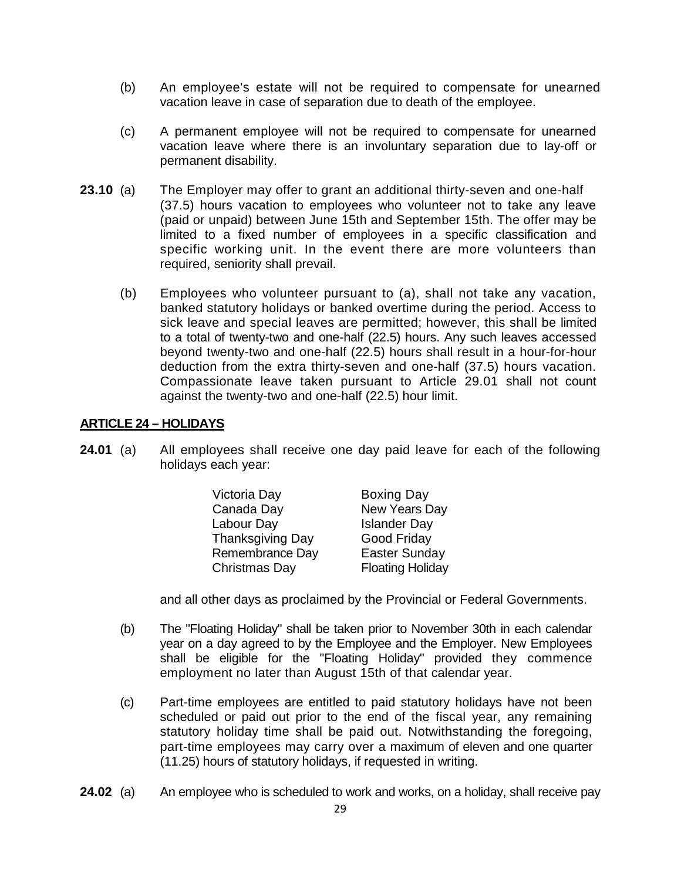(b) An employee's estate will not be required to compensate for unearned vacation leave in case of separation due to death of the employee.

(c) A permanent employee will not be required to compensate for unearned vacation leave where there is an involuntary separation due to lay-off or permanent disability.

**23.10** (a) The Employer may offer to grant an additional thirty-seven and one-half (37.5) hours vacation to employees who volunteer not to take any leave (paid or unpaid) between June 15th and September 15th. The offer may be limited to a fixed number of employees in a specific classification and specific working unit. In the event there are more volunteers than required, seniority shall prevail.

(b) Employees who volunteer pursuant to (a), shall not take any vacation, banked statutory holidays or banked overtime during the period. Access to sick leave and special leaves are permitted; however, this shall be limited to a total of twenty-two and one-half (22.5) hours. Any such leaves accessed beyond twenty-two and one-half (22.5) hours shall result in a hour-for-hour deduction from the extra thirty-seven and one-half (37.5) hours vacation. Compassionate leave taken pursuant to Article 29.01 shall not count against the twenty-two and one-half (22.5) hour limit.

## ARTICLE 24 – HOLIDAYS

**24.01** (a) All employees shall receive one day paid leave for each of the following holidays each year:

| | |
|---|---|
| Victoria Day | Boxing Day |
| Canada Day | New Years Day |
| Labour Day | Islander Day |
| Thanksgiving Day | Good Friday |
| Remembrance Day | Easter Sunday |
| Christmas Day | Floating Holiday |

and all other days as proclaimed by the Provincial or Federal Governments.

(b) The "Floating Holiday" shall be taken prior to November 30th in each calendar year on a day agreed to by the Employee and the Employer. New Employees shall be eligible for the "Floating Holiday" provided they commence employment no later than August 15th of that calendar year.

(c) Part-time employees are entitled to paid statutory holidays have not been scheduled or paid out prior to the end of the fiscal year, any remaining statutory holiday time shall be paid out. Notwithstanding the foregoing, part-time employees may carry over a maximum of eleven and one quarter (11.25) hours of statutory holidays, if requested in writing.

**24.02** (a) An employee who is scheduled to work and works, on a holiday, shall receive pay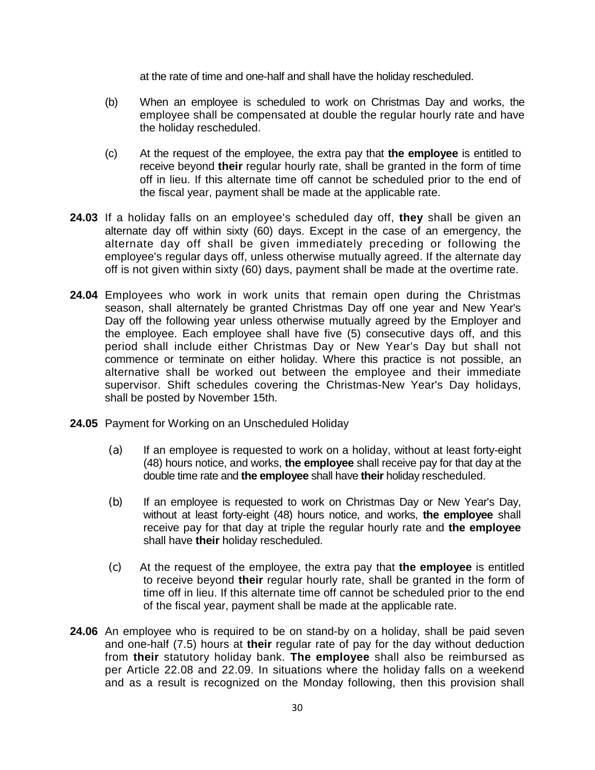at the rate of time and one-half and shall have the holiday rescheduled.

(b) When an employee is scheduled to work on Christmas Day and works, the employee shall be compensated at double the regular hourly rate and have the holiday rescheduled.

(c) At the request of the employee, the extra pay that **the employee** is entitled to receive beyond **their** regular hourly rate, shall be granted in the form of time off in lieu. If this alternate time off cannot be scheduled prior to the end of the fiscal year, payment shall be made at the applicable rate.

**24.03** If a holiday falls on an employee's scheduled day off, **they** shall be given an alternate day off within sixty (60) days. Except in the case of an emergency, the alternate day off shall be given immediately preceding or following the employee's regular days off, unless otherwise mutually agreed. If the alternate day off is not given within sixty (60) days, payment shall be made at the overtime rate.

**24.04** Employees who work in work units that remain open during the Christmas season, shall alternately be granted Christmas Day off one year and New Year's Day off the following year unless otherwise mutually agreed by the Employer and the employee. Each employee shall have five (5) consecutive days off, and this period shall include either Christmas Day or New Year's Day but shall not commence or terminate on either holiday. Where this practice is not possible, an alternative shall be worked out between the employee and their immediate supervisor. Shift schedules covering the Christmas-New Year's Day holidays, shall be posted by November 15th.

**24.05** Payment for Working on an Unscheduled Holiday

(a) If an employee is requested to work on a holiday, without at least forty-eight (48) hours notice, and works, **the employee** shall receive pay for that day at the double time rate and **the employee** shall have **their** holiday rescheduled.

(b) If an employee is requested to work on Christmas Day or New Year's Day, without at least forty-eight (48) hours notice, and works, **the employee** shall receive pay for that day at triple the regular hourly rate and **the employee** shall have **their** holiday rescheduled.

(c) At the request of the employee, the extra pay that **the employee** is entitled to receive beyond **their** regular hourly rate, shall be granted in the form of time off in lieu. If this alternate time off cannot be scheduled prior to the end of the fiscal year, payment shall be made at the applicable rate.

**24.06** An employee who is required to be on stand-by on a holiday, shall be paid seven and one-half (7.5) hours at **their** regular rate of pay for the day without deduction from **their** statutory holiday bank. **The employee** shall also be reimbursed as per Article 22.08 and 22.09. In situations where the holiday falls on a weekend and as a result is recognized on the Monday following, then this provision shall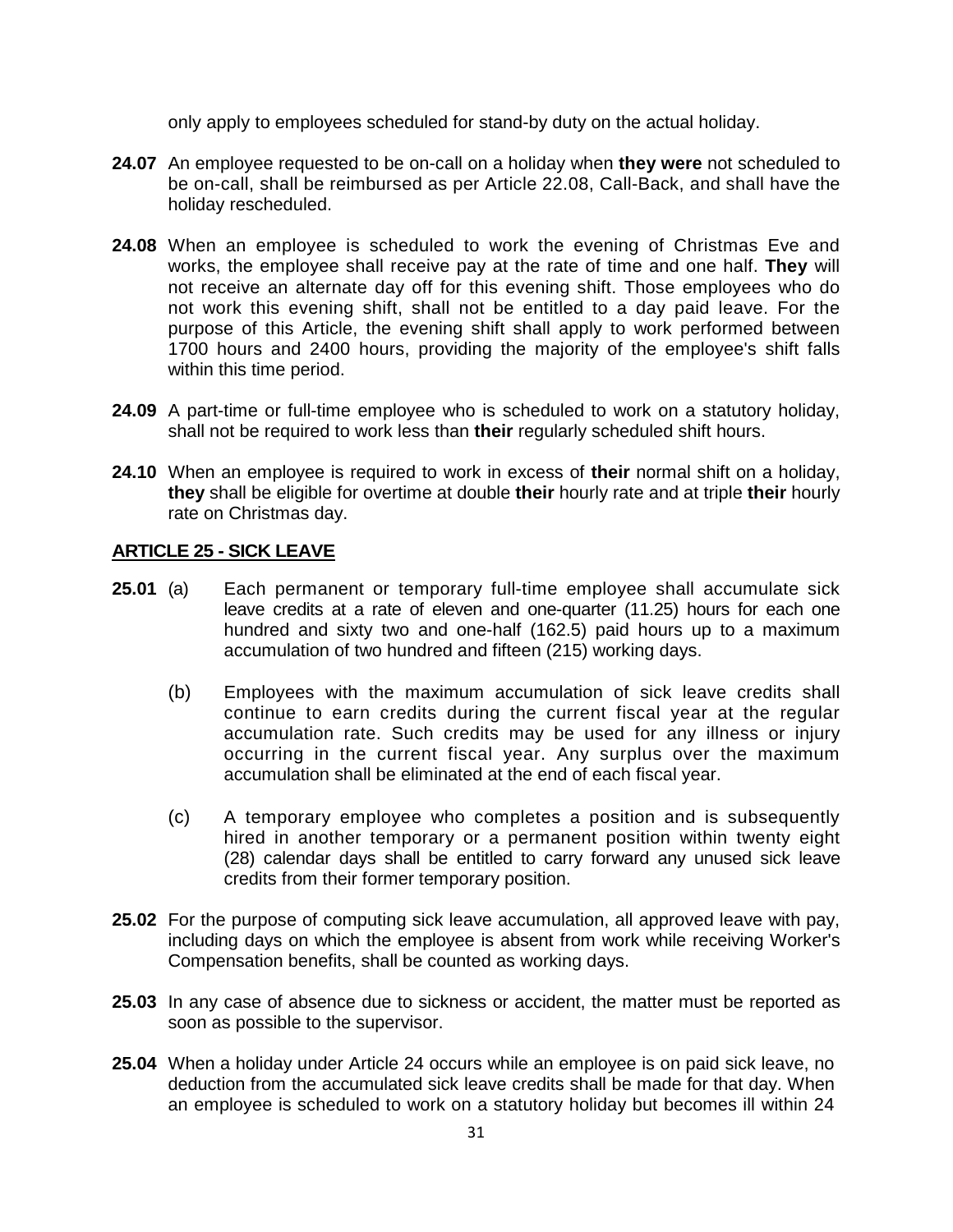only apply to employees scheduled for stand-by duty on the actual holiday.

**24.07** An employee requested to be on-call on a holiday when **they were** not scheduled to be on-call, shall be reimbursed as per Article 22.08, Call-Back, and shall have the holiday rescheduled.

**24.08** When an employee is scheduled to work the evening of Christmas Eve and works, the employee shall receive pay at the rate of time and one half. **They** will not receive an alternate day off for this evening shift. Those employees who do not work this evening shift, shall not be entitled to a day paid leave. For the purpose of this Article, the evening shift shall apply to work performed between 1700 hours and 2400 hours, providing the majority of the employee's shift falls within this time period.

**24.09** A part-time or full-time employee who is scheduled to work on a statutory holiday, shall not be required to work less than **their** regularly scheduled shift hours.

**24.10** When an employee is required to work in excess of **their** normal shift on a holiday, **they** shall be eligible for overtime at double **their** hourly rate and at triple **their** hourly rate on Christmas day.

## ARTICLE 25 - SICK LEAVE

**25.01** (a) Each permanent or temporary full-time employee shall accumulate sick leave credits at a rate of eleven and one-quarter (11.25) hours for each one hundred and sixty two and one-half (162.5) paid hours up to a maximum accumulation of two hundred and fifteen (215) working days.

(b) Employees with the maximum accumulation of sick leave credits shall continue to earn credits during the current fiscal year at the regular accumulation rate. Such credits may be used for any illness or injury occurring in the current fiscal year. Any surplus over the maximum accumulation shall be eliminated at the end of each fiscal year.

(c) A temporary employee who completes a position and is subsequently hired in another temporary or a permanent position within twenty eight (28) calendar days shall be entitled to carry forward any unused sick leave credits from their former temporary position.

**25.02** For the purpose of computing sick leave accumulation, all approved leave with pay, including days on which the employee is absent from work while receiving Worker's Compensation benefits, shall be counted as working days.

**25.03** In any case of absence due to sickness or accident, the matter must be reported as soon as possible to the supervisor.

**25.04** When a holiday under Article 24 occurs while an employee is on paid sick leave, no deduction from the accumulated sick leave credits shall be made for that day. When an employee is scheduled to work on a statutory holiday but becomes ill within 24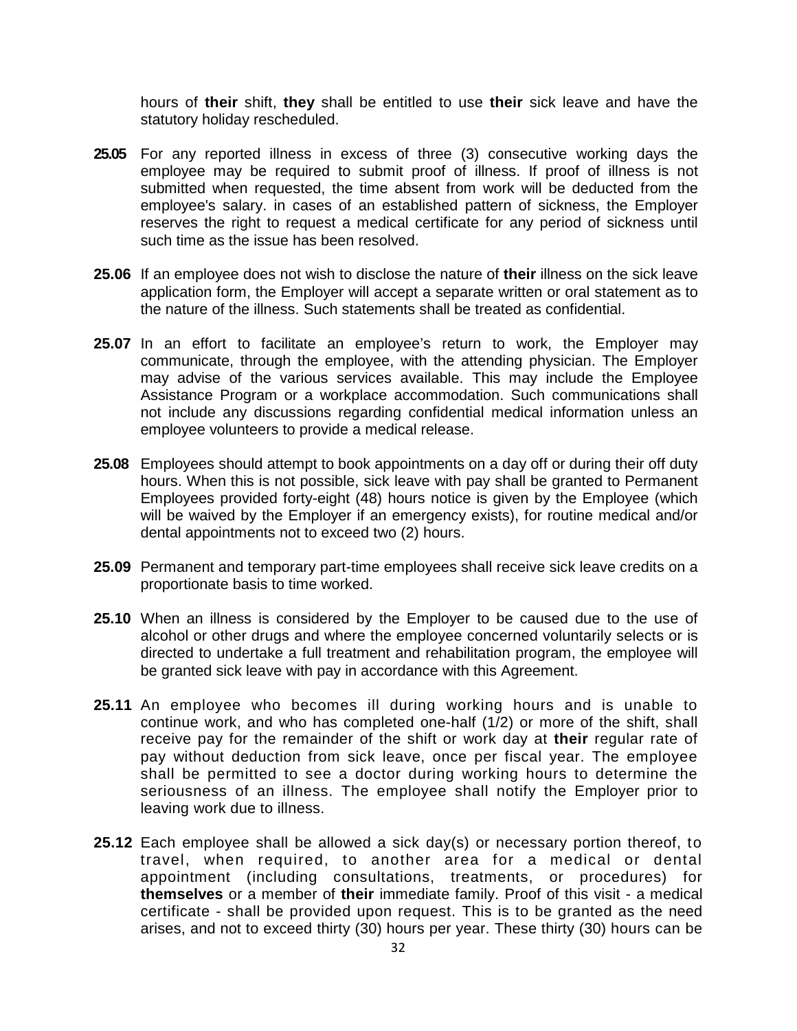hours of **their** shift, **they** shall be entitled to use **their** sick leave and have the statutory holiday rescheduled.

**25.05** For any reported illness in excess of three (3) consecutive working days the employee may be required to submit proof of illness. If proof of illness is not submitted when requested, the time absent from work will be deducted from the employee's salary. in cases of an established pattern of sickness, the Employer reserves the right to request a medical certificate for any period of sickness until such time as the issue has been resolved.

**25.06** If an employee does not wish to disclose the nature of **their** illness on the sick leave application form, the Employer will accept a separate written or oral statement as to the nature of the illness. Such statements shall be treated as confidential.

**25.07** In an effort to facilitate an employee's return to work, the Employer may communicate, through the employee, with the attending physician. The Employer may advise of the various services available. This may include the Employee Assistance Program or a workplace accommodation. Such communications shall not include any discussions regarding confidential medical information unless an employee volunteers to provide a medical release.

**25.08** Employees should attempt to book appointments on a day off or during their off duty hours. When this is not possible, sick leave with pay shall be granted to Permanent Employees provided forty-eight (48) hours notice is given by the Employee (which will be waived by the Employer if an emergency exists), for routine medical and/or dental appointments not to exceed two (2) hours.

**25.09** Permanent and temporary part-time employees shall receive sick leave credits on a proportionate basis to time worked.

**25.10** When an illness is considered by the Employer to be caused due to the use of alcohol or other drugs and where the employee concerned voluntarily selects or is directed to undertake a full treatment and rehabilitation program, the employee will be granted sick leave with pay in accordance with this Agreement.

**25.11** An employee who becomes ill during working hours and is unable to continue work, and who has completed one-half (1/2) or more of the shift, shall receive pay for the remainder of the shift or work day at **their** regular rate of pay without deduction from sick leave, once per fiscal year. The employee shall be permitted to see a doctor during working hours to determine the seriousness of an illness. The employee shall notify the Employer prior to leaving work due to illness.

**25.12** Each employee shall be allowed a sick day(s) or necessary portion thereof, to travel, when required, to another area for a medical or dental appointment (including consultations, treatments, or procedures) for **themselves** or a member of **their** immediate family. Proof of this visit - a medical certificate - shall be provided upon request. This is to be granted as the need arises, and not to exceed thirty (30) hours per year. These thirty (30) hours can be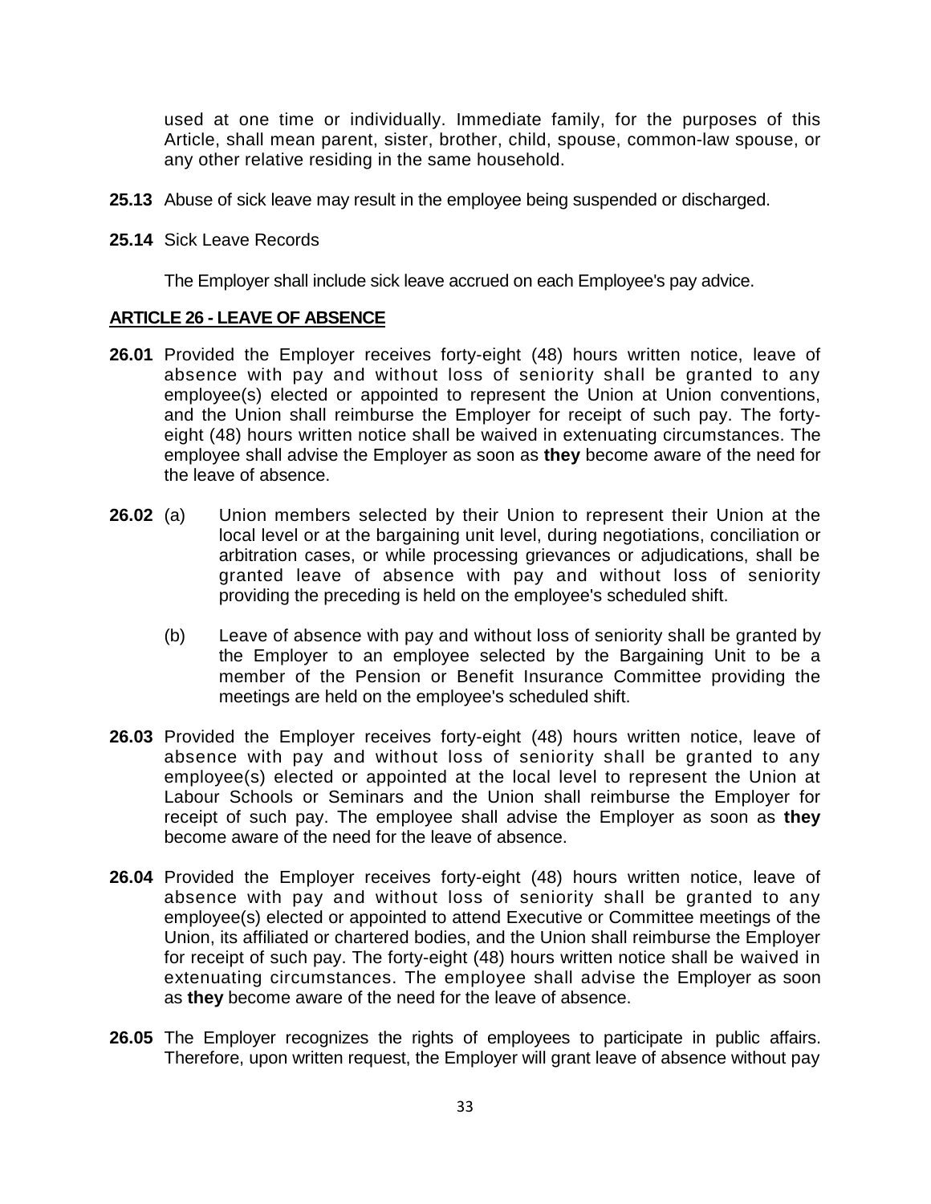used at one time or individually. Immediate family, for the purposes of this Article, shall mean parent, sister, brother, child, spouse, common-law spouse, or any other relative residing in the same household.

**25.13** Abuse of sick leave may result in the employee being suspended or discharged.

**25.14** Sick Leave Records

The Employer shall include sick leave accrued on each Employee's pay advice.

## ARTICLE 26 - LEAVE OF ABSENCE

**26.01** Provided the Employer receives forty-eight (48) hours written notice, leave of absence with pay and without loss of seniority shall be granted to any employee(s) elected or appointed to represent the Union at Union conventions, and the Union shall reimburse the Employer for receipt of such pay. The forty-eight (48) hours written notice shall be waived in extenuating circumstances. The employee shall advise the Employer as soon as **they** become aware of the need for the leave of absence.

**26.02** (a) Union members selected by their Union to represent their Union at the local level or at the bargaining unit level, during negotiations, conciliation or arbitration cases, or while processing grievances or adjudications, shall be granted leave of absence with pay and without loss of seniority providing the preceding is held on the employee's scheduled shift.

(b) Leave of absence with pay and without loss of seniority shall be granted by the Employer to an employee selected by the Bargaining Unit to be a member of the Pension or Benefit Insurance Committee providing the meetings are held on the employee's scheduled shift.

**26.03** Provided the Employer receives forty-eight (48) hours written notice, leave of absence with pay and without loss of seniority shall be granted to any employee(s) elected or appointed at the local level to represent the Union at Labour Schools or Seminars and the Union shall reimburse the Employer for receipt of such pay. The employee shall advise the Employer as soon as **they** become aware of the need for the leave of absence.

**26.04** Provided the Employer receives forty-eight (48) hours written notice, leave of absence with pay and without loss of seniority shall be granted to any employee(s) elected or appointed to attend Executive or Committee meetings of the Union, its affiliated or chartered bodies, and the Union shall reimburse the Employer for receipt of such pay. The forty-eight (48) hours written notice shall be waived in extenuating circumstances. The employee shall advise the Employer as soon as **they** become aware of the need for the leave of absence.

**26.05** The Employer recognizes the rights of employees to participate in public affairs. Therefore, upon written request, the Employer will grant leave of absence without pay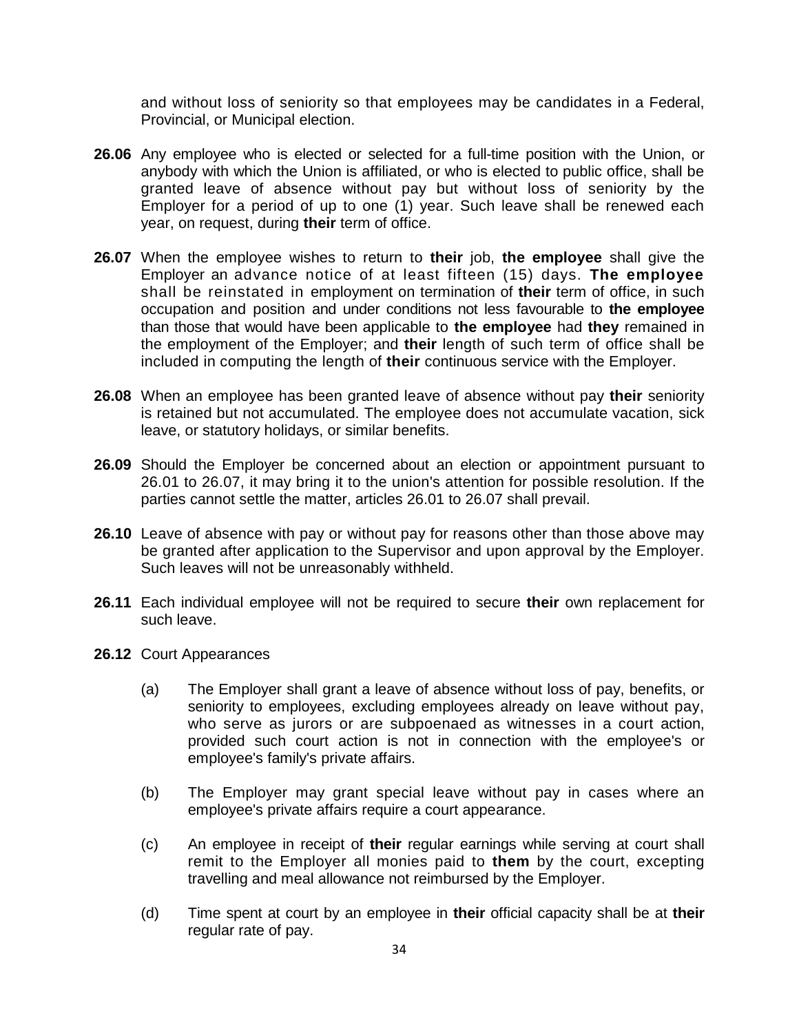and without loss of seniority so that employees may be candidates in a Federal, Provincial, or Municipal election.

**26.06** Any employee who is elected or selected for a full-time position with the Union, or anybody with which the Union is affiliated, or who is elected to public office, shall be granted leave of absence without pay but without loss of seniority by the Employer for a period of up to one (1) year. Such leave shall be renewed each year, on request, during **their** term of office.

**26.07** When the employee wishes to return to **their** job, **the employee** shall give the Employer an advance notice of at least fifteen (15) days. **The employee** shall be reinstated in employment on termination of **their** term of office, in such occupation and position and under conditions not less favourable to **the employee** than those that would have been applicable to **the employee** had **they** remained in the employment of the Employer; and **their** length of such term of office shall be included in computing the length of **their** continuous service with the Employer.

**26.08** When an employee has been granted leave of absence without pay **their** seniority is retained but not accumulated. The employee does not accumulate vacation, sick leave, or statutory holidays, or similar benefits.

**26.09** Should the Employer be concerned about an election or appointment pursuant to 26.01 to 26.07, it may bring it to the union's attention for possible resolution. If the parties cannot settle the matter, articles 26.01 to 26.07 shall prevail.

**26.10** Leave of absence with pay or without pay for reasons other than those above may be granted after application to the Supervisor and upon approval by the Employer. Such leaves will not be unreasonably withheld.

**26.11** Each individual employee will not be required to secure **their** own replacement for such leave.

**26.12** Court Appearances

(a) The Employer shall grant a leave of absence without loss of pay, benefits, or seniority to employees, excluding employees already on leave without pay, who serve as jurors or are subpoenaed as witnesses in a court action, provided such court action is not in connection with the employee's or employee's family's private affairs.

(b) The Employer may grant special leave without pay in cases where an employee's private affairs require a court appearance.

(c) An employee in receipt of **their** regular earnings while serving at court shall remit to the Employer all monies paid to **them** by the court, excepting travelling and meal allowance not reimbursed by the Employer.

(d) Time spent at court by an employee in **their** official capacity shall be at **their** regular rate of pay.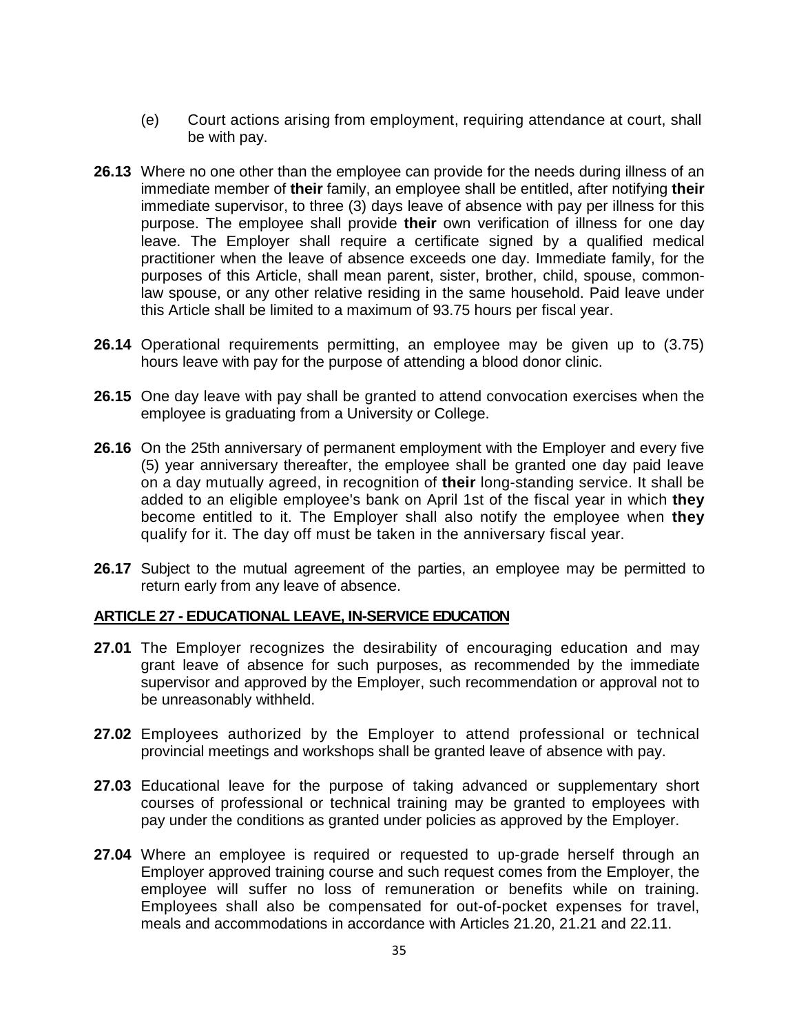(e) Court actions arising from employment, requiring attendance at court, shall be with pay.

**26.13** Where no one other than the employee can provide for the needs during illness of an immediate member of **their** family, an employee shall be entitled, after notifying **their** immediate supervisor, to three (3) days leave of absence with pay per illness for this purpose. The employee shall provide **their** own verification of illness for one day leave. The Employer shall require a certificate signed by a qualified medical practitioner when the leave of absence exceeds one day. Immediate family, for the purposes of this Article, shall mean parent, sister, brother, child, spouse, common-law spouse, or any other relative residing in the same household. Paid leave under this Article shall be limited to a maximum of 93.75 hours per fiscal year.

**26.14** Operational requirements permitting, an employee may be given up to (3.75) hours leave with pay for the purpose of attending a blood donor clinic.

**26.15** One day leave with pay shall be granted to attend convocation exercises when the employee is graduating from a University or College.

**26.16** On the 25th anniversary of permanent employment with the Employer and every five (5) year anniversary thereafter, the employee shall be granted one day paid leave on a day mutually agreed, in recognition of **their** long-standing service. It shall be added to an eligible employee's bank on April 1st of the fiscal year in which **they** become entitled to it. The Employer shall also notify the employee when **they** qualify for it. The day off must be taken in the anniversary fiscal year.

**26.17** Subject to the mutual agreement of the parties, an employee may be permitted to return early from any leave of absence.

## ARTICLE 27 - EDUCATIONAL LEAVE, IN-SERVICE EDUCATION

**27.01** The Employer recognizes the desirability of encouraging education and may grant leave of absence for such purposes, as recommended by the immediate supervisor and approved by the Employer, such recommendation or approval not to be unreasonably withheld.

**27.02** Employees authorized by the Employer to attend professional or technical provincial meetings and workshops shall be granted leave of absence with pay.

**27.03** Educational leave for the purpose of taking advanced or supplementary short courses of professional or technical training may be granted to employees with pay under the conditions as granted under policies as approved by the Employer.

**27.04** Where an employee is required or requested to up-grade herself through an Employer approved training course and such request comes from the Employer, the employee will suffer no loss of remuneration or benefits while on training. Employees shall also be compensated for out-of-pocket expenses for travel, meals and accommodations in accordance with Articles 21.20, 21.21 and 22.11.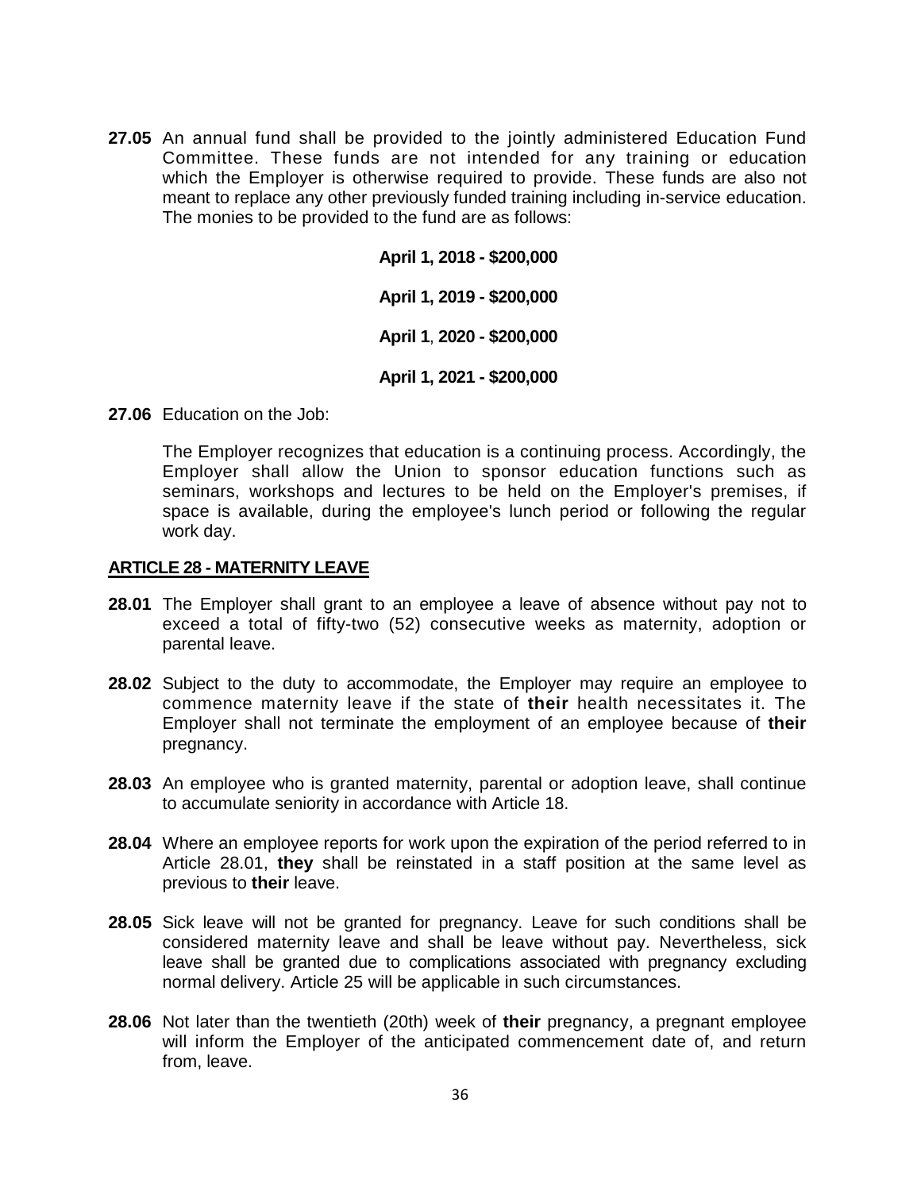**27.05** An annual fund shall be provided to the jointly administered Education Fund Committee. These funds are not intended for any training or education which the Employer is otherwise required to provide. These funds are also not meant to replace any other previously funded training including in-service education. The monies to be provided to the fund are as follows:

**April 1, 2018 - $200,000**

**April 1, 2019 - $200,000**

**April 1, 2020 - $200,000**

**April 1, 2021 - $200,000**

**27.06** Education on the Job:

The Employer recognizes that education is a continuing process. Accordingly, the Employer shall allow the Union to sponsor education functions such as seminars, workshops and lectures to be held on the Employer's premises, if space is available, during the employee's lunch period or following the regular work day.

## ARTICLE 28 - MATERNITY LEAVE

**28.01** The Employer shall grant to an employee a leave of absence without pay not to exceed a total of fifty-two (52) consecutive weeks as maternity, adoption or parental leave.

**28.02** Subject to the duty to accommodate, the Employer may require an employee to commence maternity leave if the state of **their** health necessitates it. The Employer shall not terminate the employment of an employee because of **their** pregnancy.

**28.03** An employee who is granted maternity, parental or adoption leave, shall continue to accumulate seniority in accordance with Article 18.

**28.04** Where an employee reports for work upon the expiration of the period referred to in Article 28.01, **they** shall be reinstated in a staff position at the same level as previous to **their** leave.

**28.05** Sick leave will not be granted for pregnancy. Leave for such conditions shall be considered maternity leave and shall be leave without pay. Nevertheless, sick leave shall be granted due to complications associated with pregnancy excluding normal delivery. Article 25 will be applicable in such circumstances.

**28.06** Not later than the twentieth (20th) week of **their** pregnancy, a pregnant employee will inform the Employer of the anticipated commencement date of, and return from, leave.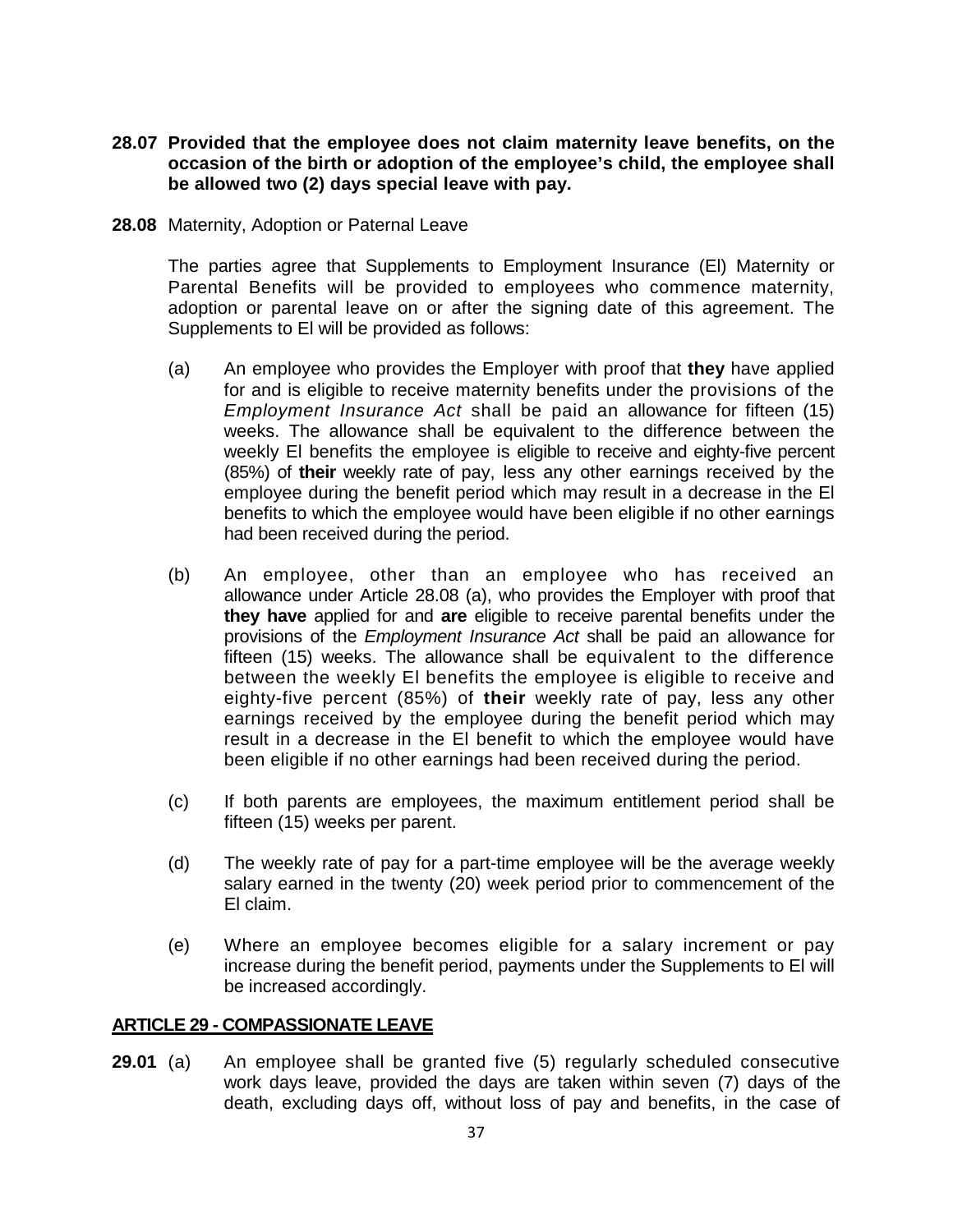**28.07 Provided that the employee does not claim maternity leave benefits, on the occasion of the birth or adoption of the employee's child, the employee shall be allowed two (2) days special leave with pay.**

**28.08** Maternity, Adoption or Paternal Leave

The parties agree that Supplements to Employment Insurance (El) Maternity or Parental Benefits will be provided to employees who commence maternity, adoption or parental leave on or after the signing date of this agreement. The Supplements to El will be provided as follows:

(a) An employee who provides the Employer with proof that **they** have applied for and is eligible to receive maternity benefits under the provisions of the *Employment Insurance Act* shall be paid an allowance for fifteen (15) weeks. The allowance shall be equivalent to the difference between the weekly El benefits the employee is eligible to receive and eighty-five percent (85%) of **their** weekly rate of pay, less any other earnings received by the employee during the benefit period which may result in a decrease in the El benefits to which the employee would have been eligible if no other earnings had been received during the period.

(b) An employee, other than an employee who has received an allowance under Article 28.08 (a), who provides the Employer with proof that **they have** applied for and **are** eligible to receive parental benefits under the provisions of the *Employment Insurance Act* shall be paid an allowance for fifteen (15) weeks. The allowance shall be equivalent to the difference between the weekly El benefits the employee is eligible to receive and eighty-five percent (85%) of **their** weekly rate of pay, less any other earnings received by the employee during the benefit period which may result in a decrease in the El benefit to which the employee would have been eligible if no other earnings had been received during the period.

(c) If both parents are employees, the maximum entitlement period shall be fifteen (15) weeks per parent.

(d) The weekly rate of pay for a part-time employee will be the average weekly salary earned in the twenty (20) week period prior to commencement of the El claim.

(e) Where an employee becomes eligible for a salary increment or pay increase during the benefit period, payments under the Supplements to El will be increased accordingly.

## ARTICLE 29 - COMPASSIONATE LEAVE

**29.01** (a) An employee shall be granted five (5) regularly scheduled consecutive work days leave, provided the days are taken within seven (7) days of the death, excluding days off, without loss of pay and benefits, in the case of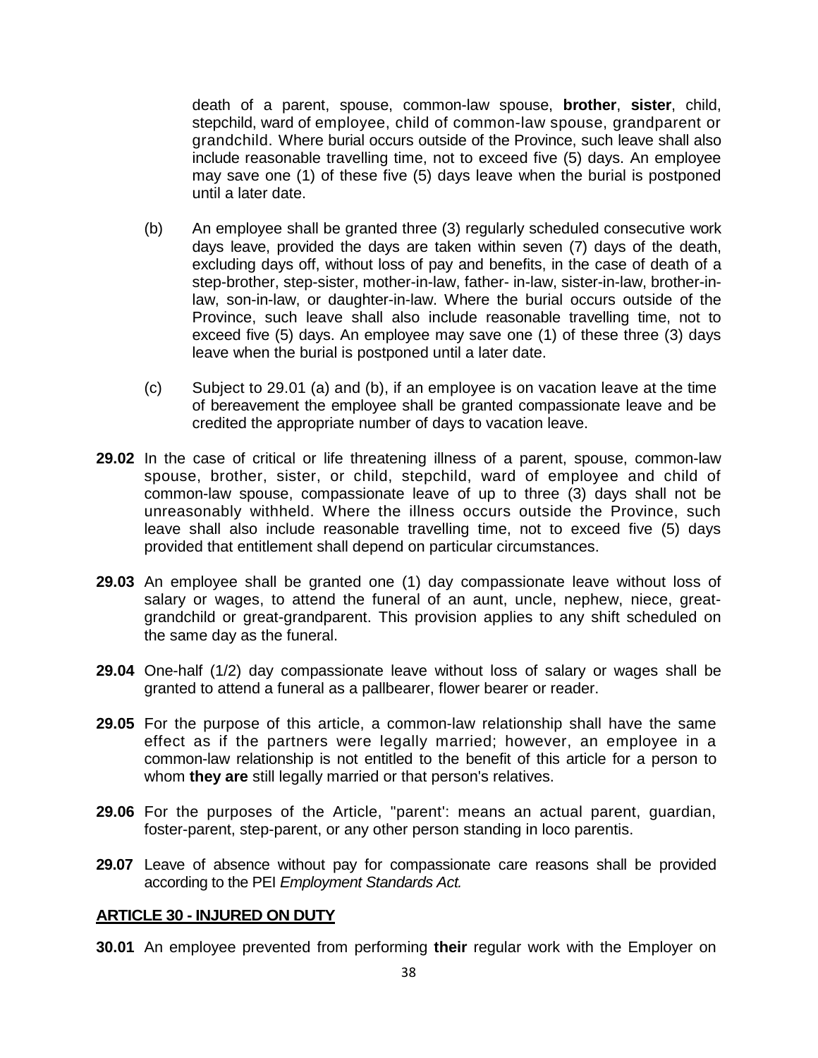death of a parent, spouse, common-law spouse, **brother**, **sister**, child, stepchild, ward of employee, child of common-law spouse, grandparent or grandchild. Where burial occurs outside of the Province, such leave shall also include reasonable travelling time, not to exceed five (5) days. An employee may save one (1) of these five (5) days leave when the burial is postponed until a later date.

(b) An employee shall be granted three (3) regularly scheduled consecutive work days leave, provided the days are taken within seven (7) days of the death, excluding days off, without loss of pay and benefits, in the case of death of a step-brother, step-sister, mother-in-law, father- in-law, sister-in-law, brother-in-law, son-in-law, or daughter-in-law. Where the burial occurs outside of the Province, such leave shall also include reasonable travelling time, not to exceed five (5) days. An employee may save one (1) of these three (3) days leave when the burial is postponed until a later date.

(c) Subject to 29.01 (a) and (b), if an employee is on vacation leave at the time of bereavement the employee shall be granted compassionate leave and be credited the appropriate number of days to vacation leave.

**29.02** In the case of critical or life threatening illness of a parent, spouse, common-law spouse, brother, sister, or child, stepchild, ward of employee and child of common-law spouse, compassionate leave of up to three (3) days shall not be unreasonably withheld. Where the illness occurs outside the Province, such leave shall also include reasonable travelling time, not to exceed five (5) days provided that entitlement shall depend on particular circumstances.

**29.03** An employee shall be granted one (1) day compassionate leave without loss of salary or wages, to attend the funeral of an aunt, uncle, nephew, niece, great-grandchild or great-grandparent. This provision applies to any shift scheduled on the same day as the funeral.

**29.04** One-half (1/2) day compassionate leave without loss of salary or wages shall be granted to attend a funeral as a pallbearer, flower bearer or reader.

**29.05** For the purpose of this article, a common-law relationship shall have the same effect as if the partners were legally married; however, an employee in a common-law relationship is not entitled to the benefit of this article for a person to whom **they are** still legally married or that person's relatives.

**29.06** For the purposes of the Article, "parent': means an actual parent, guardian, foster-parent, step-parent, or any other person standing in loco parentis.

**29.07** Leave of absence without pay for compassionate care reasons shall be provided according to the PEI *Employment Standards Act.*

## ARTICLE 30 - INJURED ON DUTY

**30.01** An employee prevented from performing **their** regular work with the Employer on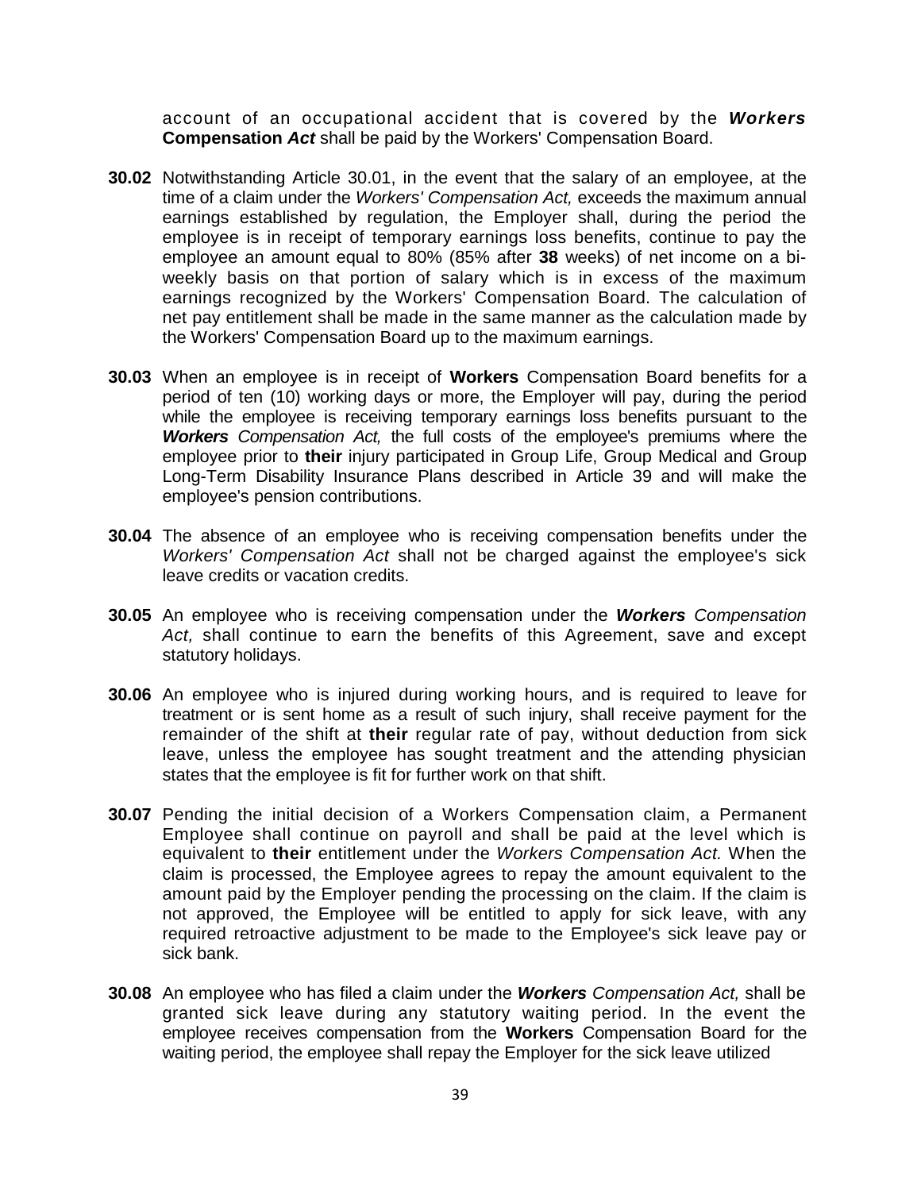account of an occupational accident that is covered by the ***Workers*** **Compensation *Act*** shall be paid by the Workers' Compensation Board.

**30.02** Notwithstanding Article 30.01, in the event that the salary of an employee, at the time of a claim under the *Workers' Compensation Act,* exceeds the maximum annual earnings established by regulation, the Employer shall, during the period the employee is in receipt of temporary earnings loss benefits, continue to pay the employee an amount equal to 80% (85% after **38** weeks) of net income on a bi-weekly basis on that portion of salary which is in excess of the maximum earnings recognized by the Workers' Compensation Board. The calculation of net pay entitlement shall be made in the same manner as the calculation made by the Workers' Compensation Board up to the maximum earnings.

**30.03** When an employee is in receipt of **Workers** Compensation Board benefits for a period of ten (10) working days or more, the Employer will pay, during the period while the employee is receiving temporary earnings loss benefits pursuant to the ***Workers*** *Compensation Act,* the full costs of the employee's premiums where the employee prior to **their** injury participated in Group Life, Group Medical and Group Long-Term Disability Insurance Plans described in Article 39 and will make the employee's pension contributions.

**30.04** The absence of an employee who is receiving compensation benefits under the *Workers' Compensation Act* shall not be charged against the employee's sick leave credits or vacation credits.

**30.05** An employee who is receiving compensation under the ***Workers*** *Compensation Act,* shall continue to earn the benefits of this Agreement, save and except statutory holidays.

**30.06** An employee who is injured during working hours, and is required to leave for treatment or is sent home as a result of such injury, shall receive payment for the remainder of the shift at **their** regular rate of pay, without deduction from sick leave, unless the employee has sought treatment and the attending physician states that the employee is fit for further work on that shift.

**30.07** Pending the initial decision of a Workers Compensation claim, a Permanent Employee shall continue on payroll and shall be paid at the level which is equivalent to **their** entitlement under the *Workers Compensation Act.* When the claim is processed, the Employee agrees to repay the amount equivalent to the amount paid by the Employer pending the processing on the claim. If the claim is not approved, the Employee will be entitled to apply for sick leave, with any required retroactive adjustment to be made to the Employee's sick leave pay or sick bank.

**30.08** An employee who has filed a claim under the ***Workers*** *Compensation Act,* shall be granted sick leave during any statutory waiting period. In the event the employee receives compensation from the **Workers** Compensation Board for the waiting period, the employee shall repay the Employer for the sick leave utilized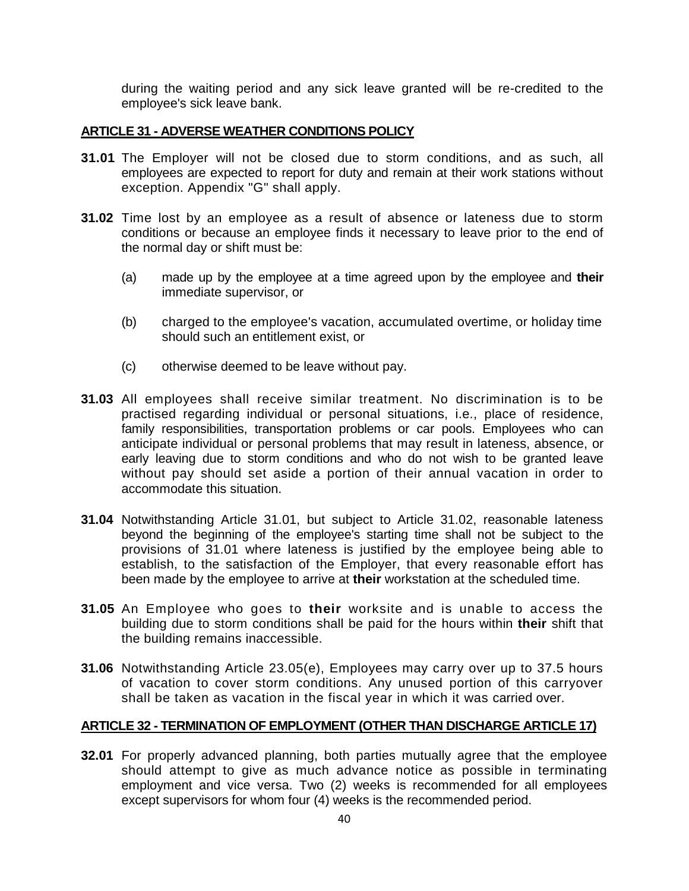during the waiting period and any sick leave granted will be re-credited to the employee's sick leave bank.

## ARTICLE 31 - ADVERSE WEATHER CONDITIONS POLICY

**31.01** The Employer will not be closed due to storm conditions, and as such, all employees are expected to report for duty and remain at their work stations without exception. Appendix "G" shall apply.

**31.02** Time lost by an employee as a result of absence or lateness due to storm conditions or because an employee finds it necessary to leave prior to the end of the normal day or shift must be:

(a) made up by the employee at a time agreed upon by the employee and **their** immediate supervisor, or

(b) charged to the employee's vacation, accumulated overtime, or holiday time should such an entitlement exist, or

(c) otherwise deemed to be leave without pay.

**31.03** All employees shall receive similar treatment. No discrimination is to be practised regarding individual or personal situations, i.e., place of residence, family responsibilities, transportation problems or car pools. Employees who can anticipate individual or personal problems that may result in lateness, absence, or early leaving due to storm conditions and who do not wish to be granted leave without pay should set aside a portion of their annual vacation in order to accommodate this situation.

**31.04** Notwithstanding Article 31.01, but subject to Article 31.02, reasonable lateness beyond the beginning of the employee's starting time shall not be subject to the provisions of 31.01 where lateness is justified by the employee being able to establish, to the satisfaction of the Employer, that every reasonable effort has been made by the employee to arrive at **their** workstation at the scheduled time.

**31.05** An Employee who goes to **their** worksite and is unable to access the building due to storm conditions shall be paid for the hours within **their** shift that the building remains inaccessible.

**31.06** Notwithstanding Article 23.05(e), Employees may carry over up to 37.5 hours of vacation to cover storm conditions. Any unused portion of this carryover shall be taken as vacation in the fiscal year in which it was carried over.

## ARTICLE 32 - TERMINATION OF EMPLOYMENT (OTHER THAN DISCHARGE ARTICLE 17)

**32.01** For properly advanced planning, both parties mutually agree that the employee should attempt to give as much advance notice as possible in terminating employment and vice versa. Two (2) weeks is recommended for all employees except supervisors for whom four (4) weeks is the recommended period.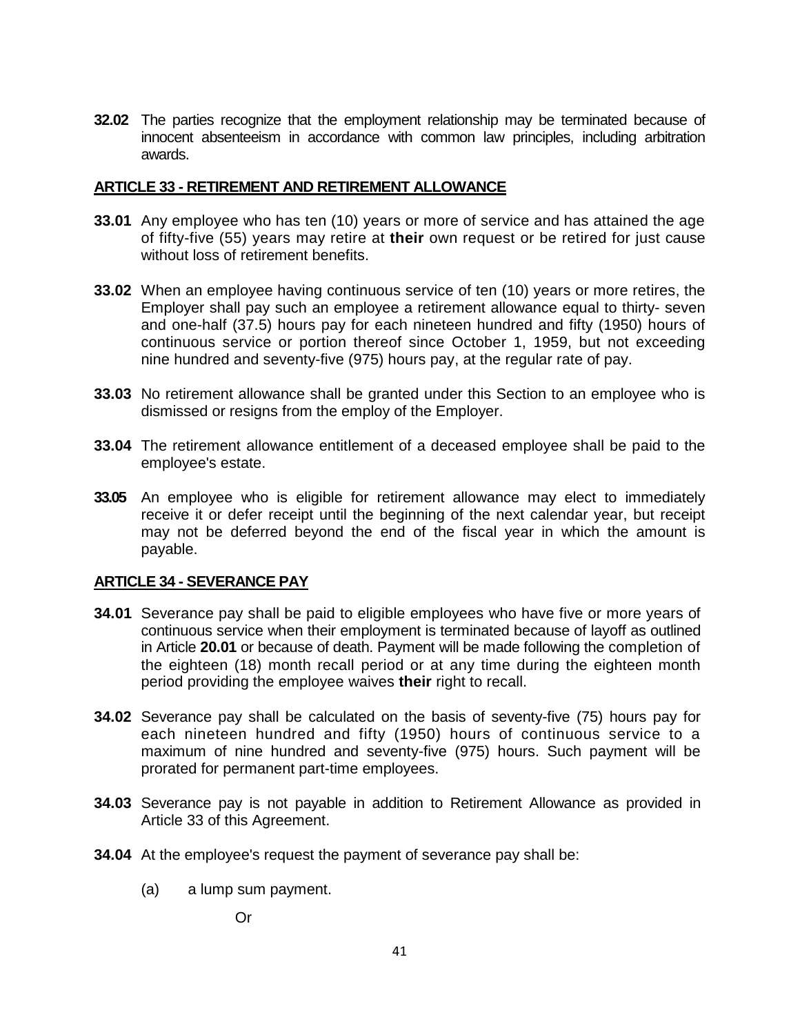**32.02** The parties recognize that the employment relationship may be terminated because of innocent absenteeism in accordance with common law principles, including arbitration awards.

## ARTICLE 33 - RETIREMENT AND RETIREMENT ALLOWANCE

**33.01** Any employee who has ten (10) years or more of service and has attained the age of fifty-five (55) years may retire at **their** own request or be retired for just cause without loss of retirement benefits.

**33.02** When an employee having continuous service of ten (10) years or more retires, the Employer shall pay such an employee a retirement allowance equal to thirty- seven and one-half (37.5) hours pay for each nineteen hundred and fifty (1950) hours of continuous service or portion thereof since October 1, 1959, but not exceeding nine hundred and seventy-five (975) hours pay, at the regular rate of pay.

**33.03** No retirement allowance shall be granted under this Section to an employee who is dismissed or resigns from the employ of the Employer.

**33.04** The retirement allowance entitlement of a deceased employee shall be paid to the employee's estate.

**33.05** An employee who is eligible for retirement allowance may elect to immediately receive it or defer receipt until the beginning of the next calendar year, but receipt may not be deferred beyond the end of the fiscal year in which the amount is payable.

## ARTICLE 34 - SEVERANCE PAY

**34.01** Severance pay shall be paid to eligible employees who have five or more years of continuous service when their employment is terminated because of layoff as outlined in Article **20.01** or because of death. Payment will be made following the completion of the eighteen (18) month recall period or at any time during the eighteen month period providing the employee waives **their** right to recall.

**34.02** Severance pay shall be calculated on the basis of seventy-five (75) hours pay for each nineteen hundred and fifty (1950) hours of continuous service to a maximum of nine hundred and seventy-five (975) hours. Such payment will be prorated for permanent part-time employees.

**34.03** Severance pay is not payable in addition to Retirement Allowance as provided in Article 33 of this Agreement.

**34.04** At the employee's request the payment of severance pay shall be:

(a) a lump sum payment.

Or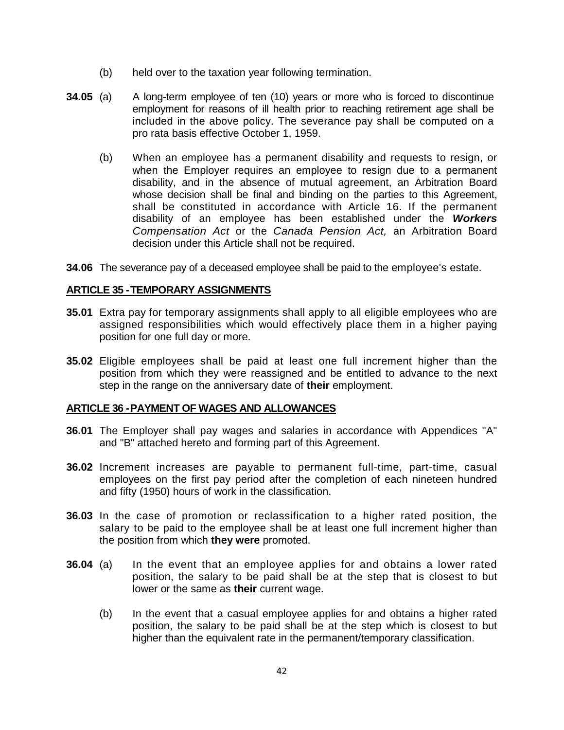(b) held over to the taxation year following termination.

**34.05** (a) A long-term employee of ten (10) years or more who is forced to discontinue employment for reasons of ill health prior to reaching retirement age shall be included in the above policy. The severance pay shall be computed on a pro rata basis effective October 1, 1959.

(b) When an employee has a permanent disability and requests to resign, or when the Employer requires an employee to resign due to a permanent disability, and in the absence of mutual agreement, an Arbitration Board whose decision shall be final and binding on the parties to this Agreement, shall be constituted in accordance with Article 16. If the permanent disability of an employee has been established under the ***Workers*** *Compensation Act* or the *Canada Pension Act,* an Arbitration Board decision under this Article shall not be required.

**34.06** The severance pay of a deceased employee shall be paid to the employee's estate.

## ARTICLE 35 - TEMPORARY ASSIGNMENTS

**35.01** Extra pay for temporary assignments shall apply to all eligible employees who are assigned responsibilities which would effectively place them in a higher paying position for one full day or more.

**35.02** Eligible employees shall be paid at least one full increment higher than the position from which they were reassigned and be entitled to advance to the next step in the range on the anniversary date of **their** employment.

## ARTICLE 36 - PAYMENT OF WAGES AND ALLOWANCES

**36.01** The Employer shall pay wages and salaries in accordance with Appendices "A" and "B" attached hereto and forming part of this Agreement.

**36.02** Increment increases are payable to permanent full-time, part-time, casual employees on the first pay period after the completion of each nineteen hundred and fifty (1950) hours of work in the classification.

**36.03** In the case of promotion or reclassification to a higher rated position, the salary to be paid to the employee shall be at least one full increment higher than the position from which **they were** promoted.

**36.04** (a) In the event that an employee applies for and obtains a lower rated position, the salary to be paid shall be at the step that is closest to but lower or the same as **their** current wage.

(b) In the event that a casual employee applies for and obtains a higher rated position, the salary to be paid shall be at the step which is closest to but higher than the equivalent rate in the permanent/temporary classification.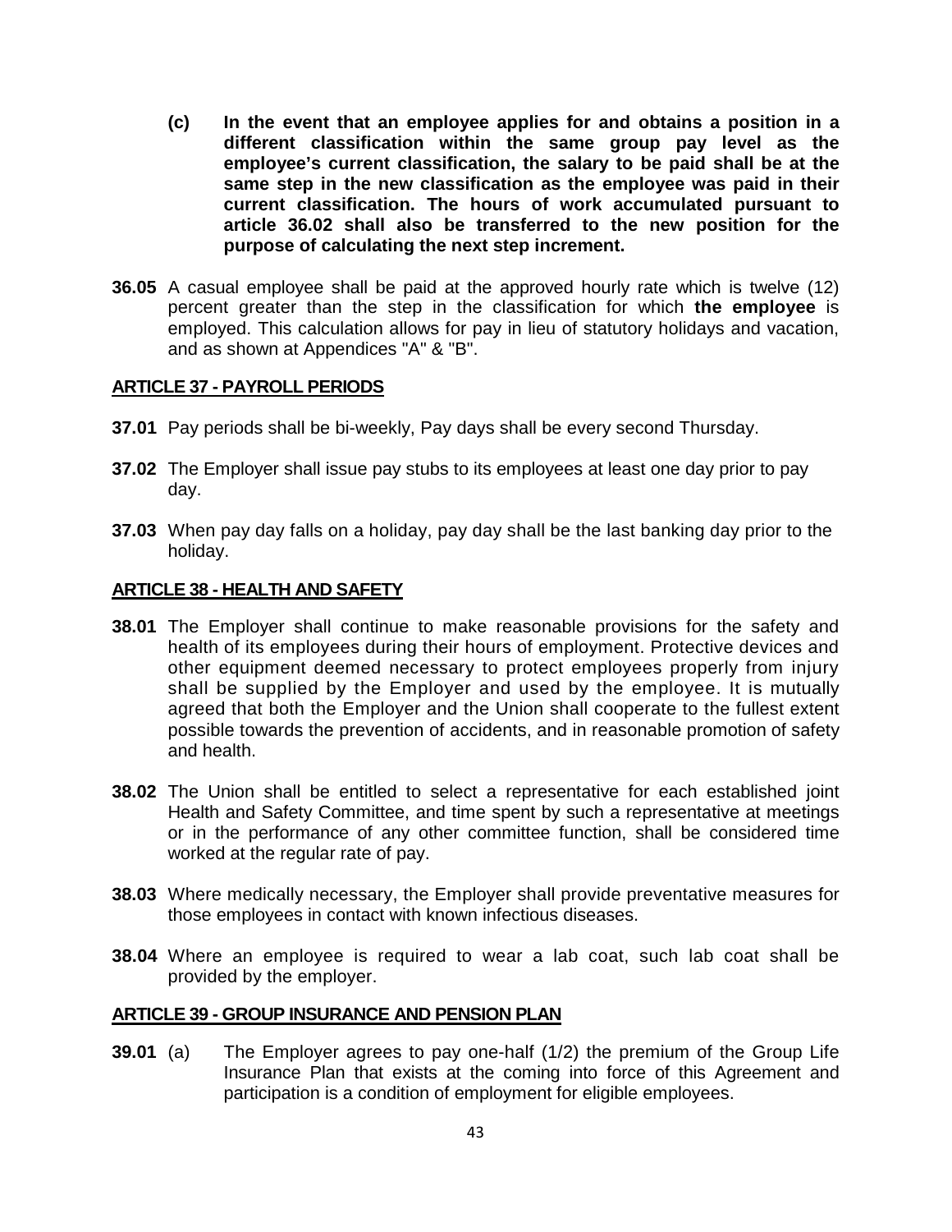**(c) In the event that an employee applies for and obtains a position in a different classification within the same group pay level as the employee's current classification, the salary to be paid shall be at the same step in the new classification as the employee was paid in their current classification. The hours of work accumulated pursuant to article 36.02 shall also be transferred to the new position for the purpose of calculating the next step increment.**

**36.05** A casual employee shall be paid at the approved hourly rate which is twelve (12) percent greater than the step in the classification for which **the employee** is employed. This calculation allows for pay in lieu of statutory holidays and vacation, and as shown at Appendices "A" & "B".

## ARTICLE 37 - PAYROLL PERIODS

**37.01** Pay periods shall be bi-weekly, Pay days shall be every second Thursday.

**37.02** The Employer shall issue pay stubs to its employees at least one day prior to pay day.

**37.03** When pay day falls on a holiday, pay day shall be the last banking day prior to the holiday.

## ARTICLE 38 - HEALTH AND SAFETY

**38.01** The Employer shall continue to make reasonable provisions for the safety and health of its employees during their hours of employment. Protective devices and other equipment deemed necessary to protect employees properly from injury shall be supplied by the Employer and used by the employee. It is mutually agreed that both the Employer and the Union shall cooperate to the fullest extent possible towards the prevention of accidents, and in reasonable promotion of safety and health.

**38.02** The Union shall be entitled to select a representative for each established joint Health and Safety Committee, and time spent by such a representative at meetings or in the performance of any other committee function, shall be considered time worked at the regular rate of pay.

**38.03** Where medically necessary, the Employer shall provide preventative measures for those employees in contact with known infectious diseases.

**38.04** Where an employee is required to wear a lab coat, such lab coat shall be provided by the employer.

## ARTICLE 39 - GROUP INSURANCE AND PENSION PLAN

**39.01** (a) The Employer agrees to pay one-half (1/2) the premium of the Group Life Insurance Plan that exists at the coming into force of this Agreement and participation is a condition of employment for eligible employees.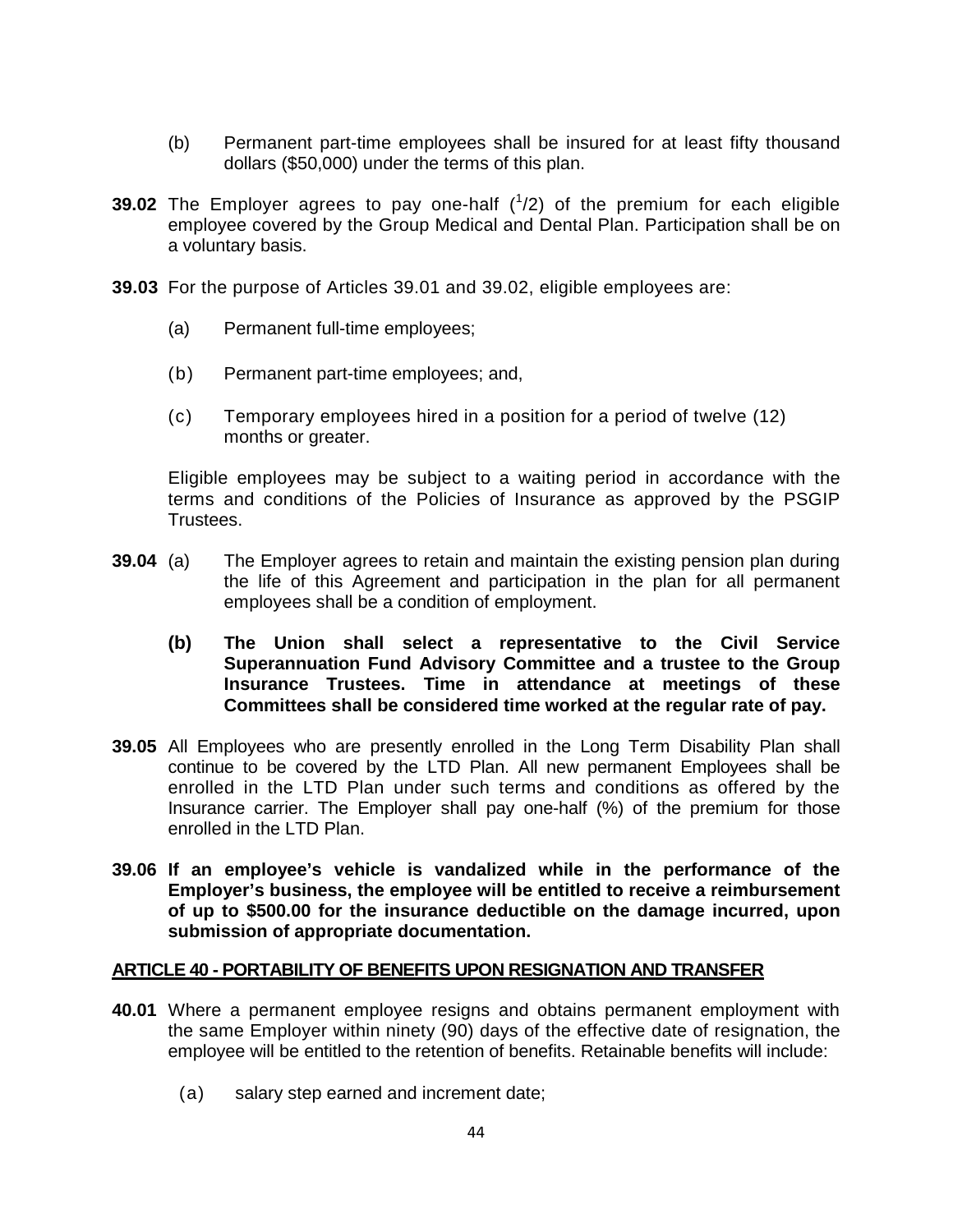(b) Permanent part-time employees shall be insured for at least fifty thousand dollars ($50,000) under the terms of this plan.

**39.02** The Employer agrees to pay one-half ($^1/2$) of the premium for each eligible employee covered by the Group Medical and Dental Plan. Participation shall be on a voluntary basis.

**39.03** For the purpose of Articles 39.01 and 39.02, eligible employees are:

(a) Permanent full-time employees;

(b) Permanent part-time employees; and,

(c) Temporary employees hired in a position for a period of twelve (12) months or greater.

Eligible employees may be subject to a waiting period in accordance with the terms and conditions of the Policies of Insurance as approved by the PSGIP Trustees.

**39.04** (a) The Employer agrees to retain and maintain the existing pension plan during the life of this Agreement and participation in the plan for all permanent employees shall be a condition of employment.

**(b) The Union shall select a representative to the Civil Service Superannuation Fund Advisory Committee and a trustee to the Group Insurance Trustees. Time in attendance at meetings of these Committees shall be considered time worked at the regular rate of pay.**

**39.05** All Employees who are presently enrolled in the Long Term Disability Plan shall continue to be covered by the LTD Plan. All new permanent Employees shall be enrolled in the LTD Plan under such terms and conditions as offered by the Insurance carrier. The Employer shall pay one-half (%) of the premium for those enrolled in the LTD Plan.

**39.06 If an employee's vehicle is vandalized while in the performance of the Employer's business, the employee will be entitled to receive a reimbursement of up to $500.00 for the insurance deductible on the damage incurred, upon submission of appropriate documentation.**

## ARTICLE 40 - PORTABILITY OF BENEFITS UPON RESIGNATION AND TRANSFER

**40.01** Where a permanent employee resigns and obtains permanent employment with the same Employer within ninety (90) days of the effective date of resignation, the employee will be entitled to the retention of benefits. Retainable benefits will include:

(a) salary step earned and increment date;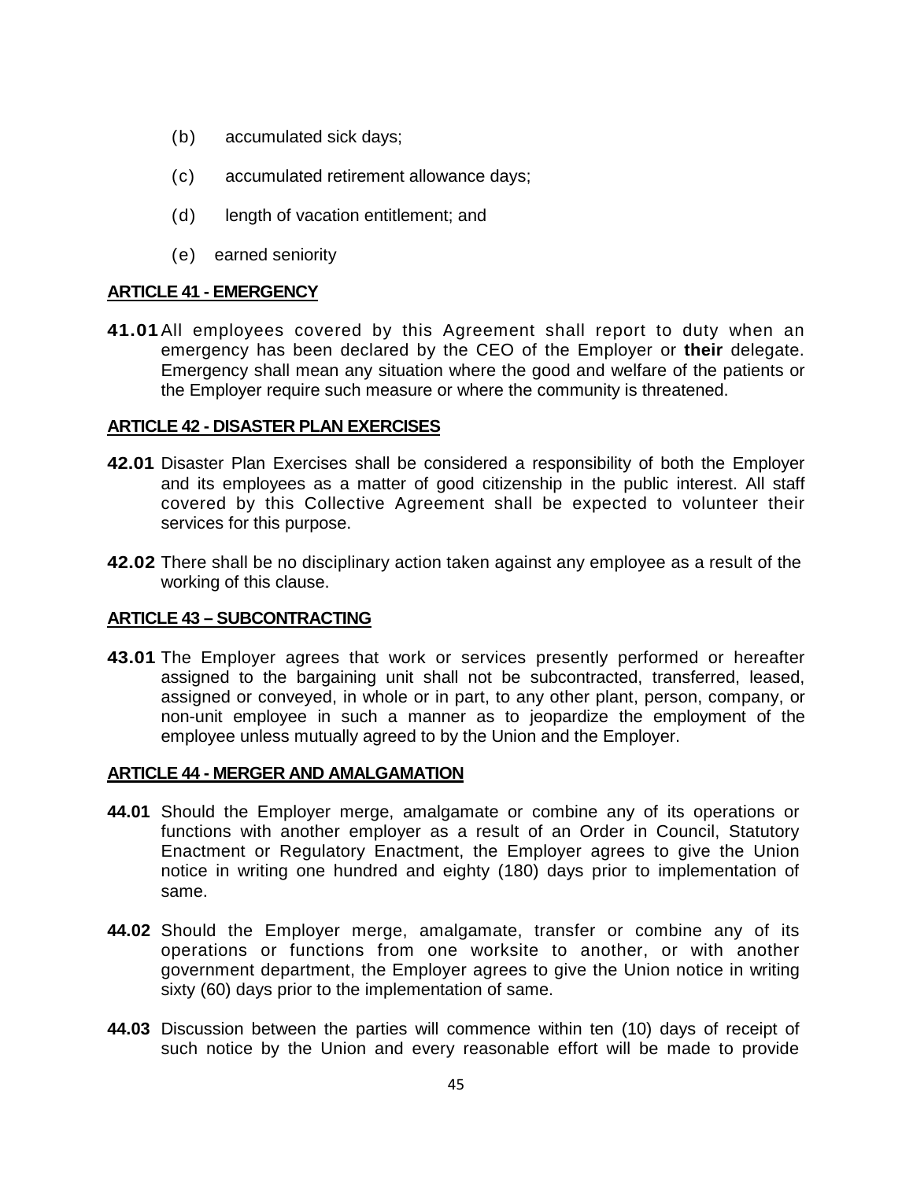(b) accumulated sick days;

(c) accumulated retirement allowance days;

(d) length of vacation entitlement; and

(e) earned seniority

## ARTICLE 41 - EMERGENCY

**41.01** All employees covered by this Agreement shall report to duty when an emergency has been declared by the CEO of the Employer or **their** delegate. Emergency shall mean any situation where the good and welfare of the patients or the Employer require such measure or where the community is threatened.

## ARTICLE 42 - DISASTER PLAN EXERCISES

**42.01** Disaster Plan Exercises shall be considered a responsibility of both the Employer and its employees as a matter of good citizenship in the public interest. All staff covered by this Collective Agreement shall be expected to volunteer their services for this purpose.

**42.02** There shall be no disciplinary action taken against any employee as a result of the working of this clause.

## ARTICLE 43 – SUBCONTRACTING

**43.01** The Employer agrees that work or services presently performed or hereafter assigned to the bargaining unit shall not be subcontracted, transferred, leased, assigned or conveyed, in whole or in part, to any other plant, person, company, or non-unit employee in such a manner as to jeopardize the employment of the employee unless mutually agreed to by the Union and the Employer.

## ARTICLE 44 - MERGER AND AMALGAMATION

**44.01** Should the Employer merge, amalgamate or combine any of its operations or functions with another employer as a result of an Order in Council, Statutory Enactment or Regulatory Enactment, the Employer agrees to give the Union notice in writing one hundred and eighty (180) days prior to implementation of same.

**44.02** Should the Employer merge, amalgamate, transfer or combine any of its operations or functions from one worksite to another, or with another government department, the Employer agrees to give the Union notice in writing sixty (60) days prior to the implementation of same.

**44.03** Discussion between the parties will commence within ten (10) days of receipt of such notice by the Union and every reasonable effort will be made to provide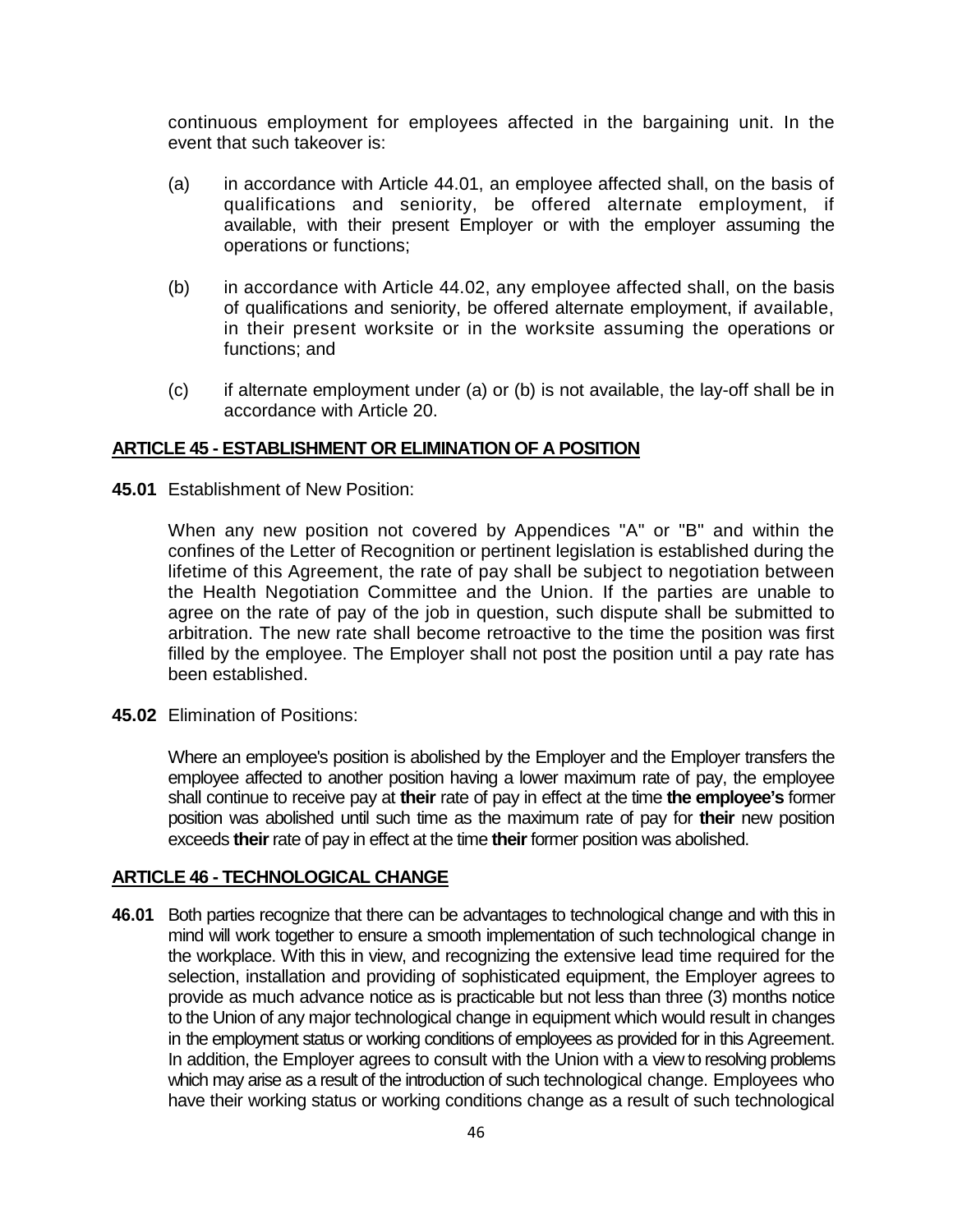continuous employment for employees affected in the bargaining unit. In the event that such takeover is:

(a) in accordance with Article 44.01, an employee affected shall, on the basis of qualifications and seniority, be offered alternate employment, if available, with their present Employer or with the employer assuming the operations or functions;

(b) in accordance with Article 44.02, any employee affected shall, on the basis of qualifications and seniority, be offered alternate employment, if available, in their present worksite or in the worksite assuming the operations or functions; and

(c) if alternate employment under (a) or (b) is not available, the lay-off shall be in accordance with Article 20.

## ARTICLE 45 - ESTABLISHMENT OR ELIMINATION OF A POSITION

**45.01** Establishment of New Position:

When any new position not covered by Appendices "A" or "B" and within the confines of the Letter of Recognition or pertinent legislation is established during the lifetime of this Agreement, the rate of pay shall be subject to negotiation between the Health Negotiation Committee and the Union. If the parties are unable to agree on the rate of pay of the job in question, such dispute shall be submitted to arbitration. The new rate shall become retroactive to the time the position was first filled by the employee. The Employer shall not post the position until a pay rate has been established.

**45.02** Elimination of Positions:

Where an employee's position is abolished by the Employer and the Employer transfers the employee affected to another position having a lower maximum rate of pay, the employee shall continue to receive pay at **their** rate of pay in effect at the time **the employee's** former position was abolished until such time as the maximum rate of pay for **their** new position exceeds **their** rate of pay in effect at the time **their** former position was abolished.

## ARTICLE 46 - TECHNOLOGICAL CHANGE

**46.01** Both parties recognize that there can be advantages to technological change and with this in mind will work together to ensure a smooth implementation of such technological change in the workplace. With this in view, and recognizing the extensive lead time required for the selection, installation and providing of sophisticated equipment, the Employer agrees to provide as much advance notice as is practicable but not less than three (3) months notice to the Union of any major technological change in equipment which would result in changes in the employment status or working conditions of employees as provided for in this Agreement. In addition, the Employer agrees to consult with the Union with a view to resolving problems which may arise as a result of the introduction of such technological change. Employees who have their working status or working conditions change as a result of such technological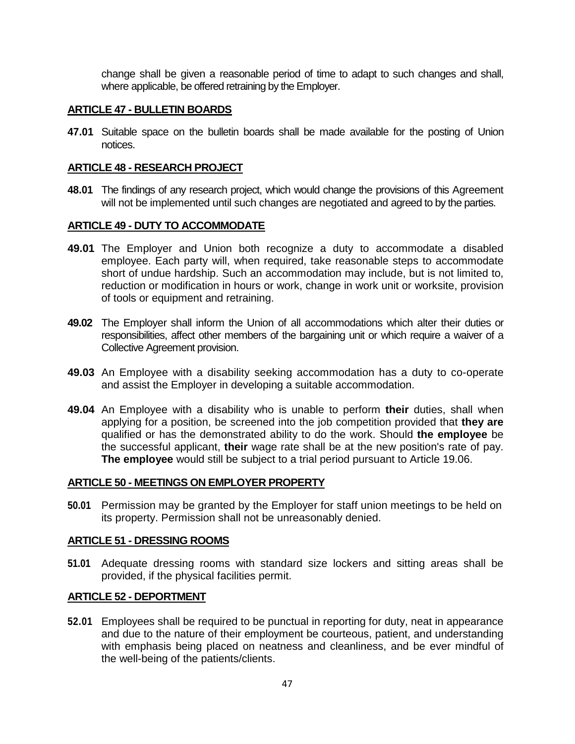change shall be given a reasonable period of time to adapt to such changes and shall, where applicable, be offered retraining by the Employer.

## ARTICLE 47 - BULLETIN BOARDS

**47.01** Suitable space on the bulletin boards shall be made available for the posting of Union notices.

## ARTICLE 48 - RESEARCH PROJECT

**48.01** The findings of any research project, which would change the provisions of this Agreement will not be implemented until such changes are negotiated and agreed to by the parties.

## ARTICLE 49 - DUTY TO ACCOMMODATE

**49.01** The Employer and Union both recognize a duty to accommodate a disabled employee. Each party will, when required, take reasonable steps to accommodate short of undue hardship. Such an accommodation may include, but is not limited to, reduction or modification in hours or work, change in work unit or worksite, provision of tools or equipment and retraining.

**49.02** The Employer shall inform the Union of all accommodations which alter their duties or responsibilities, affect other members of the bargaining unit or which require a waiver of a Collective Agreement provision.

**49.03** An Employee with a disability seeking accommodation has a duty to co-operate and assist the Employer in developing a suitable accommodation.

**49.04** An Employee with a disability who is unable to perform **their** duties, shall when applying for a position, be screened into the job competition provided that **they are** qualified or has the demonstrated ability to do the work. Should **the employee** be the successful applicant, **their** wage rate shall be at the new position's rate of pay. **The employee** would still be subject to a trial period pursuant to Article 19.06.

## ARTICLE 50 - MEETINGS ON EMPLOYER PROPERTY

**50.01** Permission may be granted by the Employer for staff union meetings to be held on its property. Permission shall not be unreasonably denied.

## ARTICLE 51 - DRESSING ROOMS

**51.01** Adequate dressing rooms with standard size lockers and sitting areas shall be provided, if the physical facilities permit.

## ARTICLE 52 - DEPORTMENT

**52.01** Employees shall be required to be punctual in reporting for duty, neat in appearance and due to the nature of their employment be courteous, patient, and understanding with emphasis being placed on neatness and cleanliness, and be ever mindful of the well-being of the patients/clients.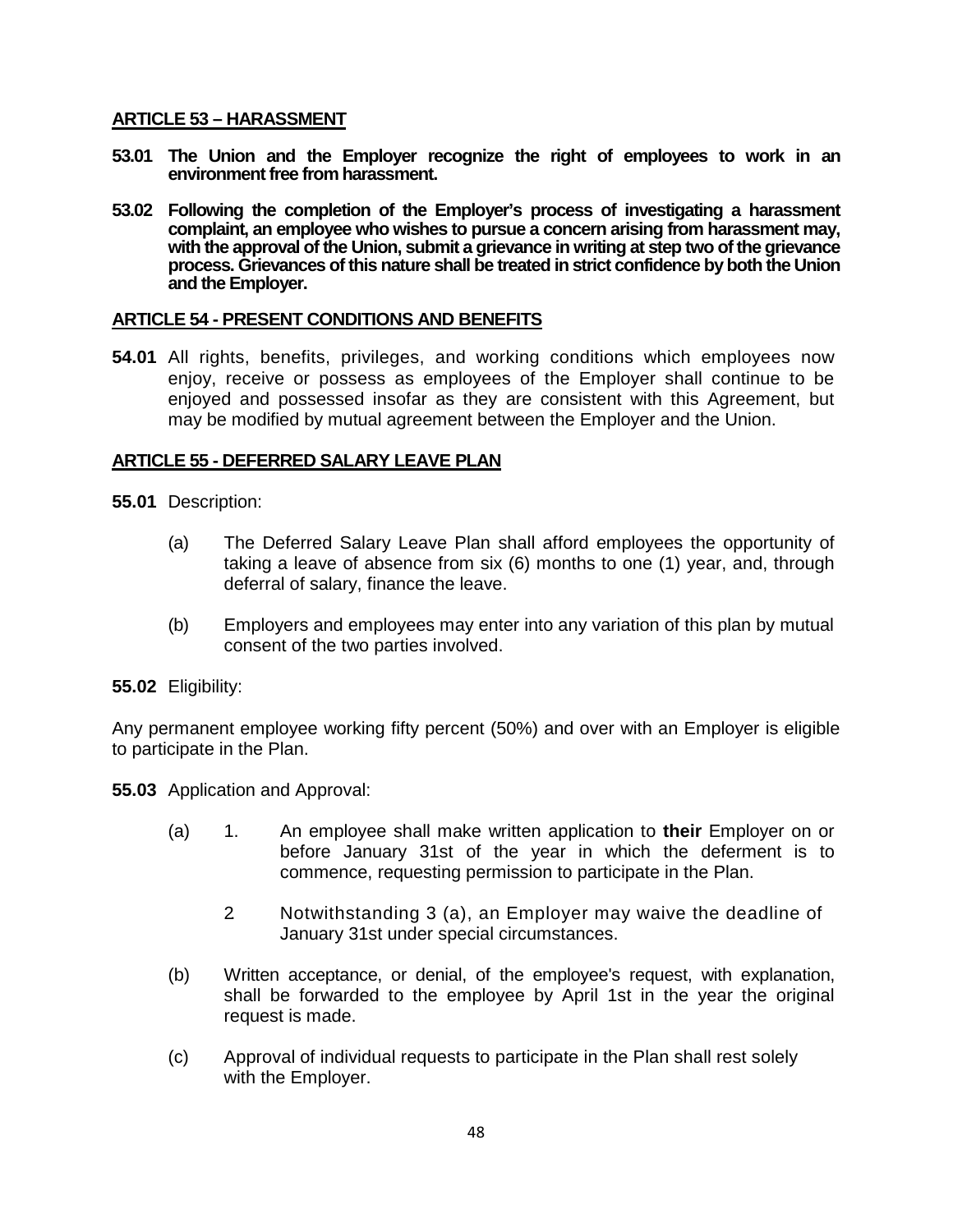## ARTICLE 53 – HARASSMENT

**53.01 The Union and the Employer recognize the right of employees to work in an environment free from harassment.**

**53.02 Following the completion of the Employer's process of investigating a harassment complaint, an employee who wishes to pursue a concern arising from harassment may, with the approval of the Union, submit a grievance in writing at step two of the grievance process. Grievances of this nature shall be treated in strict confidence by both the Union and the Employer.**

## ARTICLE 54 - PRESENT CONDITIONS AND BENEFITS

**54.01** All rights, benefits, privileges, and working conditions which employees now enjoy, receive or possess as employees of the Employer shall continue to be enjoyed and possessed insofar as they are consistent with this Agreement, but may be modified by mutual agreement between the Employer and the Union.

## ARTICLE 55 - DEFERRED SALARY LEAVE PLAN

**55.01** Description:

(a) The Deferred Salary Leave Plan shall afford employees the opportunity of taking a leave of absence from six (6) months to one (1) year, and, through deferral of salary, finance the leave.

(b) Employers and employees may enter into any variation of this plan by mutual consent of the two parties involved.

**55.02** Eligibility:

Any permanent employee working fifty percent (50%) and over with an Employer is eligible to participate in the Plan.

**55.03** Application and Approval:

(a) 1. An employee shall make written application to **their** Employer on or before January 31st of the year in which the deferment is to commence, requesting permission to participate in the Plan.

2 Notwithstanding 3 (a), an Employer may waive the deadline of January 31st under special circumstances.

(b) Written acceptance, or denial, of the employee's request, with explanation, shall be forwarded to the employee by April 1st in the year the original request is made.

(c) Approval of individual requests to participate in the Plan shall rest solely with the Employer.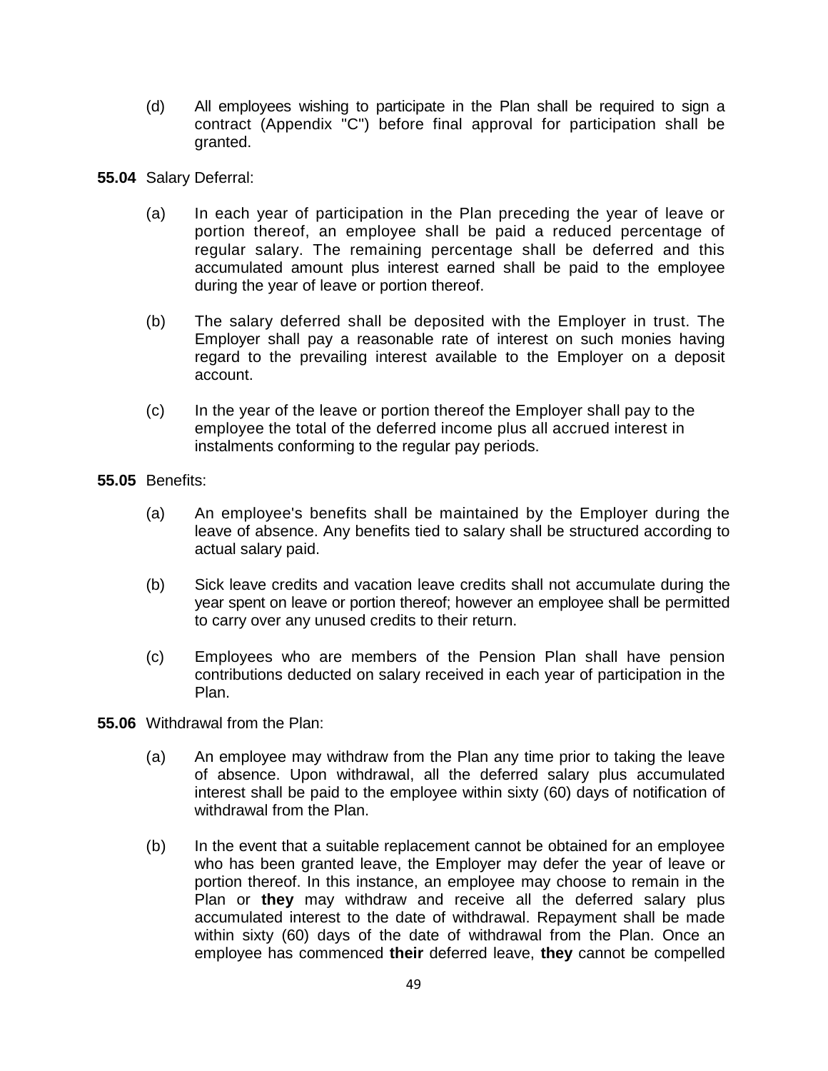(d) All employees wishing to participate in the Plan shall be required to sign a contract (Appendix "C") before final approval for participation shall be granted.

**55.04** Salary Deferral:

(a) In each year of participation in the Plan preceding the year of leave or portion thereof, an employee shall be paid a reduced percentage of regular salary. The remaining percentage shall be deferred and this accumulated amount plus interest earned shall be paid to the employee during the year of leave or portion thereof.

(b) The salary deferred shall be deposited with the Employer in trust. The Employer shall pay a reasonable rate of interest on such monies having regard to the prevailing interest available to the Employer on a deposit account.

(c) In the year of the leave or portion thereof the Employer shall pay to the employee the total of the deferred income plus all accrued interest in instalments conforming to the regular pay periods.

**55.05** Benefits:

(a) An employee's benefits shall be maintained by the Employer during the leave of absence. Any benefits tied to salary shall be structured according to actual salary paid.

(b) Sick leave credits and vacation leave credits shall not accumulate during the year spent on leave or portion thereof; however an employee shall be permitted to carry over any unused credits to their return.

(c) Employees who are members of the Pension Plan shall have pension contributions deducted on salary received in each year of participation in the Plan.

**55.06** Withdrawal from the Plan:

(a) An employee may withdraw from the Plan any time prior to taking the leave of absence. Upon withdrawal, all the deferred salary plus accumulated interest shall be paid to the employee within sixty (60) days of notification of withdrawal from the Plan.

(b) In the event that a suitable replacement cannot be obtained for an employee who has been granted leave, the Employer may defer the year of leave or portion thereof. In this instance, an employee may choose to remain in the Plan or **they** may withdraw and receive all the deferred salary plus accumulated interest to the date of withdrawal. Repayment shall be made within sixty (60) days of the date of withdrawal from the Plan. Once an employee has commenced **their** deferred leave, **they** cannot be compelled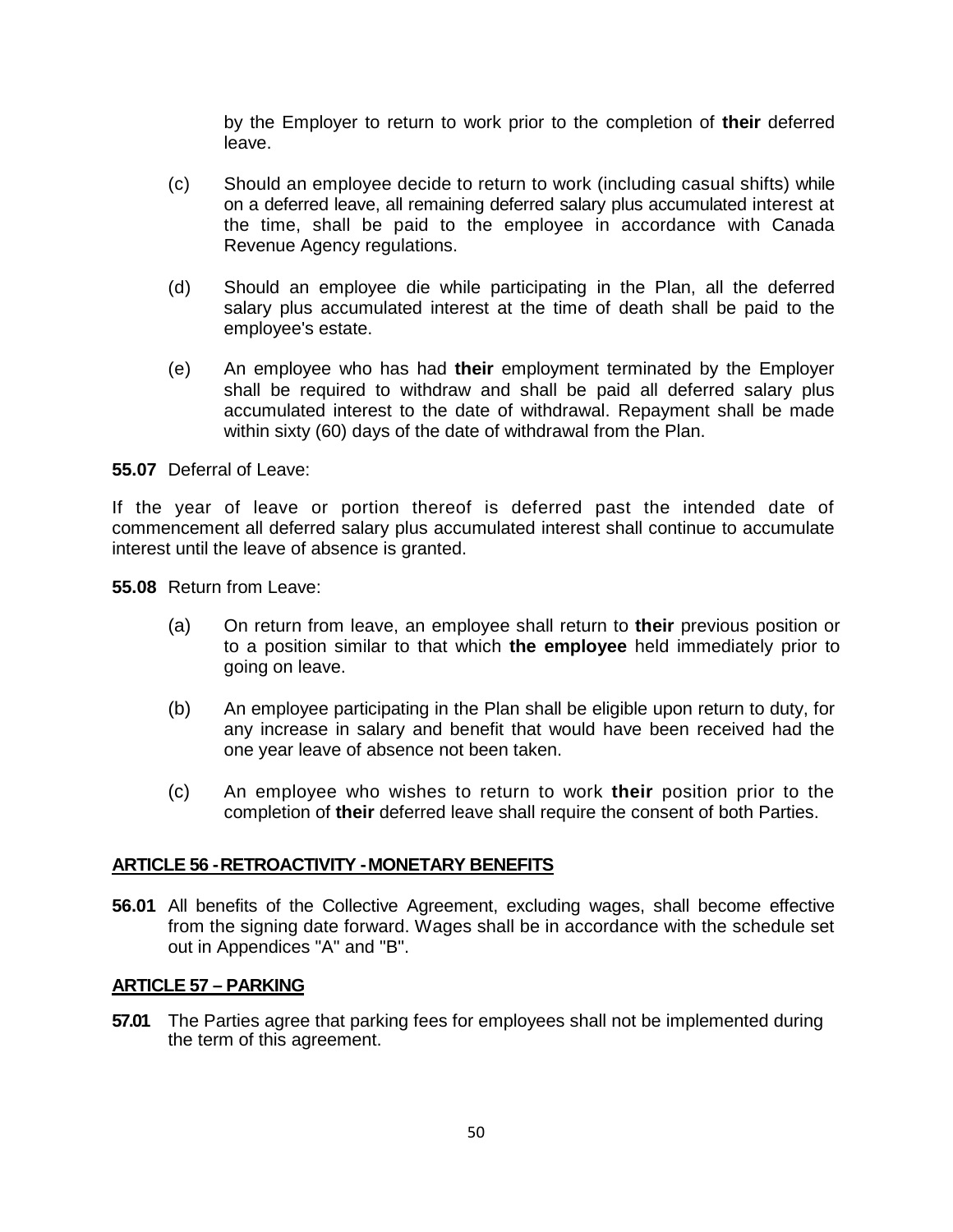by the Employer to return to work prior to the completion of **their** deferred leave.

(c) Should an employee decide to return to work (including casual shifts) while on a deferred leave, all remaining deferred salary plus accumulated interest at the time, shall be paid to the employee in accordance with Canada Revenue Agency regulations.

(d) Should an employee die while participating in the Plan, all the deferred salary plus accumulated interest at the time of death shall be paid to the employee's estate.

(e) An employee who has had **their** employment terminated by the Employer shall be required to withdraw and shall be paid all deferred salary plus accumulated interest to the date of withdrawal. Repayment shall be made within sixty (60) days of the date of withdrawal from the Plan.

**55.07** Deferral of Leave:

If the year of leave or portion thereof is deferred past the intended date of commencement all deferred salary plus accumulated interest shall continue to accumulate interest until the leave of absence is granted.

**55.08** Return from Leave:

(a) On return from leave, an employee shall return to **their** previous position or to a position similar to that which **the employee** held immediately prior to going on leave.

(b) An employee participating in the Plan shall be eligible upon return to duty, for any increase in salary and benefit that would have been received had the one year leave of absence not been taken.

(c) An employee who wishes to return to work **their** position prior to the completion of **their** deferred leave shall require the consent of both Parties.

## ARTICLE 56 - RETROACTIVITY - MONETARY BENEFITS

**56.01** All benefits of the Collective Agreement, excluding wages, shall become effective from the signing date forward. Wages shall be in accordance with the schedule set out in Appendices "A" and "B".

## ARTICLE 57 – PARKING

**57.01** The Parties agree that parking fees for employees shall not be implemented during the term of this agreement.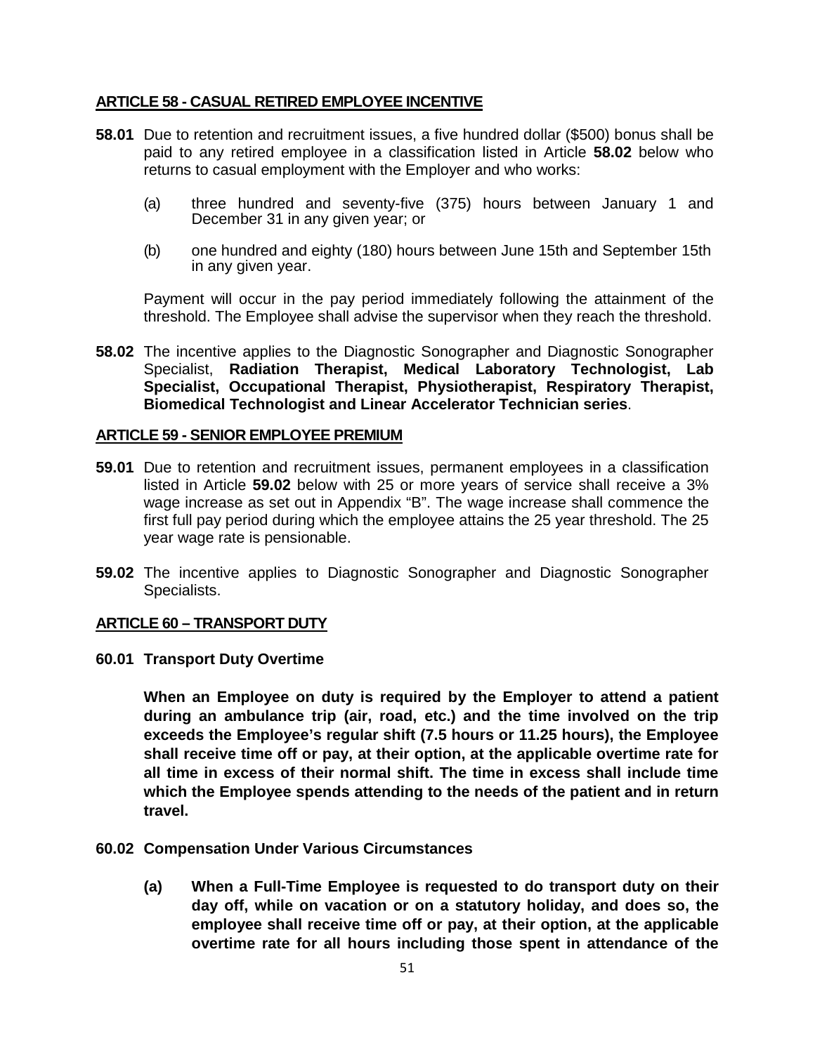## ARTICLE 58 - CASUAL RETIRED EMPLOYEE INCENTIVE

**58.01** Due to retention and recruitment issues, a five hundred dollar ($500) bonus shall be paid to any retired employee in a classification listed in Article **58.02** below who returns to casual employment with the Employer and who works:

(a) three hundred and seventy-five (375) hours between January 1 and December 31 in any given year; or

(b) one hundred and eighty (180) hours between June 15th and September 15th in any given year.

Payment will occur in the pay period immediately following the attainment of the threshold. The Employee shall advise the supervisor when they reach the threshold.

**58.02** The incentive applies to the Diagnostic Sonographer and Diagnostic Sonographer Specialist, **Radiation Therapist, Medical Laboratory Technologist, Lab Specialist, Occupational Therapist, Physiotherapist, Respiratory Therapist, Biomedical Technologist and Linear Accelerator Technician series**.

## ARTICLE 59 - SENIOR EMPLOYEE PREMIUM

**59.01** Due to retention and recruitment issues, permanent employees in a classification listed in Article **59.02** below with 25 or more years of service shall receive a 3% wage increase as set out in Appendix "B". The wage increase shall commence the first full pay period during which the employee attains the 25 year threshold. The 25 year wage rate is pensionable.

**59.02** The incentive applies to Diagnostic Sonographer and Diagnostic Sonographer Specialists.

## ARTICLE 60 – TRANSPORT DUTY

**60.01 Transport Duty Overtime**

**When an Employee on duty is required by the Employer to attend a patient during an ambulance trip (air, road, etc.) and the time involved on the trip exceeds the Employee's regular shift (7.5 hours or 11.25 hours), the Employee shall receive time off or pay, at their option, at the applicable overtime rate for all time in excess of their normal shift. The time in excess shall include time which the Employee spends attending to the needs of the patient and in return travel.**

**60.02 Compensation Under Various Circumstances**

**(a) When a Full-Time Employee is requested to do transport duty on their day off, while on vacation or on a statutory holiday, and does so, the employee shall receive time off or pay, at their option, at the applicable overtime rate for all hours including those spent in attendance of the**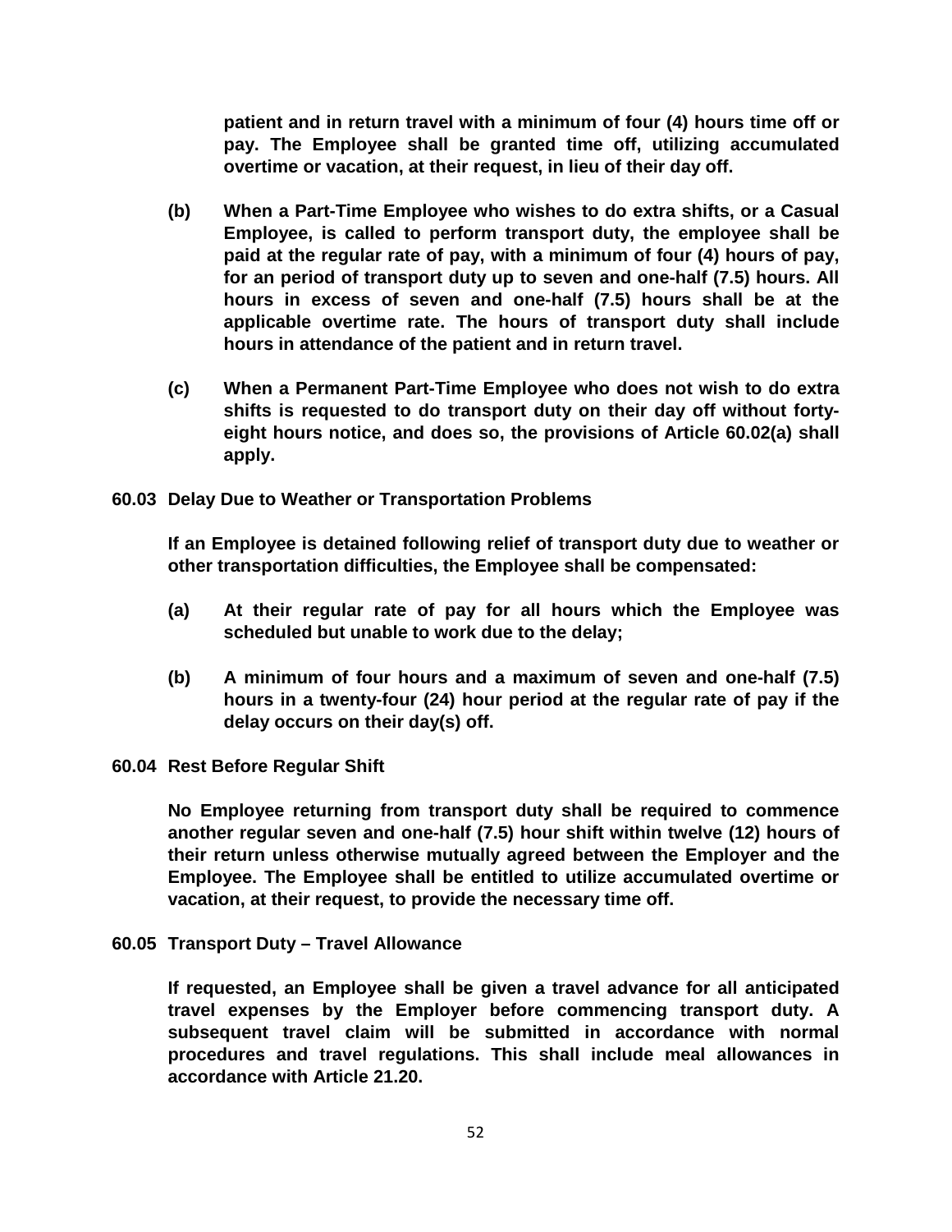**patient and in return travel with a minimum of four (4) hours time off or pay. The Employee shall be granted time off, utilizing accumulated overtime or vacation, at their request, in lieu of their day off.**

**(b) When a Part-Time Employee who wishes to do extra shifts, or a Casual Employee, is called to perform transport duty, the employee shall be paid at the regular rate of pay, with a minimum of four (4) hours of pay, for an period of transport duty up to seven and one-half (7.5) hours. All hours in excess of seven and one-half (7.5) hours shall be at the applicable overtime rate. The hours of transport duty shall include hours in attendance of the patient and in return travel.**

**(c) When a Permanent Part-Time Employee who does not wish to do extra shifts is requested to do transport duty on their day off without forty-eight hours notice, and does so, the provisions of Article 60.02(a) shall apply.**

**60.03 Delay Due to Weather or Transportation Problems**

**If an Employee is detained following relief of transport duty due to weather or other transportation difficulties, the Employee shall be compensated:**

**(a) At their regular rate of pay for all hours which the Employee was scheduled but unable to work due to the delay;**

**(b) A minimum of four hours and a maximum of seven and one-half (7.5) hours in a twenty-four (24) hour period at the regular rate of pay if the delay occurs on their day(s) off.**

**60.04 Rest Before Regular Shift**

**No Employee returning from transport duty shall be required to commence another regular seven and one-half (7.5) hour shift within twelve (12) hours of their return unless otherwise mutually agreed between the Employer and the Employee. The Employee shall be entitled to utilize accumulated overtime or vacation, at their request, to provide the necessary time off.**

**60.05 Transport Duty – Travel Allowance**

**If requested, an Employee shall be given a travel advance for all anticipated travel expenses by the Employer before commencing transport duty. A subsequent travel claim will be submitted in accordance with normal procedures and travel regulations. This shall include meal allowances in accordance with Article 21.20.**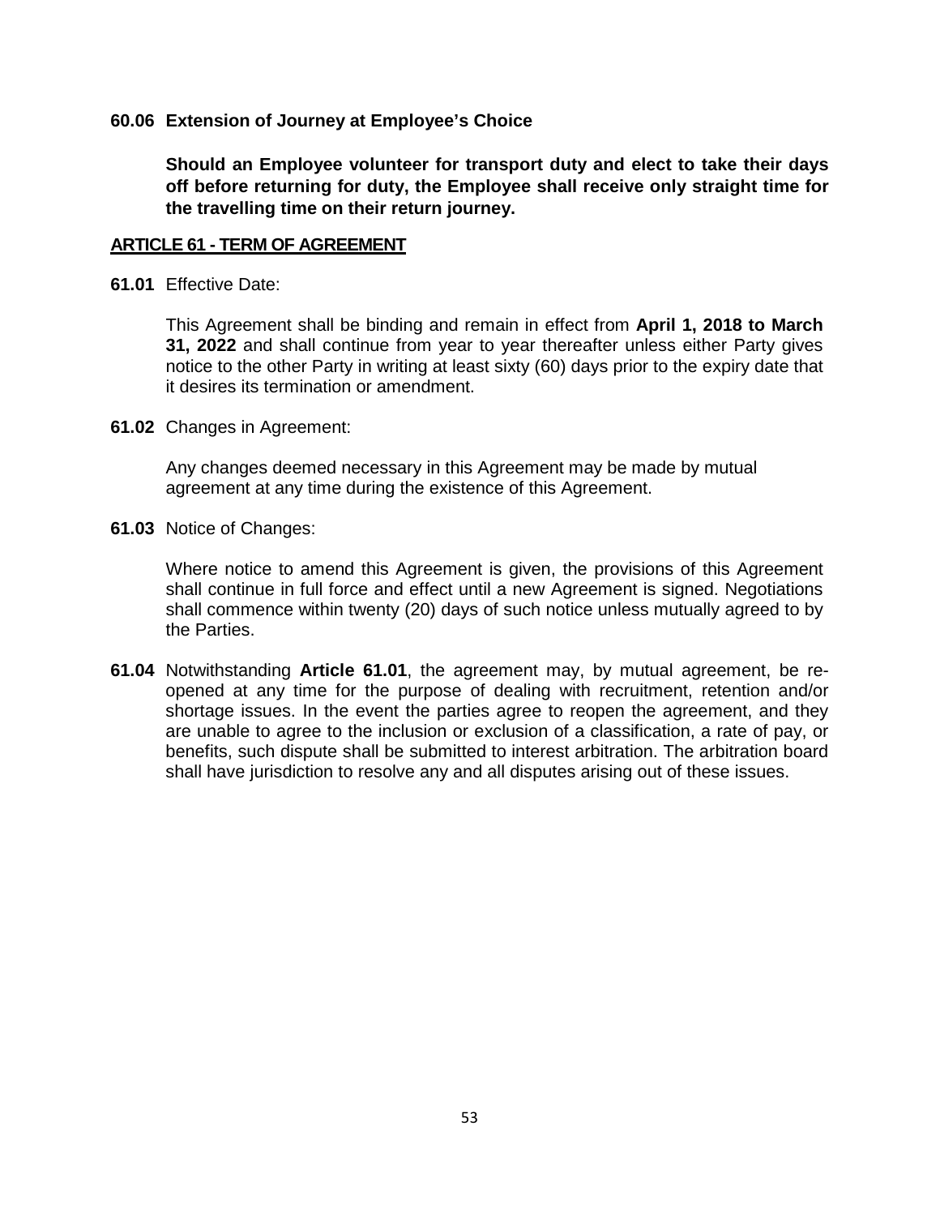**60.06 Extension of Journey at Employee's Choice**

**Should an Employee volunteer for transport duty and elect to take their days off before returning for duty, the Employee shall receive only straight time for the travelling time on their return journey.**

## ARTICLE 61 - TERM OF AGREEMENT

**61.01** Effective Date:

This Agreement shall be binding and remain in effect from **April 1, 2018 to March 31, 2022** and shall continue from year to year thereafter unless either Party gives notice to the other Party in writing at least sixty (60) days prior to the expiry date that it desires its termination or amendment.

**61.02** Changes in Agreement:

Any changes deemed necessary in this Agreement may be made by mutual agreement at any time during the existence of this Agreement.

**61.03** Notice of Changes:

Where notice to amend this Agreement is given, the provisions of this Agreement shall continue in full force and effect until a new Agreement is signed. Negotiations shall commence within twenty (20) days of such notice unless mutually agreed to by the Parties.

**61.04** Notwithstanding **Article 61.01**, the agreement may, by mutual agreement, be re-opened at any time for the purpose of dealing with recruitment, retention and/or shortage issues. In the event the parties agree to reopen the agreement, and they are unable to agree to the inclusion or exclusion of a classification, a rate of pay, or benefits, such dispute shall be submitted to interest arbitration. The arbitration board shall have jurisdiction to resolve any and all disputes arising out of these issues.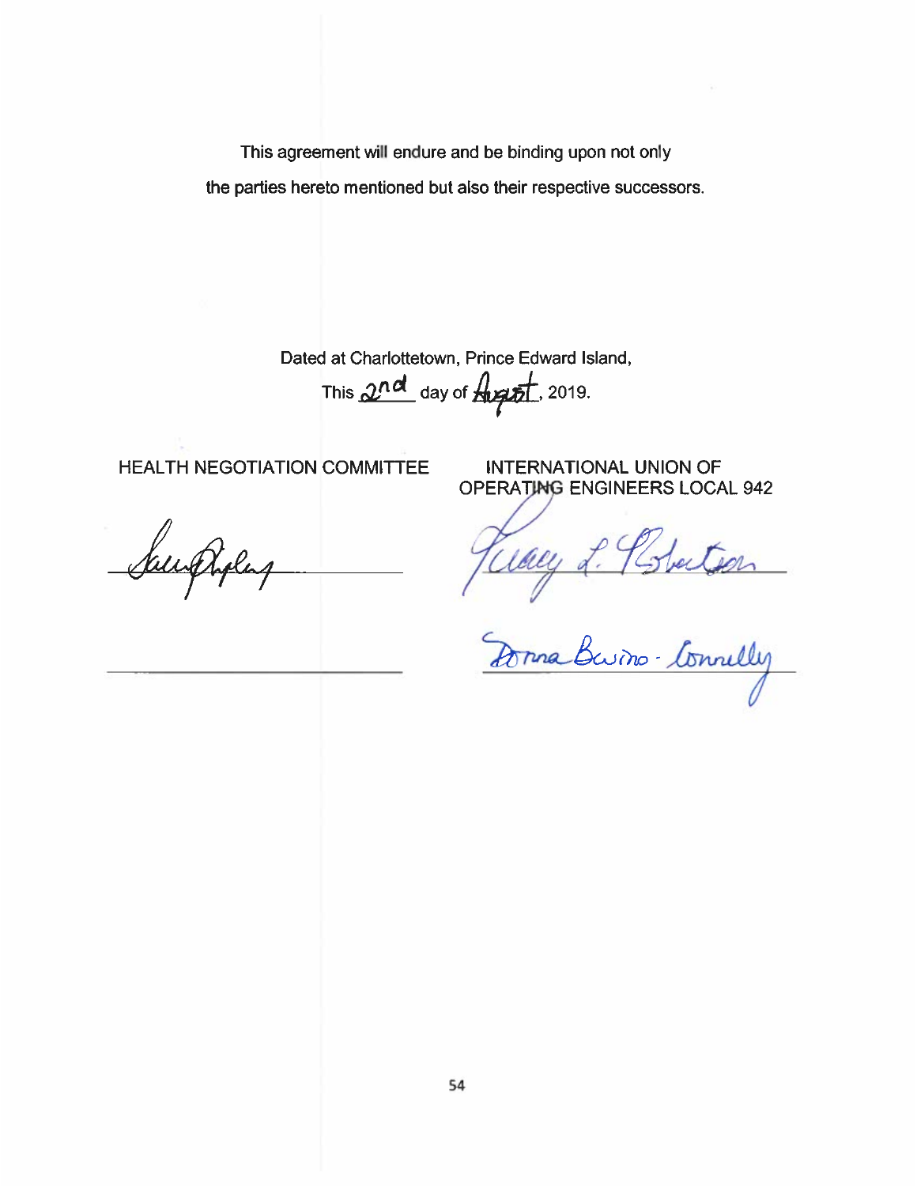This agreement will endure and be binding upon not only
the parties hereto mentioned but also their respective successors.

Dated at Charlottetown, Prince Edward Island,
This 2nd day of August, 2019.

| HEALTH NEGOTIATION COMMITTEE | INTERNATIONAL UNION OF OPERATING ENGINEERS LOCAL 942 |
| --- | --- |
| *[signature]* | Tracey L. Robertson |
| \_\_\_\_\_\_\_\_\_\_\_\_\_\_\_\_\_\_\_\_\_\_\_\_\_\_ | Donna Bovino-Connelly |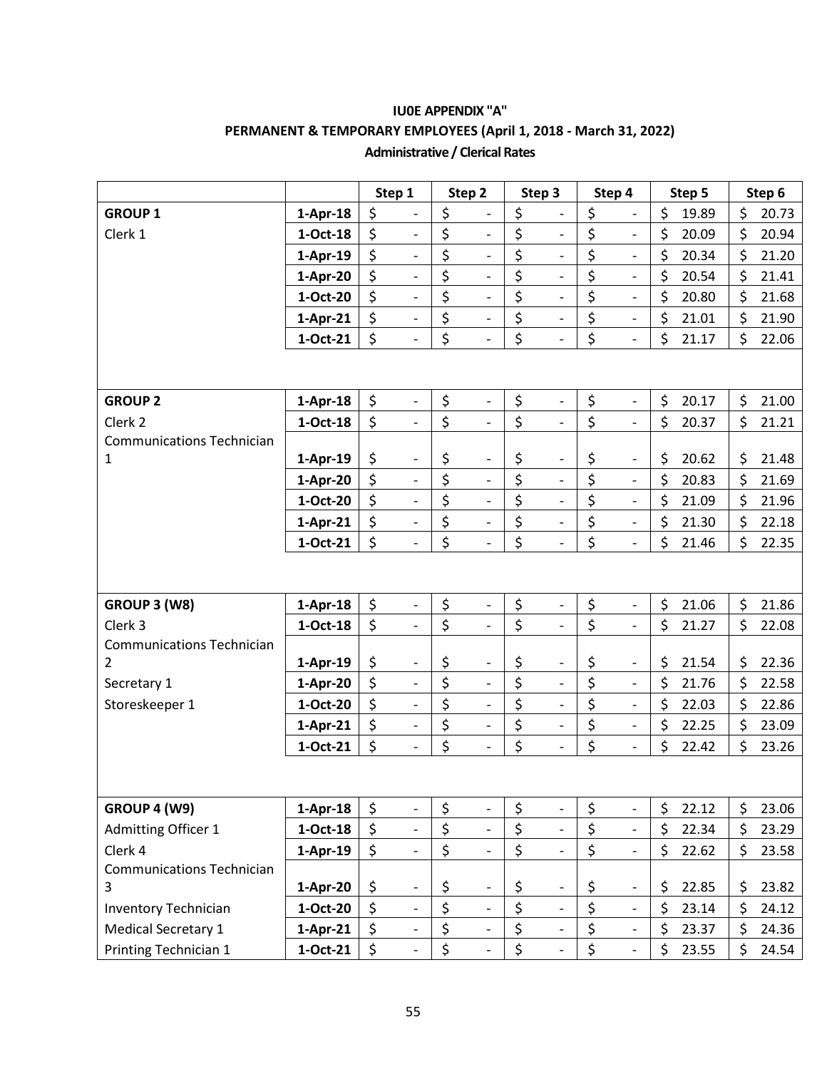**IU0E APPENDIX "A"**

**PERMANENT & TEMPORARY EMPLOYEES (April 1, 2018 - March 31, 2022)**

**Administrative / Clerical Rates**

| | | Step 1 | Step 2 | Step 3 | Step 4 | Step 5 | Step 6 |
|---|---|---|---|---|---|---|---|
| **GROUP 1** | **1-Apr-18** | $ - | $ - | $ - | $ - | $ 19.89 | $ 20.73 |
| Clerk 1 | **1-Oct-18** | $ - | $ - | $ - | $ - | $ 20.09 | $ 20.94 |
| | **1-Apr-19** | $ - | $ - | $ - | $ - | $ 20.34 | $ 21.20 |
| | **1-Apr-20** | $ - | $ - | $ - | $ - | $ 20.54 | $ 21.41 |
| | **1-Oct-20** | $ - | $ - | $ - | $ - | $ 20.80 | $ 21.68 |
| | **1-Apr-21** | $ - | $ - | $ - | $ - | $ 21.01 | $ 21.90 |
| | **1-Oct-21** | $ - | $ - | $ - | $ - | $ 21.17 | $ 22.06 |
| | | | | | | | |
| **GROUP 2** | **1-Apr-18** | $ - | $ - | $ - | $ - | $ 20.17 | $ 21.00 |
| Clerk 2 | **1-Oct-18** | $ - | $ - | $ - | $ - | $ 20.37 | $ 21.21 |
| Communications Technician 1 | **1-Apr-19** | $ - | $ - | $ - | $ - | $ 20.62 | $ 21.48 |
| | **1-Apr-20** | $ - | $ - | $ - | $ - | $ 20.83 | $ 21.69 |
| | **1-Oct-20** | $ - | $ - | $ - | $ - | $ 21.09 | $ 21.96 |
| | **1-Apr-21** | $ - | $ - | $ - | $ - | $ 21.30 | $ 22.18 |
| | **1-Oct-21** | $ - | $ - | $ - | $ - | $ 21.46 | $ 22.35 |
| | | | | | | | |
| **GROUP 3 (W8)** | **1-Apr-18** | $ - | $ - | $ - | $ - | $ 21.06 | $ 21.86 |
| Clerk 3 | **1-Oct-18** | $ - | $ - | $ - | $ - | $ 21.27 | $ 22.08 |
| Communications Technician 2 | **1-Apr-19** | $ - | $ - | $ - | $ - | $ 21.54 | $ 22.36 |
| Secretary 1 | **1-Apr-20** | $ - | $ - | $ - | $ - | $ 21.76 | $ 22.58 |
| Storeskeeper 1 | **1-Oct-20** | $ - | $ - | $ - | $ - | $ 22.03 | $ 22.86 |
| | **1-Apr-21** | $ - | $ - | $ - | $ - | $ 22.25 | $ 23.09 |
| | **1-Oct-21** | $ - | $ - | $ - | $ - | $ 22.42 | $ 23.26 |
| | | | | | | | |
| **GROUP 4 (W9)** | **1-Apr-18** | $ - | $ - | $ - | $ - | $ 22.12 | $ 23.06 |
| Admitting Officer 1 | **1-Oct-18** | $ - | $ - | $ - | $ - | $ 22.34 | $ 23.29 |
| Clerk 4 | **1-Apr-19** | $ - | $ - | $ - | $ - | $ 22.62 | $ 23.58 |
| Communications Technician 3 | **1-Apr-20** | $ - | $ - | $ - | $ - | $ 22.85 | $ 23.82 |
| Inventory Technician | **1-Oct-20** | $ - | $ - | $ - | $ - | $ 23.14 | $ 24.12 |
| Medical Secretary 1 | **1-Apr-21** | $ - | $ - | $ - | $ - | $ 23.37 | $ 24.36 |
| Printing Technician 1 | **1-Oct-21** | $ - | $ - | $ - | $ - | $ 23.55 | $ 24.54 |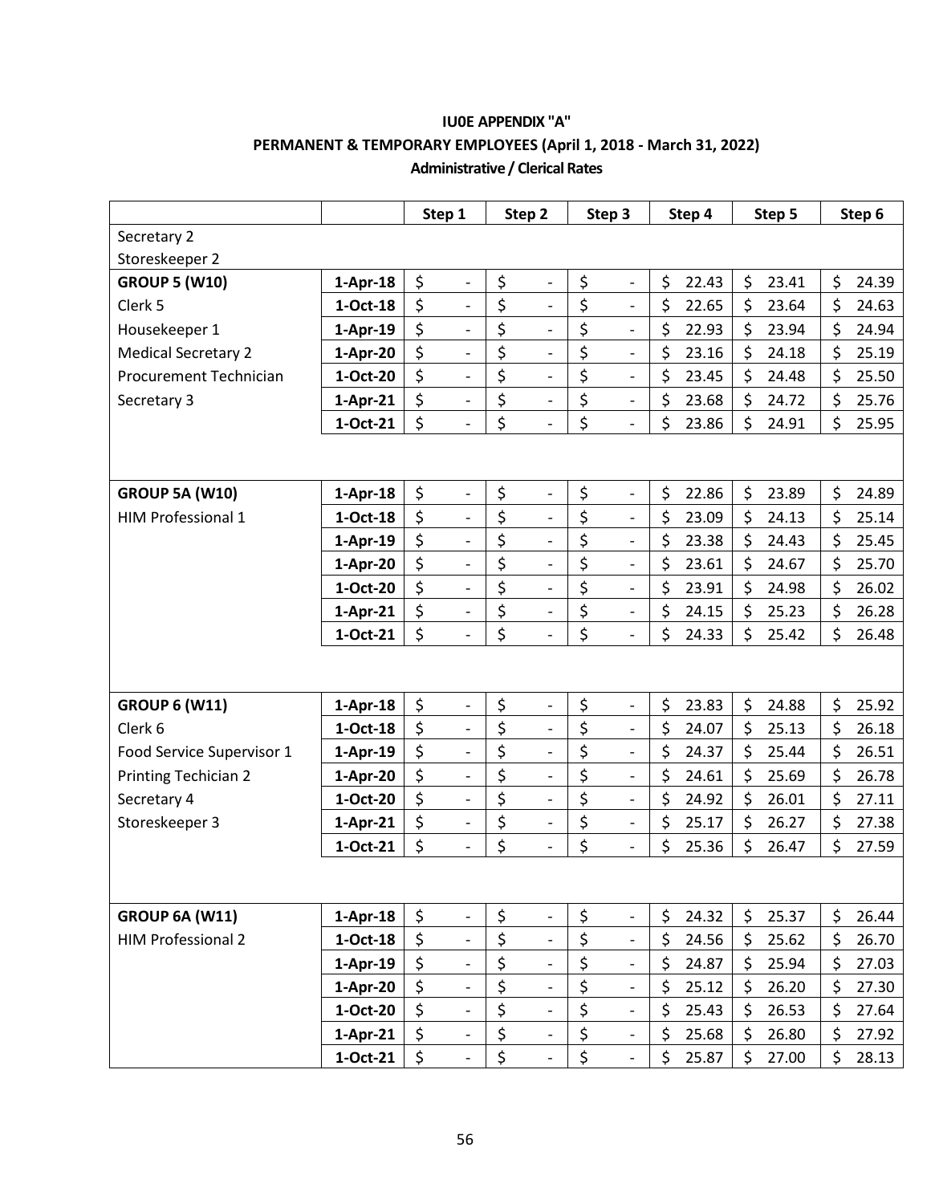**IU0E APPENDIX "A"**

**PERMANENT & TEMPORARY EMPLOYEES (April 1, 2018 - March 31, 2022)**

**Administrative / Clerical Rates**

| | | Step 1 | Step 2 | Step 3 | Step 4 | Step 5 | Step 6 |
|---|---|---|---|---|---|---|---|
| Secretary 2 | | | | | | | |
| Storeskeeper 2 | | | | | | | |
| **GROUP 5 (W10)** | **1-Apr-18** | $ - | $ - | $ - | $ 22.43 | $ 23.41 | $ 24.39 |
| Clerk 5 | **1-Oct-18** | $ - | $ - | $ - | $ 22.65 | $ 23.64 | $ 24.63 |
| Housekeeper 1 | **1-Apr-19** | $ - | $ - | $ - | $ 22.93 | $ 23.94 | $ 24.94 |
| Medical Secretary 2 | **1-Apr-20** | $ - | $ - | $ - | $ 23.16 | $ 24.18 | $ 25.19 |
| Procurement Technician | **1-Oct-20** | $ - | $ - | $ - | $ 23.45 | $ 24.48 | $ 25.50 |
| Secretary 3 | **1-Apr-21** | $ - | $ - | $ - | $ 23.68 | $ 24.72 | $ 25.76 |
| | **1-Oct-21** | $ - | $ - | $ - | $ 23.86 | $ 24.91 | $ 25.95 |
| | | | | | | | |
| **GROUP 5A (W10)** | **1-Apr-18** | $ - | $ - | $ - | $ 22.86 | $ 23.89 | $ 24.89 |
| HIM Professional 1 | **1-Oct-18** | $ - | $ - | $ - | $ 23.09 | $ 24.13 | $ 25.14 |
| | **1-Apr-19** | $ - | $ - | $ - | $ 23.38 | $ 24.43 | $ 25.45 |
| | **1-Apr-20** | $ - | $ - | $ - | $ 23.61 | $ 24.67 | $ 25.70 |
| | **1-Oct-20** | $ - | $ - | $ - | $ 23.91 | $ 24.98 | $ 26.02 |
| | **1-Apr-21** | $ - | $ - | $ - | $ 24.15 | $ 25.23 | $ 26.28 |
| | **1-Oct-21** | $ - | $ - | $ - | $ 24.33 | $ 25.42 | $ 26.48 |
| | | | | | | | |
| **GROUP 6 (W11)** | **1-Apr-18** | $ - | $ - | $ - | $ 23.83 | $ 24.88 | $ 25.92 |
| Clerk 6 | **1-Oct-18** | $ - | $ - | $ - | $ 24.07 | $ 25.13 | $ 26.18 |
| Food Service Supervisor 1 | **1-Apr-19** | $ - | $ - | $ - | $ 24.37 | $ 25.44 | $ 26.51 |
| Printing Techician 2 | **1-Apr-20** | $ - | $ - | $ - | $ 24.61 | $ 25.69 | $ 26.78 |
| Secretary 4 | **1-Oct-20** | $ - | $ - | $ - | $ 24.92 | $ 26.01 | $ 27.11 |
| Storeskeeper 3 | **1-Apr-21** | $ - | $ - | $ - | $ 25.17 | $ 26.27 | $ 27.38 |
| | **1-Oct-21** | $ - | $ - | $ - | $ 25.36 | $ 26.47 | $ 27.59 |
| | | | | | | | |
| **GROUP 6A (W11)** | **1-Apr-18** | $ - | $ - | $ - | $ 24.32 | $ 25.37 | $ 26.44 |
| HIM Professional 2 | **1-Oct-18** | $ - | $ - | $ - | $ 24.56 | $ 25.62 | $ 26.70 |
| | **1-Apr-19** | $ - | $ - | $ - | $ 24.87 | $ 25.94 | $ 27.03 |
| | **1-Apr-20** | $ - | $ - | $ - | $ 25.12 | $ 26.20 | $ 27.30 |
| | **1-Oct-20** | $ - | $ - | $ - | $ 25.43 | $ 26.53 | $ 27.64 |
| | **1-Apr-21** | $ - | $ - | $ - | $ 25.68 | $ 26.80 | $ 27.92 |
| | **1-Oct-21** | $ - | $ - | $ - | $ 25.87 | $ 27.00 | $ 28.13 |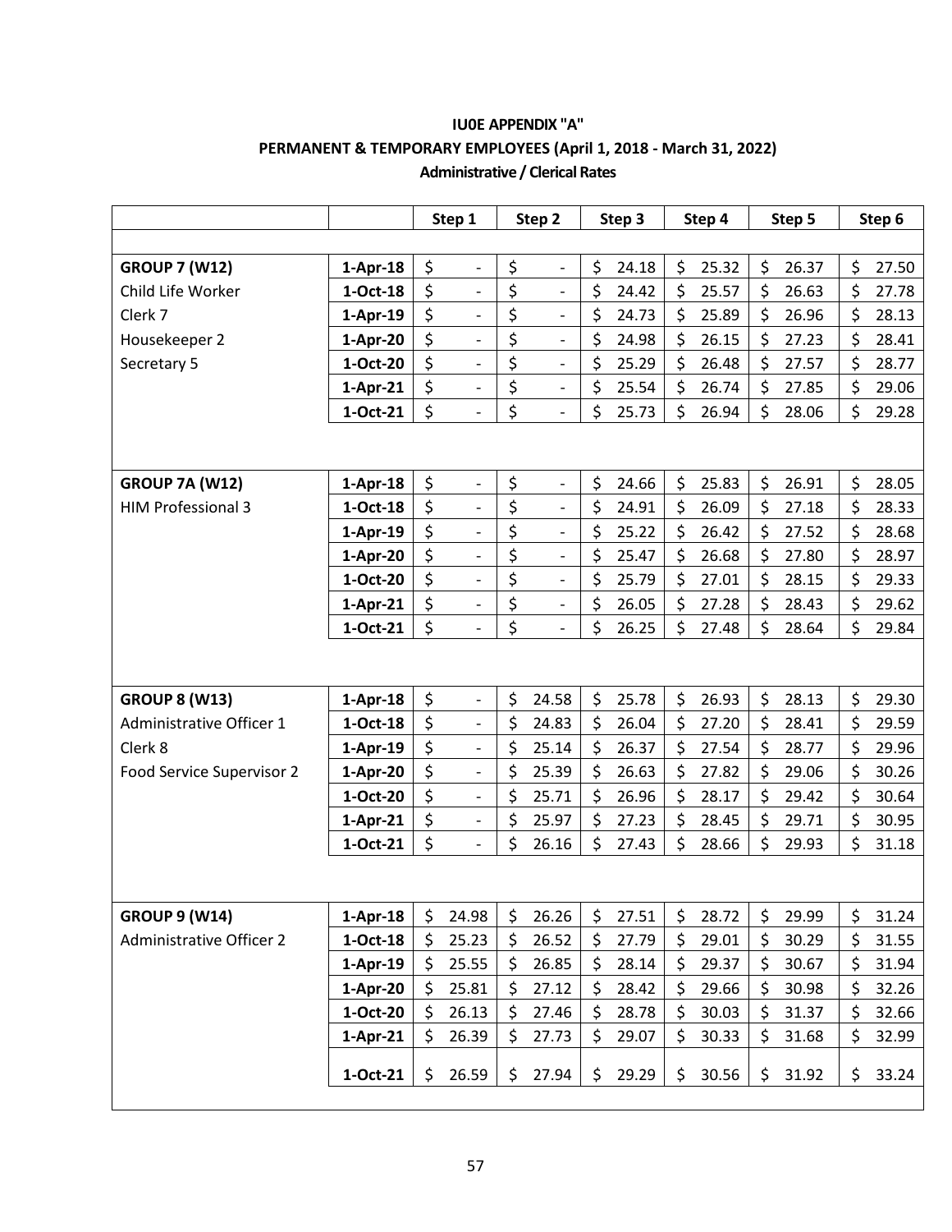**IU0E APPENDIX "A"**

**PERMANENT & TEMPORARY EMPLOYEES (April 1, 2018 - March 31, 2022)**

**Administrative / Clerical Rates**

| | | Step 1 | Step 2 | Step 3 | Step 4 | Step 5 | Step 6 |
|---|---|---|---|---|---|---|---|
| **GROUP 7 (W12)** | **1-Apr-18** | $ - | $ - | $ 24.18 | $ 25.32 | $ 26.37 | $ 27.50 |
| Child Life Worker | **1-Oct-18** | $ - | $ - | $ 24.42 | $ 25.57 | $ 26.63 | $ 27.78 |
| Clerk 7 | **1-Apr-19** | $ - | $ - | $ 24.73 | $ 25.89 | $ 26.96 | $ 28.13 |
| Housekeeper 2 | **1-Apr-20** | $ - | $ - | $ 24.98 | $ 26.15 | $ 27.23 | $ 28.41 |
| Secretary 5 | **1-Oct-20** | $ - | $ - | $ 25.29 | $ 26.48 | $ 27.57 | $ 28.77 |
| | **1-Apr-21** | $ - | $ - | $ 25.54 | $ 26.74 | $ 27.85 | $ 29.06 |
| | **1-Oct-21** | $ - | $ - | $ 25.73 | $ 26.94 | $ 28.06 | $ 29.28 |
| **GROUP 7A (W12)** | **1-Apr-18** | $ - | $ - | $ 24.66 | $ 25.83 | $ 26.91 | $ 28.05 |
| HIM Professional 3 | **1-Oct-18** | $ - | $ - | $ 24.91 | $ 26.09 | $ 27.18 | $ 28.33 |
| | **1-Apr-19** | $ - | $ - | $ 25.22 | $ 26.42 | $ 27.52 | $ 28.68 |
| | **1-Apr-20** | $ - | $ - | $ 25.47 | $ 26.68 | $ 27.80 | $ 28.97 |
| | **1-Oct-20** | $ - | $ - | $ 25.79 | $ 27.01 | $ 28.15 | $ 29.33 |
| | **1-Apr-21** | $ - | $ - | $ 26.05 | $ 27.28 | $ 28.43 | $ 29.62 |
| | **1-Oct-21** | $ - | $ - | $ 26.25 | $ 27.48 | $ 28.64 | $ 29.84 |
| **GROUP 8 (W13)** | **1-Apr-18** | $ - | $ 24.58 | $ 25.78 | $ 26.93 | $ 28.13 | $ 29.30 |
| Administrative Officer 1 | **1-Oct-18** | $ - | $ 24.83 | $ 26.04 | $ 27.20 | $ 28.41 | $ 29.59 |
| Clerk 8 | **1-Apr-19** | $ - | $ 25.14 | $ 26.37 | $ 27.54 | $ 28.77 | $ 29.96 |
| Food Service Supervisor 2 | **1-Apr-20** | $ - | $ 25.39 | $ 26.63 | $ 27.82 | $ 29.06 | $ 30.26 |
| | **1-Oct-20** | $ - | $ 25.71 | $ 26.96 | $ 28.17 | $ 29.42 | $ 30.64 |
| | **1-Apr-21** | $ - | $ 25.97 | $ 27.23 | $ 28.45 | $ 29.71 | $ 30.95 |
| | **1-Oct-21** | $ - | $ 26.16 | $ 27.43 | $ 28.66 | $ 29.93 | $ 31.18 |
| **GROUP 9 (W14)** | **1-Apr-18** | $ 24.98 | $ 26.26 | $ 27.51 | $ 28.72 | $ 29.99 | $ 31.24 |
| Administrative Officer 2 | **1-Oct-18** | $ 25.23 | $ 26.52 | $ 27.79 | $ 29.01 | $ 30.29 | $ 31.55 |
| | **1-Apr-19** | $ 25.55 | $ 26.85 | $ 28.14 | $ 29.37 | $ 30.67 | $ 31.94 |
| | **1-Apr-20** | $ 25.81 | $ 27.12 | $ 28.42 | $ 29.66 | $ 30.98 | $ 32.26 |
| | **1-Oct-20** | $ 26.13 | $ 27.46 | $ 28.78 | $ 30.03 | $ 31.37 | $ 32.66 |
| | **1-Apr-21** | $ 26.39 | $ 27.73 | $ 29.07 | $ 30.33 | $ 31.68 | $ 32.99 |
| | **1-Oct-21** | $ 26.59 | $ 27.94 | $ 29.29 | $ 30.56 | $ 31.92 | $ 33.24 |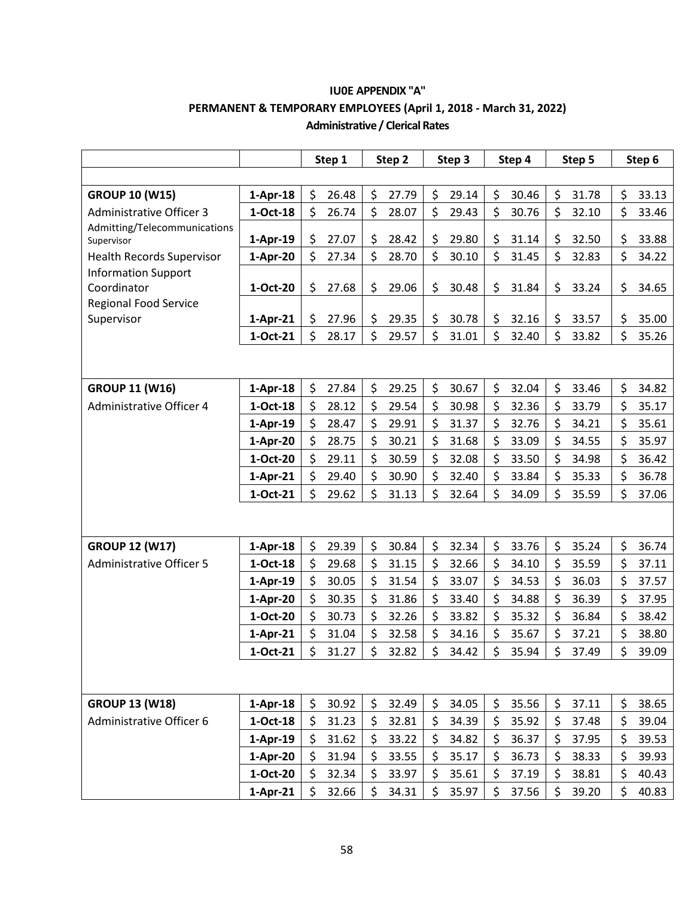**IU0E APPENDIX "A"**

**PERMANENT & TEMPORARY EMPLOYEES (April 1, 2018 - March 31, 2022)**

**Administrative / Clerical Rates**

| | | Step 1 | Step 2 | Step 3 | Step 4 | Step 5 | Step 6 |
|---|---|---|---|---|---|---|---|
| **GROUP 10 (W15)** | **1-Apr-18** | $ 26.48 | $ 27.79 | $ 29.14 | $ 30.46 | $ 31.78 | $ 33.13 |
| Administrative Officer 3 | **1-Oct-18** | $ 26.74 | $ 28.07 | $ 29.43 | $ 30.76 | $ 32.10 | $ 33.46 |
| Admitting/Telecommunications Supervisor | **1-Apr-19** | $ 27.07 | $ 28.42 | $ 29.80 | $ 31.14 | $ 32.50 | $ 33.88 |
| Health Records Supervisor | **1-Apr-20** | $ 27.34 | $ 28.70 | $ 30.10 | $ 31.45 | $ 32.83 | $ 34.22 |
| Information Support Coordinator | **1-Oct-20** | $ 27.68 | $ 29.06 | $ 30.48 | $ 31.84 | $ 33.24 | $ 34.65 |
| Regional Food Service Supervisor | **1-Apr-21** | $ 27.96 | $ 29.35 | $ 30.78 | $ 32.16 | $ 33.57 | $ 35.00 |
| | **1-Oct-21** | $ 28.17 | $ 29.57 | $ 31.01 | $ 32.40 | $ 33.82 | $ 35.26 |
| **GROUP 11 (W16)** | **1-Apr-18** | $ 27.84 | $ 29.25 | $ 30.67 | $ 32.04 | $ 33.46 | $ 34.82 |
| Administrative Officer 4 | **1-Oct-18** | $ 28.12 | $ 29.54 | $ 30.98 | $ 32.36 | $ 33.79 | $ 35.17 |
| | **1-Apr-19** | $ 28.47 | $ 29.91 | $ 31.37 | $ 32.76 | $ 34.21 | $ 35.61 |
| | **1-Apr-20** | $ 28.75 | $ 30.21 | $ 31.68 | $ 33.09 | $ 34.55 | $ 35.97 |
| | **1-Oct-20** | $ 29.11 | $ 30.59 | $ 32.08 | $ 33.50 | $ 34.98 | $ 36.42 |
| | **1-Apr-21** | $ 29.40 | $ 30.90 | $ 32.40 | $ 33.84 | $ 35.33 | $ 36.78 |
| | **1-Oct-21** | $ 29.62 | $ 31.13 | $ 32.64 | $ 34.09 | $ 35.59 | $ 37.06 |
| **GROUP 12 (W17)** | **1-Apr-18** | $ 29.39 | $ 30.84 | $ 32.34 | $ 33.76 | $ 35.24 | $ 36.74 |
| Administrative Officer 5 | **1-Oct-18** | $ 29.68 | $ 31.15 | $ 32.66 | $ 34.10 | $ 35.59 | $ 37.11 |
| | **1-Apr-19** | $ 30.05 | $ 31.54 | $ 33.07 | $ 34.53 | $ 36.03 | $ 37.57 |
| | **1-Apr-20** | $ 30.35 | $ 31.86 | $ 33.40 | $ 34.88 | $ 36.39 | $ 37.95 |
| | **1-Oct-20** | $ 30.73 | $ 32.26 | $ 33.82 | $ 35.32 | $ 36.84 | $ 38.42 |
| | **1-Apr-21** | $ 31.04 | $ 32.58 | $ 34.16 | $ 35.67 | $ 37.21 | $ 38.80 |
| | **1-Oct-21** | $ 31.27 | $ 32.82 | $ 34.42 | $ 35.94 | $ 37.49 | $ 39.09 |
| **GROUP 13 (W18)** | **1-Apr-18** | $ 30.92 | $ 32.49 | $ 34.05 | $ 35.56 | $ 37.11 | $ 38.65 |
| Administrative Officer 6 | **1-Oct-18** | $ 31.23 | $ 32.81 | $ 34.39 | $ 35.92 | $ 37.48 | $ 39.04 |
| | **1-Apr-19** | $ 31.62 | $ 33.22 | $ 34.82 | $ 36.37 | $ 37.95 | $ 39.53 |
| | **1-Apr-20** | $ 31.94 | $ 33.55 | $ 35.17 | $ 36.73 | $ 38.33 | $ 39.93 |
| | **1-Oct-20** | $ 32.34 | $ 33.97 | $ 35.61 | $ 37.19 | $ 38.81 | $ 40.43 |
| | **1-Apr-21** | $ 32.66 | $ 34.31 | $ 35.97 | $ 37.56 | $ 39.20 | $ 40.83 |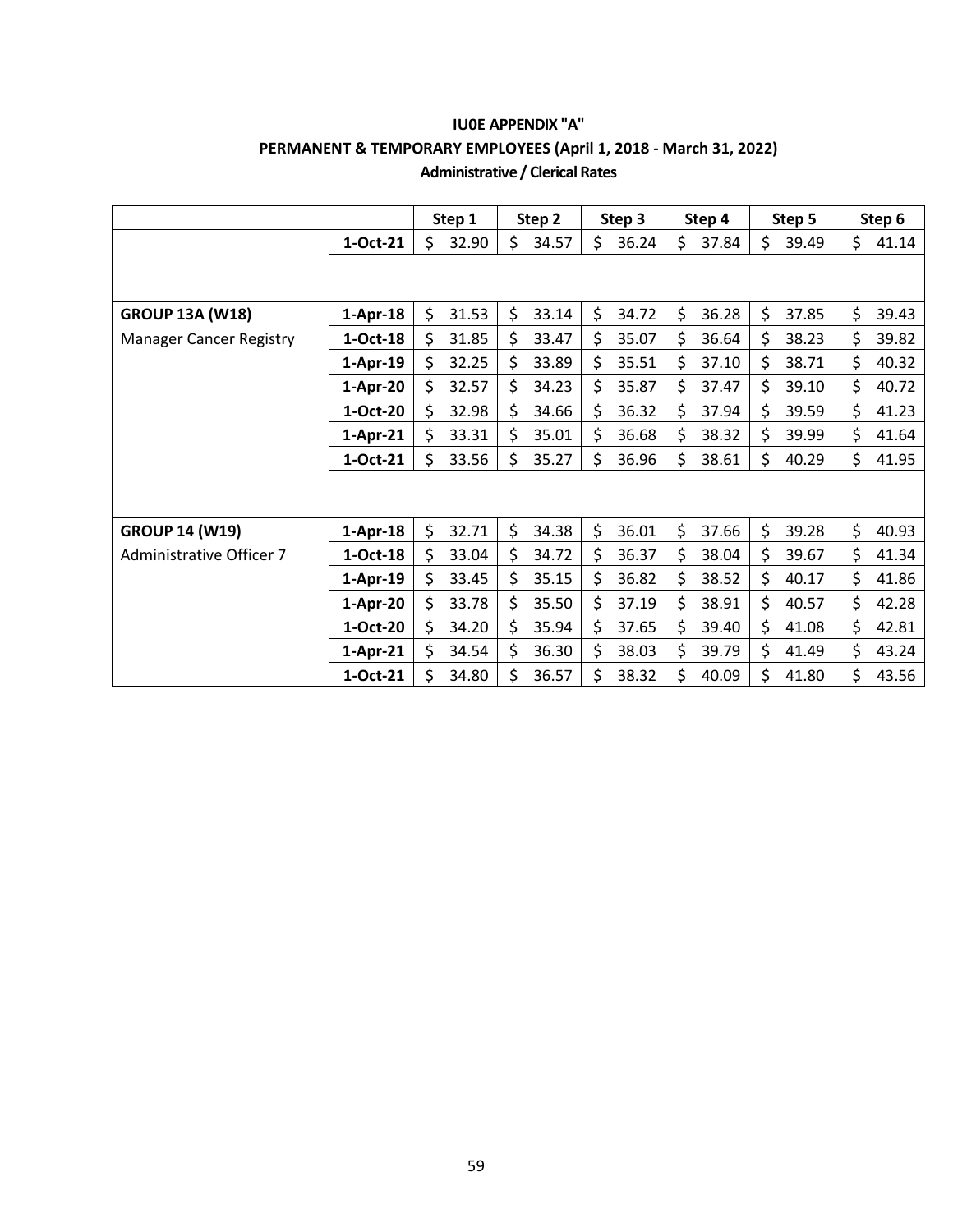**IU0E APPENDIX "A"**

**PERMANENT & TEMPORARY EMPLOYEES (April 1, 2018 - March 31, 2022)**

**Administrative / Clerical Rates**

| | | Step 1 | Step 2 | Step 3 | Step 4 | Step 5 | Step 6 |
|---|---|---|---|---|---|---|---|
| | **1-Oct-21** | $ 32.90 | $ 34.57 | $ 36.24 | $ 37.84 | $ 39.49 | $ 41.14 |
| | | | | | | | |
| **GROUP 13A (W18)** | **1-Apr-18** | $ 31.53 | $ 33.14 | $ 34.72 | $ 36.28 | $ 37.85 | $ 39.43 |
| Manager Cancer Registry | **1-Oct-18** | $ 31.85 | $ 33.47 | $ 35.07 | $ 36.64 | $ 38.23 | $ 39.82 |
| | **1-Apr-19** | $ 32.25 | $ 33.89 | $ 35.51 | $ 37.10 | $ 38.71 | $ 40.32 |
| | **1-Apr-20** | $ 32.57 | $ 34.23 | $ 35.87 | $ 37.47 | $ 39.10 | $ 40.72 |
| | **1-Oct-20** | $ 32.98 | $ 34.66 | $ 36.32 | $ 37.94 | $ 39.59 | $ 41.23 |
| | **1-Apr-21** | $ 33.31 | $ 35.01 | $ 36.68 | $ 38.32 | $ 39.99 | $ 41.64 |
| | **1-Oct-21** | $ 33.56 | $ 35.27 | $ 36.96 | $ 38.61 | $ 40.29 | $ 41.95 |
| | | | | | | | |
| **GROUP 14 (W19)** | **1-Apr-18** | $ 32.71 | $ 34.38 | $ 36.01 | $ 37.66 | $ 39.28 | $ 40.93 |
| Administrative Officer 7 | **1-Oct-18** | $ 33.04 | $ 34.72 | $ 36.37 | $ 38.04 | $ 39.67 | $ 41.34 |
| | **1-Apr-19** | $ 33.45 | $ 35.15 | $ 36.82 | $ 38.52 | $ 40.17 | $ 41.86 |
| | **1-Apr-20** | $ 33.78 | $ 35.50 | $ 37.19 | $ 38.91 | $ 40.57 | $ 42.28 |
| | **1-Oct-20** | $ 34.20 | $ 35.94 | $ 37.65 | $ 39.40 | $ 41.08 | $ 42.81 |
| | **1-Apr-21** | $ 34.54 | $ 36.30 | $ 38.03 | $ 39.79 | $ 41.49 | $ 43.24 |
| | **1-Oct-21** | $ 34.80 | $ 36.57 | $ 38.32 | $ 40.09 | $ 41.80 | $ 43.56 |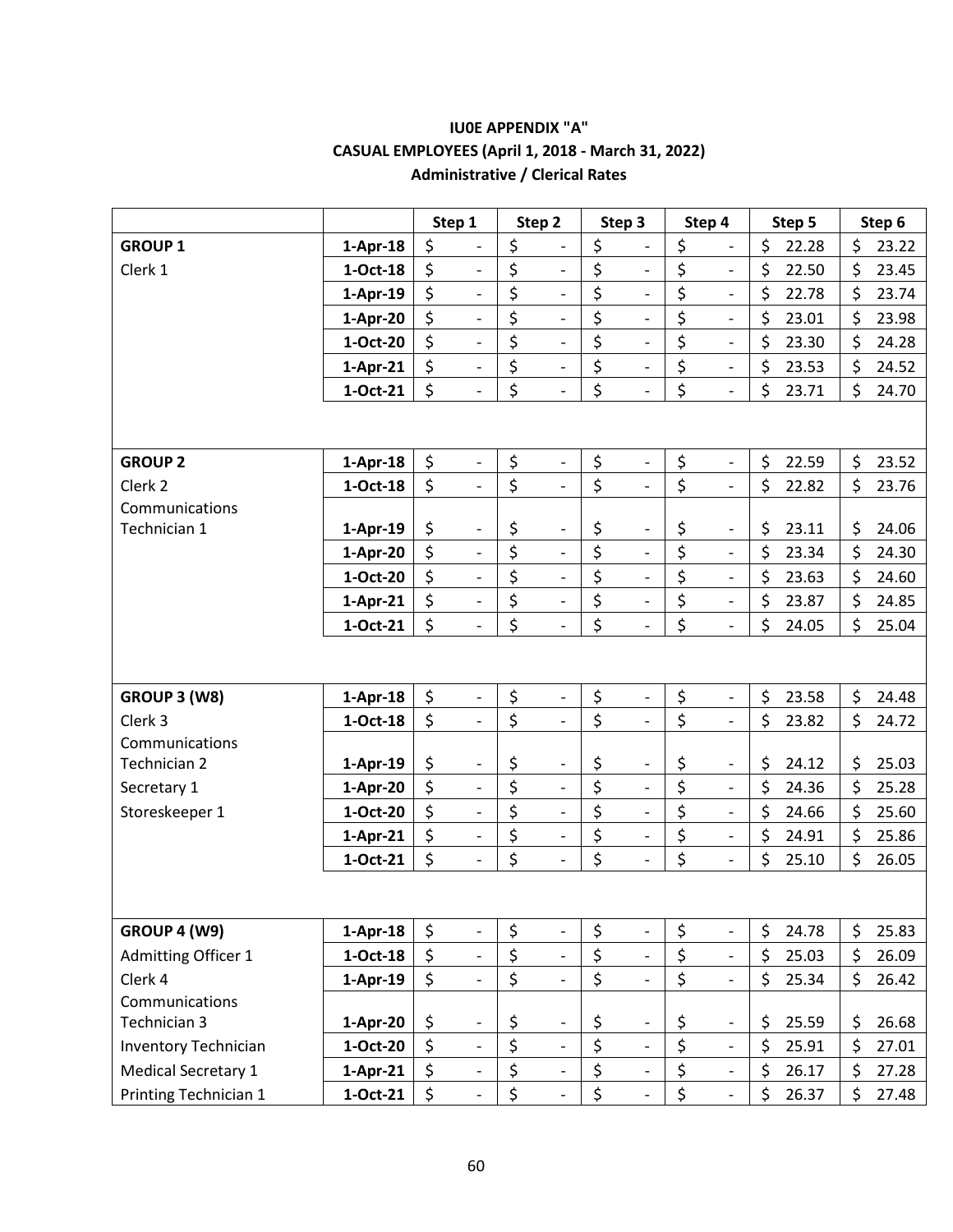# IU0E APPENDIX "A"
## CASUAL EMPLOYEES (April 1, 2018 - March 31, 2022)
### Administrative / Clerical Rates

| | | Step 1 | Step 2 | Step 3 | Step 4 | Step 5 | Step 6 |
|---|---|---|---|---|---|---|---|
| **GROUP 1** | **1-Apr-18** | $ - | $ - | $ - | $ - | $ 22.28 | $ 23.22 |
| Clerk 1 | **1-Oct-18** | $ - | $ - | $ - | $ - | $ 22.50 | $ 23.45 |
| | **1-Apr-19** | $ - | $ - | $ - | $ - | $ 22.78 | $ 23.74 |
| | **1-Apr-20** | $ - | $ - | $ - | $ - | $ 23.01 | $ 23.98 |
| | **1-Oct-20** | $ - | $ - | $ - | $ - | $ 23.30 | $ 24.28 |
| | **1-Apr-21** | $ - | $ - | $ - | $ - | $ 23.53 | $ 24.52 |
| | **1-Oct-21** | $ - | $ - | $ - | $ - | $ 23.71 | $ 24.70 |
| | | | | | | | |
| **GROUP 2** | **1-Apr-18** | $ - | $ - | $ - | $ - | $ 22.59 | $ 23.52 |
| Clerk 2 | **1-Oct-18** | $ - | $ - | $ - | $ - | $ 22.82 | $ 23.76 |
| Communications Technician 1 | **1-Apr-19** | $ - | $ - | $ - | $ - | $ 23.11 | $ 24.06 |
| | **1-Apr-20** | $ - | $ - | $ - | $ - | $ 23.34 | $ 24.30 |
| | **1-Oct-20** | $ - | $ - | $ - | $ - | $ 23.63 | $ 24.60 |
| | **1-Apr-21** | $ - | $ - | $ - | $ - | $ 23.87 | $ 24.85 |
| | **1-Oct-21** | $ - | $ - | $ - | $ - | $ 24.05 | $ 25.04 |
| | | | | | | | |
| **GROUP 3 (W8)** | **1-Apr-18** | $ - | $ - | $ - | $ - | $ 23.58 | $ 24.48 |
| Clerk 3 | **1-Oct-18** | $ - | $ - | $ - | $ - | $ 23.82 | $ 24.72 |
| Communications Technician 2 | **1-Apr-19** | $ - | $ - | $ - | $ - | $ 24.12 | $ 25.03 |
| Secretary 1 | **1-Apr-20** | $ - | $ - | $ - | $ - | $ 24.36 | $ 25.28 |
| Storeskeeper 1 | **1-Oct-20** | $ - | $ - | $ - | $ - | $ 24.66 | $ 25.60 |
| | **1-Apr-21** | $ - | $ - | $ - | $ - | $ 24.91 | $ 25.86 |
| | **1-Oct-21** | $ - | $ - | $ - | $ - | $ 25.10 | $ 26.05 |
| | | | | | | | |
| **GROUP 4 (W9)** | **1-Apr-18** | $ - | $ - | $ - | $ - | $ 24.78 | $ 25.83 |
| Admitting Officer 1 | **1-Oct-18** | $ - | $ - | $ - | $ - | $ 25.03 | $ 26.09 |
| Clerk 4 | **1-Apr-19** | $ - | $ - | $ - | $ - | $ 25.34 | $ 26.42 |
| Communications Technician 3 | **1-Apr-20** | $ - | $ - | $ - | $ - | $ 25.59 | $ 26.68 |
| Inventory Technician | **1-Oct-20** | $ - | $ - | $ - | $ - | $ 25.91 | $ 27.01 |
| Medical Secretary 1 | **1-Apr-21** | $ - | $ - | $ - | $ - | $ 26.17 | $ 27.28 |
| Printing Technician 1 | **1-Oct-21** | $ - | $ - | $ - | $ - | $ 26.37 | $ 27.48 |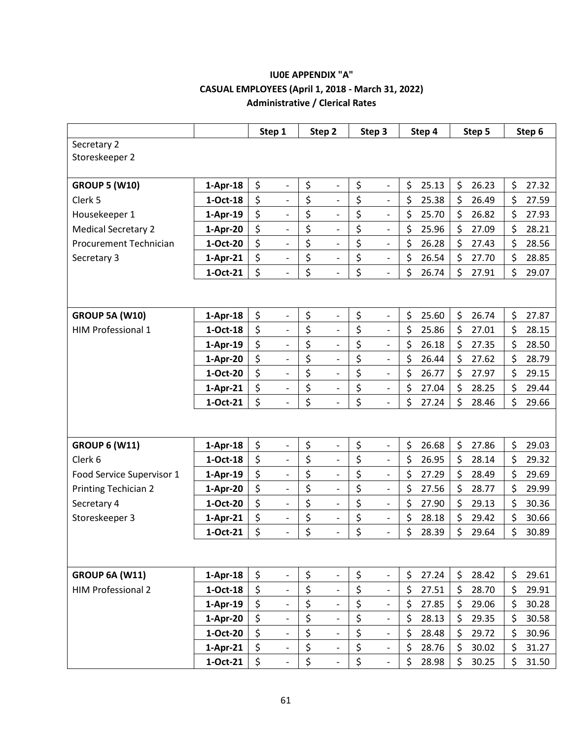**IU0E APPENDIX "A"**
**CASUAL EMPLOYEES (April 1, 2018 - March 31, 2022)**
**Administrative / Clerical Rates**

| | | Step 1 | Step 2 | Step 3 | Step 4 | Step 5 | Step 6 |
|---|---|---|---|---|---|---|---|
| Secretary 2 | | | | | | | |
| Storeskeeper 2 | | | | | | | |
| | | | | | | | |
| **GROUP 5 (W10)** | **1-Apr-18** | $ - | $ - | $ - | $ 25.13 | $ 26.23 | $ 27.32 |
| Clerk 5 | **1-Oct-18** | $ - | $ - | $ - | $ 25.38 | $ 26.49 | $ 27.59 |
| Housekeeper 1 | **1-Apr-19** | $ - | $ - | $ - | $ 25.70 | $ 26.82 | $ 27.93 |
| Medical Secretary 2 | **1-Apr-20** | $ - | $ - | $ - | $ 25.96 | $ 27.09 | $ 28.21 |
| Procurement Technician | **1-Oct-20** | $ - | $ - | $ - | $ 26.28 | $ 27.43 | $ 28.56 |
| Secretary 3 | **1-Apr-21** | $ - | $ - | $ - | $ 26.54 | $ 27.70 | $ 28.85 |
| | **1-Oct-21** | $ - | $ - | $ - | $ 26.74 | $ 27.91 | $ 29.07 |
| | | | | | | | |
| **GROUP 5A (W10)** | **1-Apr-18** | $ - | $ - | $ - | $ 25.60 | $ 26.74 | $ 27.87 |
| HIM Professional 1 | **1-Oct-18** | $ - | $ - | $ - | $ 25.86 | $ 27.01 | $ 28.15 |
| | **1-Apr-19** | $ - | $ - | $ - | $ 26.18 | $ 27.35 | $ 28.50 |
| | **1-Apr-20** | $ - | $ - | $ - | $ 26.44 | $ 27.62 | $ 28.79 |
| | **1-Oct-20** | $ - | $ - | $ - | $ 26.77 | $ 27.97 | $ 29.15 |
| | **1-Apr-21** | $ - | $ - | $ - | $ 27.04 | $ 28.25 | $ 29.44 |
| | **1-Oct-21** | $ - | $ - | $ - | $ 27.24 | $ 28.46 | $ 29.66 |
| | | | | | | | |
| **GROUP 6 (W11)** | **1-Apr-18** | $ - | $ - | $ - | $ 26.68 | $ 27.86 | $ 29.03 |
| Clerk 6 | **1-Oct-18** | $ - | $ - | $ - | $ 26.95 | $ 28.14 | $ 29.32 |
| Food Service Supervisor 1 | **1-Apr-19** | $ - | $ - | $ - | $ 27.29 | $ 28.49 | $ 29.69 |
| Printing Techician 2 | **1-Apr-20** | $ - | $ - | $ - | $ 27.56 | $ 28.77 | $ 29.99 |
| Secretary 4 | **1-Oct-20** | $ - | $ - | $ - | $ 27.90 | $ 29.13 | $ 30.36 |
| Storeskeeper 3 | **1-Apr-21** | $ - | $ - | $ - | $ 28.18 | $ 29.42 | $ 30.66 |
| | **1-Oct-21** | $ - | $ - | $ - | $ 28.39 | $ 29.64 | $ 30.89 |
| | | | | | | | |
| **GROUP 6A (W11)** | **1-Apr-18** | $ - | $ - | $ - | $ 27.24 | $ 28.42 | $ 29.61 |
| HIM Professional 2 | **1-Oct-18** | $ - | $ - | $ - | $ 27.51 | $ 28.70 | $ 29.91 |
| | **1-Apr-19** | $ - | $ - | $ - | $ 27.85 | $ 29.06 | $ 30.28 |
| | **1-Apr-20** | $ - | $ - | $ - | $ 28.13 | $ 29.35 | $ 30.58 |
| | **1-Oct-20** | $ - | $ - | $ - | $ 28.48 | $ 29.72 | $ 30.96 |
| | **1-Apr-21** | $ - | $ - | $ - | $ 28.76 | $ 30.02 | $ 31.27 |
| | **1-Oct-21** | $ - | $ - | $ - | $ 28.98 | $ 30.25 | $ 31.50 |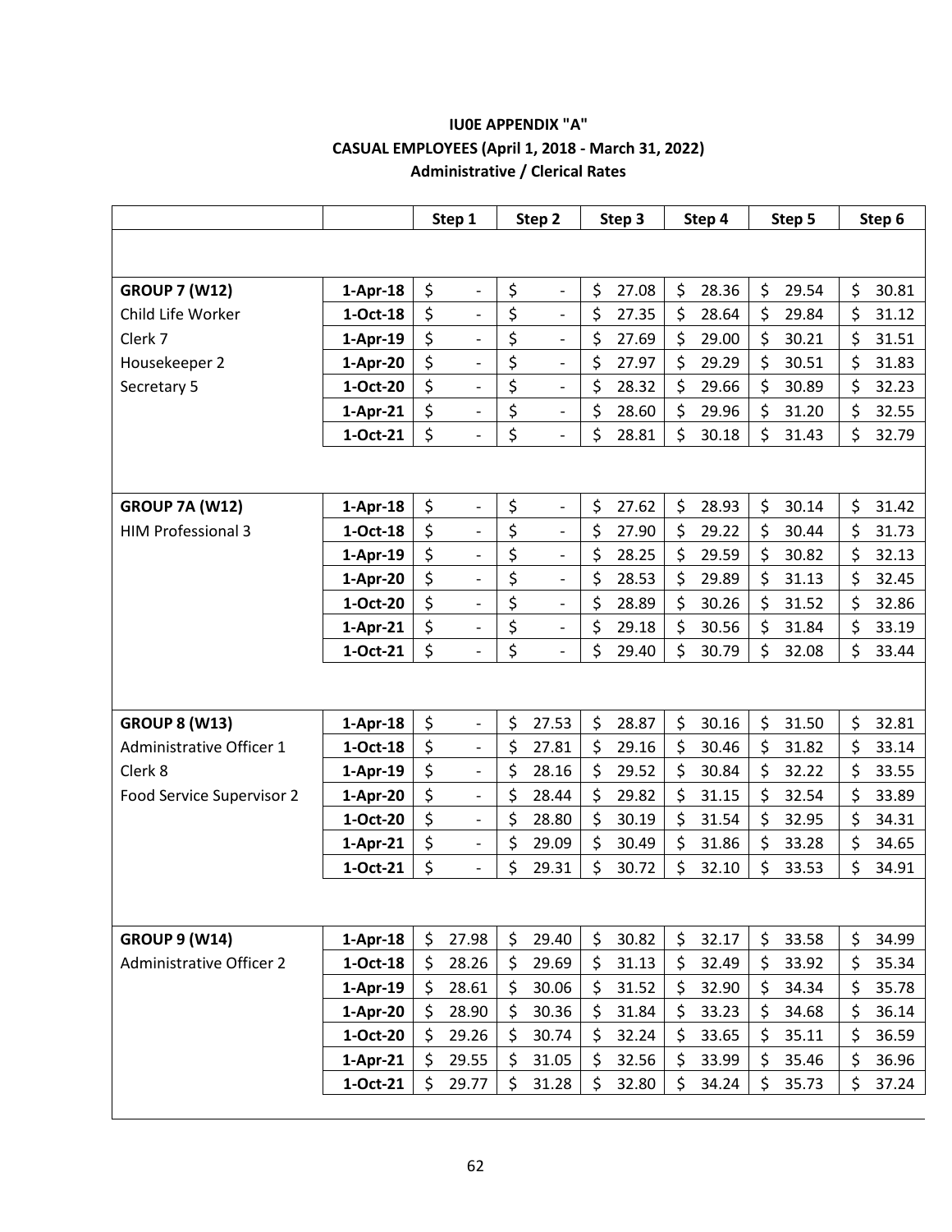**IU0E APPENDIX "A"**
**CASUAL EMPLOYEES (April 1, 2018 - March 31, 2022)**
**Administrative / Clerical Rates**

| | | Step 1 | Step 2 | Step 3 | Step 4 | Step 5 | Step 6 |
|---|---|---|---|---|---|---|---|
| **GROUP 7 (W12)** | **1-Apr-18** | $ - | $ - | $ 27.08 | $ 28.36 | $ 29.54 | $ 30.81 |
| Child Life Worker | **1-Oct-18** | $ - | $ - | $ 27.35 | $ 28.64 | $ 29.84 | $ 31.12 |
| Clerk 7 | **1-Apr-19** | $ - | $ - | $ 27.69 | $ 29.00 | $ 30.21 | $ 31.51 |
| Housekeeper 2 | **1-Apr-20** | $ - | $ - | $ 27.97 | $ 29.29 | $ 30.51 | $ 31.83 |
| Secretary 5 | **1-Oct-20** | $ - | $ - | $ 28.32 | $ 29.66 | $ 30.89 | $ 32.23 |
| | **1-Apr-21** | $ - | $ - | $ 28.60 | $ 29.96 | $ 31.20 | $ 32.55 |
| | **1-Oct-21** | $ - | $ - | $ 28.81 | $ 30.18 | $ 31.43 | $ 32.79 |
| **GROUP 7A (W12)** | **1-Apr-18** | $ - | $ - | $ 27.62 | $ 28.93 | $ 30.14 | $ 31.42 |
| HIM Professional 3 | **1-Oct-18** | $ - | $ - | $ 27.90 | $ 29.22 | $ 30.44 | $ 31.73 |
| | **1-Apr-19** | $ - | $ - | $ 28.25 | $ 29.59 | $ 30.82 | $ 32.13 |
| | **1-Apr-20** | $ - | $ - | $ 28.53 | $ 29.89 | $ 31.13 | $ 32.45 |
| | **1-Oct-20** | $ - | $ - | $ 28.89 | $ 30.26 | $ 31.52 | $ 32.86 |
| | **1-Apr-21** | $ - | $ - | $ 29.18 | $ 30.56 | $ 31.84 | $ 33.19 |
| | **1-Oct-21** | $ - | $ - | $ 29.40 | $ 30.79 | $ 32.08 | $ 33.44 |
| **GROUP 8 (W13)** | **1-Apr-18** | $ - | $ 27.53 | $ 28.87 | $ 30.16 | $ 31.50 | $ 32.81 |
| Administrative Officer 1 | **1-Oct-18** | $ - | $ 27.81 | $ 29.16 | $ 30.46 | $ 31.82 | $ 33.14 |
| Clerk 8 | **1-Apr-19** | $ - | $ 28.16 | $ 29.52 | $ 30.84 | $ 32.22 | $ 33.55 |
| Food Service Supervisor 2 | **1-Apr-20** | $ - | $ 28.44 | $ 29.82 | $ 31.15 | $ 32.54 | $ 33.89 |
| | **1-Oct-20** | $ - | $ 28.80 | $ 30.19 | $ 31.54 | $ 32.95 | $ 34.31 |
| | **1-Apr-21** | $ - | $ 29.09 | $ 30.49 | $ 31.86 | $ 33.28 | $ 34.65 |
| | **1-Oct-21** | $ - | $ 29.31 | $ 30.72 | $ 32.10 | $ 33.53 | $ 34.91 |
| **GROUP 9 (W14)** | **1-Apr-18** | $ 27.98 | $ 29.40 | $ 30.82 | $ 32.17 | $ 33.58 | $ 34.99 |
| Administrative Officer 2 | **1-Oct-18** | $ 28.26 | $ 29.69 | $ 31.13 | $ 32.49 | $ 33.92 | $ 35.34 |
| | **1-Apr-19** | $ 28.61 | $ 30.06 | $ 31.52 | $ 32.90 | $ 34.34 | $ 35.78 |
| | **1-Apr-20** | $ 28.90 | $ 30.36 | $ 31.84 | $ 33.23 | $ 34.68 | $ 36.14 |
| | **1-Oct-20** | $ 29.26 | $ 30.74 | $ 32.24 | $ 33.65 | $ 35.11 | $ 36.59 |
| | **1-Apr-21** | $ 29.55 | $ 31.05 | $ 32.56 | $ 33.99 | $ 35.46 | $ 36.96 |
| | **1-Oct-21** | $ 29.77 | $ 31.28 | $ 32.80 | $ 34.24 | $ 35.73 | $ 37.24 |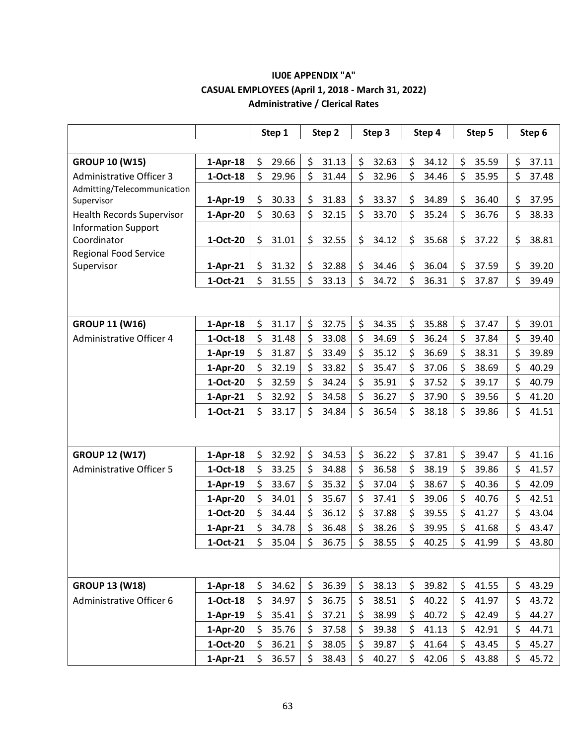**IU0E APPENDIX "A"**
**CASUAL EMPLOYEES (April 1, 2018 - March 31, 2022)**
**Administrative / Clerical Rates**

| | | Step 1 | Step 2 | Step 3 | Step 4 | Step 5 | Step 6 |
|---|---|---|---|---|---|---|---|
| **GROUP 10 (W15)** | **1-Apr-18** | $ 29.66 | $ 31.13 | $ 32.63 | $ 34.12 | $ 35.59 | $ 37.11 |
| Administrative Officer 3 | **1-Oct-18** | $ 29.96 | $ 31.44 | $ 32.96 | $ 34.46 | $ 35.95 | $ 37.48 |
| Admitting/Telecommunication Supervisor | **1-Apr-19** | $ 30.33 | $ 31.83 | $ 33.37 | $ 34.89 | $ 36.40 | $ 37.95 |
| Health Records Supervisor | **1-Apr-20** | $ 30.63 | $ 32.15 | $ 33.70 | $ 35.24 | $ 36.76 | $ 38.33 |
| Information Support Coordinator | **1-Oct-20** | $ 31.01 | $ 32.55 | $ 34.12 | $ 35.68 | $ 37.22 | $ 38.81 |
| Regional Food Service Supervisor | **1-Apr-21** | $ 31.32 | $ 32.88 | $ 34.46 | $ 36.04 | $ 37.59 | $ 39.20 |
| | **1-Oct-21** | $ 31.55 | $ 33.13 | $ 34.72 | $ 36.31 | $ 37.87 | $ 39.49 |
| | | | | | | | |
| **GROUP 11 (W16)** | **1-Apr-18** | $ 31.17 | $ 32.75 | $ 34.35 | $ 35.88 | $ 37.47 | $ 39.01 |
| Administrative Officer 4 | **1-Oct-18** | $ 31.48 | $ 33.08 | $ 34.69 | $ 36.24 | $ 37.84 | $ 39.40 |
| | **1-Apr-19** | $ 31.87 | $ 33.49 | $ 35.12 | $ 36.69 | $ 38.31 | $ 39.89 |
| | **1-Apr-20** | $ 32.19 | $ 33.82 | $ 35.47 | $ 37.06 | $ 38.69 | $ 40.29 |
| | **1-Oct-20** | $ 32.59 | $ 34.24 | $ 35.91 | $ 37.52 | $ 39.17 | $ 40.79 |
| | **1-Apr-21** | $ 32.92 | $ 34.58 | $ 36.27 | $ 37.90 | $ 39.56 | $ 41.20 |
| | **1-Oct-21** | $ 33.17 | $ 34.84 | $ 36.54 | $ 38.18 | $ 39.86 | $ 41.51 |
| | | | | | | | |
| **GROUP 12 (W17)** | **1-Apr-18** | $ 32.92 | $ 34.53 | $ 36.22 | $ 37.81 | $ 39.47 | $ 41.16 |
| Administrative Officer 5 | **1-Oct-18** | $ 33.25 | $ 34.88 | $ 36.58 | $ 38.19 | $ 39.86 | $ 41.57 |
| | **1-Apr-19** | $ 33.67 | $ 35.32 | $ 37.04 | $ 38.67 | $ 40.36 | $ 42.09 |
| | **1-Apr-20** | $ 34.01 | $ 35.67 | $ 37.41 | $ 39.06 | $ 40.76 | $ 42.51 |
| | **1-Oct-20** | $ 34.44 | $ 36.12 | $ 37.88 | $ 39.55 | $ 41.27 | $ 43.04 |
| | **1-Apr-21** | $ 34.78 | $ 36.48 | $ 38.26 | $ 39.95 | $ 41.68 | $ 43.47 |
| | **1-Oct-21** | $ 35.04 | $ 36.75 | $ 38.55 | $ 40.25 | $ 41.99 | $ 43.80 |
| | | | | | | | |
| **GROUP 13 (W18)** | **1-Apr-18** | $ 34.62 | $ 36.39 | $ 38.13 | $ 39.82 | $ 41.55 | $ 43.29 |
| Administrative Officer 6 | **1-Oct-18** | $ 34.97 | $ 36.75 | $ 38.51 | $ 40.22 | $ 41.97 | $ 43.72 |
| | **1-Apr-19** | $ 35.41 | $ 37.21 | $ 38.99 | $ 40.72 | $ 42.49 | $ 44.27 |
| | **1-Apr-20** | $ 35.76 | $ 37.58 | $ 39.38 | $ 41.13 | $ 42.91 | $ 44.71 |
| | **1-Oct-20** | $ 36.21 | $ 38.05 | $ 39.87 | $ 41.64 | $ 43.45 | $ 45.27 |
| | **1-Apr-21** | $ 36.57 | $ 38.43 | $ 40.27 | $ 42.06 | $ 43.88 | $ 45.72 |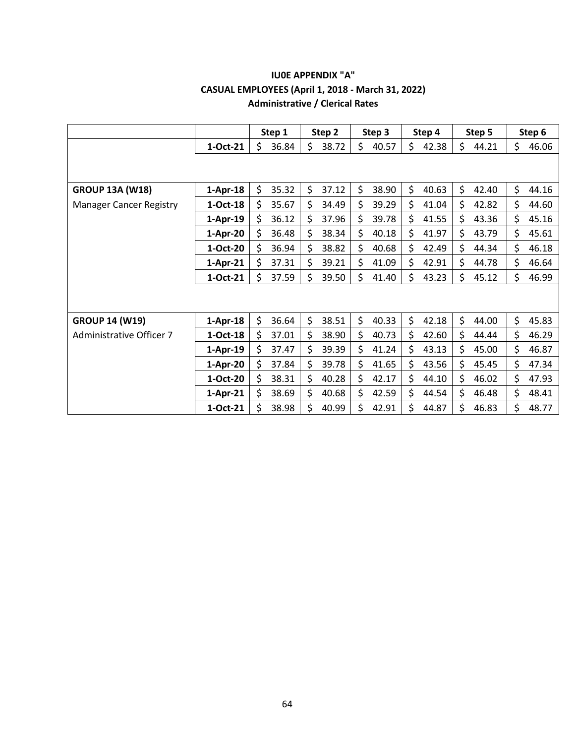**IU0E APPENDIX "A"**
**CASUAL EMPLOYEES (April 1, 2018 - March 31, 2022)**
**Administrative / Clerical Rates**

| | | Step 1 | Step 2 | Step 3 | Step 4 | Step 5 | Step 6 |
|---|---|---|---|---|---|---|---|
| | **1-Oct-21** | $ 36.84 | $ 38.72 | $ 40.57 | $ 42.38 | $ 44.21 | $ 46.06 |
| | | | | | | | |
| **GROUP 13A (W18)** | **1-Apr-18** | $ 35.32 | $ 37.12 | $ 38.90 | $ 40.63 | $ 42.40 | $ 44.16 |
| Manager Cancer Registry | **1-Oct-18** | $ 35.67 | $ 34.49 | $ 39.29 | $ 41.04 | $ 42.82 | $ 44.60 |
| | **1-Apr-19** | $ 36.12 | $ 37.96 | $ 39.78 | $ 41.55 | $ 43.36 | $ 45.16 |
| | **1-Apr-20** | $ 36.48 | $ 38.34 | $ 40.18 | $ 41.97 | $ 43.79 | $ 45.61 |
| | **1-Oct-20** | $ 36.94 | $ 38.82 | $ 40.68 | $ 42.49 | $ 44.34 | $ 46.18 |
| | **1-Apr-21** | $ 37.31 | $ 39.21 | $ 41.09 | $ 42.91 | $ 44.78 | $ 46.64 |
| | **1-Oct-21** | $ 37.59 | $ 39.50 | $ 41.40 | $ 43.23 | $ 45.12 | $ 46.99 |
| | | | | | | | |
| **GROUP 14 (W19)** | **1-Apr-18** | $ 36.64 | $ 38.51 | $ 40.33 | $ 42.18 | $ 44.00 | $ 45.83 |
| Administrative Officer 7 | **1-Oct-18** | $ 37.01 | $ 38.90 | $ 40.73 | $ 42.60 | $ 44.44 | $ 46.29 |
| | **1-Apr-19** | $ 37.47 | $ 39.39 | $ 41.24 | $ 43.13 | $ 45.00 | $ 46.87 |
| | **1-Apr-20** | $ 37.84 | $ 39.78 | $ 41.65 | $ 43.56 | $ 45.45 | $ 47.34 |
| | **1-Oct-20** | $ 38.31 | $ 40.28 | $ 42.17 | $ 44.10 | $ 46.02 | $ 47.93 |
| | **1-Apr-21** | $ 38.69 | $ 40.68 | $ 42.59 | $ 44.54 | $ 46.48 | $ 48.41 |
| | **1-Oct-21** | $ 38.98 | $ 40.99 | $ 42.91 | $ 44.87 | $ 46.83 | $ 48.77 |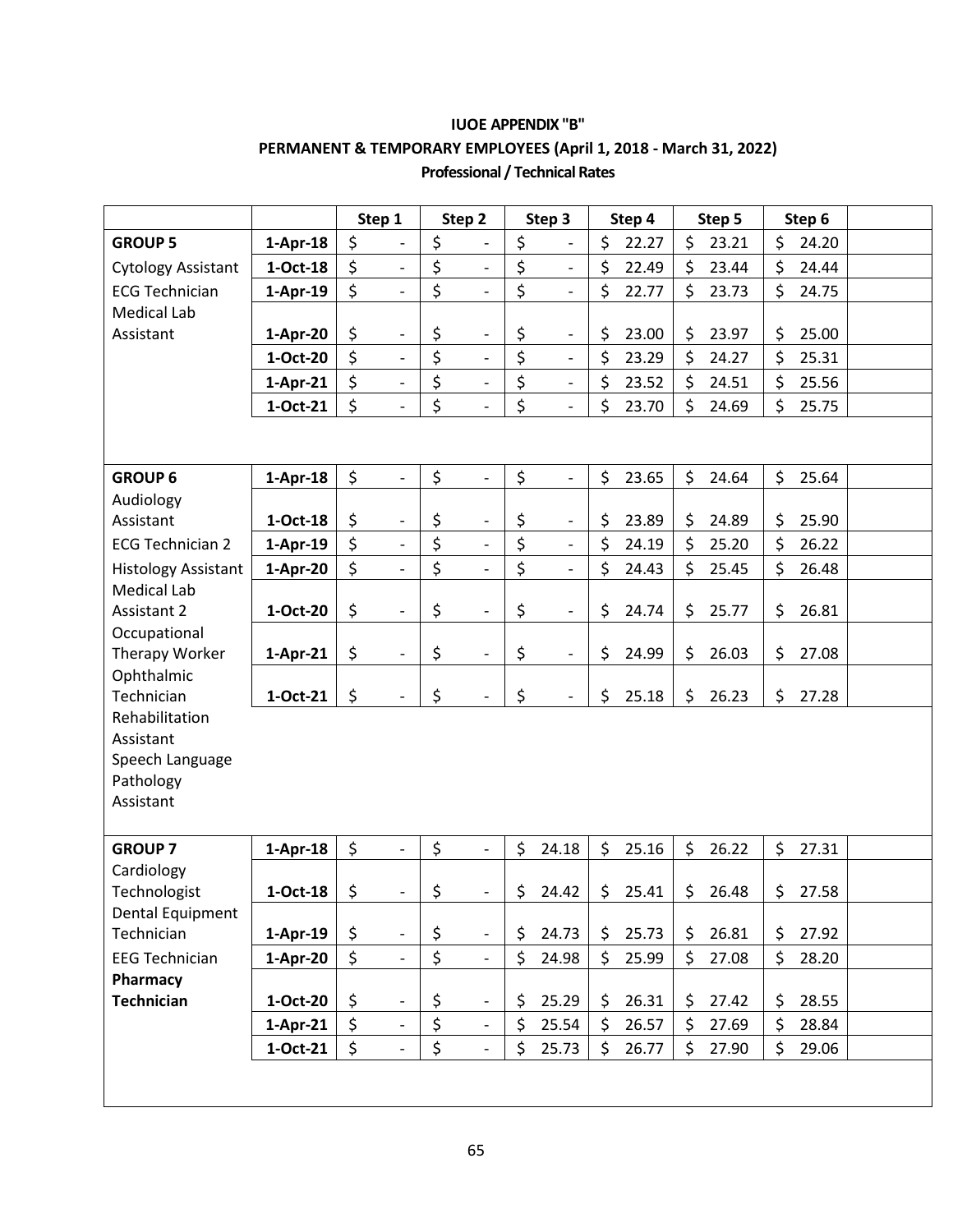**IUOE APPENDIX "B"**

**PERMANENT & TEMPORARY EMPLOYEES (April 1, 2018 - March 31, 2022)**

**Professional / Technical Rates**

| | | Step 1 | Step 2 | Step 3 | Step 4 | Step 5 | Step 6 |
|---|---|---|---|---|---|---|---|
| **GROUP 5** | **1-Apr-18** | $ - | $ - | $ - | $ 22.27 | $ 23.21 | $ 24.20 |
| Cytology Assistant | **1-Oct-18** | $ - | $ - | $ - | $ 22.49 | $ 23.44 | $ 24.44 |
| ECG Technician | **1-Apr-19** | $ - | $ - | $ - | $ 22.77 | $ 23.73 | $ 24.75 |
| Medical Lab Assistant | **1-Apr-20** | $ - | $ - | $ - | $ 23.00 | $ 23.97 | $ 25.00 |
| | **1-Oct-20** | $ - | $ - | $ - | $ 23.29 | $ 24.27 | $ 25.31 |
| | **1-Apr-21** | $ - | $ - | $ - | $ 23.52 | $ 24.51 | $ 25.56 |
| | **1-Oct-21** | $ - | $ - | $ - | $ 23.70 | $ 24.69 | $ 25.75 |
| | | | | | | | |
| **GROUP 6** | **1-Apr-18** | $ - | $ - | $ - | $ 23.65 | $ 24.64 | $ 25.64 |
| Audiology Assistant | **1-Oct-18** | $ - | $ - | $ - | $ 23.89 | $ 24.89 | $ 25.90 |
| ECG Technician 2 | **1-Apr-19** | $ - | $ - | $ - | $ 24.19 | $ 25.20 | $ 26.22 |
| Histology Assistant | **1-Apr-20** | $ - | $ - | $ - | $ 24.43 | $ 25.45 | $ 26.48 |
| Medical Lab Assistant 2 | **1-Oct-20** | $ - | $ - | $ - | $ 24.74 | $ 25.77 | $ 26.81 |
| Occupational Therapy Worker | **1-Apr-21** | $ - | $ - | $ - | $ 24.99 | $ 26.03 | $ 27.08 |
| Ophthalmic Technician | **1-Oct-21** | $ - | $ - | $ - | $ 25.18 | $ 26.23 | $ 27.28 |
| Rehabilitation Assistant | | | | | | | |
| Speech Language Pathology Assistant | | | | | | | |
| | | | | | | | |
| **GROUP 7** | **1-Apr-18** | $ - | $ - | $ 24.18 | $ 25.16 | $ 26.22 | $ 27.31 |
| Cardiology Technologist | **1-Oct-18** | $ - | $ - | $ 24.42 | $ 25.41 | $ 26.48 | $ 27.58 |
| Dental Equipment Technician | **1-Apr-19** | $ - | $ - | $ 24.73 | $ 25.73 | $ 26.81 | $ 27.92 |
| EEG Technician | **1-Apr-20** | $ - | $ - | $ 24.98 | $ 25.99 | $ 27.08 | $ 28.20 |
| **Pharmacy Technician** | **1-Oct-20** | $ - | $ - | $ 25.29 | $ 26.31 | $ 27.42 | $ 28.55 |
| | **1-Apr-21** | $ - | $ - | $ 25.54 | $ 26.57 | $ 27.69 | $ 28.84 |
| | **1-Oct-21** | $ - | $ - | $ 25.73 | $ 26.77 | $ 27.90 | $ 29.06 |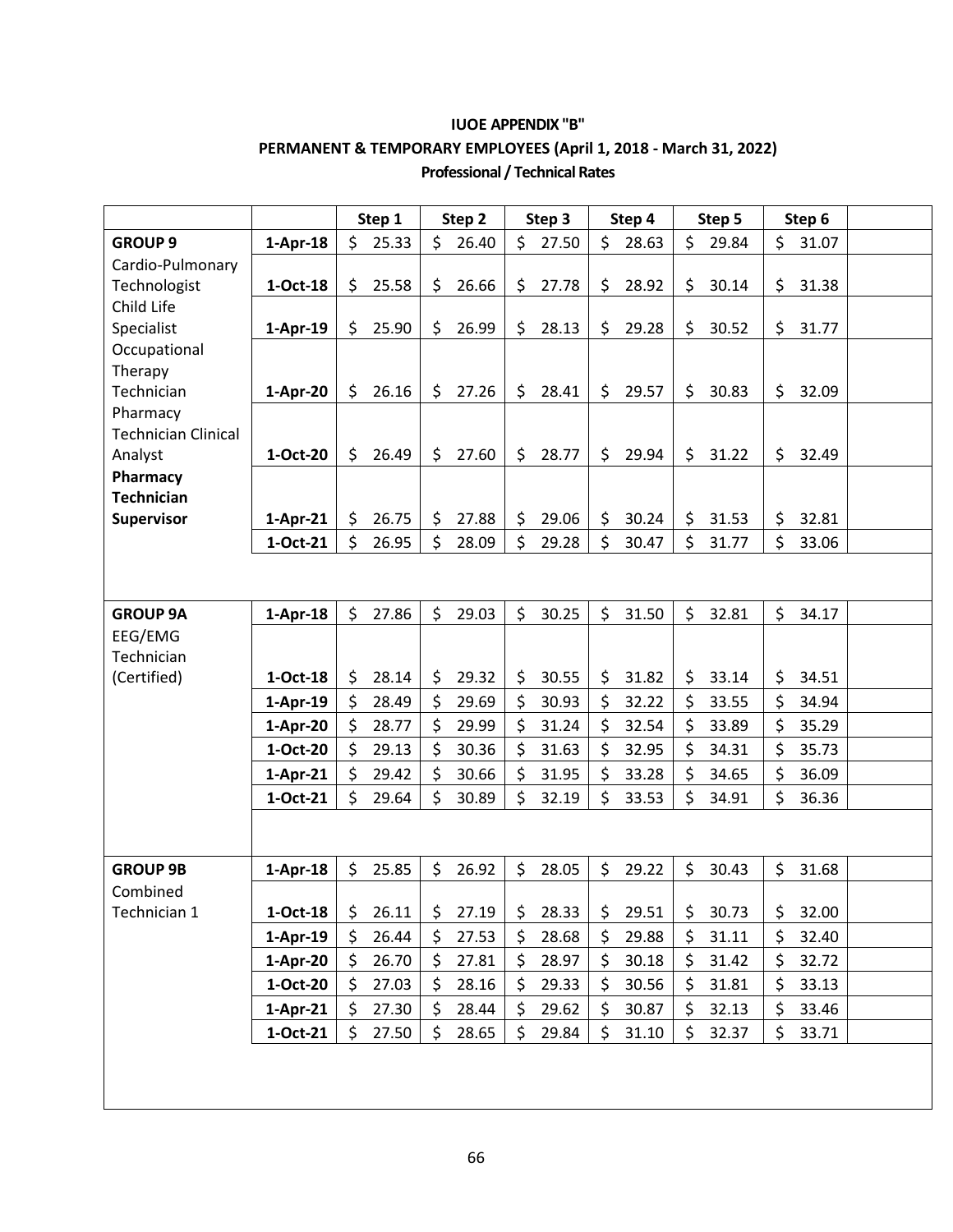**IUOE APPENDIX "B"**

**PERMANENT & TEMPORARY EMPLOYEES (April 1, 2018 - March 31, 2022)**

**Professional / Technical Rates**

| | | Step 1 | Step 2 | Step 3 | Step 4 | Step 5 | Step 6 |
|---|---|---|---|---|---|---|---|
| **GROUP 9** | **1-Apr-18** | $ 25.33 | $ 26.40 | $ 27.50 | $ 28.63 | $ 29.84 | $ 31.07 |
| Cardio-Pulmonary Technologist | **1-Oct-18** | $ 25.58 | $ 26.66 | $ 27.78 | $ 28.92 | $ 30.14 | $ 31.38 |
| Child Life Specialist | **1-Apr-19** | $ 25.90 | $ 26.99 | $ 28.13 | $ 29.28 | $ 30.52 | $ 31.77 |
| Occupational Therapy Technician | **1-Apr-20** | $ 26.16 | $ 27.26 | $ 28.41 | $ 29.57 | $ 30.83 | $ 32.09 |
| Pharmacy Technician Clinical Analyst | **1-Oct-20** | $ 26.49 | $ 27.60 | $ 28.77 | $ 29.94 | $ 31.22 | $ 32.49 |
| **Pharmacy Technician Supervisor** | **1-Apr-21** | $ 26.75 | $ 27.88 | $ 29.06 | $ 30.24 | $ 31.53 | $ 32.81 |
| | **1-Oct-21** | $ 26.95 | $ 28.09 | $ 29.28 | $ 30.47 | $ 31.77 | $ 33.06 |
| | | | | | | | |
| **GROUP 9A** | **1-Apr-18** | $ 27.86 | $ 29.03 | $ 30.25 | $ 31.50 | $ 32.81 | $ 34.17 |
| EEG/EMG Technician (Certified) | **1-Oct-18** | $ 28.14 | $ 29.32 | $ 30.55 | $ 31.82 | $ 33.14 | $ 34.51 |
| | **1-Apr-19** | $ 28.49 | $ 29.69 | $ 30.93 | $ 32.22 | $ 33.55 | $ 34.94 |
| | **1-Apr-20** | $ 28.77 | $ 29.99 | $ 31.24 | $ 32.54 | $ 33.89 | $ 35.29 |
| | **1-Oct-20** | $ 29.13 | $ 30.36 | $ 31.63 | $ 32.95 | $ 34.31 | $ 35.73 |
| | **1-Apr-21** | $ 29.42 | $ 30.66 | $ 31.95 | $ 33.28 | $ 34.65 | $ 36.09 |
| | **1-Oct-21** | $ 29.64 | $ 30.89 | $ 32.19 | $ 33.53 | $ 34.91 | $ 36.36 |
| | | | | | | | |
| **GROUP 9B** | **1-Apr-18** | $ 25.85 | $ 26.92 | $ 28.05 | $ 29.22 | $ 30.43 | $ 31.68 |
| Combined Technician 1 | **1-Oct-18** | $ 26.11 | $ 27.19 | $ 28.33 | $ 29.51 | $ 30.73 | $ 32.00 |
| | **1-Apr-19** | $ 26.44 | $ 27.53 | $ 28.68 | $ 29.88 | $ 31.11 | $ 32.40 |
| | **1-Apr-20** | $ 26.70 | $ 27.81 | $ 28.97 | $ 30.18 | $ 31.42 | $ 32.72 |
| | **1-Oct-20** | $ 27.03 | $ 28.16 | $ 29.33 | $ 30.56 | $ 31.81 | $ 33.13 |
| | **1-Apr-21** | $ 27.30 | $ 28.44 | $ 29.62 | $ 30.87 | $ 32.13 | $ 33.46 |
| | **1-Oct-21** | $ 27.50 | $ 28.65 | $ 29.84 | $ 31.10 | $ 32.37 | $ 33.71 |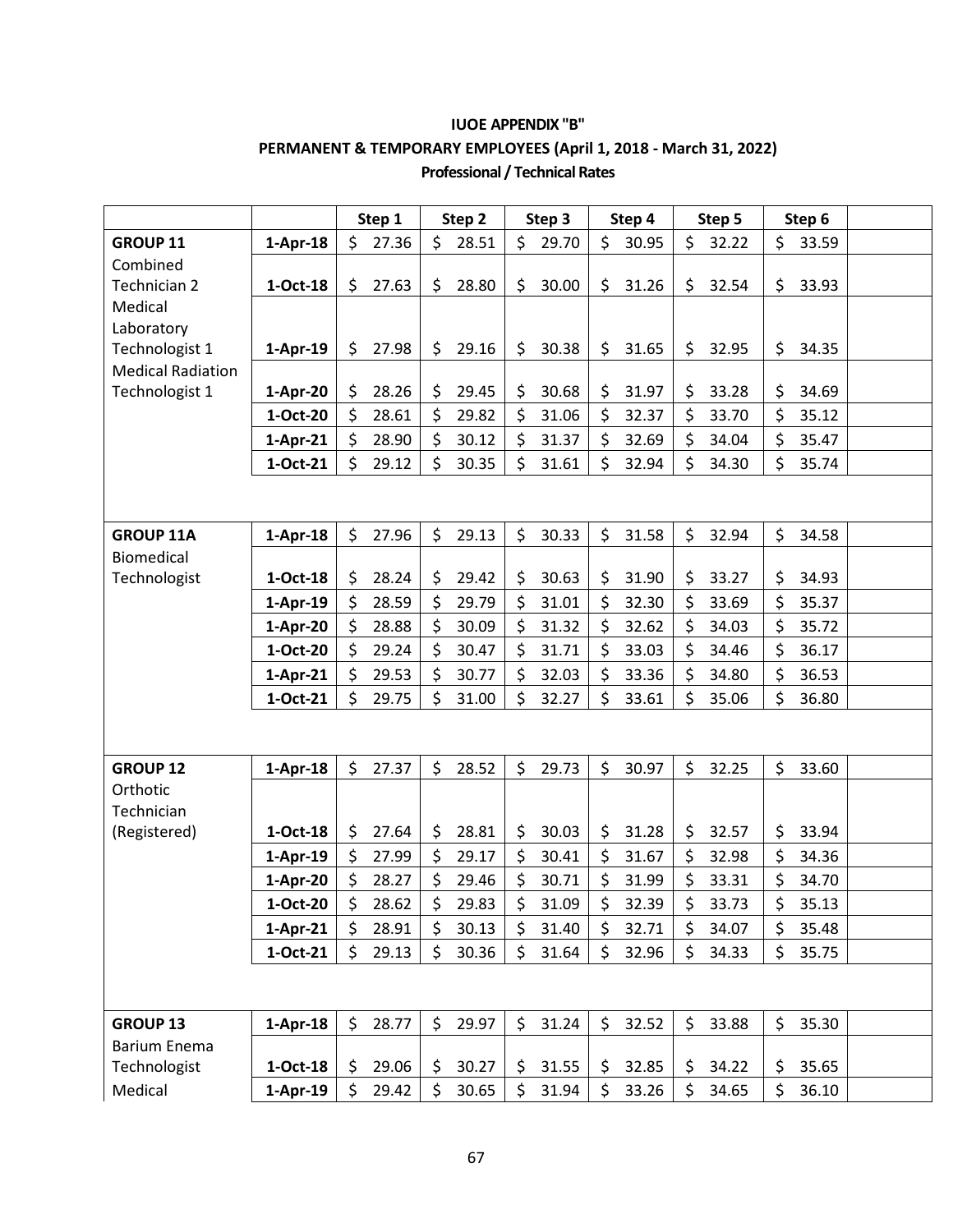**IUOE APPENDIX "B"**

**PERMANENT & TEMPORARY EMPLOYEES (April 1, 2018 - March 31, 2022)**

**Professional / Technical Rates**

| | | Step 1 | Step 2 | Step 3 | Step 4 | Step 5 | Step 6 | |
|---|---|---|---|---|---|---|---|---|
| **GROUP 11** | **1-Apr-18** | $ 27.36 | $ 28.51 | $ 29.70 | $ 30.95 | $ 32.22 | $ 33.59 | |
| Combined Technician 2 | **1-Oct-18** | $ 27.63 | $ 28.80 | $ 30.00 | $ 31.26 | $ 32.54 | $ 33.93 | |
| Medical Laboratory Technologist 1 | **1-Apr-19** | $ 27.98 | $ 29.16 | $ 30.38 | $ 31.65 | $ 32.95 | $ 34.35 | |
| Medical Radiation Technologist 1 | **1-Apr-20** | $ 28.26 | $ 29.45 | $ 30.68 | $ 31.97 | $ 33.28 | $ 34.69 | |
| | **1-Oct-20** | $ 28.61 | $ 29.82 | $ 31.06 | $ 32.37 | $ 33.70 | $ 35.12 | |
| | **1-Apr-21** | $ 28.90 | $ 30.12 | $ 31.37 | $ 32.69 | $ 34.04 | $ 35.47 | |
| | **1-Oct-21** | $ 29.12 | $ 30.35 | $ 31.61 | $ 32.94 | $ 34.30 | $ 35.74 | |
| | | | | | | | | |
| **GROUP 11A** | **1-Apr-18** | $ 27.96 | $ 29.13 | $ 30.33 | $ 31.58 | $ 32.94 | $ 34.58 | |
| Biomedical Technologist | **1-Oct-18** | $ 28.24 | $ 29.42 | $ 30.63 | $ 31.90 | $ 33.27 | $ 34.93 | |
| | **1-Apr-19** | $ 28.59 | $ 29.79 | $ 31.01 | $ 32.30 | $ 33.69 | $ 35.37 | |
| | **1-Apr-20** | $ 28.88 | $ 30.09 | $ 31.32 | $ 32.62 | $ 34.03 | $ 35.72 | |
| | **1-Oct-20** | $ 29.24 | $ 30.47 | $ 31.71 | $ 33.03 | $ 34.46 | $ 36.17 | |
| | **1-Apr-21** | $ 29.53 | $ 30.77 | $ 32.03 | $ 33.36 | $ 34.80 | $ 36.53 | |
| | **1-Oct-21** | $ 29.75 | $ 31.00 | $ 32.27 | $ 33.61 | $ 35.06 | $ 36.80 | |
| | | | | | | | | |
| **GROUP 12** | **1-Apr-18** | $ 27.37 | $ 28.52 | $ 29.73 | $ 30.97 | $ 32.25 | $ 33.60 | |
| Orthotic Technician (Registered) | **1-Oct-18** | $ 27.64 | $ 28.81 | $ 30.03 | $ 31.28 | $ 32.57 | $ 33.94 | |
| | **1-Apr-19** | $ 27.99 | $ 29.17 | $ 30.41 | $ 31.67 | $ 32.98 | $ 34.36 | |
| | **1-Apr-20** | $ 28.27 | $ 29.46 | $ 30.71 | $ 31.99 | $ 33.31 | $ 34.70 | |
| | **1-Oct-20** | $ 28.62 | $ 29.83 | $ 31.09 | $ 32.39 | $ 33.73 | $ 35.13 | |
| | **1-Apr-21** | $ 28.91 | $ 30.13 | $ 31.40 | $ 32.71 | $ 34.07 | $ 35.48 | |
| | **1-Oct-21** | $ 29.13 | $ 30.36 | $ 31.64 | $ 32.96 | $ 34.33 | $ 35.75 | |
| | | | | | | | | |
| **GROUP 13** | **1-Apr-18** | $ 28.77 | $ 29.97 | $ 31.24 | $ 32.52 | $ 33.88 | $ 35.30 | |
| Barium Enema Technologist | **1-Oct-18** | $ 29.06 | $ 30.27 | $ 31.55 | $ 32.85 | $ 34.22 | $ 35.65 | |
| Medical | **1-Apr-19** | $ 29.42 | $ 30.65 | $ 31.94 | $ 33.26 | $ 34.65 | $ 36.10 | |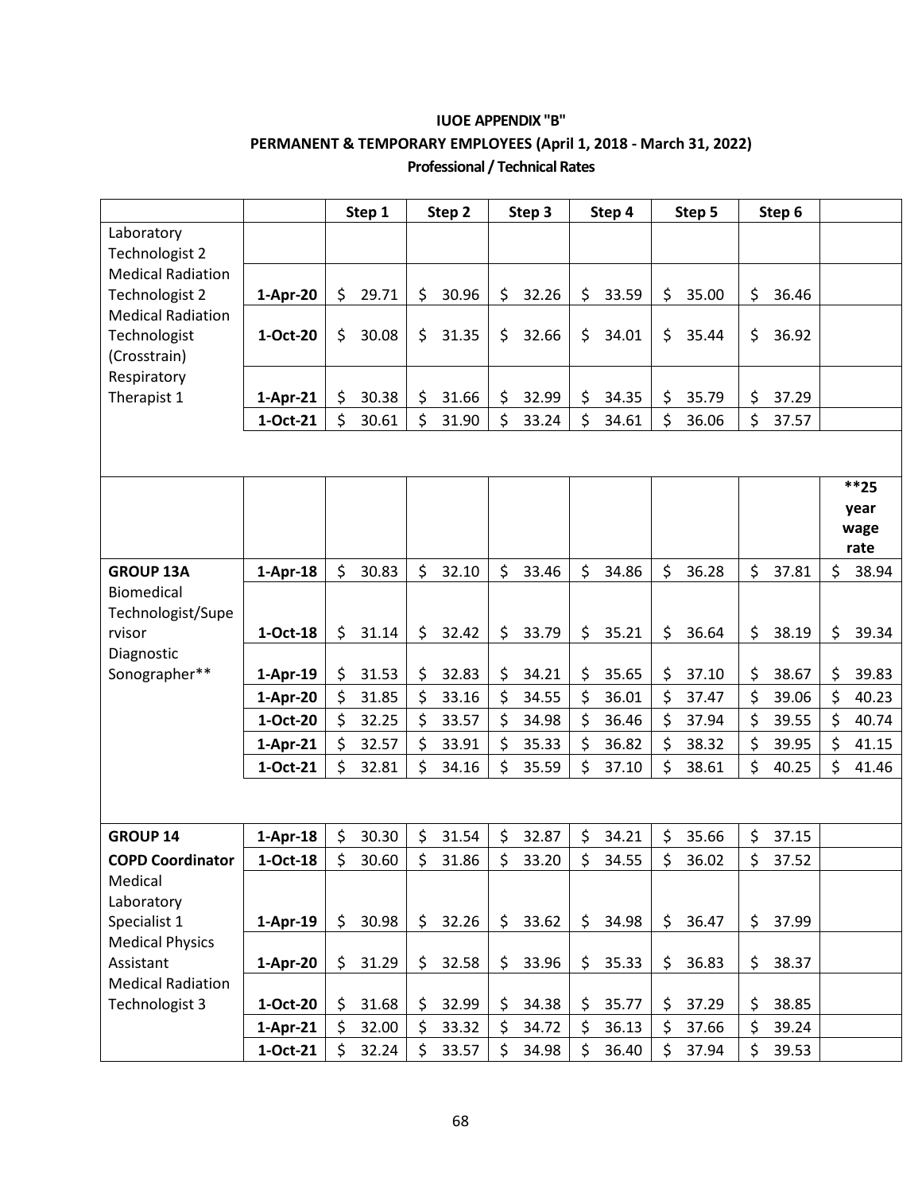**IUOE APPENDIX "B"**

**PERMANENT & TEMPORARY EMPLOYEES (April 1, 2018 - March 31, 2022)**

**Professional / Technical Rates**

| | | Step 1 | Step 2 | Step 3 | Step 4 | Step 5 | Step 6 | |
|---|---|---|---|---|---|---|---|---|
| Laboratory Technologist 2<br>Medical Radiation Technologist 2<br>Medical Radiation Technologist (Crosstrain)<br>Respiratory Therapist 1 | **1-Apr-20** | $ 29.71 | $ 30.96 | $ 32.26 | $ 33.59 | $ 35.00 | $ 36.46 | |
| | **1-Oct-20** | $ 30.08 | $ 31.35 | $ 32.66 | $ 34.01 | $ 35.44 | $ 36.92 | |
| | **1-Apr-21** | $ 30.38 | $ 31.66 | $ 32.99 | $ 34.35 | $ 35.79 | $ 37.29 | |
| | **1-Oct-21** | $ 30.61 | $ 31.90 | $ 33.24 | $ 34.61 | $ 36.06 | $ 37.57 | |
| | | | | | | | | **\*\*25 year wage rate** |
| **GROUP 13A**<br>Biomedical Technologist/Supervisor<br>Diagnostic Sonographer** | **1-Apr-18** | $ 30.83 | $ 32.10 | $ 33.46 | $ 34.86 | $ 36.28 | $ 37.81 | $ 38.94 |
| | **1-Oct-18** | $ 31.14 | $ 32.42 | $ 33.79 | $ 35.21 | $ 36.64 | $ 38.19 | $ 39.34 |
| | **1-Apr-19** | $ 31.53 | $ 32.83 | $ 34.21 | $ 35.65 | $ 37.10 | $ 38.67 | $ 39.83 |
| | **1-Apr-20** | $ 31.85 | $ 33.16 | $ 34.55 | $ 36.01 | $ 37.47 | $ 39.06 | $ 40.23 |
| | **1-Oct-20** | $ 32.25 | $ 33.57 | $ 34.98 | $ 36.46 | $ 37.94 | $ 39.55 | $ 40.74 |
| | **1-Apr-21** | $ 32.57 | $ 33.91 | $ 35.33 | $ 36.82 | $ 38.32 | $ 39.95 | $ 41.15 |
| | **1-Oct-21** | $ 32.81 | $ 34.16 | $ 35.59 | $ 37.10 | $ 38.61 | $ 40.25 | $ 41.46 |
| **GROUP 14**<br>**COPD Coordinator**<br>Medical Laboratory Specialist 1<br>Medical Physics Assistant<br>Medical Radiation Technologist 3 | **1-Apr-18** | $ 30.30 | $ 31.54 | $ 32.87 | $ 34.21 | $ 35.66 | $ 37.15 | |
| | **1-Oct-18** | $ 30.60 | $ 31.86 | $ 33.20 | $ 34.55 | $ 36.02 | $ 37.52 | |
| | **1-Apr-19** | $ 30.98 | $ 32.26 | $ 33.62 | $ 34.98 | $ 36.47 | $ 37.99 | |
| | **1-Apr-20** | $ 31.29 | $ 32.58 | $ 33.96 | $ 35.33 | $ 36.83 | $ 38.37 | |
| | **1-Oct-20** | $ 31.68 | $ 32.99 | $ 34.38 | $ 35.77 | $ 37.29 | $ 38.85 | |
| | **1-Apr-21** | $ 32.00 | $ 33.32 | $ 34.72 | $ 36.13 | $ 37.66 | $ 39.24 | |
| | **1-Oct-21** | $ 32.24 | $ 33.57 | $ 34.98 | $ 36.40 | $ 37.94 | $ 39.53 | |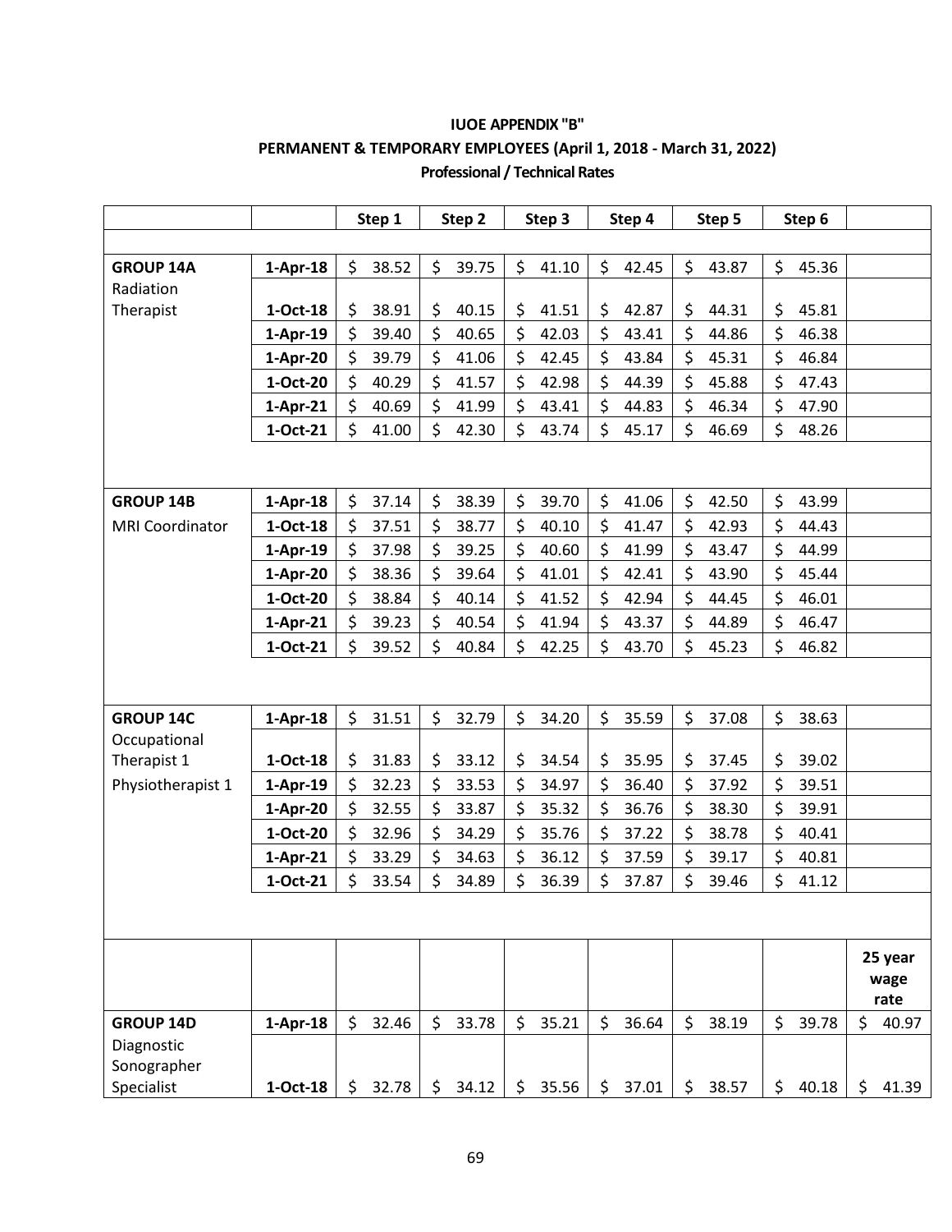**IUOE APPENDIX "B"**

**PERMANENT & TEMPORARY EMPLOYEES (April 1, 2018 - March 31, 2022)**

**Professional / Technical Rates**

| | | Step 1 | Step 2 | Step 3 | Step 4 | Step 5 | Step 6 | |
|---|---|---|---|---|---|---|---|---|
| **GROUP 14A** | **1-Apr-18** | $ 38.52 | $ 39.75 | $ 41.10 | $ 42.45 | $ 43.87 | $ 45.36 | |
| Radiation Therapist | **1-Oct-18** | $ 38.91 | $ 40.15 | $ 41.51 | $ 42.87 | $ 44.31 | $ 45.81 | |
| | **1-Apr-19** | $ 39.40 | $ 40.65 | $ 42.03 | $ 43.41 | $ 44.86 | $ 46.38 | |
| | **1-Apr-20** | $ 39.79 | $ 41.06 | $ 42.45 | $ 43.84 | $ 45.31 | $ 46.84 | |
| | **1-Oct-20** | $ 40.29 | $ 41.57 | $ 42.98 | $ 44.39 | $ 45.88 | $ 47.43 | |
| | **1-Apr-21** | $ 40.69 | $ 41.99 | $ 43.41 | $ 44.83 | $ 46.34 | $ 47.90 | |
| | **1-Oct-21** | $ 41.00 | $ 42.30 | $ 43.74 | $ 45.17 | $ 46.69 | $ 48.26 | |
| **GROUP 14B** | **1-Apr-18** | $ 37.14 | $ 38.39 | $ 39.70 | $ 41.06 | $ 42.50 | $ 43.99 | |
| MRI Coordinator | **1-Oct-18** | $ 37.51 | $ 38.77 | $ 40.10 | $ 41.47 | $ 42.93 | $ 44.43 | |
| | **1-Apr-19** | $ 37.98 | $ 39.25 | $ 40.60 | $ 41.99 | $ 43.47 | $ 44.99 | |
| | **1-Apr-20** | $ 38.36 | $ 39.64 | $ 41.01 | $ 42.41 | $ 43.90 | $ 45.44 | |
| | **1-Oct-20** | $ 38.84 | $ 40.14 | $ 41.52 | $ 42.94 | $ 44.45 | $ 46.01 | |
| | **1-Apr-21** | $ 39.23 | $ 40.54 | $ 41.94 | $ 43.37 | $ 44.89 | $ 46.47 | |
| | **1-Oct-21** | $ 39.52 | $ 40.84 | $ 42.25 | $ 43.70 | $ 45.23 | $ 46.82 | |
| **GROUP 14C** | **1-Apr-18** | $ 31.51 | $ 32.79 | $ 34.20 | $ 35.59 | $ 37.08 | $ 38.63 | |
| Occupational Therapist 1 | **1-Oct-18** | $ 31.83 | $ 33.12 | $ 34.54 | $ 35.95 | $ 37.45 | $ 39.02 | |
| Physiotherapist 1 | **1-Apr-19** | $ 32.23 | $ 33.53 | $ 34.97 | $ 36.40 | $ 37.92 | $ 39.51 | |
| | **1-Apr-20** | $ 32.55 | $ 33.87 | $ 35.32 | $ 36.76 | $ 38.30 | $ 39.91 | |
| | **1-Oct-20** | $ 32.96 | $ 34.29 | $ 35.76 | $ 37.22 | $ 38.78 | $ 40.41 | |
| | **1-Apr-21** | $ 33.29 | $ 34.63 | $ 36.12 | $ 37.59 | $ 39.17 | $ 40.81 | |
| | **1-Oct-21** | $ 33.54 | $ 34.89 | $ 36.39 | $ 37.87 | $ 39.46 | $ 41.12 | |
| | | | | | | | | **25 year wage rate** |
| **GROUP 14D** | **1-Apr-18** | $ 32.46 | $ 33.78 | $ 35.21 | $ 36.64 | $ 38.19 | $ 39.78 | $ 40.97 |
| Diagnostic Sonographer Specialist | **1-Oct-18** | $ 32.78 | $ 34.12 | $ 35.56 | $ 37.01 | $ 38.57 | $ 40.18 | $ 41.39 |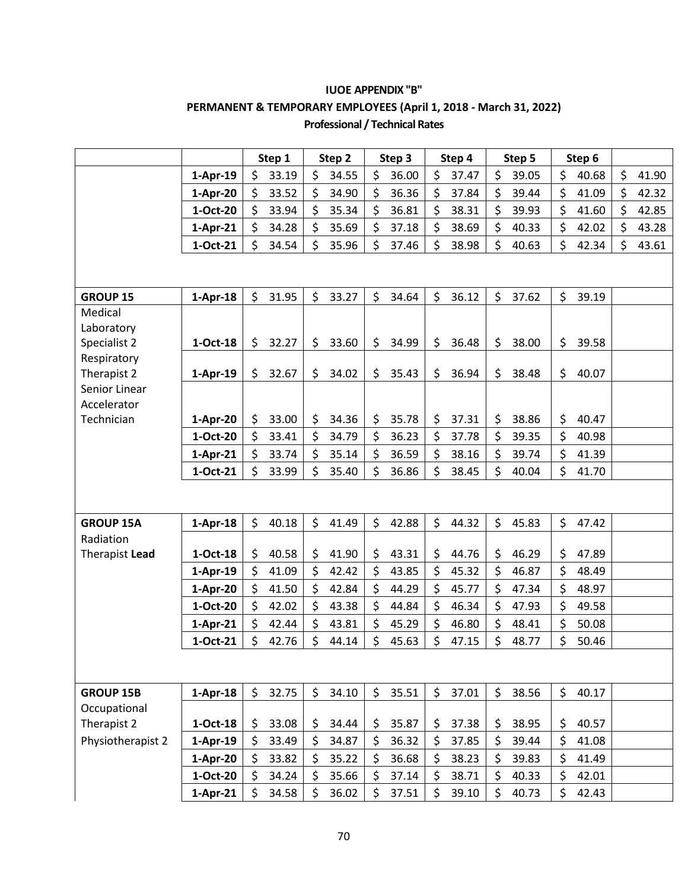**IUOE APPENDIX "B"**

**PERMANENT & TEMPORARY EMPLOYEES (April 1, 2018 - March 31, 2022)**

**Professional / Technical Rates**

| | | Step 1 | Step 2 | Step 3 | Step 4 | Step 5 | Step 6 | |
|---|---|---|---|---|---|---|---|---|
| | **1-Apr-19** | $ 33.19 | $ 34.55 | $ 36.00 | $ 37.47 | $ 39.05 | $ 40.68 | $ 41.90 |
| | **1-Apr-20** | $ 33.52 | $ 34.90 | $ 36.36 | $ 37.84 | $ 39.44 | $ 41.09 | $ 42.32 |
| | **1-Oct-20** | $ 33.94 | $ 35.34 | $ 36.81 | $ 38.31 | $ 39.93 | $ 41.60 | $ 42.85 |
| | **1-Apr-21** | $ 34.28 | $ 35.69 | $ 37.18 | $ 38.69 | $ 40.33 | $ 42.02 | $ 43.28 |
| | **1-Oct-21** | $ 34.54 | $ 35.96 | $ 37.46 | $ 38.98 | $ 40.63 | $ 42.34 | $ 43.61 |
| | | | | | | | | |
| **GROUP 15** | **1-Apr-18** | $ 31.95 | $ 33.27 | $ 34.64 | $ 36.12 | $ 37.62 | $ 39.19 | |
| Medical Laboratory Specialist 2 | **1-Oct-18** | $ 32.27 | $ 33.60 | $ 34.99 | $ 36.48 | $ 38.00 | $ 39.58 | |
| Respiratory Therapist 2 | **1-Apr-19** | $ 32.67 | $ 34.02 | $ 35.43 | $ 36.94 | $ 38.48 | $ 40.07 | |
| Senior Linear Accelerator Technician | **1-Apr-20** | $ 33.00 | $ 34.36 | $ 35.78 | $ 37.31 | $ 38.86 | $ 40.47 | |
| | **1-Oct-20** | $ 33.41 | $ 34.79 | $ 36.23 | $ 37.78 | $ 39.35 | $ 40.98 | |
| | **1-Apr-21** | $ 33.74 | $ 35.14 | $ 36.59 | $ 38.16 | $ 39.74 | $ 41.39 | |
| | **1-Oct-21** | $ 33.99 | $ 35.40 | $ 36.86 | $ 38.45 | $ 40.04 | $ 41.70 | |
| | | | | | | | | |
| **GROUP 15A** | **1-Apr-18** | $ 40.18 | $ 41.49 | $ 42.88 | $ 44.32 | $ 45.83 | $ 47.42 | |
| Radiation Therapist **Lead** | **1-Oct-18** | $ 40.58 | $ 41.90 | $ 43.31 | $ 44.76 | $ 46.29 | $ 47.89 | |
| | **1-Apr-19** | $ 41.09 | $ 42.42 | $ 43.85 | $ 45.32 | $ 46.87 | $ 48.49 | |
| | **1-Apr-20** | $ 41.50 | $ 42.84 | $ 44.29 | $ 45.77 | $ 47.34 | $ 48.97 | |
| | **1-Oct-20** | $ 42.02 | $ 43.38 | $ 44.84 | $ 46.34 | $ 47.93 | $ 49.58 | |
| | **1-Apr-21** | $ 42.44 | $ 43.81 | $ 45.29 | $ 46.80 | $ 48.41 | $ 50.08 | |
| | **1-Oct-21** | $ 42.76 | $ 44.14 | $ 45.63 | $ 47.15 | $ 48.77 | $ 50.46 | |
| | | | | | | | | |
| **GROUP 15B** | **1-Apr-18** | $ 32.75 | $ 34.10 | $ 35.51 | $ 37.01 | $ 38.56 | $ 40.17 | |
| Occupational Therapist 2 | **1-Oct-18** | $ 33.08 | $ 34.44 | $ 35.87 | $ 37.38 | $ 38.95 | $ 40.57 | |
| Physiotherapist 2 | **1-Apr-19** | $ 33.49 | $ 34.87 | $ 36.32 | $ 37.85 | $ 39.44 | $ 41.08 | |
| | **1-Apr-20** | $ 33.82 | $ 35.22 | $ 36.68 | $ 38.23 | $ 39.83 | $ 41.49 | |
| | **1-Oct-20** | $ 34.24 | $ 35.66 | $ 37.14 | $ 38.71 | $ 40.33 | $ 42.01 | |
| | **1-Apr-21** | $ 34.58 | $ 36.02 | $ 37.51 | $ 39.10 | $ 40.73 | $ 42.43 | |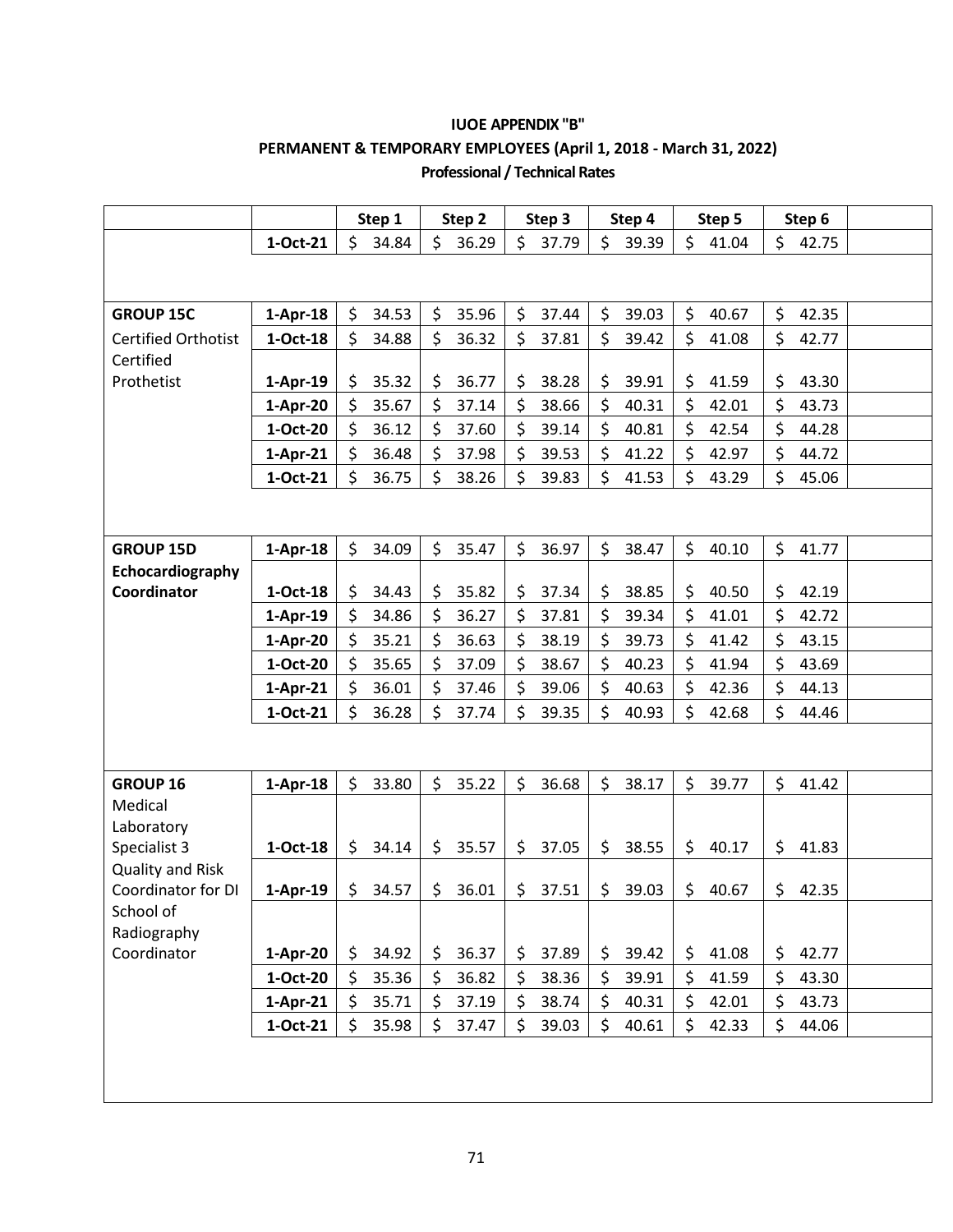**IUOE APPENDIX "B"**

**PERMANENT & TEMPORARY EMPLOYEES (April 1, 2018 - March 31, 2022)**

**Professional / Technical Rates**

| | | Step 1 | Step 2 | Step 3 | Step 4 | Step 5 | Step 6 |
|---|---|---|---|---|---|---|---|
| | **1-Oct-21** | $ 34.84 | $ 36.29 | $ 37.79 | $ 39.39 | $ 41.04 | $ 42.75 |
| | | | | | | | |
| **GROUP 15C** | **1-Apr-18** | $ 34.53 | $ 35.96 | $ 37.44 | $ 39.03 | $ 40.67 | $ 42.35 |
| Certified Orthotist | **1-Oct-18** | $ 34.88 | $ 36.32 | $ 37.81 | $ 39.42 | $ 41.08 | $ 42.77 |
| Certified Prothetist | **1-Apr-19** | $ 35.32 | $ 36.77 | $ 38.28 | $ 39.91 | $ 41.59 | $ 43.30 |
| | **1-Apr-20** | $ 35.67 | $ 37.14 | $ 38.66 | $ 40.31 | $ 42.01 | $ 43.73 |
| | **1-Oct-20** | $ 36.12 | $ 37.60 | $ 39.14 | $ 40.81 | $ 42.54 | $ 44.28 |
| | **1-Apr-21** | $ 36.48 | $ 37.98 | $ 39.53 | $ 41.22 | $ 42.97 | $ 44.72 |
| | **1-Oct-21** | $ 36.75 | $ 38.26 | $ 39.83 | $ 41.53 | $ 43.29 | $ 45.06 |
| | | | | | | | |
| **GROUP 15D** | **1-Apr-18** | $ 34.09 | $ 35.47 | $ 36.97 | $ 38.47 | $ 40.10 | $ 41.77 |
| **Echocardiography Coordinator** | **1-Oct-18** | $ 34.43 | $ 35.82 | $ 37.34 | $ 38.85 | $ 40.50 | $ 42.19 |
| | **1-Apr-19** | $ 34.86 | $ 36.27 | $ 37.81 | $ 39.34 | $ 41.01 | $ 42.72 |
| | **1-Apr-20** | $ 35.21 | $ 36.63 | $ 38.19 | $ 39.73 | $ 41.42 | $ 43.15 |
| | **1-Oct-20** | $ 35.65 | $ 37.09 | $ 38.67 | $ 40.23 | $ 41.94 | $ 43.69 |
| | **1-Apr-21** | $ 36.01 | $ 37.46 | $ 39.06 | $ 40.63 | $ 42.36 | $ 44.13 |
| | **1-Oct-21** | $ 36.28 | $ 37.74 | $ 39.35 | $ 40.93 | $ 42.68 | $ 44.46 |
| | | | | | | | |
| **GROUP 16** | **1-Apr-18** | $ 33.80 | $ 35.22 | $ 36.68 | $ 38.17 | $ 39.77 | $ 41.42 |
| Medical Laboratory Specialist 3 | **1-Oct-18** | $ 34.14 | $ 35.57 | $ 37.05 | $ 38.55 | $ 40.17 | $ 41.83 |
| Quality and Risk Coordinator for DI | **1-Apr-19** | $ 34.57 | $ 36.01 | $ 37.51 | $ 39.03 | $ 40.67 | $ 42.35 |
| School of Radiography Coordinator | **1-Apr-20** | $ 34.92 | $ 36.37 | $ 37.89 | $ 39.42 | $ 41.08 | $ 42.77 |
| | **1-Oct-20** | $ 35.36 | $ 36.82 | $ 38.36 | $ 39.91 | $ 41.59 | $ 43.30 |
| | **1-Apr-21** | $ 35.71 | $ 37.19 | $ 38.74 | $ 40.31 | $ 42.01 | $ 43.73 |
| | **1-Oct-21** | $ 35.98 | $ 37.47 | $ 39.03 | $ 40.61 | $ 42.33 | $ 44.06 |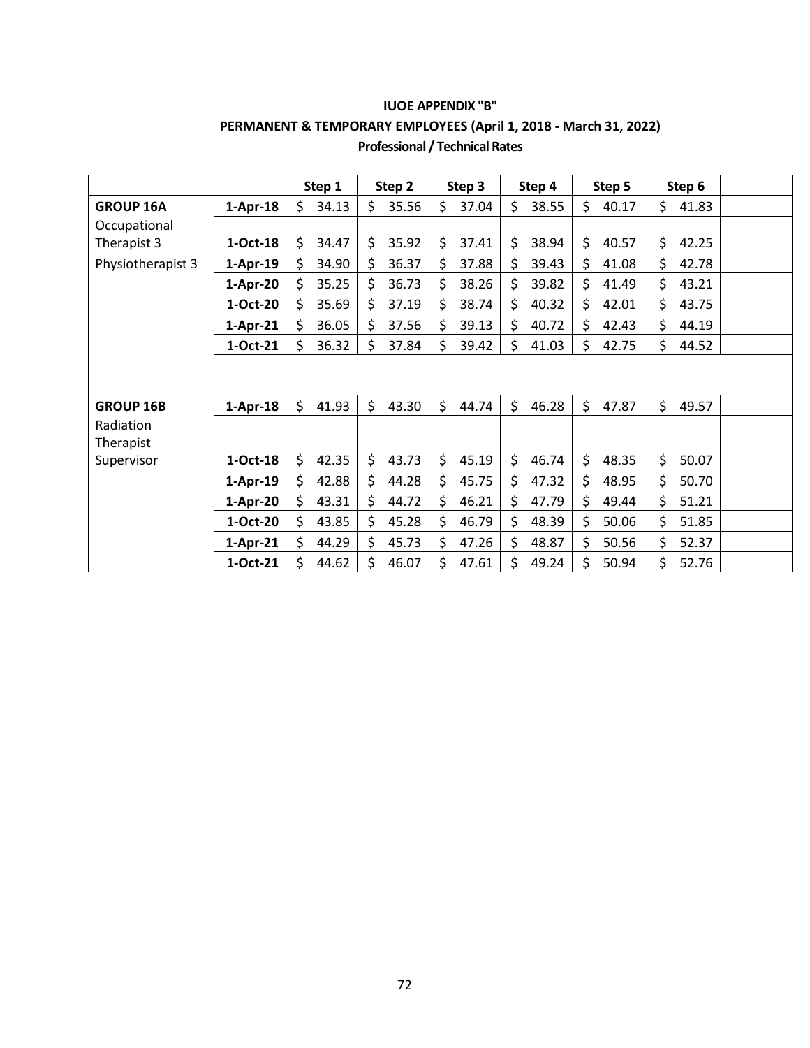**IUOE APPENDIX "B"**

**PERMANENT & TEMPORARY EMPLOYEES (April 1, 2018 - March 31, 2022)**

**Professional / Technical Rates**

| | | Step 1 | Step 2 | Step 3 | Step 4 | Step 5 | Step 6 |
|---|---|---|---|---|---|---|---|
| **GROUP 16A** | **1-Apr-18** | $ 34.13 | $ 35.56 | $ 37.04 | $ 38.55 | $ 40.17 | $ 41.83 |
| Occupational Therapist 3 | **1-Oct-18** | $ 34.47 | $ 35.92 | $ 37.41 | $ 38.94 | $ 40.57 | $ 42.25 |
| Physiotherapist 3 | **1-Apr-19** | $ 34.90 | $ 36.37 | $ 37.88 | $ 39.43 | $ 41.08 | $ 42.78 |
| | **1-Apr-20** | $ 35.25 | $ 36.73 | $ 38.26 | $ 39.82 | $ 41.49 | $ 43.21 |
| | **1-Oct-20** | $ 35.69 | $ 37.19 | $ 38.74 | $ 40.32 | $ 42.01 | $ 43.75 |
| | **1-Apr-21** | $ 36.05 | $ 37.56 | $ 39.13 | $ 40.72 | $ 42.43 | $ 44.19 |
| | **1-Oct-21** | $ 36.32 | $ 37.84 | $ 39.42 | $ 41.03 | $ 42.75 | $ 44.52 |
| | | | | | | | |
| **GROUP 16B** | **1-Apr-18** | $ 41.93 | $ 43.30 | $ 44.74 | $ 46.28 | $ 47.87 | $ 49.57 |
| Radiation Therapist Supervisor | **1-Oct-18** | $ 42.35 | $ 43.73 | $ 45.19 | $ 46.74 | $ 48.35 | $ 50.07 |
| | **1-Apr-19** | $ 42.88 | $ 44.28 | $ 45.75 | $ 47.32 | $ 48.95 | $ 50.70 |
| | **1-Apr-20** | $ 43.31 | $ 44.72 | $ 46.21 | $ 47.79 | $ 49.44 | $ 51.21 |
| | **1-Oct-20** | $ 43.85 | $ 45.28 | $ 46.79 | $ 48.39 | $ 50.06 | $ 51.85 |
| | **1-Apr-21** | $ 44.29 | $ 45.73 | $ 47.26 | $ 48.87 | $ 50.56 | $ 52.37 |
| | **1-Oct-21** | $ 44.62 | $ 46.07 | $ 47.61 | $ 49.24 | $ 50.94 | $ 52.76 |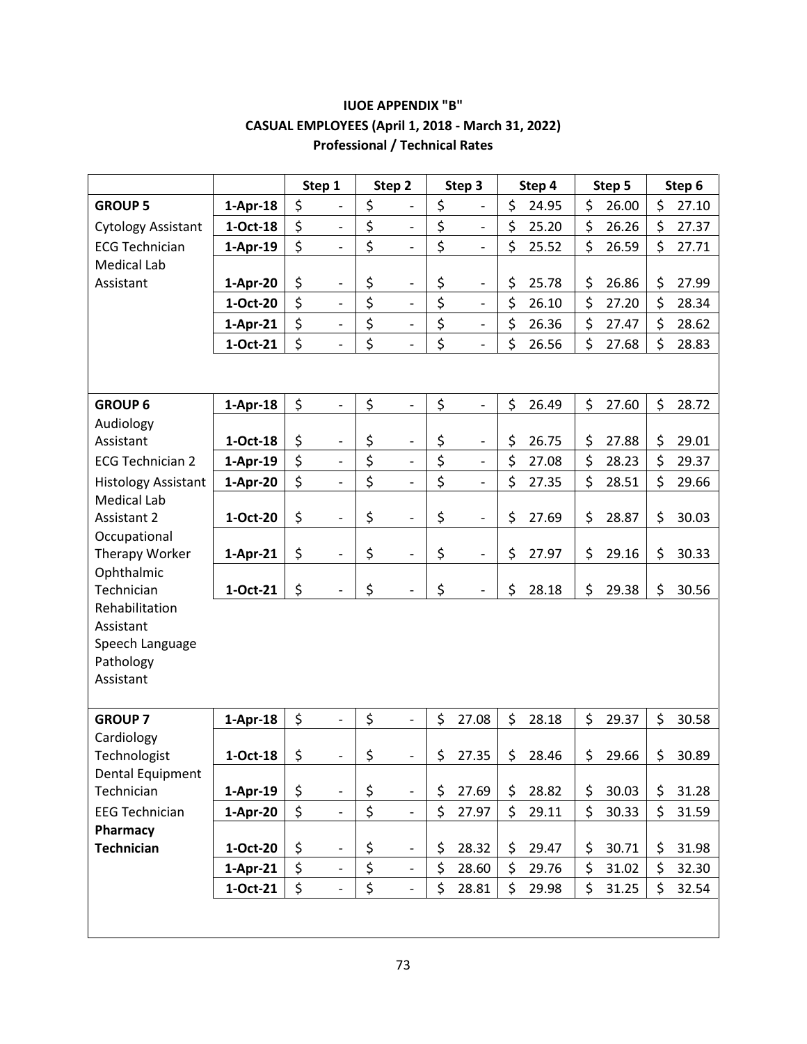**IUOE APPENDIX "B"**
**CASUAL EMPLOYEES (April 1, 2018 - March 31, 2022)**
**Professional / Technical Rates**

| | | Step 1 | Step 2 | Step 3 | Step 4 | Step 5 | Step 6 |
|---|---|---|---|---|---|---|---|
| **GROUP 5** | **1-Apr-18** | $ - | $ - | $ - | $ 24.95 | $ 26.00 | $ 27.10 |
| Cytology Assistant | **1-Oct-18** | $ - | $ - | $ - | $ 25.20 | $ 26.26 | $ 27.37 |
| ECG Technician | **1-Apr-19** | $ - | $ - | $ - | $ 25.52 | $ 26.59 | $ 27.71 |
| Medical Lab Assistant | **1-Apr-20** | $ - | $ - | $ - | $ 25.78 | $ 26.86 | $ 27.99 |
| | **1-Oct-20** | $ - | $ - | $ - | $ 26.10 | $ 27.20 | $ 28.34 |
| | **1-Apr-21** | $ - | $ - | $ - | $ 26.36 | $ 27.47 | $ 28.62 |
| | **1-Oct-21** | $ - | $ - | $ - | $ 26.56 | $ 27.68 | $ 28.83 |
| | | | | | | | |
| **GROUP 6** | **1-Apr-18** | $ - | $ - | $ - | $ 26.49 | $ 27.60 | $ 28.72 |
| Audiology Assistant | **1-Oct-18** | $ - | $ - | $ - | $ 26.75 | $ 27.88 | $ 29.01 |
| ECG Technician 2 | **1-Apr-19** | $ - | $ - | $ - | $ 27.08 | $ 28.23 | $ 29.37 |
| Histology Assistant | **1-Apr-20** | $ - | $ - | $ - | $ 27.35 | $ 28.51 | $ 29.66 |
| Medical Lab Assistant 2 | **1-Oct-20** | $ - | $ - | $ - | $ 27.69 | $ 28.87 | $ 30.03 |
| Occupational Therapy Worker | **1-Apr-21** | $ - | $ - | $ - | $ 27.97 | $ 29.16 | $ 30.33 |
| Ophthalmic Technician | **1-Oct-21** | $ - | $ - | $ - | $ 28.18 | $ 29.38 | $ 30.56 |
| Rehabilitation Assistant | | | | | | | |
| Speech Language Pathology Assistant | | | | | | | |
| | | | | | | | |
| **GROUP 7** | **1-Apr-18** | $ - | $ - | $ 27.08 | $ 28.18 | $ 29.37 | $ 30.58 |
| Cardiology Technologist | **1-Oct-18** | $ - | $ - | $ 27.35 | $ 28.46 | $ 29.66 | $ 30.89 |
| Dental Equipment Technician | **1-Apr-19** | $ - | $ - | $ 27.69 | $ 28.82 | $ 30.03 | $ 31.28 |
| EEG Technician | **1-Apr-20** | $ - | $ - | $ 27.97 | $ 29.11 | $ 30.33 | $ 31.59 |
| **Pharmacy Technician** | **1-Oct-20** | $ - | $ - | $ 28.32 | $ 29.47 | $ 30.71 | $ 31.98 |
| | **1-Apr-21** | $ - | $ - | $ 28.60 | $ 29.76 | $ 31.02 | $ 32.30 |
| | **1-Oct-21** | $ - | $ - | $ 28.81 | $ 29.98 | $ 31.25 | $ 32.54 |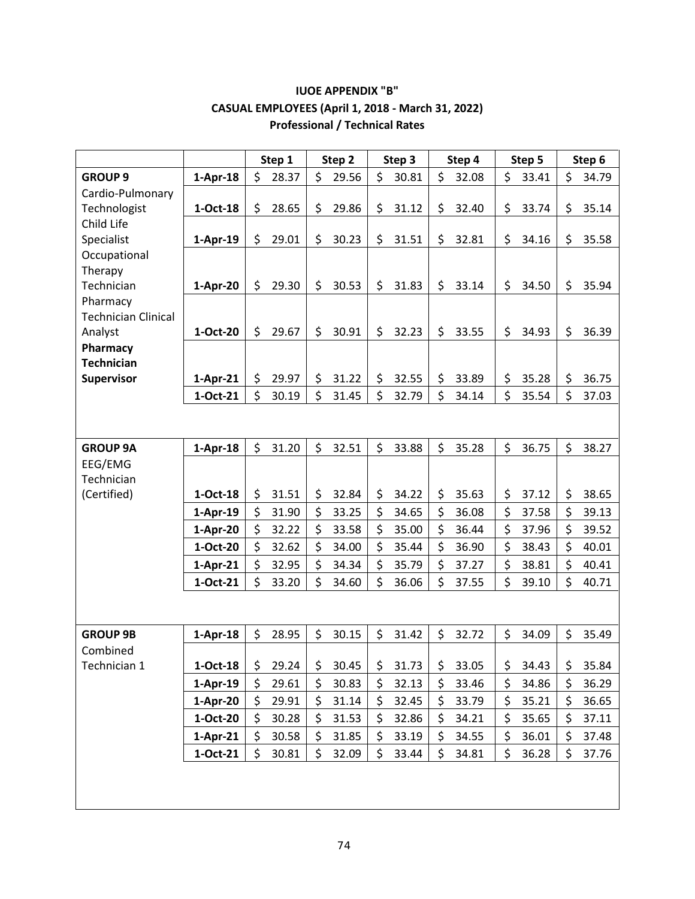**IUOE APPENDIX "B"**
**CASUAL EMPLOYEES (April 1, 2018 - March 31, 2022)**
**Professional / Technical Rates**

| | | Step 1 | Step 2 | Step 3 | Step 4 | Step 5 | Step 6 |
|---|---|---|---|---|---|---|---|
| **GROUP 9** | **1-Apr-18** | $ 28.37 | $ 29.56 | $ 30.81 | $ 32.08 | $ 33.41 | $ 34.79 |
| Cardio-Pulmonary Technologist | **1-Oct-18** | $ 28.65 | $ 29.86 | $ 31.12 | $ 32.40 | $ 33.74 | $ 35.14 |
| Child Life Specialist | **1-Apr-19** | $ 29.01 | $ 30.23 | $ 31.51 | $ 32.81 | $ 34.16 | $ 35.58 |
| Occupational Therapy Technician | **1-Apr-20** | $ 29.30 | $ 30.53 | $ 31.83 | $ 33.14 | $ 34.50 | $ 35.94 |
| Pharmacy Technician Clinical Analyst | **1-Oct-20** | $ 29.67 | $ 30.91 | $ 32.23 | $ 33.55 | $ 34.93 | $ 36.39 |
| **Pharmacy Technician Supervisor** | **1-Apr-21** | $ 29.97 | $ 31.22 | $ 32.55 | $ 33.89 | $ 35.28 | $ 36.75 |
| | **1-Oct-21** | $ 30.19 | $ 31.45 | $ 32.79 | $ 34.14 | $ 35.54 | $ 37.03 |
| | | | | | | | |
| **GROUP 9A** | **1-Apr-18** | $ 31.20 | $ 32.51 | $ 33.88 | $ 35.28 | $ 36.75 | $ 38.27 |
| EEG/EMG Technician (Certified) | **1-Oct-18** | $ 31.51 | $ 32.84 | $ 34.22 | $ 35.63 | $ 37.12 | $ 38.65 |
| | **1-Apr-19** | $ 31.90 | $ 33.25 | $ 34.65 | $ 36.08 | $ 37.58 | $ 39.13 |
| | **1-Apr-20** | $ 32.22 | $ 33.58 | $ 35.00 | $ 36.44 | $ 37.96 | $ 39.52 |
| | **1-Oct-20** | $ 32.62 | $ 34.00 | $ 35.44 | $ 36.90 | $ 38.43 | $ 40.01 |
| | **1-Apr-21** | $ 32.95 | $ 34.34 | $ 35.79 | $ 37.27 | $ 38.81 | $ 40.41 |
| | **1-Oct-21** | $ 33.20 | $ 34.60 | $ 36.06 | $ 37.55 | $ 39.10 | $ 40.71 |
| | | | | | | | |
| **GROUP 9B** | **1-Apr-18** | $ 28.95 | $ 30.15 | $ 31.42 | $ 32.72 | $ 34.09 | $ 35.49 |
| Combined Technician 1 | **1-Oct-18** | $ 29.24 | $ 30.45 | $ 31.73 | $ 33.05 | $ 34.43 | $ 35.84 |
| | **1-Apr-19** | $ 29.61 | $ 30.83 | $ 32.13 | $ 33.46 | $ 34.86 | $ 36.29 |
| | **1-Apr-20** | $ 29.91 | $ 31.14 | $ 32.45 | $ 33.79 | $ 35.21 | $ 36.65 |
| | **1-Oct-20** | $ 30.28 | $ 31.53 | $ 32.86 | $ 34.21 | $ 35.65 | $ 37.11 |
| | **1-Apr-21** | $ 30.58 | $ 31.85 | $ 33.19 | $ 34.55 | $ 36.01 | $ 37.48 |
| | **1-Oct-21** | $ 30.81 | $ 32.09 | $ 33.44 | $ 34.81 | $ 36.28 | $ 37.76 |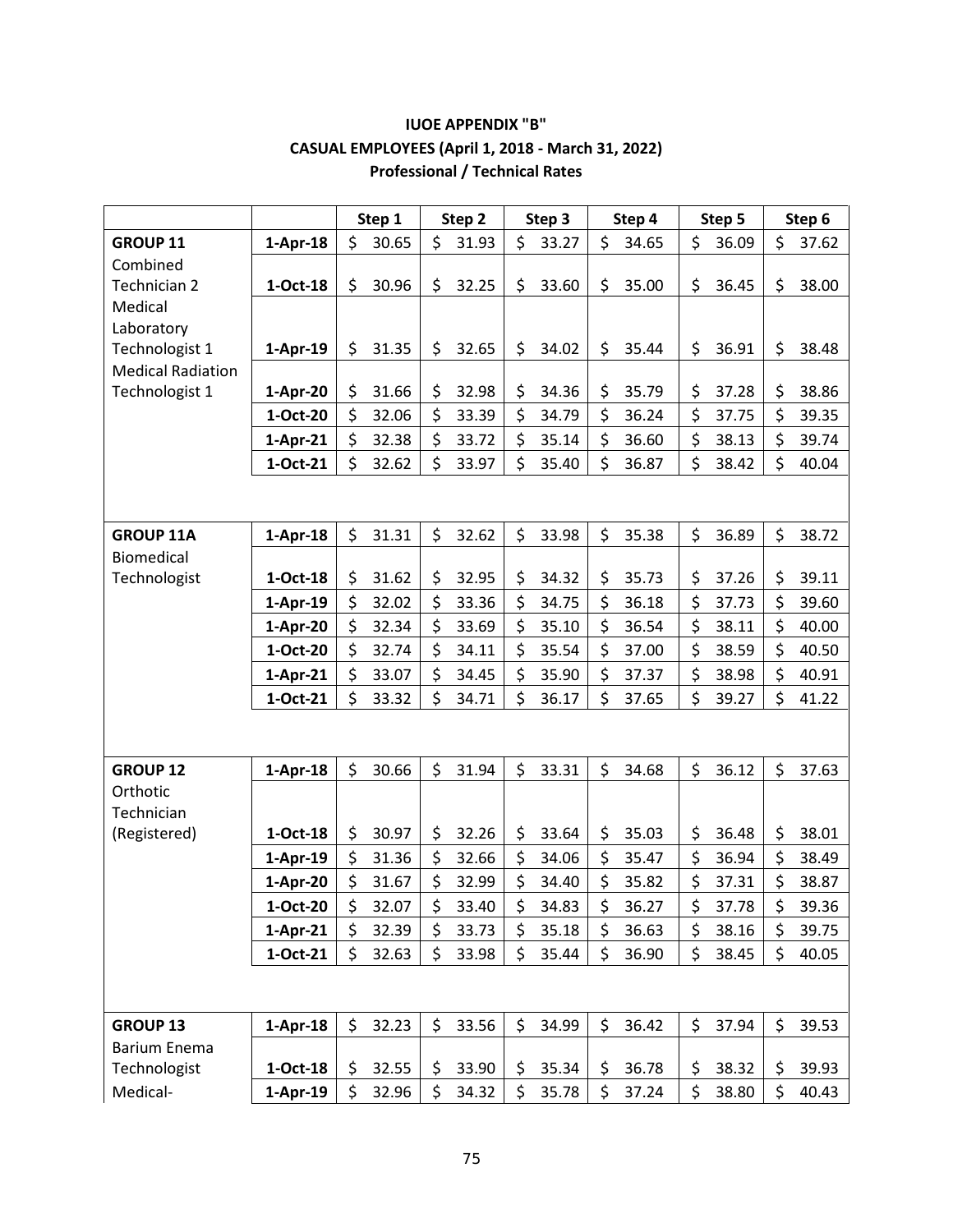**IUOE APPENDIX "B"**
**CASUAL EMPLOYEES (April 1, 2018 - March 31, 2022)**
**Professional / Technical Rates**

| | | Step 1 | Step 2 | Step 3 | Step 4 | Step 5 | Step 6 |
|---|---|---|---|---|---|---|---|
| **GROUP 11** | **1-Apr-18** | $ 30.65 | $ 31.93 | $ 33.27 | $ 34.65 | $ 36.09 | $ 37.62 |
| Combined Technician 2 | **1-Oct-18** | $ 30.96 | $ 32.25 | $ 33.60 | $ 35.00 | $ 36.45 | $ 38.00 |
| Medical Laboratory Technologist 1 | **1-Apr-19** | $ 31.35 | $ 32.65 | $ 34.02 | $ 35.44 | $ 36.91 | $ 38.48 |
| Medical Radiation Technologist 1 | **1-Apr-20** | $ 31.66 | $ 32.98 | $ 34.36 | $ 35.79 | $ 37.28 | $ 38.86 |
| | **1-Oct-20** | $ 32.06 | $ 33.39 | $ 34.79 | $ 36.24 | $ 37.75 | $ 39.35 |
| | **1-Apr-21** | $ 32.38 | $ 33.72 | $ 35.14 | $ 36.60 | $ 38.13 | $ 39.74 |
| | **1-Oct-21** | $ 32.62 | $ 33.97 | $ 35.40 | $ 36.87 | $ 38.42 | $ 40.04 |
| | | | | | | | |
| **GROUP 11A** | **1-Apr-18** | $ 31.31 | $ 32.62 | $ 33.98 | $ 35.38 | $ 36.89 | $ 38.72 |
| Biomedical Technologist | **1-Oct-18** | $ 31.62 | $ 32.95 | $ 34.32 | $ 35.73 | $ 37.26 | $ 39.11 |
| | **1-Apr-19** | $ 32.02 | $ 33.36 | $ 34.75 | $ 36.18 | $ 37.73 | $ 39.60 |
| | **1-Apr-20** | $ 32.34 | $ 33.69 | $ 35.10 | $ 36.54 | $ 38.11 | $ 40.00 |
| | **1-Oct-20** | $ 32.74 | $ 34.11 | $ 35.54 | $ 37.00 | $ 38.59 | $ 40.50 |
| | **1-Apr-21** | $ 33.07 | $ 34.45 | $ 35.90 | $ 37.37 | $ 38.98 | $ 40.91 |
| | **1-Oct-21** | $ 33.32 | $ 34.71 | $ 36.17 | $ 37.65 | $ 39.27 | $ 41.22 |
| | | | | | | | |
| **GROUP 12** | **1-Apr-18** | $ 30.66 | $ 31.94 | $ 33.31 | $ 34.68 | $ 36.12 | $ 37.63 |
| Orthotic Technician (Registered) | **1-Oct-18** | $ 30.97 | $ 32.26 | $ 33.64 | $ 35.03 | $ 36.48 | $ 38.01 |
| | **1-Apr-19** | $ 31.36 | $ 32.66 | $ 34.06 | $ 35.47 | $ 36.94 | $ 38.49 |
| | **1-Apr-20** | $ 31.67 | $ 32.99 | $ 34.40 | $ 35.82 | $ 37.31 | $ 38.87 |
| | **1-Oct-20** | $ 32.07 | $ 33.40 | $ 34.83 | $ 36.27 | $ 37.78 | $ 39.36 |
| | **1-Apr-21** | $ 32.39 | $ 33.73 | $ 35.18 | $ 36.63 | $ 38.16 | $ 39.75 |
| | **1-Oct-21** | $ 32.63 | $ 33.98 | $ 35.44 | $ 36.90 | $ 38.45 | $ 40.05 |
| | | | | | | | |
| **GROUP 13** | **1-Apr-18** | $ 32.23 | $ 33.56 | $ 34.99 | $ 36.42 | $ 37.94 | $ 39.53 |
| Barium Enema Technologist | **1-Oct-18** | $ 32.55 | $ 33.90 | $ 35.34 | $ 36.78 | $ 38.32 | $ 39.93 |
| Medical- | **1-Apr-19** | $ 32.96 | $ 34.32 | $ 35.78 | $ 37.24 | $ 38.80 | $ 40.43 |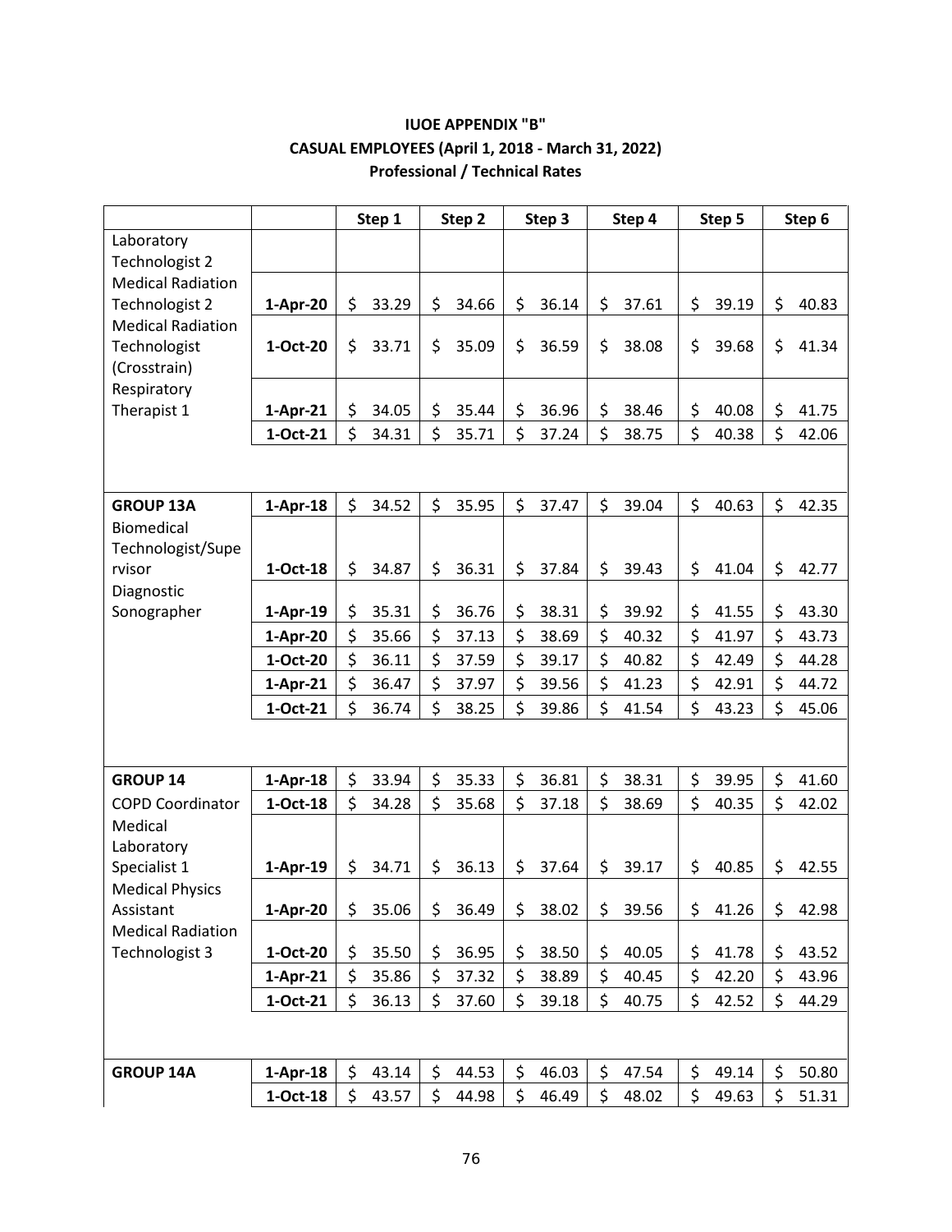**IUOE APPENDIX "B"**
**CASUAL EMPLOYEES (April 1, 2018 - March 31, 2022)**
**Professional / Technical Rates**

| | | Step 1 | Step 2 | Step 3 | Step 4 | Step 5 | Step 6 |
|---|---|---|---|---|---|---|---|
| Laboratory Technologist 2 | | | | | | | |
| Medical Radiation Technologist 2 | 1-Apr-20 | $ 33.29 | $ 34.66 | $ 36.14 | $ 37.61 | $ 39.19 | $ 40.83 |
| Medical Radiation Technologist (Crosstrain) | 1-Oct-20 | $ 33.71 | $ 35.09 | $ 36.59 | $ 38.08 | $ 39.68 | $ 41.34 |
| Respiratory Therapist 1 | 1-Apr-21 | $ 34.05 | $ 35.44 | $ 36.96 | $ 38.46 | $ 40.08 | $ 41.75 |
| | 1-Oct-21 | $ 34.31 | $ 35.71 | $ 37.24 | $ 38.75 | $ 40.38 | $ 42.06 |
| | | | | | | | |
| **GROUP 13A** | 1-Apr-18 | $ 34.52 | $ 35.95 | $ 37.47 | $ 39.04 | $ 40.63 | $ 42.35 |
| Biomedical Technologist/Supervisor | 1-Oct-18 | $ 34.87 | $ 36.31 | $ 37.84 | $ 39.43 | $ 41.04 | $ 42.77 |
| Diagnostic Sonographer | 1-Apr-19 | $ 35.31 | $ 36.76 | $ 38.31 | $ 39.92 | $ 41.55 | $ 43.30 |
| | 1-Apr-20 | $ 35.66 | $ 37.13 | $ 38.69 | $ 40.32 | $ 41.97 | $ 43.73 |
| | 1-Oct-20 | $ 36.11 | $ 37.59 | $ 39.17 | $ 40.82 | $ 42.49 | $ 44.28 |
| | 1-Apr-21 | $ 36.47 | $ 37.97 | $ 39.56 | $ 41.23 | $ 42.91 | $ 44.72 |
| | 1-Oct-21 | $ 36.74 | $ 38.25 | $ 39.86 | $ 41.54 | $ 43.23 | $ 45.06 |
| | | | | | | | |
| **GROUP 14** | 1-Apr-18 | $ 33.94 | $ 35.33 | $ 36.81 | $ 38.31 | $ 39.95 | $ 41.60 |
| COPD Coordinator | 1-Oct-18 | $ 34.28 | $ 35.68 | $ 37.18 | $ 38.69 | $ 40.35 | $ 42.02 |
| Medical Laboratory Specialist 1 | 1-Apr-19 | $ 34.71 | $ 36.13 | $ 37.64 | $ 39.17 | $ 40.85 | $ 42.55 |
| Medical Physics Assistant | 1-Apr-20 | $ 35.06 | $ 36.49 | $ 38.02 | $ 39.56 | $ 41.26 | $ 42.98 |
| Medical Radiation Technologist 3 | 1-Oct-20 | $ 35.50 | $ 36.95 | $ 38.50 | $ 40.05 | $ 41.78 | $ 43.52 |
| | 1-Apr-21 | $ 35.86 | $ 37.32 | $ 38.89 | $ 40.45 | $ 42.20 | $ 43.96 |
| | 1-Oct-21 | $ 36.13 | $ 37.60 | $ 39.18 | $ 40.75 | $ 42.52 | $ 44.29 |
| | | | | | | | |
| **GROUP 14A** | 1-Apr-18 | $ 43.14 | $ 44.53 | $ 46.03 | $ 47.54 | $ 49.14 | $ 50.80 |
| | 1-Oct-18 | $ 43.57 | $ 44.98 | $ 46.49 | $ 48.02 | $ 49.63 | $ 51.31 |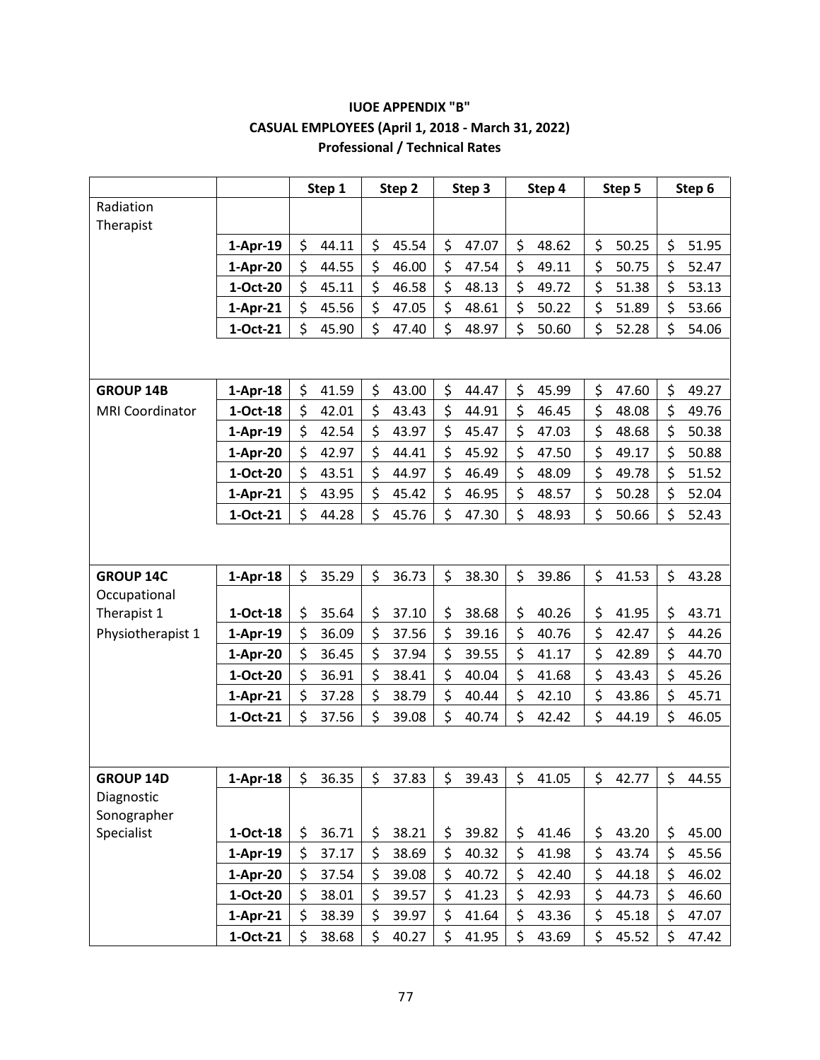**IUOE APPENDIX "B"**
**CASUAL EMPLOYEES (April 1, 2018 - March 31, 2022)**
**Professional / Technical Rates**

| | | Step 1 | Step 2 | Step 3 | Step 4 | Step 5 | Step 6 |
|---|---|---|---|---|---|---|---|
| Radiation Therapist | | | | | | | |
| | **1-Apr-19** | $ 44.11 | $ 45.54 | $ 47.07 | $ 48.62 | $ 50.25 | $ 51.95 |
| | **1-Apr-20** | $ 44.55 | $ 46.00 | $ 47.54 | $ 49.11 | $ 50.75 | $ 52.47 |
| | **1-Oct-20** | $ 45.11 | $ 46.58 | $ 48.13 | $ 49.72 | $ 51.38 | $ 53.13 |
| | **1-Apr-21** | $ 45.56 | $ 47.05 | $ 48.61 | $ 50.22 | $ 51.89 | $ 53.66 |
| | **1-Oct-21** | $ 45.90 | $ 47.40 | $ 48.97 | $ 50.60 | $ 52.28 | $ 54.06 |
| | | | | | | | |
| **GROUP 14B** | **1-Apr-18** | $ 41.59 | $ 43.00 | $ 44.47 | $ 45.99 | $ 47.60 | $ 49.27 |
| MRI Coordinator | **1-Oct-18** | $ 42.01 | $ 43.43 | $ 44.91 | $ 46.45 | $ 48.08 | $ 49.76 |
| | **1-Apr-19** | $ 42.54 | $ 43.97 | $ 45.47 | $ 47.03 | $ 48.68 | $ 50.38 |
| | **1-Apr-20** | $ 42.97 | $ 44.41 | $ 45.92 | $ 47.50 | $ 49.17 | $ 50.88 |
| | **1-Oct-20** | $ 43.51 | $ 44.97 | $ 46.49 | $ 48.09 | $ 49.78 | $ 51.52 |
| | **1-Apr-21** | $ 43.95 | $ 45.42 | $ 46.95 | $ 48.57 | $ 50.28 | $ 52.04 |
| | **1-Oct-21** | $ 44.28 | $ 45.76 | $ 47.30 | $ 48.93 | $ 50.66 | $ 52.43 |
| | | | | | | | |
| **GROUP 14C** | **1-Apr-18** | $ 35.29 | $ 36.73 | $ 38.30 | $ 39.86 | $ 41.53 | $ 43.28 |
| Occupational Therapist 1 | **1-Oct-18** | $ 35.64 | $ 37.10 | $ 38.68 | $ 40.26 | $ 41.95 | $ 43.71 |
| Physiotherapist 1 | **1-Apr-19** | $ 36.09 | $ 37.56 | $ 39.16 | $ 40.76 | $ 42.47 | $ 44.26 |
| | **1-Apr-20** | $ 36.45 | $ 37.94 | $ 39.55 | $ 41.17 | $ 42.89 | $ 44.70 |
| | **1-Oct-20** | $ 36.91 | $ 38.41 | $ 40.04 | $ 41.68 | $ 43.43 | $ 45.26 |
| | **1-Apr-21** | $ 37.28 | $ 38.79 | $ 40.44 | $ 42.10 | $ 43.86 | $ 45.71 |
| | **1-Oct-21** | $ 37.56 | $ 39.08 | $ 40.74 | $ 42.42 | $ 44.19 | $ 46.05 |
| | | | | | | | |
| **GROUP 14D** | **1-Apr-18** | $ 36.35 | $ 37.83 | $ 39.43 | $ 41.05 | $ 42.77 | $ 44.55 |
| Diagnostic Sonographer Specialist | **1-Oct-18** | $ 36.71 | $ 38.21 | $ 39.82 | $ 41.46 | $ 43.20 | $ 45.00 |
| | **1-Apr-19** | $ 37.17 | $ 38.69 | $ 40.32 | $ 41.98 | $ 43.74 | $ 45.56 |
| | **1-Apr-20** | $ 37.54 | $ 39.08 | $ 40.72 | $ 42.40 | $ 44.18 | $ 46.02 |
| | **1-Oct-20** | $ 38.01 | $ 39.57 | $ 41.23 | $ 42.93 | $ 44.73 | $ 46.60 |
| | **1-Apr-21** | $ 38.39 | $ 39.97 | $ 41.64 | $ 43.36 | $ 45.18 | $ 47.07 |
| | **1-Oct-21** | $ 38.68 | $ 40.27 | $ 41.95 | $ 43.69 | $ 45.52 | $ 47.42 |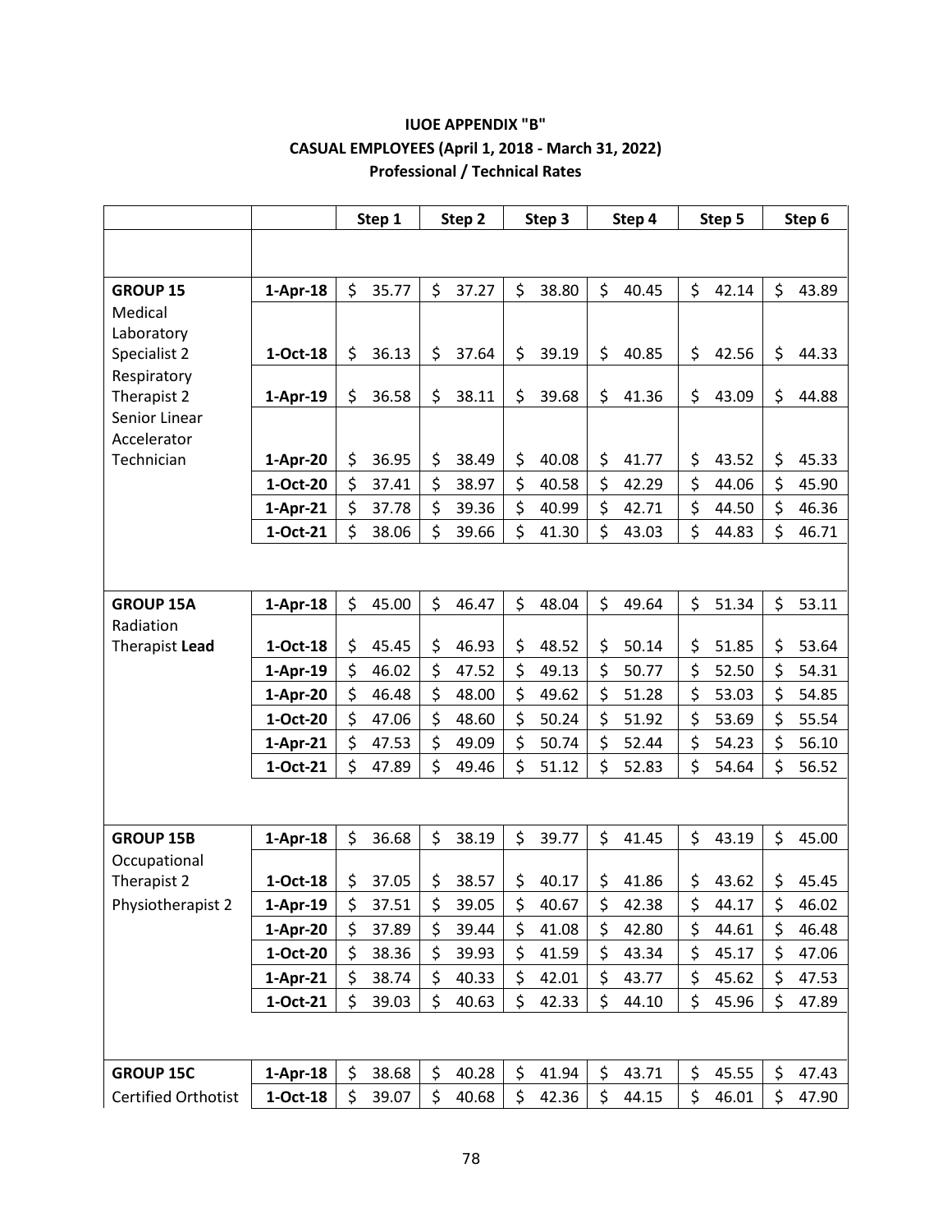**IUOE APPENDIX "B"**
**CASUAL EMPLOYEES (April 1, 2018 - March 31, 2022)**
**Professional / Technical Rates**

| | | Step 1 | Step 2 | Step 3 | Step 4 | Step 5 | Step 6 |
|---|---|---|---|---|---|---|---|
| **GROUP 15** | **1-Apr-18** | $ 35.77 | $ 37.27 | $ 38.80 | $ 40.45 | $ 42.14 | $ 43.89 |
| Medical Laboratory Specialist 2 | **1-Oct-18** | $ 36.13 | $ 37.64 | $ 39.19 | $ 40.85 | $ 42.56 | $ 44.33 |
| Respiratory Therapist 2 | **1-Apr-19** | $ 36.58 | $ 38.11 | $ 39.68 | $ 41.36 | $ 43.09 | $ 44.88 |
| Senior Linear Accelerator Technician | **1-Apr-20** | $ 36.95 | $ 38.49 | $ 40.08 | $ 41.77 | $ 43.52 | $ 45.33 |
| | **1-Oct-20** | $ 37.41 | $ 38.97 | $ 40.58 | $ 42.29 | $ 44.06 | $ 45.90 |
| | **1-Apr-21** | $ 37.78 | $ 39.36 | $ 40.99 | $ 42.71 | $ 44.50 | $ 46.36 |
| | **1-Oct-21** | $ 38.06 | $ 39.66 | $ 41.30 | $ 43.03 | $ 44.83 | $ 46.71 |
| **GROUP 15A** | **1-Apr-18** | $ 45.00 | $ 46.47 | $ 48.04 | $ 49.64 | $ 51.34 | $ 53.11 |
| Radiation Therapist **Lead** | **1-Oct-18** | $ 45.45 | $ 46.93 | $ 48.52 | $ 50.14 | $ 51.85 | $ 53.64 |
| | **1-Apr-19** | $ 46.02 | $ 47.52 | $ 49.13 | $ 50.77 | $ 52.50 | $ 54.31 |
| | **1-Apr-20** | $ 46.48 | $ 48.00 | $ 49.62 | $ 51.28 | $ 53.03 | $ 54.85 |
| | **1-Oct-20** | $ 47.06 | $ 48.60 | $ 50.24 | $ 51.92 | $ 53.69 | $ 55.54 |
| | **1-Apr-21** | $ 47.53 | $ 49.09 | $ 50.74 | $ 52.44 | $ 54.23 | $ 56.10 |
| | **1-Oct-21** | $ 47.89 | $ 49.46 | $ 51.12 | $ 52.83 | $ 54.64 | $ 56.52 |
| **GROUP 15B** | **1-Apr-18** | $ 36.68 | $ 38.19 | $ 39.77 | $ 41.45 | $ 43.19 | $ 45.00 |
| Occupational Therapist 2 | **1-Oct-18** | $ 37.05 | $ 38.57 | $ 40.17 | $ 41.86 | $ 43.62 | $ 45.45 |
| Physiotherapist 2 | **1-Apr-19** | $ 37.51 | $ 39.05 | $ 40.67 | $ 42.38 | $ 44.17 | $ 46.02 |
| | **1-Apr-20** | $ 37.89 | $ 39.44 | $ 41.08 | $ 42.80 | $ 44.61 | $ 46.48 |
| | **1-Oct-20** | $ 38.36 | $ 39.93 | $ 41.59 | $ 43.34 | $ 45.17 | $ 47.06 |
| | **1-Apr-21** | $ 38.74 | $ 40.33 | $ 42.01 | $ 43.77 | $ 45.62 | $ 47.53 |
| | **1-Oct-21** | $ 39.03 | $ 40.63 | $ 42.33 | $ 44.10 | $ 45.96 | $ 47.89 |
| **GROUP 15C** | **1-Apr-18** | $ 38.68 | $ 40.28 | $ 41.94 | $ 43.71 | $ 45.55 | $ 47.43 |
| Certified Orthotist | **1-Oct-18** | $ 39.07 | $ 40.68 | $ 42.36 | $ 44.15 | $ 46.01 | $ 47.90 |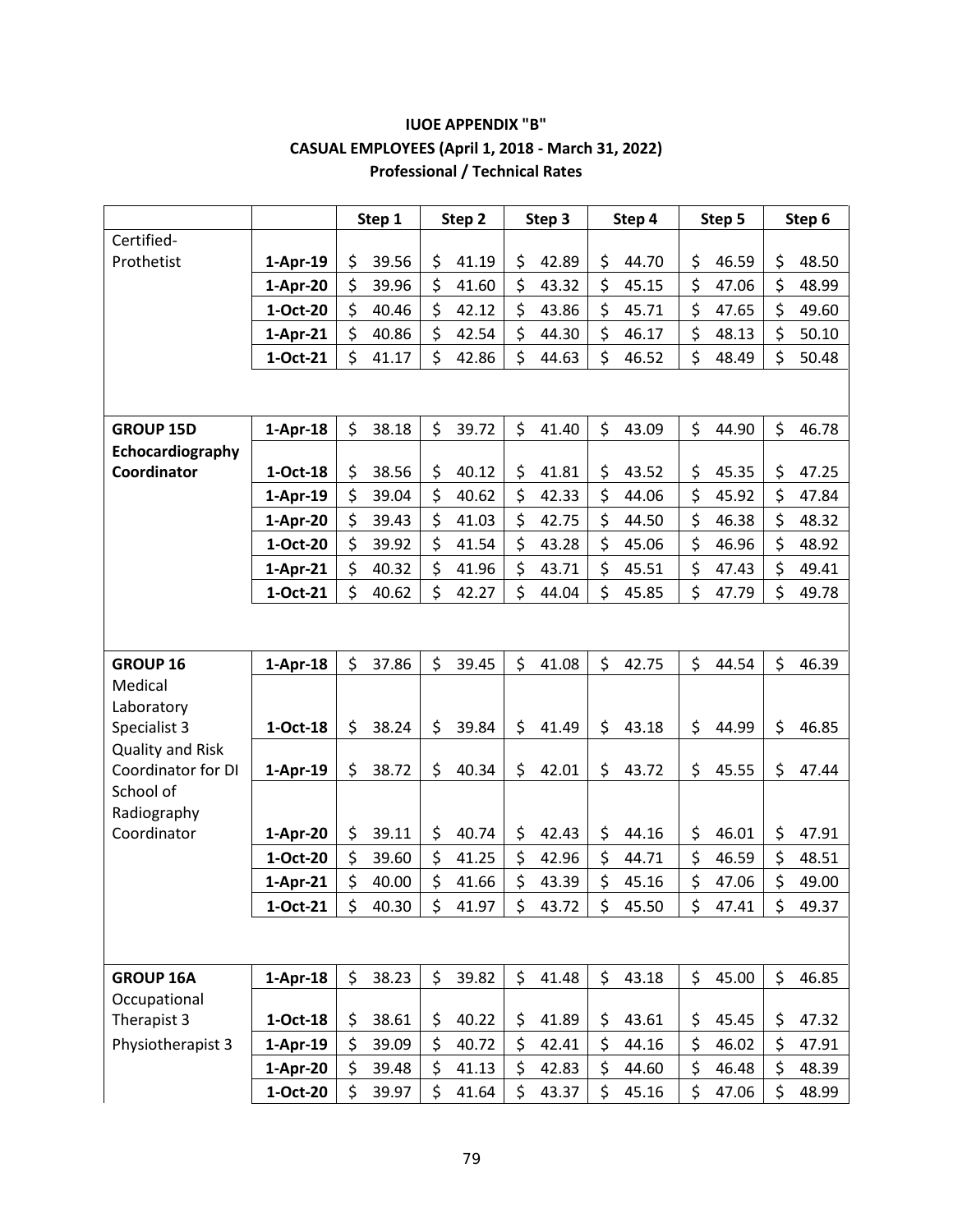**IUOE APPENDIX "B"**
**CASUAL EMPLOYEES (April 1, 2018 - March 31, 2022)**
**Professional / Technical Rates**

| | | Step 1 | Step 2 | Step 3 | Step 4 | Step 5 | Step 6 |
|---|---|---|---|---|---|---|---|
| Certified-Prothetist | **1-Apr-19** | $ 39.56 | $ 41.19 | $ 42.89 | $ 44.70 | $ 46.59 | $ 48.50 |
| | **1-Apr-20** | $ 39.96 | $ 41.60 | $ 43.32 | $ 45.15 | $ 47.06 | $ 48.99 |
| | **1-Oct-20** | $ 40.46 | $ 42.12 | $ 43.86 | $ 45.71 | $ 47.65 | $ 49.60 |
| | **1-Apr-21** | $ 40.86 | $ 42.54 | $ 44.30 | $ 46.17 | $ 48.13 | $ 50.10 |
| | **1-Oct-21** | $ 41.17 | $ 42.86 | $ 44.63 | $ 46.52 | $ 48.49 | $ 50.48 |
| | | | | | | | |
| **GROUP 15D** | **1-Apr-18** | $ 38.18 | $ 39.72 | $ 41.40 | $ 43.09 | $ 44.90 | $ 46.78 |
| **Echocardiography Coordinator** | **1-Oct-18** | $ 38.56 | $ 40.12 | $ 41.81 | $ 43.52 | $ 45.35 | $ 47.25 |
| | **1-Apr-19** | $ 39.04 | $ 40.62 | $ 42.33 | $ 44.06 | $ 45.92 | $ 47.84 |
| | **1-Apr-20** | $ 39.43 | $ 41.03 | $ 42.75 | $ 44.50 | $ 46.38 | $ 48.32 |
| | **1-Oct-20** | $ 39.92 | $ 41.54 | $ 43.28 | $ 45.06 | $ 46.96 | $ 48.92 |
| | **1-Apr-21** | $ 40.32 | $ 41.96 | $ 43.71 | $ 45.51 | $ 47.43 | $ 49.41 |
| | **1-Oct-21** | $ 40.62 | $ 42.27 | $ 44.04 | $ 45.85 | $ 47.79 | $ 49.78 |
| | | | | | | | |
| **GROUP 16** | **1-Apr-18** | $ 37.86 | $ 39.45 | $ 41.08 | $ 42.75 | $ 44.54 | $ 46.39 |
| Medical Laboratory Specialist 3 | **1-Oct-18** | $ 38.24 | $ 39.84 | $ 41.49 | $ 43.18 | $ 44.99 | $ 46.85 |
| Quality and Risk Coordinator for DI | **1-Apr-19** | $ 38.72 | $ 40.34 | $ 42.01 | $ 43.72 | $ 45.55 | $ 47.44 |
| School of Radiography Coordinator | **1-Apr-20** | $ 39.11 | $ 40.74 | $ 42.43 | $ 44.16 | $ 46.01 | $ 47.91 |
| | **1-Oct-20** | $ 39.60 | $ 41.25 | $ 42.96 | $ 44.71 | $ 46.59 | $ 48.51 |
| | **1-Apr-21** | $ 40.00 | $ 41.66 | $ 43.39 | $ 45.16 | $ 47.06 | $ 49.00 |
| | **1-Oct-21** | $ 40.30 | $ 41.97 | $ 43.72 | $ 45.50 | $ 47.41 | $ 49.37 |
| | | | | | | | |
| **GROUP 16A** | **1-Apr-18** | $ 38.23 | $ 39.82 | $ 41.48 | $ 43.18 | $ 45.00 | $ 46.85 |
| Occupational Therapist 3 | **1-Oct-18** | $ 38.61 | $ 40.22 | $ 41.89 | $ 43.61 | $ 45.45 | $ 47.32 |
| Physiotherapist 3 | **1-Apr-19** | $ 39.09 | $ 40.72 | $ 42.41 | $ 44.16 | $ 46.02 | $ 47.91 |
| | **1-Apr-20** | $ 39.48 | $ 41.13 | $ 42.83 | $ 44.60 | $ 46.48 | $ 48.39 |
| | **1-Oct-20** | $ 39.97 | $ 41.64 | $ 43.37 | $ 45.16 | $ 47.06 | $ 48.99 |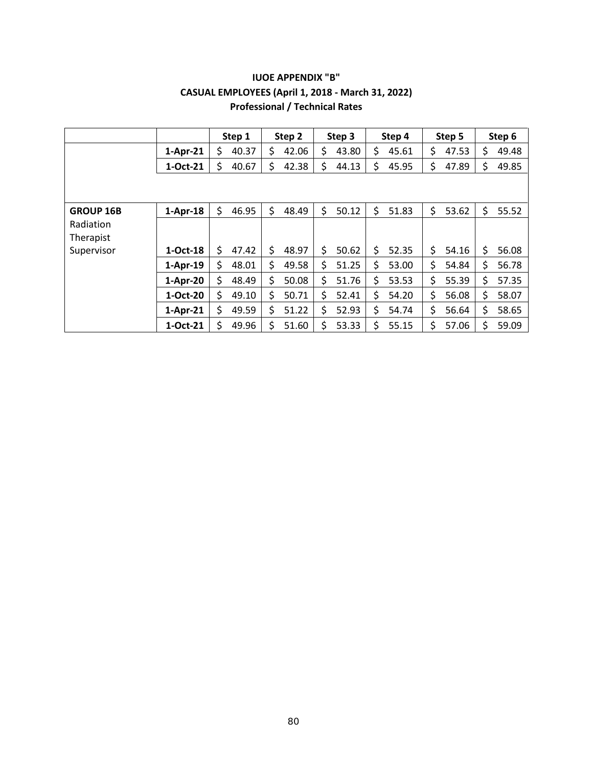**IUOE APPENDIX "B"**
**CASUAL EMPLOYEES (April 1, 2018 - March 31, 2022)**
**Professional / Technical Rates**

| | | Step 1 | Step 2 | Step 3 | Step 4 | Step 5 | Step 6 |
|---|---|---|---|---|---|---|---|
| | **1-Apr-21** | $ 40.37 | $ 42.06 | $ 43.80 | $ 45.61 | $ 47.53 | $ 49.48 |
| | **1-Oct-21** | $ 40.67 | $ 42.38 | $ 44.13 | $ 45.95 | $ 47.89 | $ 49.85 |
| | | | | | | | |
| **GROUP 16B** | **1-Apr-18** | $ 46.95 | $ 48.49 | $ 50.12 | $ 51.83 | $ 53.62 | $ 55.52 |
| Radiation Therapist Supervisor | **1-Oct-18** | $ 47.42 | $ 48.97 | $ 50.62 | $ 52.35 | $ 54.16 | $ 56.08 |
| | **1-Apr-19** | $ 48.01 | $ 49.58 | $ 51.25 | $ 53.00 | $ 54.84 | $ 56.78 |
| | **1-Apr-20** | $ 48.49 | $ 50.08 | $ 51.76 | $ 53.53 | $ 55.39 | $ 57.35 |
| | **1-Oct-20** | $ 49.10 | $ 50.71 | $ 52.41 | $ 54.20 | $ 56.08 | $ 58.07 |
| | **1-Apr-21** | $ 49.59 | $ 51.22 | $ 52.93 | $ 54.74 | $ 56.64 | $ 58.65 |
| | **1-Oct-21** | $ 49.96 | $ 51.60 | $ 53.33 | $ 55.15 | $ 57.06 | $ 59.09 |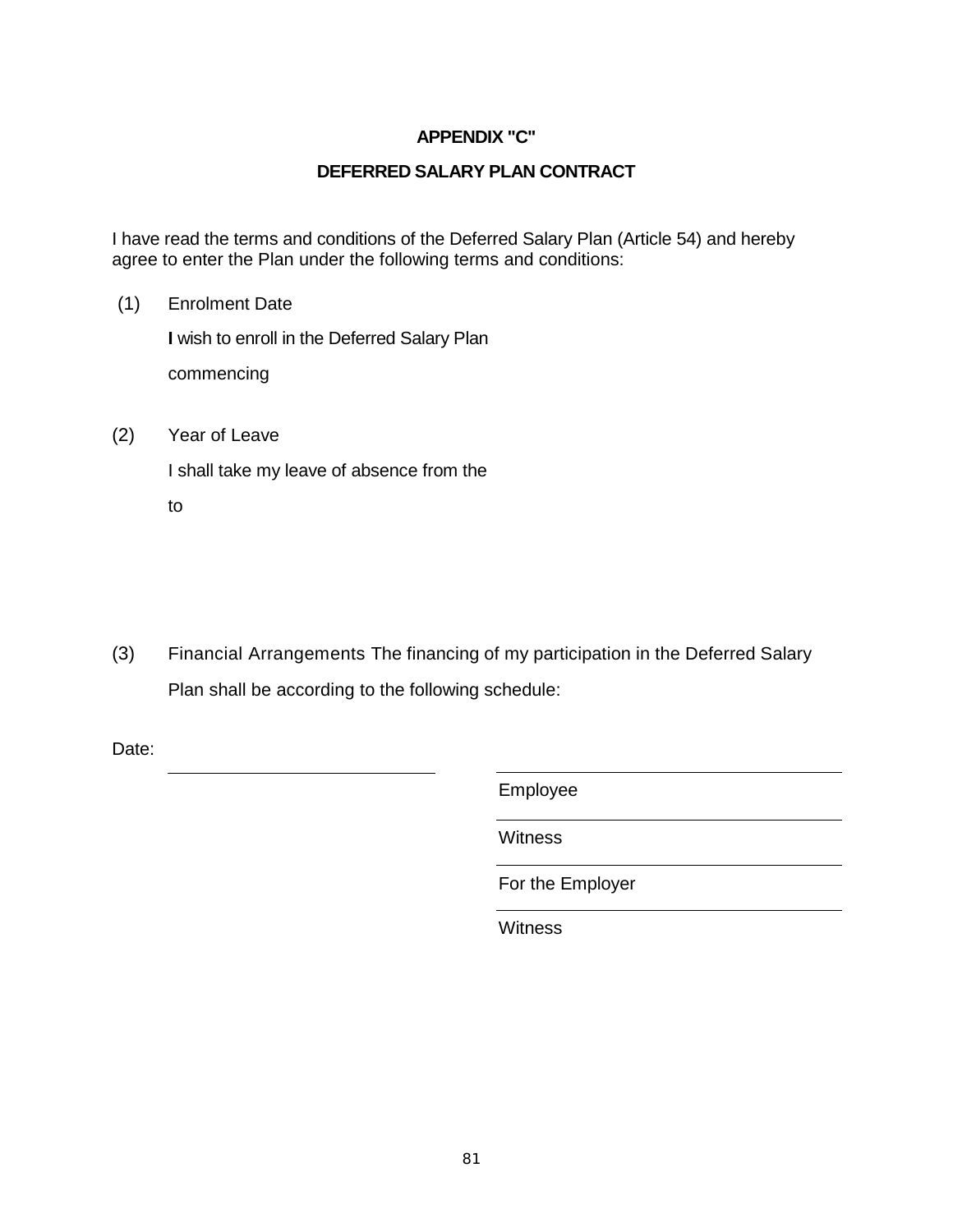**APPENDIX "C"**

**DEFERRED SALARY PLAN CONTRACT**

I have read the terms and conditions of the Deferred Salary Plan (Article 54) and hereby agree to enter the Plan under the following terms and conditions:

(1) Enrolment Date

I wish to enroll in the Deferred Salary Plan

commencing

(2) Year of Leave

I shall take my leave of absence from the

to

(3) Financial Arrangements The financing of my participation in the Deferred Salary Plan shall be according to the following schedule:

Date:

______________________________

______________________________
Employee

______________________________
Witness

______________________________
For the Employer

______________________________
Witness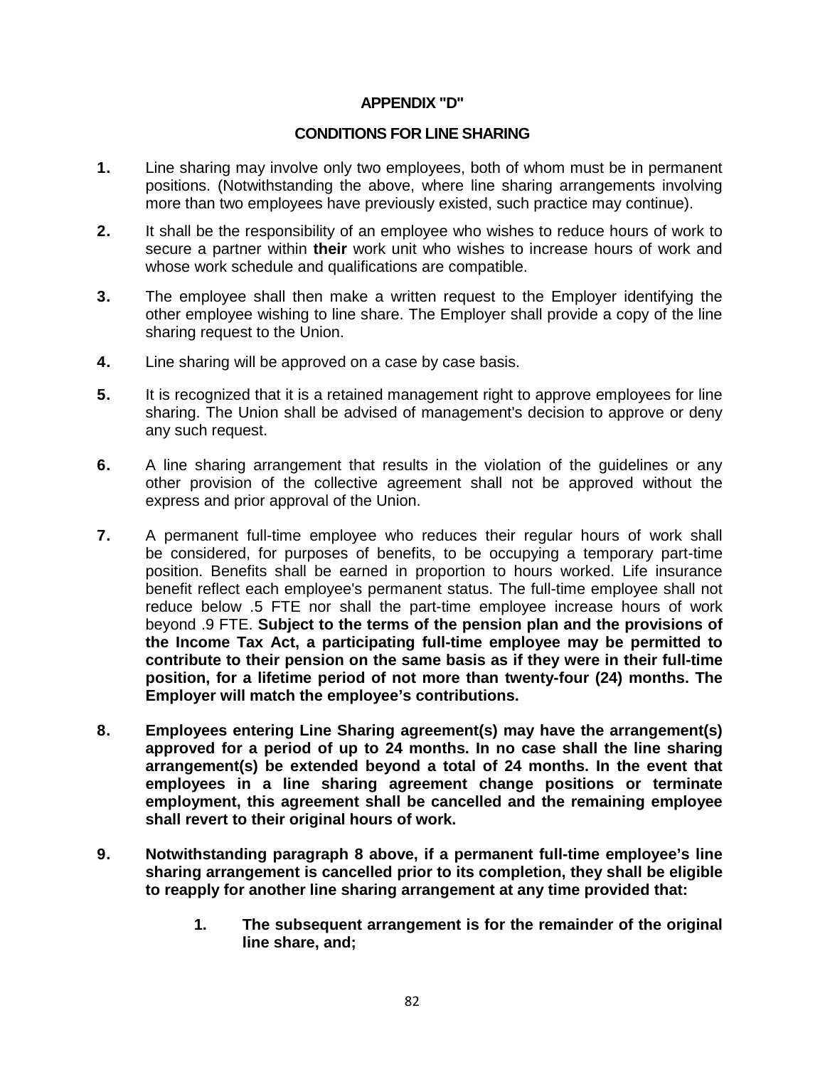## APPENDIX "D"

### CONDITIONS FOR LINE SHARING

1. Line sharing may involve only two employees, both of whom must be in permanent positions. (Notwithstanding the above, where line sharing arrangements involving more than two employees have previously existed, such practice may continue).

2. It shall be the responsibility of an employee who wishes to reduce hours of work to secure a partner within **their** work unit who wishes to increase hours of work and whose work schedule and qualifications are compatible.

3. The employee shall then make a written request to the Employer identifying the other employee wishing to line share. The Employer shall provide a copy of the line sharing request to the Union.

4. Line sharing will be approved on a case by case basis.

5. It is recognized that it is a retained management right to approve employees for line sharing. The Union shall be advised of management's decision to approve or deny any such request.

6. A line sharing arrangement that results in the violation of the guidelines or any other provision of the collective agreement shall not be approved without the express and prior approval of the Union.

7. A permanent full-time employee who reduces their regular hours of work shall be considered, for purposes of benefits, to be occupying a temporary part-time position. Benefits shall be earned in proportion to hours worked. Life insurance benefit reflect each employee's permanent status. The full-time employee shall not reduce below .5 FTE nor shall the part-time employee increase hours of work beyond .9 FTE. **Subject to the terms of the pension plan and the provisions of the Income Tax Act, a participating full-time employee may be permitted to contribute to their pension on the same basis as if they were in their full-time position, for a lifetime period of not more than twenty-four (24) months. The Employer will match the employee's contributions.**

8. **Employees entering Line Sharing agreement(s) may have the arrangement(s) approved for a period of up to 24 months. In no case shall the line sharing arrangement(s) be extended beyond a total of 24 months. In the event that employees in a line sharing agreement change positions or terminate employment, this agreement shall be cancelled and the remaining employee shall revert to their original hours of work.**

9. **Notwithstanding paragraph 8 above, if a permanent full-time employee's line sharing arrangement is cancelled prior to its completion, they shall be eligible to reapply for another line sharing arrangement at any time provided that:**

   1. **The subsequent arrangement is for the remainder of the original line share, and;**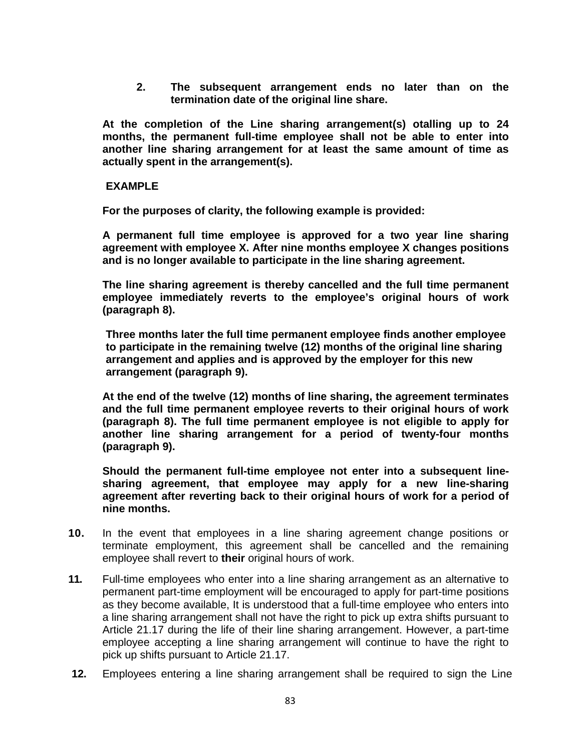2. **The subsequent arrangement ends no later than on the termination date of the original line share.**

**At the completion of the Line sharing arrangement(s) otalling up to 24 months, the permanent full-time employee shall not be able to enter into another line sharing arrangement for at least the same amount of time as actually spent in the arrangement(s).**

**EXAMPLE**

**For the purposes of clarity, the following example is provided:**

**A permanent full time employee is approved for a two year line sharing agreement with employee X. After nine months employee X changes positions and is no longer available to participate in the line sharing agreement.**

**The line sharing agreement is thereby cancelled and the full time permanent employee immediately reverts to the employee's original hours of work (paragraph 8).**

**Three months later the full time permanent employee finds another employee to participate in the remaining twelve (12) months of the original line sharing arrangement and applies and is approved by the employer for this new arrangement (paragraph 9).**

**At the end of the twelve (12) months of line sharing, the agreement terminates and the full time permanent employee reverts to their original hours of work (paragraph 8). The full time permanent employee is not eligible to apply for another line sharing arrangement for a period of twenty-four months (paragraph 9).**

**Should the permanent full-time employee not enter into a subsequent line-sharing agreement, that employee may apply for a new line-sharing agreement after reverting back to their original hours of work for a period of nine months.**

**10.** In the event that employees in a line sharing agreement change positions or terminate employment, this agreement shall be cancelled and the remaining employee shall revert to **their** original hours of work.

**11.** Full-time employees who enter into a line sharing arrangement as an alternative to permanent part-time employment will be encouraged to apply for part-time positions as they become available, It is understood that a full-time employee who enters into a line sharing arrangement shall not have the right to pick up extra shifts pursuant to Article 21.17 during the life of their line sharing arrangement. However, a part-time employee accepting a line sharing arrangement will continue to have the right to pick up shifts pursuant to Article 21.17.

**12.** Employees entering a line sharing arrangement shall be required to sign the Line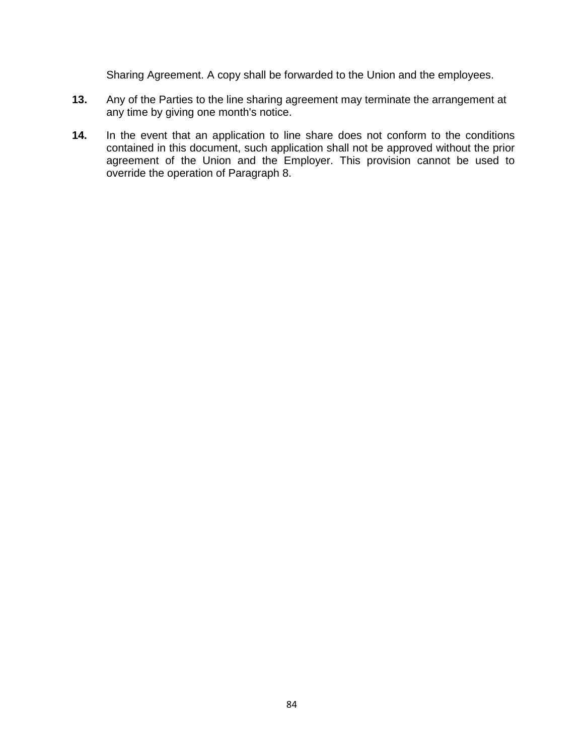Sharing Agreement. A copy shall be forwarded to the Union and the employees.

**13.** Any of the Parties to the line sharing agreement may terminate the arrangement at any time by giving one month's notice.

**14.** In the event that an application to line share does not conform to the conditions contained in this document, such application shall not be approved without the prior agreement of the Union and the Employer. This provision cannot be used to override the operation of Paragraph 8.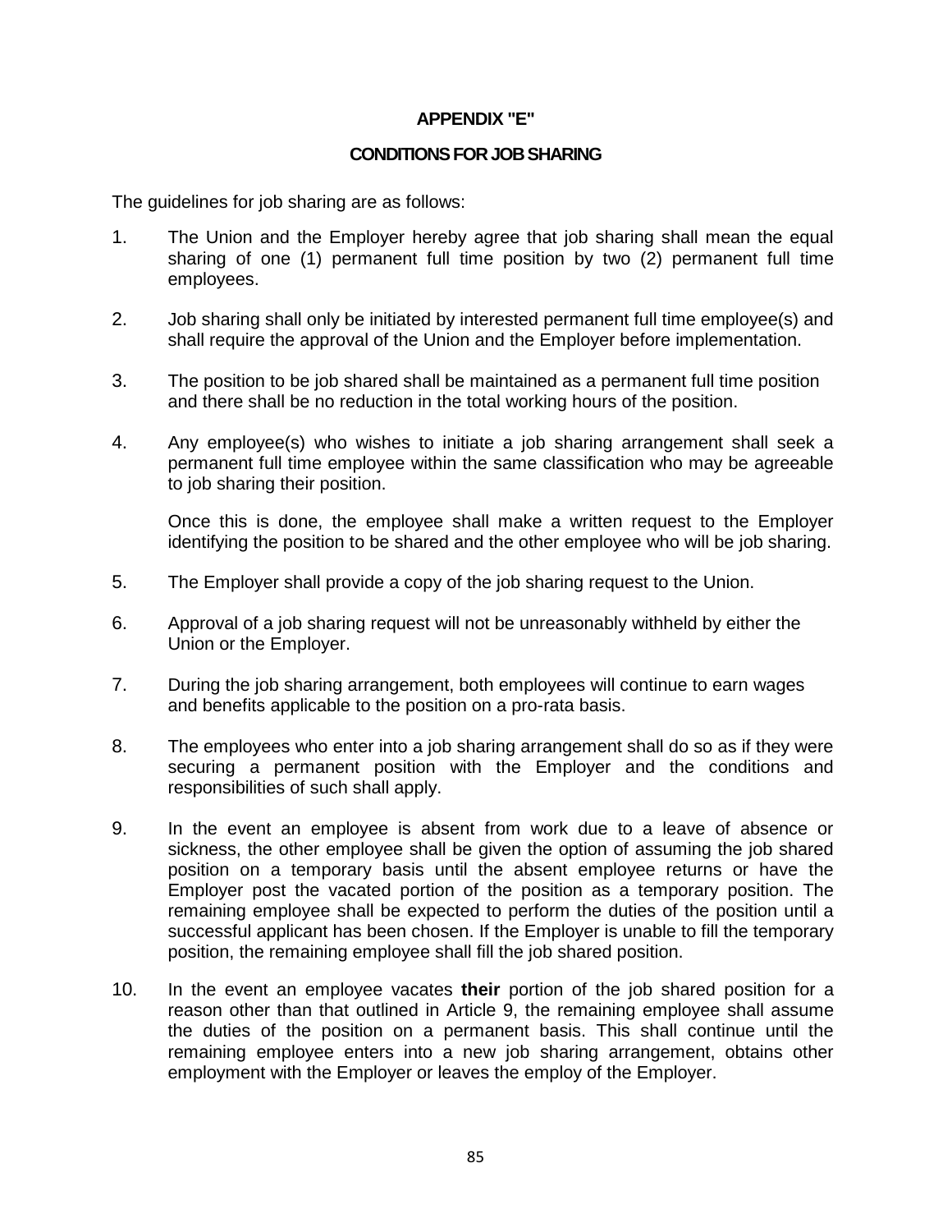# APPENDIX "E"

## CONDITIONS FOR JOB SHARING

The guidelines for job sharing are as follows:

1. The Union and the Employer hereby agree that job sharing shall mean the equal sharing of one (1) permanent full time position by two (2) permanent full time employees.

2. Job sharing shall only be initiated by interested permanent full time employee(s) and shall require the approval of the Union and the Employer before implementation.

3. The position to be job shared shall be maintained as a permanent full time position and there shall be no reduction in the total working hours of the position.

4. Any employee(s) who wishes to initiate a job sharing arrangement shall seek a permanent full time employee within the same classification who may be agreeable to job sharing their position.

   Once this is done, the employee shall make a written request to the Employer identifying the position to be shared and the other employee who will be job sharing.

5. The Employer shall provide a copy of the job sharing request to the Union.

6. Approval of a job sharing request will not be unreasonably withheld by either the Union or the Employer.

7. During the job sharing arrangement, both employees will continue to earn wages and benefits applicable to the position on a pro-rata basis.

8. The employees who enter into a job sharing arrangement shall do so as if they were securing a permanent position with the Employer and the conditions and responsibilities of such shall apply.

9. In the event an employee is absent from work due to a leave of absence or sickness, the other employee shall be given the option of assuming the job shared position on a temporary basis until the absent employee returns or have the Employer post the vacated portion of the position as a temporary position. The remaining employee shall be expected to perform the duties of the position until a successful applicant has been chosen. If the Employer is unable to fill the temporary position, the remaining employee shall fill the job shared position.

10. In the event an employee vacates **their** portion of the job shared position for a reason other than that outlined in Article 9, the remaining employee shall assume the duties of the position on a permanent basis. This shall continue until the remaining employee enters into a new job sharing arrangement, obtains other employment with the Employer or leaves the employ of the Employer.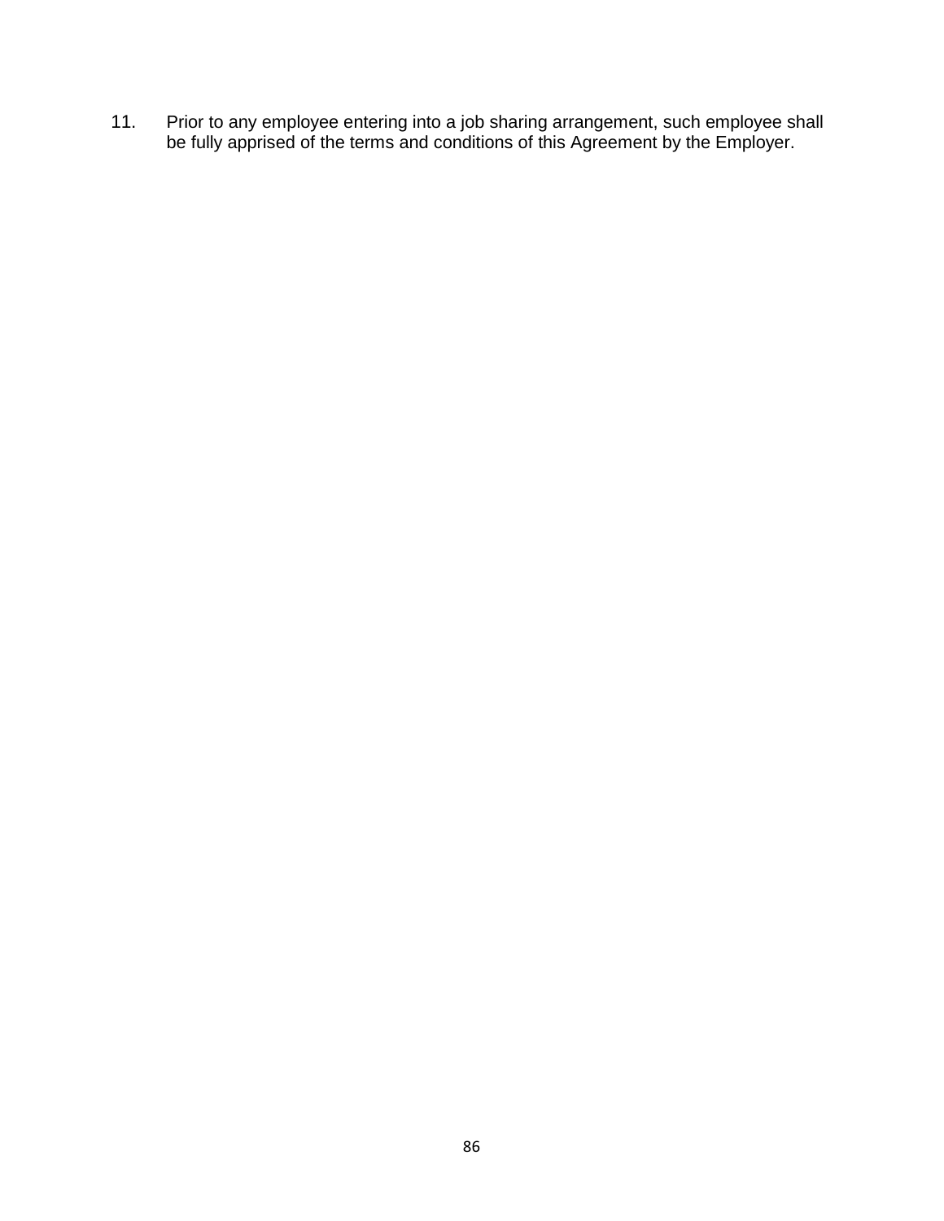11. Prior to any employee entering into a job sharing arrangement, such employee shall be fully apprised of the terms and conditions of this Agreement by the Employer.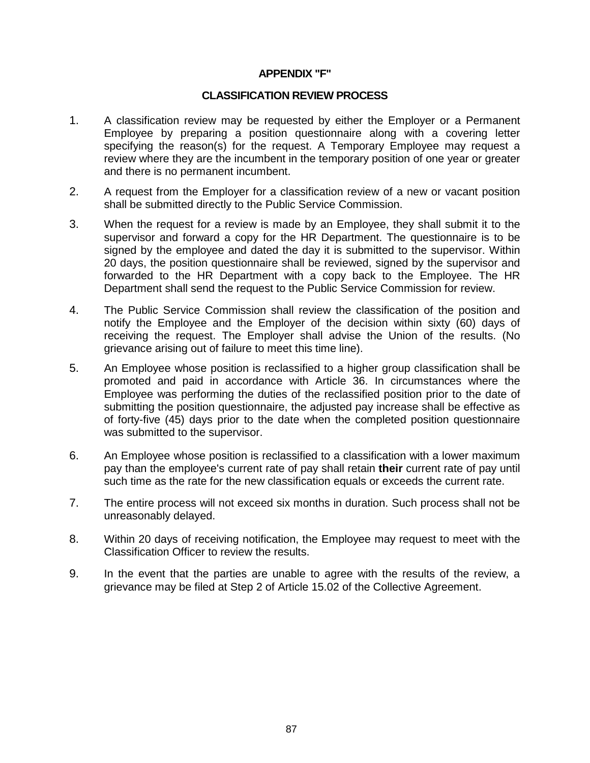# APPENDIX "F"

## CLASSIFICATION REVIEW PROCESS

1. A classification review may be requested by either the Employer or a Permanent Employee by preparing a position questionnaire along with a covering letter specifying the reason(s) for the request. A Temporary Employee may request a review where they are the incumbent in the temporary position of one year or greater and there is no permanent incumbent.

2. A request from the Employer for a classification review of a new or vacant position shall be submitted directly to the Public Service Commission.

3. When the request for a review is made by an Employee, they shall submit it to the supervisor and forward a copy for the HR Department. The questionnaire is to be signed by the employee and dated the day it is submitted to the supervisor. Within 20 days, the position questionnaire shall be reviewed, signed by the supervisor and forwarded to the HR Department with a copy back to the Employee. The HR Department shall send the request to the Public Service Commission for review.

4. The Public Service Commission shall review the classification of the position and notify the Employee and the Employer of the decision within sixty (60) days of receiving the request. The Employer shall advise the Union of the results. (No grievance arising out of failure to meet this time line).

5. An Employee whose position is reclassified to a higher group classification shall be promoted and paid in accordance with Article 36. In circumstances where the Employee was performing the duties of the reclassified position prior to the date of submitting the position questionnaire, the adjusted pay increase shall be effective as of forty-five (45) days prior to the date when the completed position questionnaire was submitted to the supervisor.

6. An Employee whose position is reclassified to a classification with a lower maximum pay than the employee's current rate of pay shall retain **their** current rate of pay until such time as the rate for the new classification equals or exceeds the current rate.

7. The entire process will not exceed six months in duration. Such process shall not be unreasonably delayed.

8. Within 20 days of receiving notification, the Employee may request to meet with the Classification Officer to review the results.

9. In the event that the parties are unable to agree with the results of the review, a grievance may be filed at Step 2 of Article 15.02 of the Collective Agreement.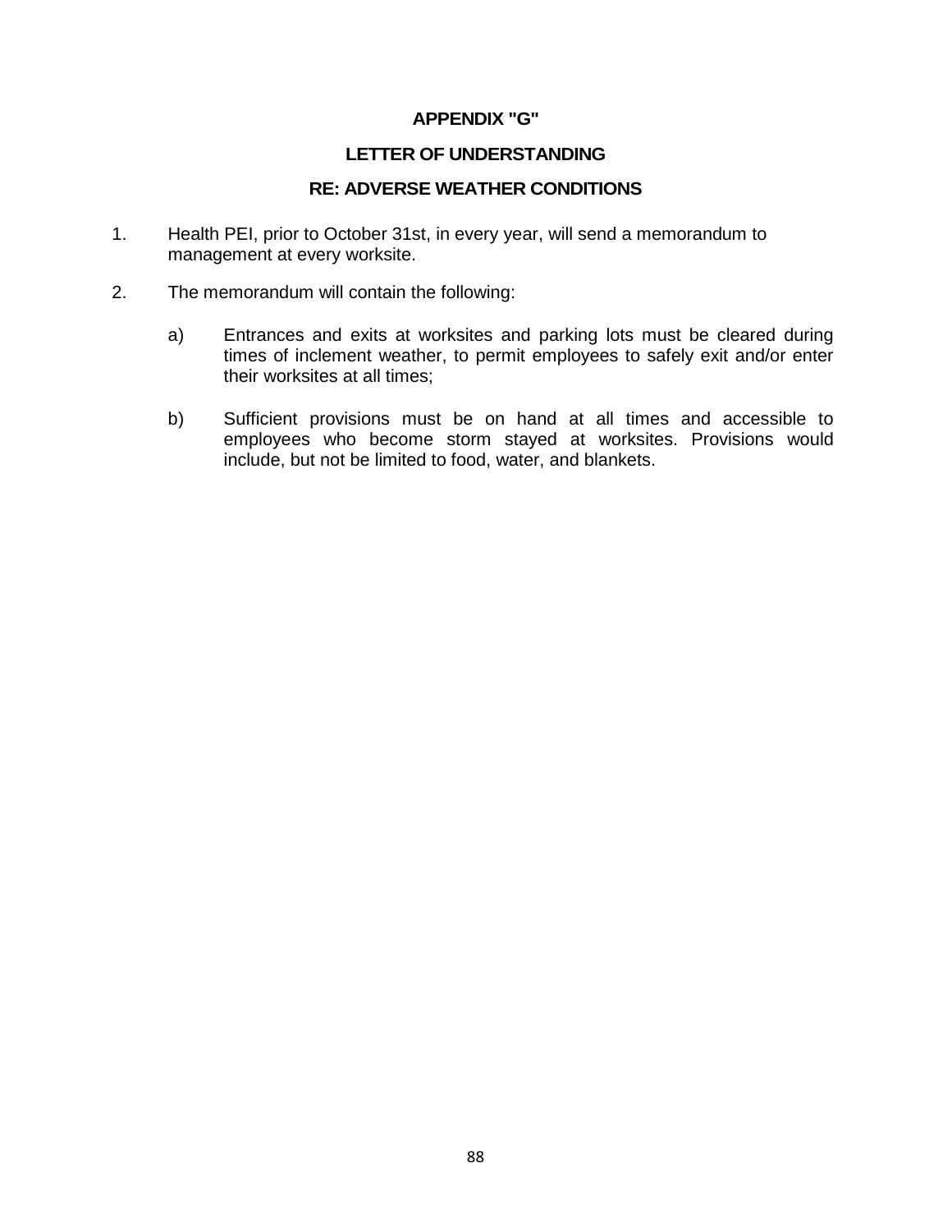## APPENDIX "G"

## LETTER OF UNDERSTANDING

## RE: ADVERSE WEATHER CONDITIONS

1. Health PEI, prior to October 31st, in every year, will send a memorandum to management at every worksite.

2. The memorandum will contain the following:

   a) Entrances and exits at worksites and parking lots must be cleared during times of inclement weather, to permit employees to safely exit and/or enter their worksites at all times;

   b) Sufficient provisions must be on hand at all times and accessible to employees who become storm stayed at worksites. Provisions would include, but not be limited to food, water, and blankets.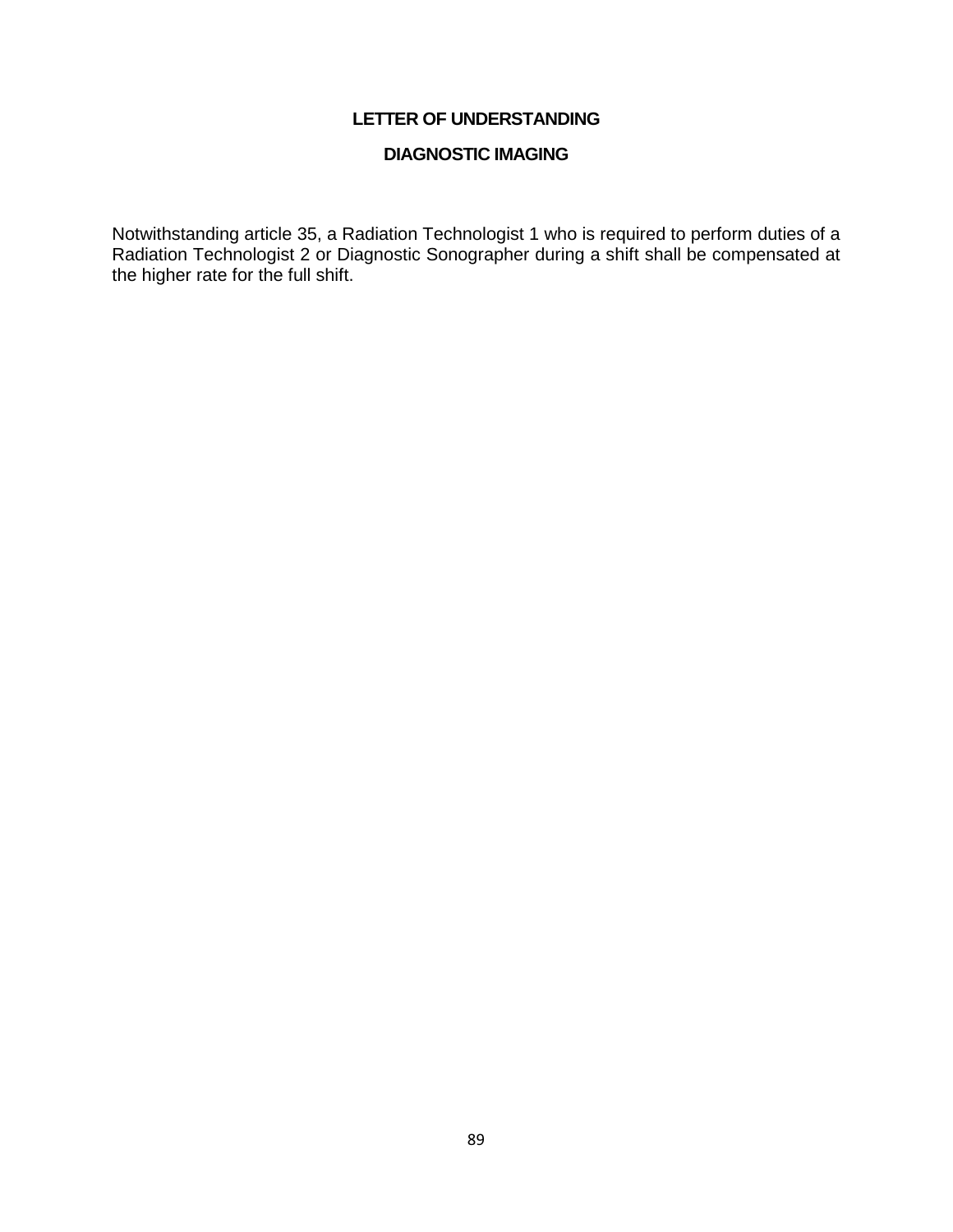# LETTER OF UNDERSTANDING

## DIAGNOSTIC IMAGING

Notwithstanding article 35, a Radiation Technologist 1 who is required to perform duties of a Radiation Technologist 2 or Diagnostic Sonographer during a shift shall be compensated at the higher rate for the full shift.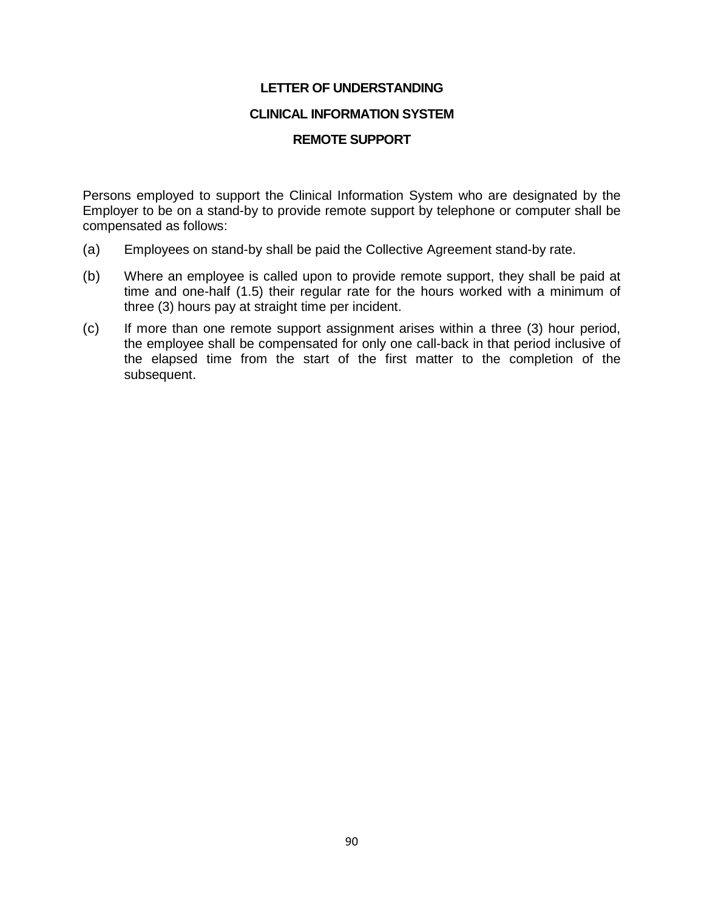**LETTER OF UNDERSTANDING**

**CLINICAL INFORMATION SYSTEM**

**REMOTE SUPPORT**

Persons employed to support the Clinical Information System who are designated by the Employer to be on a stand-by to provide remote support by telephone or computer shall be compensated as follows:

(a) Employees on stand-by shall be paid the Collective Agreement stand-by rate.

(b) Where an employee is called upon to provide remote support, they shall be paid at time and one-half (1.5) their regular rate for the hours worked with a minimum of three (3) hours pay at straight time per incident.

(c) If more than one remote support assignment arises within a three (3) hour period, the employee shall be compensated for only one call-back in that period inclusive of the elapsed time from the start of the first matter to the completion of the subsequent.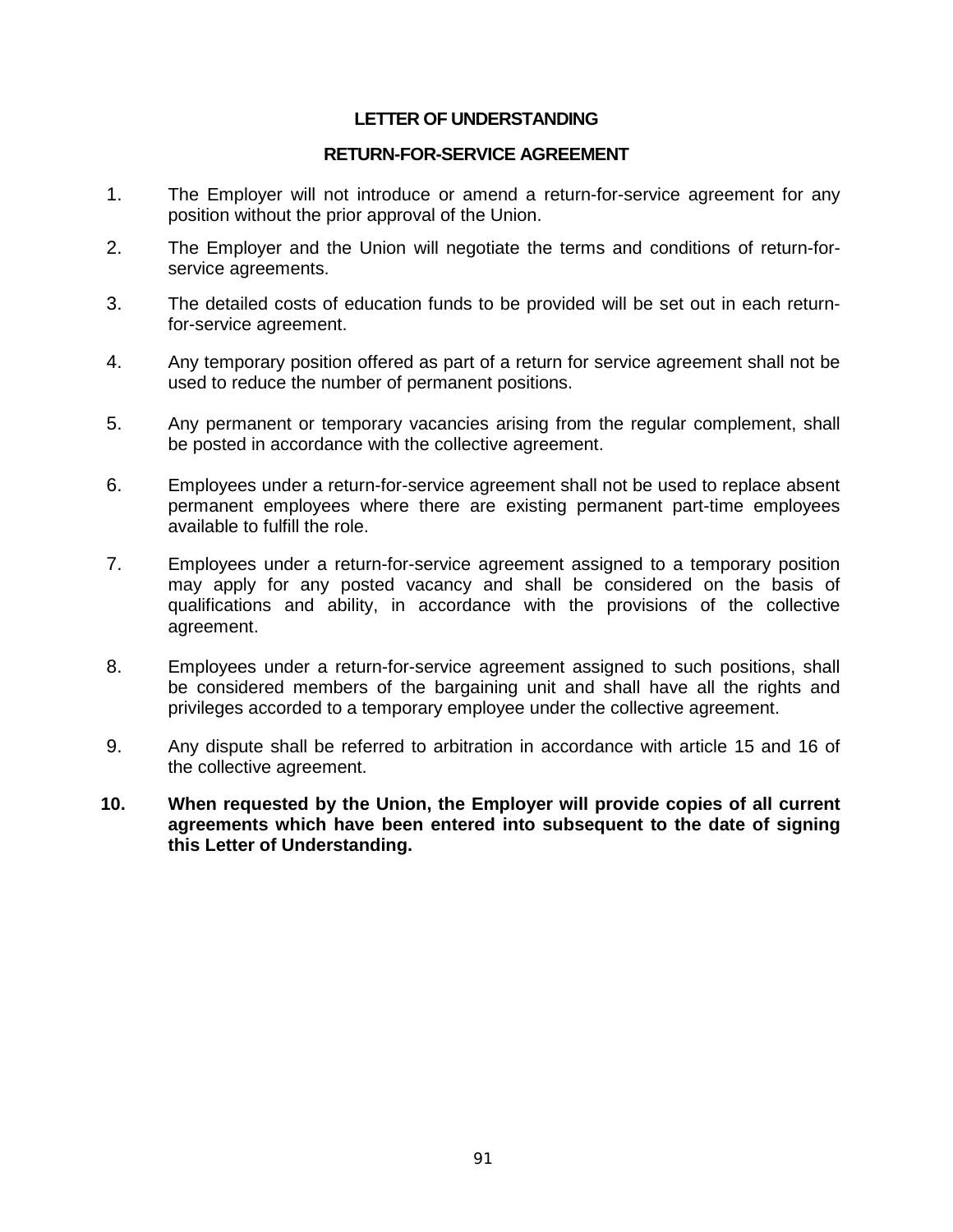## LETTER OF UNDERSTANDING

## RETURN-FOR-SERVICE AGREEMENT

1. The Employer will not introduce or amend a return-for-service agreement for any position without the prior approval of the Union.

2. The Employer and the Union will negotiate the terms and conditions of return-for-service agreements.

3. The detailed costs of education funds to be provided will be set out in each return-for-service agreement.

4. Any temporary position offered as part of a return for service agreement shall not be used to reduce the number of permanent positions.

5. Any permanent or temporary vacancies arising from the regular complement, shall be posted in accordance with the collective agreement.

6. Employees under a return-for-service agreement shall not be used to replace absent permanent employees where there are existing permanent part-time employees available to fulfill the role.

7. Employees under a return-for-service agreement assigned to a temporary position may apply for any posted vacancy and shall be considered on the basis of qualifications and ability, in accordance with the provisions of the collective agreement.

8. Employees under a return-for-service agreement assigned to such positions, shall be considered members of the bargaining unit and shall have all the rights and privileges accorded to a temporary employee under the collective agreement.

9. Any dispute shall be referred to arbitration in accordance with article 15 and 16 of the collective agreement.

**10. When requested by the Union, the Employer will provide copies of all current agreements which have been entered into subsequent to the date of signing this Letter of Understanding.**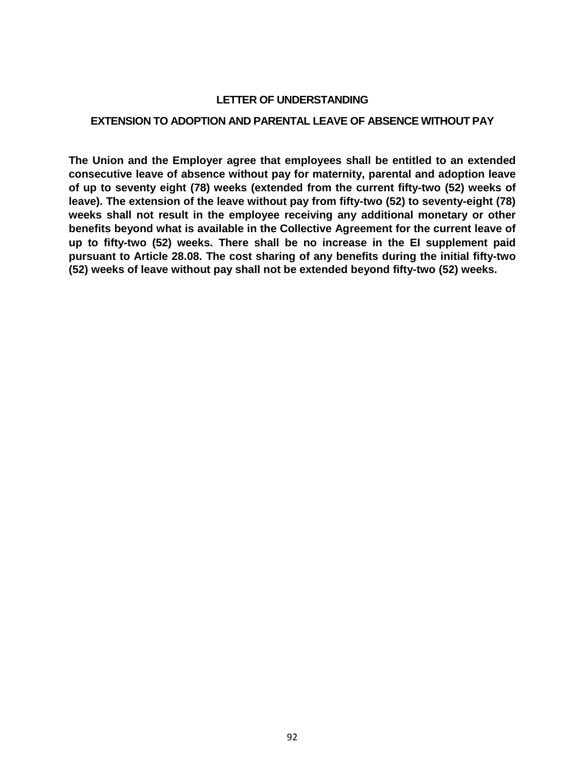# LETTER OF UNDERSTANDING

## EXTENSION TO ADOPTION AND PARENTAL LEAVE OF ABSENCE WITHOUT PAY

**The Union and the Employer agree that employees shall be entitled to an extended consecutive leave of absence without pay for maternity, parental and adoption leave of up to seventy eight (78) weeks (extended from the current fifty-two (52) weeks of leave). The extension of the leave without pay from fifty-two (52) to seventy-eight (78) weeks shall not result in the employee receiving any additional monetary or other benefits beyond what is available in the Collective Agreement for the current leave of up to fifty-two (52) weeks. There shall be no increase in the EI supplement paid pursuant to Article 28.08. The cost sharing of any benefits during the initial fifty-two (52) weeks of leave without pay shall not be extended beyond fifty-two (52) weeks.**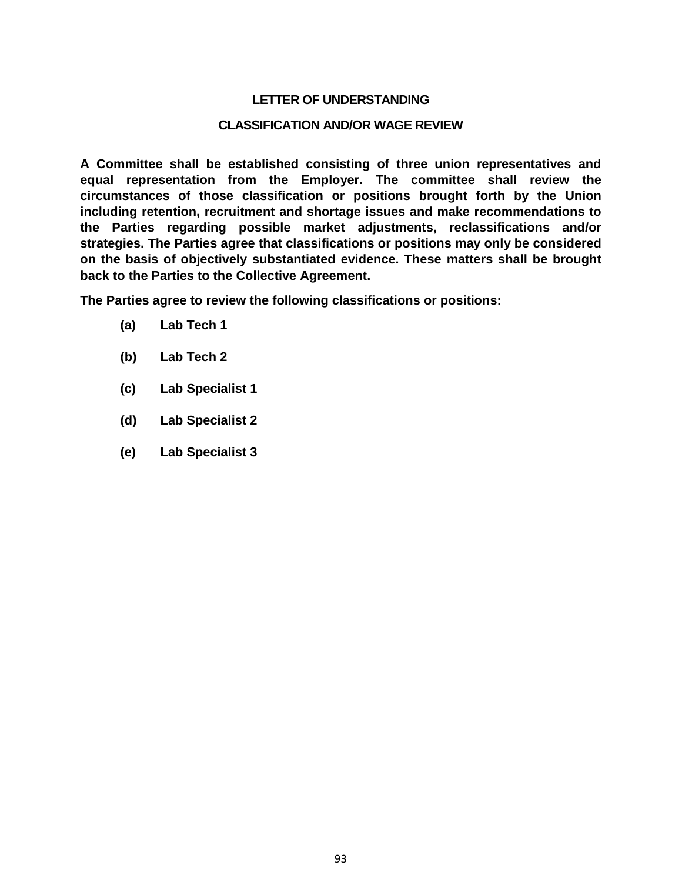## LETTER OF UNDERSTANDING

### CLASSIFICATION AND/OR WAGE REVIEW

**A Committee shall be established consisting of three union representatives and equal representation from the Employer. The committee shall review the circumstances of those classification or positions brought forth by the Union including retention, recruitment and shortage issues and make recommendations to the Parties regarding possible market adjustments, reclassifications and/or strategies. The Parties agree that classifications or positions may only be considered on the basis of objectively substantiated evidence. These matters shall be brought back to the Parties to the Collective Agreement.**

**The Parties agree to review the following classifications or positions:**

- **(a)** **Lab Tech 1**
- **(b)** **Lab Tech 2**
- **(c)** **Lab Specialist 1**
- **(d)** **Lab Specialist 2**
- **(e)** **Lab Specialist 3**